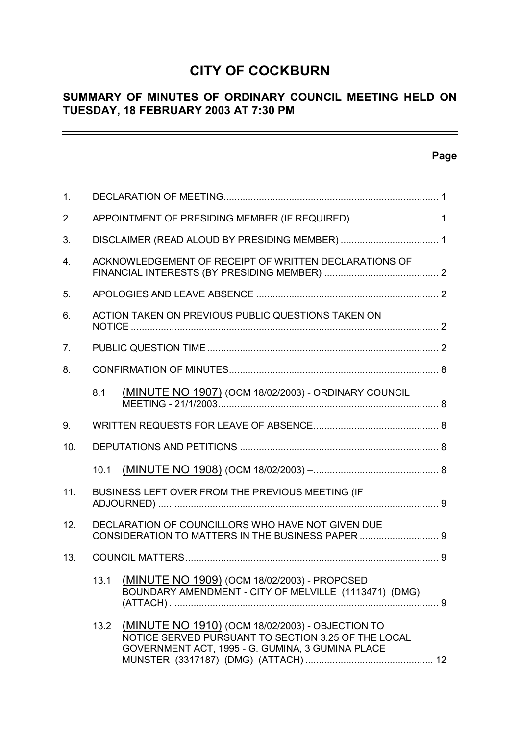# CITY OF COCKBURN

## SUMMARY OF MINUTES OF ORDINARY COUNCIL MEETING HELD ON TUESDAY, 18 FEBRUARY 2003 AT 7:30 PM

---

| | | | Page |
|---|---|---|---|
| 1. | DECLARATION OF MEETING | | 1 |
| 2. | APPOINTMENT OF PRESIDING MEMBER (IF REQUIRED) | | 1 |
| 3. | DISCLAIMER (READ ALOUD BY PRESIDING MEMBER) | | 1 |
| 4. | ACKNOWLEDGEMENT OF RECEIPT OF WRITTEN DECLARATIONS OF FINANCIAL INTERESTS (BY PRESIDING MEMBER) | | 2 |
| 5. | APOLOGIES AND LEAVE ABSENCE | | 2 |
| 6. | ACTION TAKEN ON PREVIOUS PUBLIC QUESTIONS TAKEN ON NOTICE | | 2 |
| 7. | PUBLIC QUESTION TIME | | 2 |
| 8. | CONFIRMATION OF MINUTES | | 8 |
| | 8.1 | (MINUTE NO 1907) (OCM 18/02/2003) - ORDINARY COUNCIL MEETING - 21/1/2003 | 8 |
| 9. | WRITTEN REQUESTS FOR LEAVE OF ABSENCE | | 8 |
| 10. | DEPUTATIONS AND PETITIONS | | 8 |
| | 10.1 | (MINUTE NO 1908) (OCM 18/02/2003) – | 8 |
| 11. | BUSINESS LEFT OVER FROM THE PREVIOUS MEETING (IF ADJOURNED) | | 9 |
| 12. | DECLARATION OF COUNCILLORS WHO HAVE NOT GIVEN DUE CONSIDERATION TO MATTERS IN THE BUSINESS PAPER | | 9 |
| 13. | COUNCIL MATTERS | | 9 |
| | 13.1 | (MINUTE NO 1909) (OCM 18/02/2003) - PROPOSED BOUNDARY AMENDMENT - CITY OF MELVILLE (1113471) (DMG) (ATTACH) | 9 |
| | 13.2 | (MINUTE NO 1910) (OCM 18/02/2003) - OBJECTION TO NOTICE SERVED PURSUANT TO SECTION 3.25 OF THE LOCAL GOVERNMENT ACT, 1995 - G. GUMINA, 3 GUMINA PLACE MUNSTER (3317187) (DMG) (ATTACH) | 12 |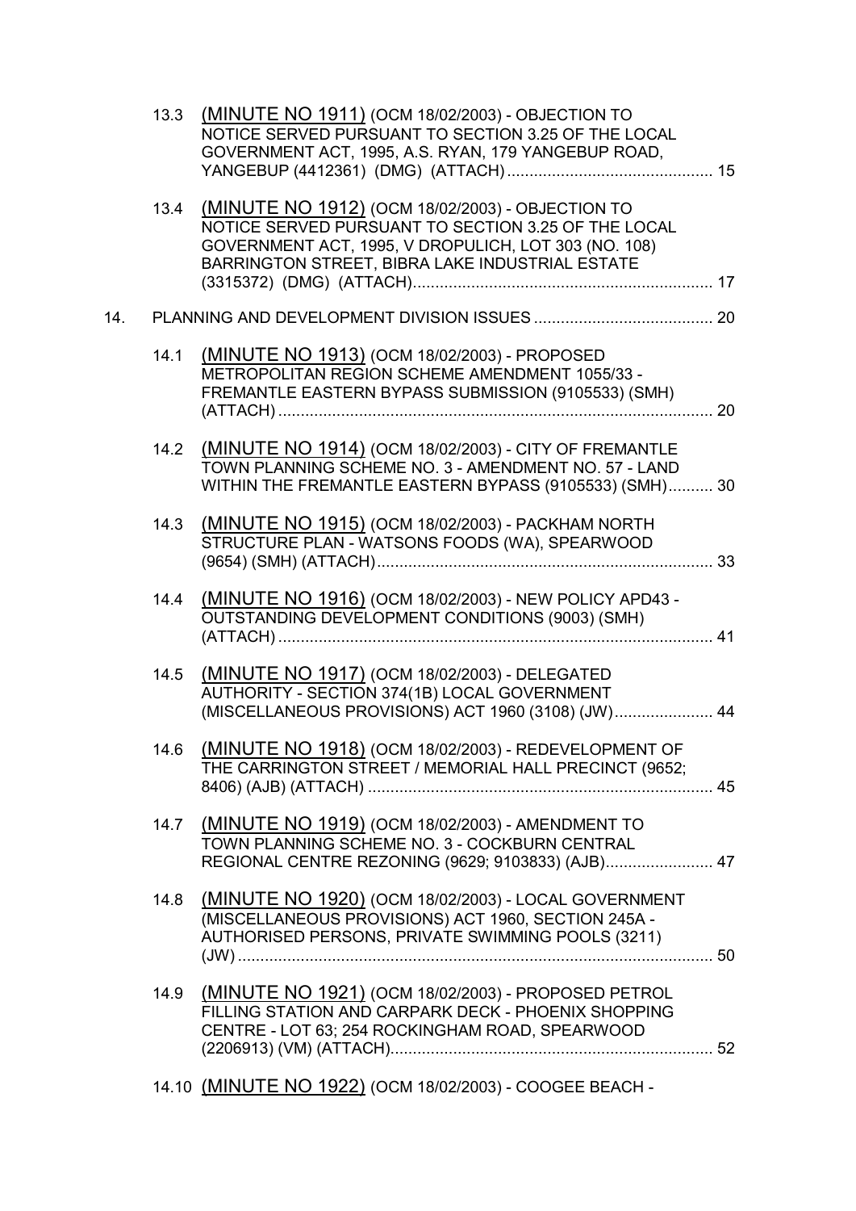13.3 (MINUTE NO 1911) (OCM 18/02/2003) - OBJECTION TO NOTICE SERVED PURSUANT TO SECTION 3.25 OF THE LOCAL GOVERNMENT ACT, 1995, A.S. RYAN, 179 YANGEBUP ROAD, YANGEBUP (4412361) (DMG) (ATTACH) .............................................. 15

13.4 (MINUTE NO 1912) (OCM 18/02/2003) - OBJECTION TO NOTICE SERVED PURSUANT TO SECTION 3.25 OF THE LOCAL GOVERNMENT ACT, 1995, V DROPULICH, LOT 303 (NO. 108) BARRINGTON STREET, BIBRA LAKE INDUSTRIAL ESTATE (3315372) (DMG) (ATTACH).................................................................... 17

14. PLANNING AND DEVELOPMENT DIVISION ISSUES ........................................ 20

14.1 (MINUTE NO 1913) (OCM 18/02/2003) - PROPOSED METROPOLITAN REGION SCHEME AMENDMENT 1055/33 - FREMANTLE EASTERN BYPASS SUBMISSION (9105533) (SMH) (ATTACH) ................................................................................................. 20

14.2 (MINUTE NO 1914) (OCM 18/02/2003) - CITY OF FREMANTLE TOWN PLANNING SCHEME NO. 3 - AMENDMENT NO. 57 - LAND WITHIN THE FREMANTLE EASTERN BYPASS (9105533) (SMH).......... 30

14.3 (MINUTE NO 1915) (OCM 18/02/2003) - PACKHAM NORTH STRUCTURE PLAN - WATSONS FOODS (WA), SPEARWOOD (9654) (SMH) (ATTACH)........................................................................... 33

14.4 (MINUTE NO 1916) (OCM 18/02/2003) - NEW POLICY APD43 - OUTSTANDING DEVELOPMENT CONDITIONS (9003) (SMH) (ATTACH) ................................................................................................. 41

14.5 (MINUTE NO 1917) (OCM 18/02/2003) - DELEGATED AUTHORITY - SECTION 374(1B) LOCAL GOVERNMENT (MISCELLANEOUS PROVISIONS) ACT 1960 (3108) (JW)...................... 44

14.6 (MINUTE NO 1918) (OCM 18/02/2003) - REDEVELOPMENT OF THE CARRINGTON STREET / MEMORIAL HALL PRECINCT (9652; 8406) (AJB) (ATTACH) ............................................................................. 45

14.7 (MINUTE NO 1919) (OCM 18/02/2003) - AMENDMENT TO TOWN PLANNING SCHEME NO. 3 - COCKBURN CENTRAL REGIONAL CENTRE REZONING (9629; 9103833) (AJB)........................ 47

14.8 (MINUTE NO 1920) (OCM 18/02/2003) - LOCAL GOVERNMENT (MISCELLANEOUS PROVISIONS) ACT 1960, SECTION 245A - AUTHORISED PERSONS, PRIVATE SWIMMING POOLS (3211) (JW) .......................................................................................................... 50

14.9 (MINUTE NO 1921) (OCM 18/02/2003) - PROPOSED PETROL FILLING STATION AND CARPARK DECK - PHOENIX SHOPPING CENTRE - LOT 63; 254 ROCKINGHAM ROAD, SPEARWOOD (2206913) (VM) (ATTACH)........................................................................ 52

14.10 (MINUTE NO 1922) (OCM 18/02/2003) - COOGEE BEACH -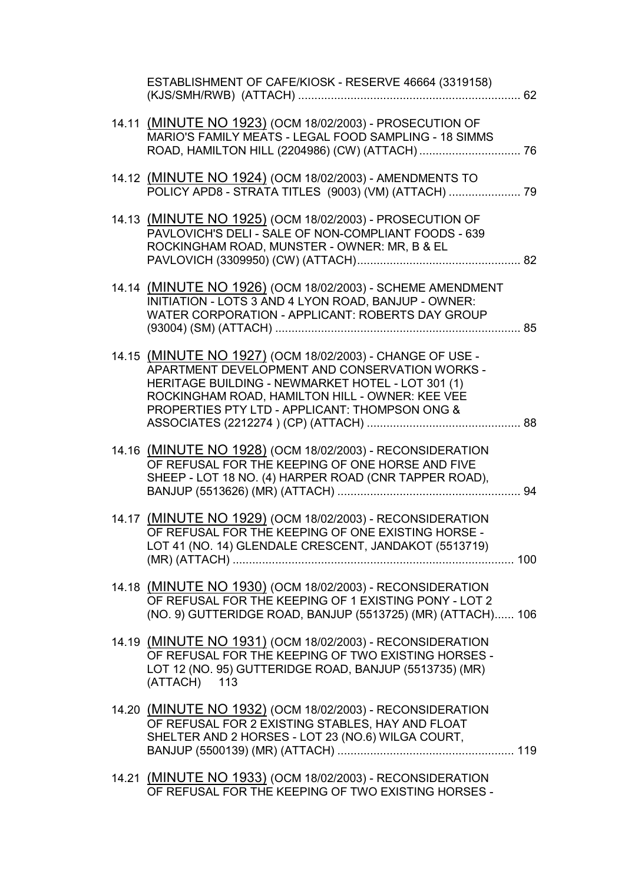ESTABLISHMENT OF CAFE/KIOSK - RESERVE 46664 (3319158) (KJS/SMH/RWB) (ATTACH) .................................................................... 62

14.11 (MINUTE NO 1923) (OCM 18/02/2003) - PROSECUTION OF MARIO'S FAMILY MEATS - LEGAL FOOD SAMPLING - 18 SIMMS ROAD, HAMILTON HILL (2204986) (CW) (ATTACH) ................................ 76

14.12 (MINUTE NO 1924) (OCM 18/02/2003) - AMENDMENTS TO POLICY APD8 - STRATA TITLES (9003) (VM) (ATTACH) ...................... 79

14.13 (MINUTE NO 1925) (OCM 18/02/2003) - PROSECUTION OF PAVLOVICH'S DELI - SALE OF NON-COMPLIANT FOODS - 639 ROCKINGHAM ROAD, MUNSTER - OWNER: MR, B & EL PAVLOVICH (3309950) (CW) (ATTACH).................................................. 82

14.14 (MINUTE NO 1926) (OCM 18/02/2003) - SCHEME AMENDMENT INITIATION - LOTS 3 AND 4 LYON ROAD, BANJUP - OWNER: WATER CORPORATION - APPLICANT: ROBERTS DAY GROUP (93004) (SM) (ATTACH) ........................................................................... 85

14.15 (MINUTE NO 1927) (OCM 18/02/2003) - CHANGE OF USE - APARTMENT DEVELOPMENT AND CONSERVATION WORKS - HERITAGE BUILDING - NEWMARKET HOTEL - LOT 301 (1) ROCKINGHAM ROAD, HAMILTON HILL - OWNER: KEE VEE PROPERTIES PTY LTD - APPLICANT: THOMPSON ONG & ASSOCIATES (2212274 ) (CP) (ATTACH) ............................................... 88

14.16 (MINUTE NO 1928) (OCM 18/02/2003) - RECONSIDERATION OF REFUSAL FOR THE KEEPING OF ONE HORSE AND FIVE SHEEP - LOT 18 NO. (4) HARPER ROAD (CNR TAPPER ROAD), BANJUP (5513626) (MR) (ATTACH) ........................................................ 94

14.17 (MINUTE NO 1929) (OCM 18/02/2003) - RECONSIDERATION OF REFUSAL FOR THE KEEPING OF ONE EXISTING HORSE - LOT 41 (NO. 14) GLENDALE CRESCENT, JANDAKOT (5513719) (MR) (ATTACH) ...................................................................................... 100

14.18 (MINUTE NO 1930) (OCM 18/02/2003) - RECONSIDERATION OF REFUSAL FOR THE KEEPING OF 1 EXISTING PONY - LOT 2 (NO. 9) GUTTERIDGE ROAD, BANJUP (5513725) (MR) (ATTACH)...... 106

14.19 (MINUTE NO 1931) (OCM 18/02/2003) - RECONSIDERATION OF REFUSAL FOR THE KEEPING OF TWO EXISTING HORSES - LOT 12 (NO. 95) GUTTERIDGE ROAD, BANJUP (5513735) (MR) (ATTACH) 113

14.20 (MINUTE NO 1932) (OCM 18/02/2003) - RECONSIDERATION OF REFUSAL FOR 2 EXISTING STABLES, HAY AND FLOAT SHELTER AND 2 HORSES - LOT 23 (NO.6) WILGA COURT, BANJUP (5500139) (MR) (ATTACH) ...................................................... 119

14.21 (MINUTE NO 1933) (OCM 18/02/2003) - RECONSIDERATION OF REFUSAL FOR THE KEEPING OF TWO EXISTING HORSES -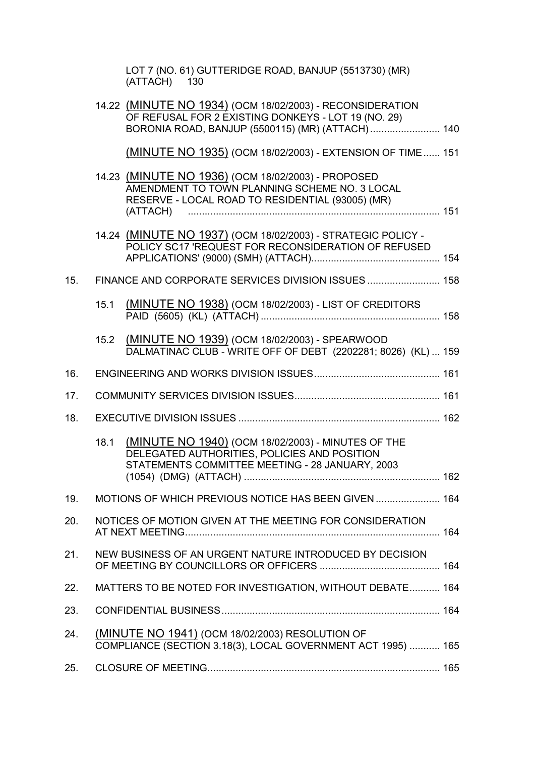LOT 7 (NO. 61) GUTTERIDGE ROAD, BANJUP (5513730) (MR) (ATTACH) 130

14.22 (MINUTE NO 1934) (OCM 18/02/2003) - RECONSIDERATION OF REFUSAL FOR 2 EXISTING DONKEYS - LOT 19 (NO. 29) BORONIA ROAD, BANJUP (5500115) (MR) (ATTACH) ......................... 140

(MINUTE NO 1935) (OCM 18/02/2003) - EXTENSION OF TIME ...... 151

14.23 (MINUTE NO 1936) (OCM 18/02/2003) - PROPOSED AMENDMENT TO TOWN PLANNING SCHEME NO. 3 LOCAL RESERVE - LOCAL ROAD TO RESIDENTIAL (93005) (MR) (ATTACH) ......................................................................................... 151

14.24 (MINUTE NO 1937) (OCM 18/02/2003) - STRATEGIC POLICY - POLICY SC17 'REQUEST FOR RECONSIDERATION OF REFUSED APPLICATIONS' (9000) (SMH) (ATTACH)............................................. 154

15. FINANCE AND CORPORATE SERVICES DIVISION ISSUES .......................... 158

15.1 (MINUTE NO 1938) (OCM 18/02/2003) - LIST OF CREDITORS PAID (5605) (KL) (ATTACH) ................................................................ 158

15.2 (MINUTE NO 1939) (OCM 18/02/2003) - SPEARWOOD DALMATINAC CLUB - WRITE OFF OF DEBT (2202281; 8026) (KL) ... 159

16. ENGINEERING AND WORKS DIVISION ISSUES............................................. 161

17. COMMUNITY SERVICES DIVISION ISSUES.................................................... 161

18. EXECUTIVE DIVISION ISSUES ........................................................................ 162

18.1 (MINUTE NO 1940) (OCM 18/02/2003) - MINUTES OF THE DELEGATED AUTHORITIES, POLICIES AND POSITION STATEMENTS COMMITTEE MEETING - 28 JANUARY, 2003 (1054) (DMG) (ATTACH) ...................................................................... 162

19. MOTIONS OF WHICH PREVIOUS NOTICE HAS BEEN GIVEN ....................... 164

20. NOTICES OF MOTION GIVEN AT THE MEETING FOR CONSIDERATION AT NEXT MEETING........................................................................................... 164

21. NEW BUSINESS OF AN URGENT NATURE INTRODUCED BY DECISION OF MEETING BY COUNCILLORS OR OFFICERS ........................................... 164

22. MATTERS TO BE NOTED FOR INVESTIGATION, WITHOUT DEBATE........... 164

23. CONFIDENTIAL BUSINESS.............................................................................. 164

24. (MINUTE NO 1941) (OCM 18/02/2003) RESOLUTION OF COMPLIANCE (SECTION 3.18(3), LOCAL GOVERNMENT ACT 1995) ........... 165

25. CLOSURE OF MEETING................................................................................... 165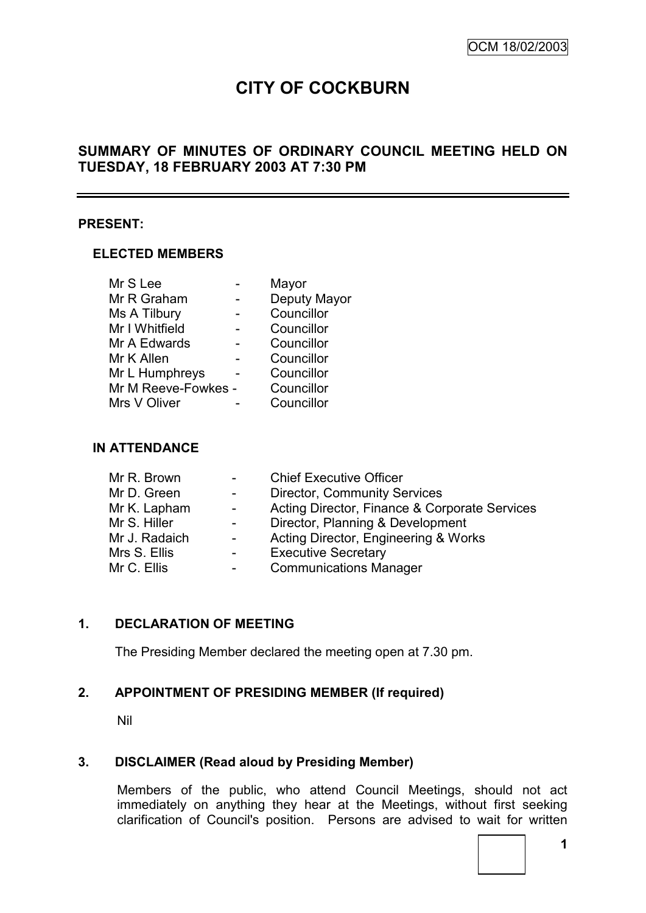OCM 18/02/2003

# CITY OF COCKBURN

## SUMMARY OF MINUTES OF ORDINARY COUNCIL MEETING HELD ON TUESDAY, 18 FEBRUARY 2003 AT 7:30 PM

---

**PRESENT:**

**ELECTED MEMBERS**

| | | |
|---|---|---|
| Mr S Lee | - | Mayor |
| Mr R Graham | - | Deputy Mayor |
| Ms A Tilbury | - | Councillor |
| Mr I Whitfield | - | Councillor |
| Mr A Edwards | - | Councillor |
| Mr K Allen | - | Councillor |
| Mr L Humphreys | - | Councillor |
| Mr M Reeve-Fowkes | - | Councillor |
| Mrs V Oliver | - | Councillor |

**IN ATTENDANCE**

| | | |
|---|---|---|
| Mr R. Brown | - | Chief Executive Officer |
| Mr D. Green | - | Director, Community Services |
| Mr K. Lapham | - | Acting Director, Finance & Corporate Services |
| Mr S. Hiller | - | Director, Planning & Development |
| Mr J. Radaich | - | Acting Director, Engineering & Works |
| Mrs S. Ellis | - | Executive Secretary |
| Mr C. Ellis | - | Communications Manager |

**1. DECLARATION OF MEETING**

The Presiding Member declared the meeting open at 7.30 pm.

**2. APPOINTMENT OF PRESIDING MEMBER (If required)**

Nil

**3. DISCLAIMER (Read aloud by Presiding Member)**

Members of the public, who attend Council Meetings, should not act immediately on anything they hear at the Meetings, without first seeking clarification of Council's position. Persons are advised to wait for written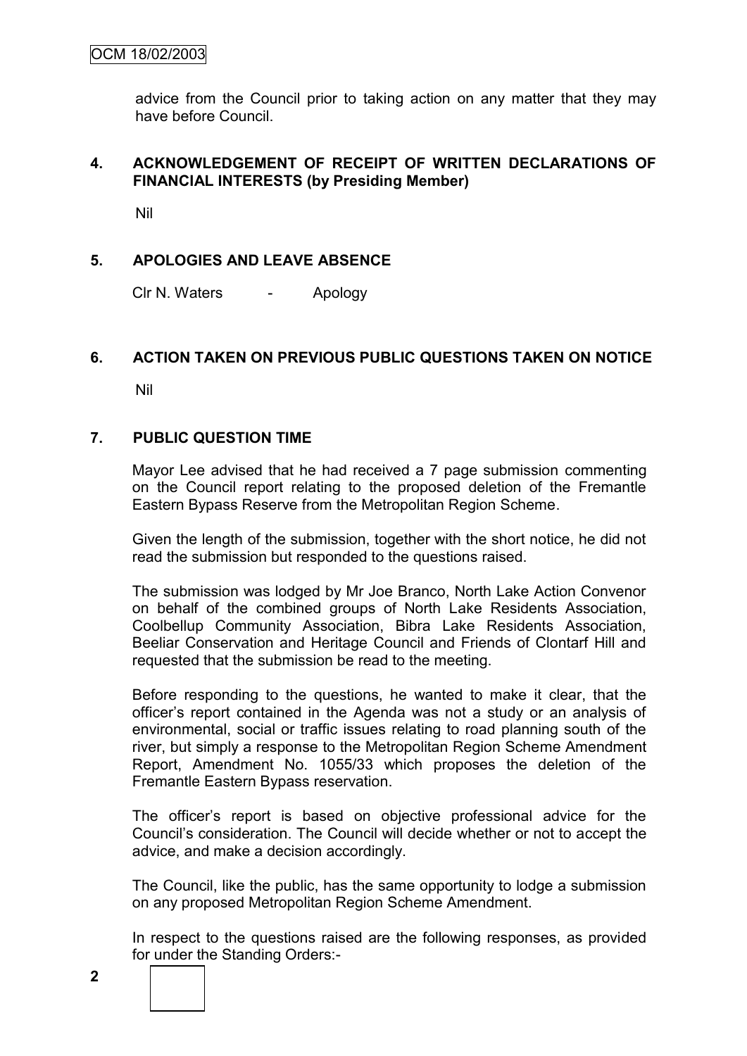advice from the Council prior to taking action on any matter that they may have before Council.

## 4. ACKNOWLEDGEMENT OF RECEIPT OF WRITTEN DECLARATIONS OF FINANCIAL INTERESTS (by Presiding Member)

Nil

## 5. APOLOGIES AND LEAVE ABSENCE

Clr N. Waters - Apology

## 6. ACTION TAKEN ON PREVIOUS PUBLIC QUESTIONS TAKEN ON NOTICE

Nil

## 7. PUBLIC QUESTION TIME

Mayor Lee advised that he had received a 7 page submission commenting on the Council report relating to the proposed deletion of the Fremantle Eastern Bypass Reserve from the Metropolitan Region Scheme.

Given the length of the submission, together with the short notice, he did not read the submission but responded to the questions raised.

The submission was lodged by Mr Joe Branco, North Lake Action Convenor on behalf of the combined groups of North Lake Residents Association, Coolbellup Community Association, Bibra Lake Residents Association, Beeliar Conservation and Heritage Council and Friends of Clontarf Hill and requested that the submission be read to the meeting.

Before responding to the questions, he wanted to make it clear, that the officer's report contained in the Agenda was not a study or an analysis of environmental, social or traffic issues relating to road planning south of the river, but simply a response to the Metropolitan Region Scheme Amendment Report, Amendment No. 1055/33 which proposes the deletion of the Fremantle Eastern Bypass reservation.

The officer's report is based on objective professional advice for the Council's consideration. The Council will decide whether or not to accept the advice, and make a decision accordingly.

The Council, like the public, has the same opportunity to lodge a submission on any proposed Metropolitan Region Scheme Amendment.

In respect to the questions raised are the following responses, as provided for under the Standing Orders:-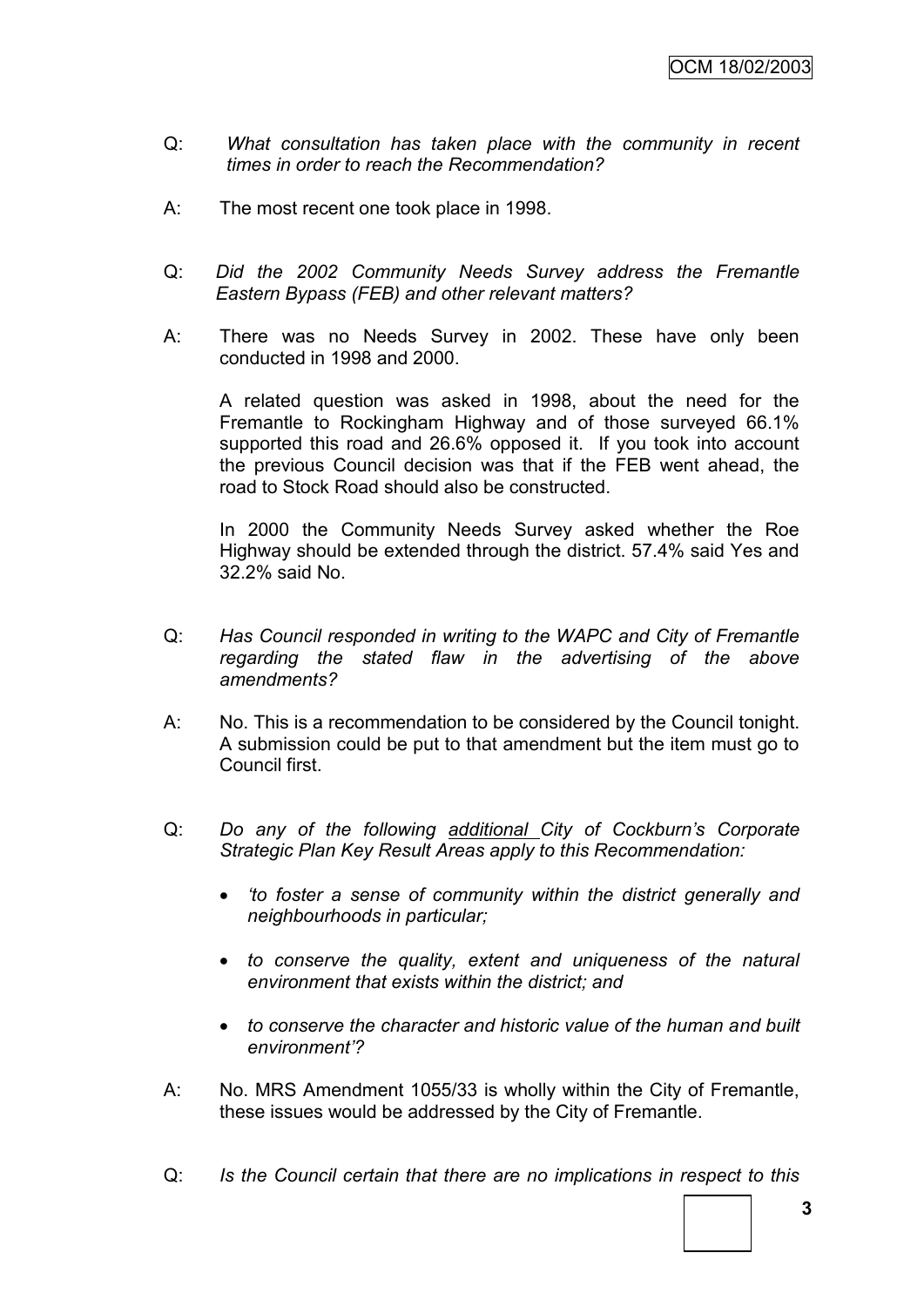Q: *What consultation has taken place with the community in recent times in order to reach the Recommendation?*

A: The most recent one took place in 1998.

Q: *Did the 2002 Community Needs Survey address the Fremantle Eastern Bypass (FEB) and other relevant matters?*

A: There was no Needs Survey in 2002. These have only been conducted in 1998 and 2000.

A related question was asked in 1998, about the need for the Fremantle to Rockingham Highway and of those surveyed 66.1% supported this road and 26.6% opposed it. If you took into account the previous Council decision was that if the FEB went ahead, the road to Stock Road should also be constructed.

In 2000 the Community Needs Survey asked whether the Roe Highway should be extended through the district. 57.4% said Yes and 32.2% said No.

Q: *Has Council responded in writing to the WAPC and City of Fremantle regarding the stated flaw in the advertising of the above amendments?*

A: No. This is a recommendation to be considered by the Council tonight. A submission could be put to that amendment but the item must go to Council first.

Q: *Do any of the following <u>additional</u> City of Cockburn's Corporate Strategic Plan Key Result Areas apply to this Recommendation:*

- *'to foster a sense of community within the district generally and neighbourhoods in particular;*
- *to conserve the quality, extent and uniqueness of the natural environment that exists within the district; and*
- *to conserve the character and historic value of the human and built environment'?*

A: No. MRS Amendment 1055/33 is wholly within the City of Fremantle, these issues would be addressed by the City of Fremantle.

Q: *Is the Council certain that there are no implications in respect to this*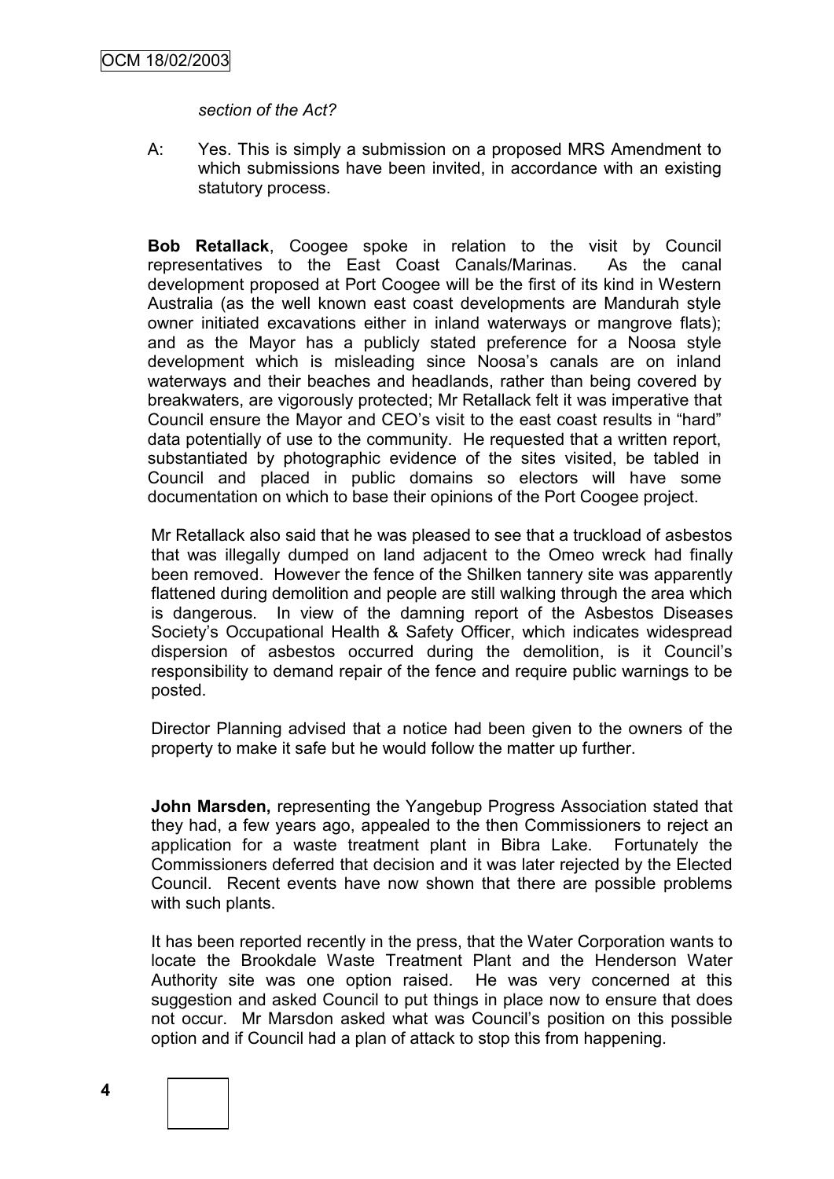*section of the Act?*

A: Yes. This is simply a submission on a proposed MRS Amendment to which submissions have been invited, in accordance with an existing statutory process.

**Bob Retallack**, Coogee spoke in relation to the visit by Council representatives to the East Coast Canals/Marinas. As the canal development proposed at Port Coogee will be the first of its kind in Western Australia (as the well known east coast developments are Mandurah style owner initiated excavations either in inland waterways or mangrove flats); and as the Mayor has a publicly stated preference for a Noosa style development which is misleading since Noosa's canals are on inland waterways and their beaches and headlands, rather than being covered by breakwaters, are vigorously protected; Mr Retallack felt it was imperative that Council ensure the Mayor and CEO's visit to the east coast results in "hard" data potentially of use to the community. He requested that a written report, substantiated by photographic evidence of the sites visited, be tabled in Council and placed in public domains so electors will have some documentation on which to base their opinions of the Port Coogee project.

Mr Retallack also said that he was pleased to see that a truckload of asbestos that was illegally dumped on land adjacent to the Omeo wreck had finally been removed. However the fence of the Shilken tannery site was apparently flattened during demolition and people are still walking through the area which is dangerous. In view of the damning report of the Asbestos Diseases Society's Occupational Health & Safety Officer, which indicates widespread dispersion of asbestos occurred during the demolition, is it Council's responsibility to demand repair of the fence and require public warnings to be posted.

Director Planning advised that a notice had been given to the owners of the property to make it safe but he would follow the matter up further.

**John Marsden,** representing the Yangebup Progress Association stated that they had, a few years ago, appealed to the then Commissioners to reject an application for a waste treatment plant in Bibra Lake. Fortunately the Commissioners deferred that decision and it was later rejected by the Elected Council. Recent events have now shown that there are possible problems with such plants.

It has been reported recently in the press, that the Water Corporation wants to locate the Brookdale Waste Treatment Plant and the Henderson Water Authority site was one option raised. He was very concerned at this suggestion and asked Council to put things in place now to ensure that does not occur. Mr Marsdon asked what was Council's position on this possible option and if Council had a plan of attack to stop this from happening.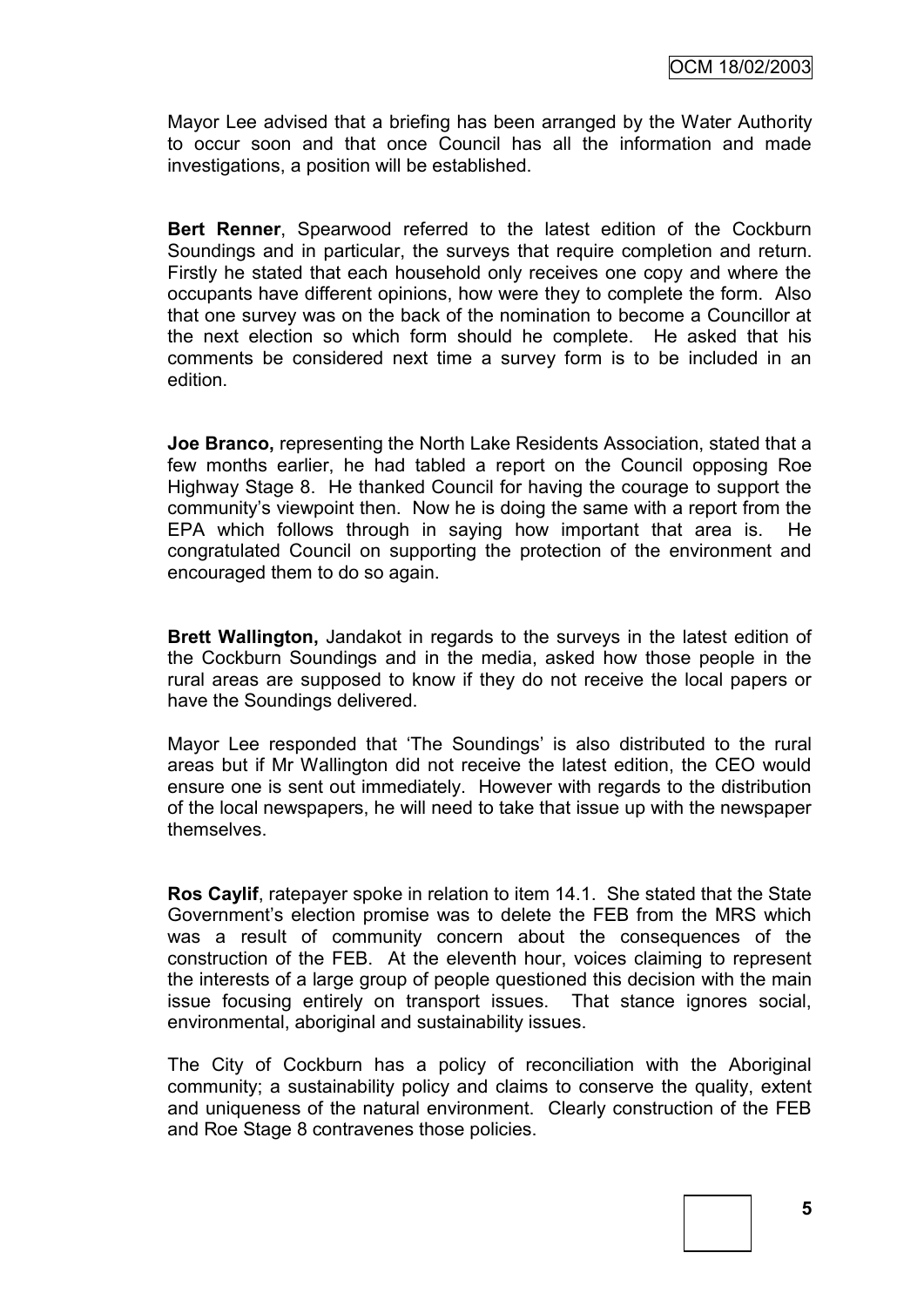Mayor Lee advised that a briefing has been arranged by the Water Authority to occur soon and that once Council has all the information and made investigations, a position will be established.

**Bert Renner**, Spearwood referred to the latest edition of the Cockburn Soundings and in particular, the surveys that require completion and return. Firstly he stated that each household only receives one copy and where the occupants have different opinions, how were they to complete the form. Also that one survey was on the back of the nomination to become a Councillor at the next election so which form should he complete. He asked that his comments be considered next time a survey form is to be included in an edition.

**Joe Branco,** representing the North Lake Residents Association, stated that a few months earlier, he had tabled a report on the Council opposing Roe Highway Stage 8. He thanked Council for having the courage to support the community's viewpoint then. Now he is doing the same with a report from the EPA which follows through in saying how important that area is. He congratulated Council on supporting the protection of the environment and encouraged them to do so again.

**Brett Wallington,** Jandakot in regards to the surveys in the latest edition of the Cockburn Soundings and in the media, asked how those people in the rural areas are supposed to know if they do not receive the local papers or have the Soundings delivered.

Mayor Lee responded that 'The Soundings' is also distributed to the rural areas but if Mr Wallington did not receive the latest edition, the CEO would ensure one is sent out immediately. However with regards to the distribution of the local newspapers, he will need to take that issue up with the newspaper themselves.

**Ros Caylif**, ratepayer spoke in relation to item 14.1. She stated that the State Government's election promise was to delete the FEB from the MRS which was a result of community concern about the consequences of the construction of the FEB. At the eleventh hour, voices claiming to represent the interests of a large group of people questioned this decision with the main issue focusing entirely on transport issues. That stance ignores social, environmental, aboriginal and sustainability issues.

The City of Cockburn has a policy of reconciliation with the Aboriginal community; a sustainability policy and claims to conserve the quality, extent and uniqueness of the natural environment. Clearly construction of the FEB and Roe Stage 8 contravenes those policies.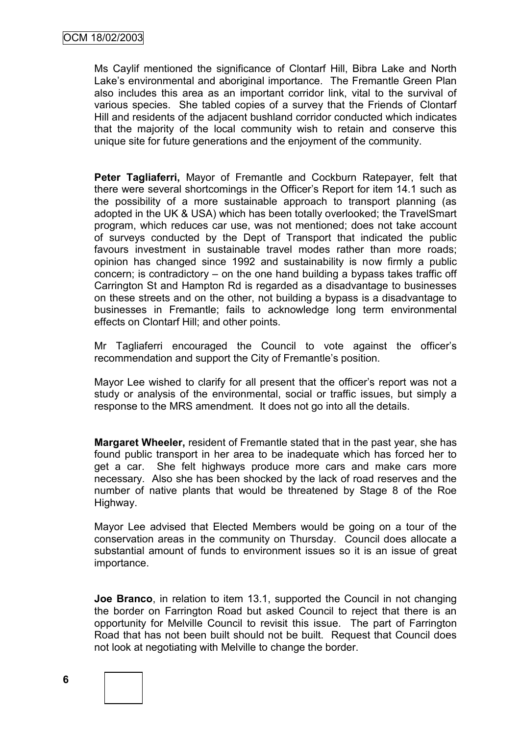Ms Caylif mentioned the significance of Clontarf Hill, Bibra Lake and North Lake's environmental and aboriginal importance. The Fremantle Green Plan also includes this area as an important corridor link, vital to the survival of various species. She tabled copies of a survey that the Friends of Clontarf Hill and residents of the adjacent bushland corridor conducted which indicates that the majority of the local community wish to retain and conserve this unique site for future generations and the enjoyment of the community.

**Peter Tagliaferri,** Mayor of Fremantle and Cockburn Ratepayer, felt that there were several shortcomings in the Officer's Report for item 14.1 such as the possibility of a more sustainable approach to transport planning (as adopted in the UK & USA) which has been totally overlooked; the TravelSmart program, which reduces car use, was not mentioned; does not take account of surveys conducted by the Dept of Transport that indicated the public favours investment in sustainable travel modes rather than more roads; opinion has changed since 1992 and sustainability is now firmly a public concern; is contradictory – on the one hand building a bypass takes traffic off Carrington St and Hampton Rd is regarded as a disadvantage to businesses on these streets and on the other, not building a bypass is a disadvantage to businesses in Fremantle; fails to acknowledge long term environmental effects on Clontarf Hill; and other points.

Mr Tagliaferri encouraged the Council to vote against the officer's recommendation and support the City of Fremantle's position.

Mayor Lee wished to clarify for all present that the officer's report was not a study or analysis of the environmental, social or traffic issues, but simply a response to the MRS amendment. It does not go into all the details.

**Margaret Wheeler,** resident of Fremantle stated that in the past year, she has found public transport in her area to be inadequate which has forced her to get a car. She felt highways produce more cars and make cars more necessary. Also she has been shocked by the lack of road reserves and the number of native plants that would be threatened by Stage 8 of the Roe Highway.

Mayor Lee advised that Elected Members would be going on a tour of the conservation areas in the community on Thursday. Council does allocate a substantial amount of funds to environment issues so it is an issue of great importance.

**Joe Branco**, in relation to item 13.1, supported the Council in not changing the border on Farrington Road but asked Council to reject that there is an opportunity for Melville Council to revisit this issue. The part of Farrington Road that has not been built should not be built. Request that Council does not look at negotiating with Melville to change the border.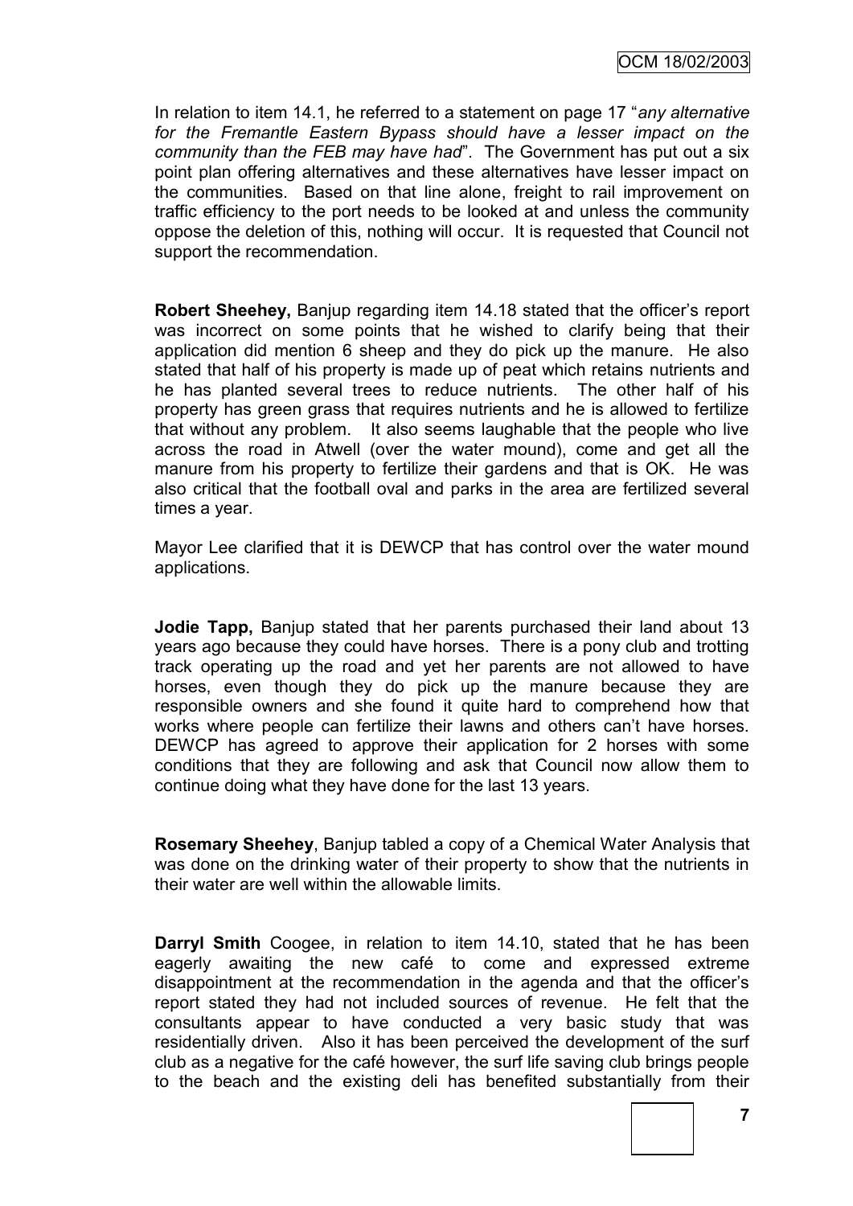In relation to item 14.1, he referred to a statement on page 17 "*any alternative for the Fremantle Eastern Bypass should have a lesser impact on the community than the FEB may have had*". The Government has put out a six point plan offering alternatives and these alternatives have lesser impact on the communities. Based on that line alone, freight to rail improvement on traffic efficiency to the port needs to be looked at and unless the community oppose the deletion of this, nothing will occur. It is requested that Council not support the recommendation.

**Robert Sheehey,** Banjup regarding item 14.18 stated that the officer's report was incorrect on some points that he wished to clarify being that their application did mention 6 sheep and they do pick up the manure. He also stated that half of his property is made up of peat which retains nutrients and he has planted several trees to reduce nutrients. The other half of his property has green grass that requires nutrients and he is allowed to fertilize that without any problem. It also seems laughable that the people who live across the road in Atwell (over the water mound), come and get all the manure from his property to fertilize their gardens and that is OK. He was also critical that the football oval and parks in the area are fertilized several times a year.

Mayor Lee clarified that it is DEWCP that has control over the water mound applications.

**Jodie Tapp,** Banjup stated that her parents purchased their land about 13 years ago because they could have horses. There is a pony club and trotting track operating up the road and yet her parents are not allowed to have horses, even though they do pick up the manure because they are responsible owners and she found it quite hard to comprehend how that works where people can fertilize their lawns and others can't have horses. DEWCP has agreed to approve their application for 2 horses with some conditions that they are following and ask that Council now allow them to continue doing what they have done for the last 13 years.

**Rosemary Sheehey**, Banjup tabled a copy of a Chemical Water Analysis that was done on the drinking water of their property to show that the nutrients in their water are well within the allowable limits.

**Darryl Smith** Coogee, in relation to item 14.10, stated that he has been eagerly awaiting the new café to come and expressed extreme disappointment at the recommendation in the agenda and that the officer's report stated they had not included sources of revenue. He felt that the consultants appear to have conducted a very basic study that was residentially driven. Also it has been perceived the development of the surf club as a negative for the café however, the surf life saving club brings people to the beach and the existing deli has benefited substantially from their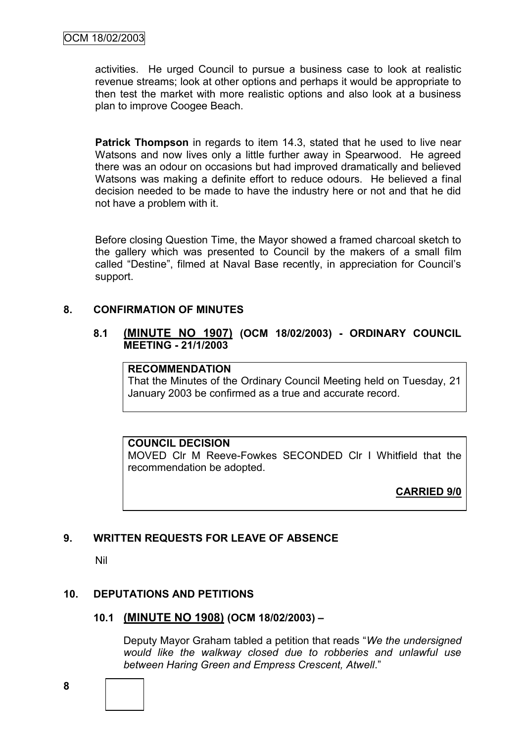activities. He urged Council to pursue a business case to look at realistic revenue streams; look at other options and perhaps it would be appropriate to then test the market with more realistic options and also look at a business plan to improve Coogee Beach.

**Patrick Thompson** in regards to item 14.3, stated that he used to live near Watsons and now lives only a little further away in Spearwood. He agreed there was an odour on occasions but had improved dramatically and believed Watsons was making a definite effort to reduce odours. He believed a final decision needed to be made to have the industry here or not and that he did not have a problem with it.

Before closing Question Time, the Mayor showed a framed charcoal sketch to the gallery which was presented to Council by the makers of a small film called "Destine", filmed at Naval Base recently, in appreciation for Council's support.

## 8. CONFIRMATION OF MINUTES

### 8.1 (MINUTE NO 1907) (OCM 18/02/2003) - ORDINARY COUNCIL MEETING - 21/1/2003

**RECOMMENDATION**

That the Minutes of the Ordinary Council Meeting held on Tuesday, 21 January 2003 be confirmed as a true and accurate record.

**COUNCIL DECISION**

MOVED Clr M Reeve-Fowkes SECONDED Clr I Whitfield that the recommendation be adopted.

**CARRIED 9/0**

## 9. WRITTEN REQUESTS FOR LEAVE OF ABSENCE

Nil

## 10. DEPUTATIONS AND PETITIONS

### 10.1 (MINUTE NO 1908) (OCM 18/02/2003) –

Deputy Mayor Graham tabled a petition that reads "*We the undersigned would like the walkway closed due to robberies and unlawful use between Haring Green and Empress Crescent, Atwell*."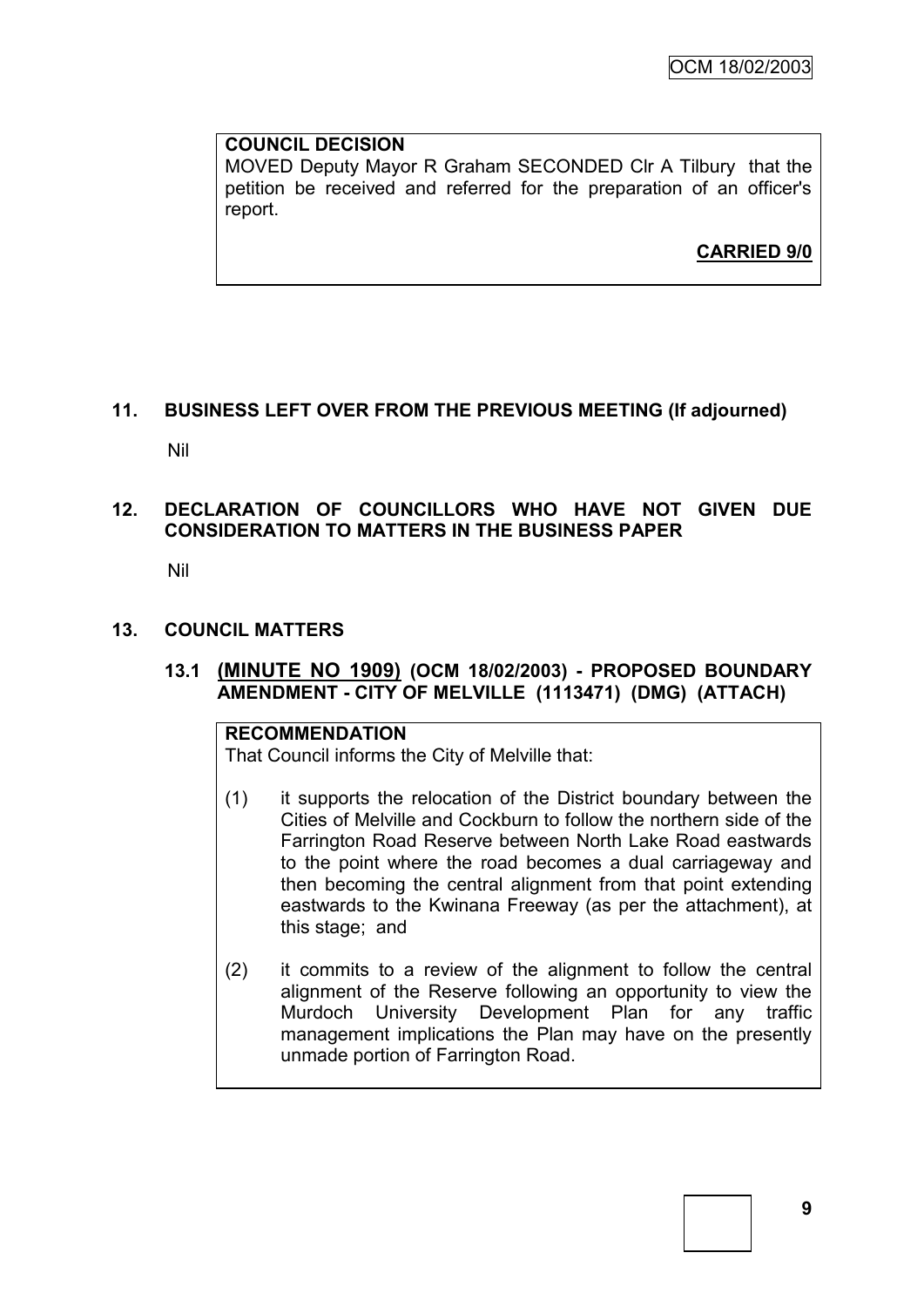**COUNCIL DECISION**

MOVED Deputy Mayor R Graham SECONDED Clr A Tilbury that the petition be received and referred for the preparation of an officer's report.

**CARRIED 9/0**

## 11. BUSINESS LEFT OVER FROM THE PREVIOUS MEETING (If adjourned)

Nil

## 12. DECLARATION OF COUNCILLORS WHO HAVE NOT GIVEN DUE CONSIDERATION TO MATTERS IN THE BUSINESS PAPER

Nil

## 13. COUNCIL MATTERS

### 13.1 (MINUTE NO 1909) (OCM 18/02/2003) - PROPOSED BOUNDARY AMENDMENT - CITY OF MELVILLE (1113471) (DMG) (ATTACH)

**RECOMMENDATION**

That Council informs the City of Melville that:

(1) it supports the relocation of the District boundary between the Cities of Melville and Cockburn to follow the northern side of the Farrington Road Reserve between North Lake Road eastwards to the point where the road becomes a dual carriageway and then becoming the central alignment from that point extending eastwards to the Kwinana Freeway (as per the attachment), at this stage; and

(2) it commits to a review of the alignment to follow the central alignment of the Reserve following an opportunity to view the Murdoch University Development Plan for any traffic management implications the Plan may have on the presently unmade portion of Farrington Road.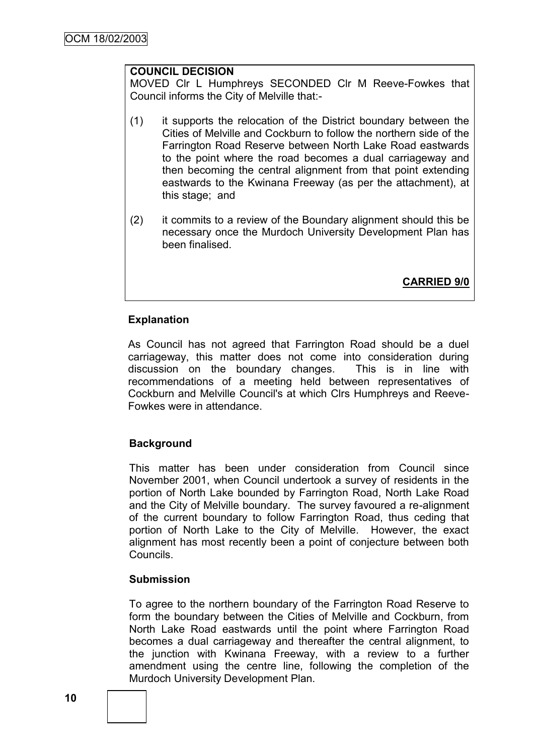**COUNCIL DECISION**

MOVED Clr L Humphreys SECONDED Clr M Reeve-Fowkes that Council informs the City of Melville that:-

(1) it supports the relocation of the District boundary between the Cities of Melville and Cockburn to follow the northern side of the Farrington Road Reserve between North Lake Road eastwards to the point where the road becomes a dual carriageway and then becoming the central alignment from that point extending eastwards to the Kwinana Freeway (as per the attachment), at this stage; and

(2) it commits to a review of the Boundary alignment should this be necessary once the Murdoch University Development Plan has been finalised.

**CARRIED 9/0**

**Explanation**

As Council has not agreed that Farrington Road should be a duel carriageway, this matter does not come into consideration during discussion on the boundary changes. This is in line with recommendations of a meeting held between representatives of Cockburn and Melville Council's at which Clrs Humphreys and Reeve-Fowkes were in attendance.

**Background**

This matter has been under consideration from Council since November 2001, when Council undertook a survey of residents in the portion of North Lake bounded by Farrington Road, North Lake Road and the City of Melville boundary. The survey favoured a re-alignment of the current boundary to follow Farrington Road, thus ceding that portion of North Lake to the City of Melville. However, the exact alignment has most recently been a point of conjecture between both Councils.

**Submission**

To agree to the northern boundary of the Farrington Road Reserve to form the boundary between the Cities of Melville and Cockburn, from North Lake Road eastwards until the point where Farrington Road becomes a dual carriageway and thereafter the central alignment, to the junction with Kwinana Freeway, with a review to a further amendment using the centre line, following the completion of the Murdoch University Development Plan.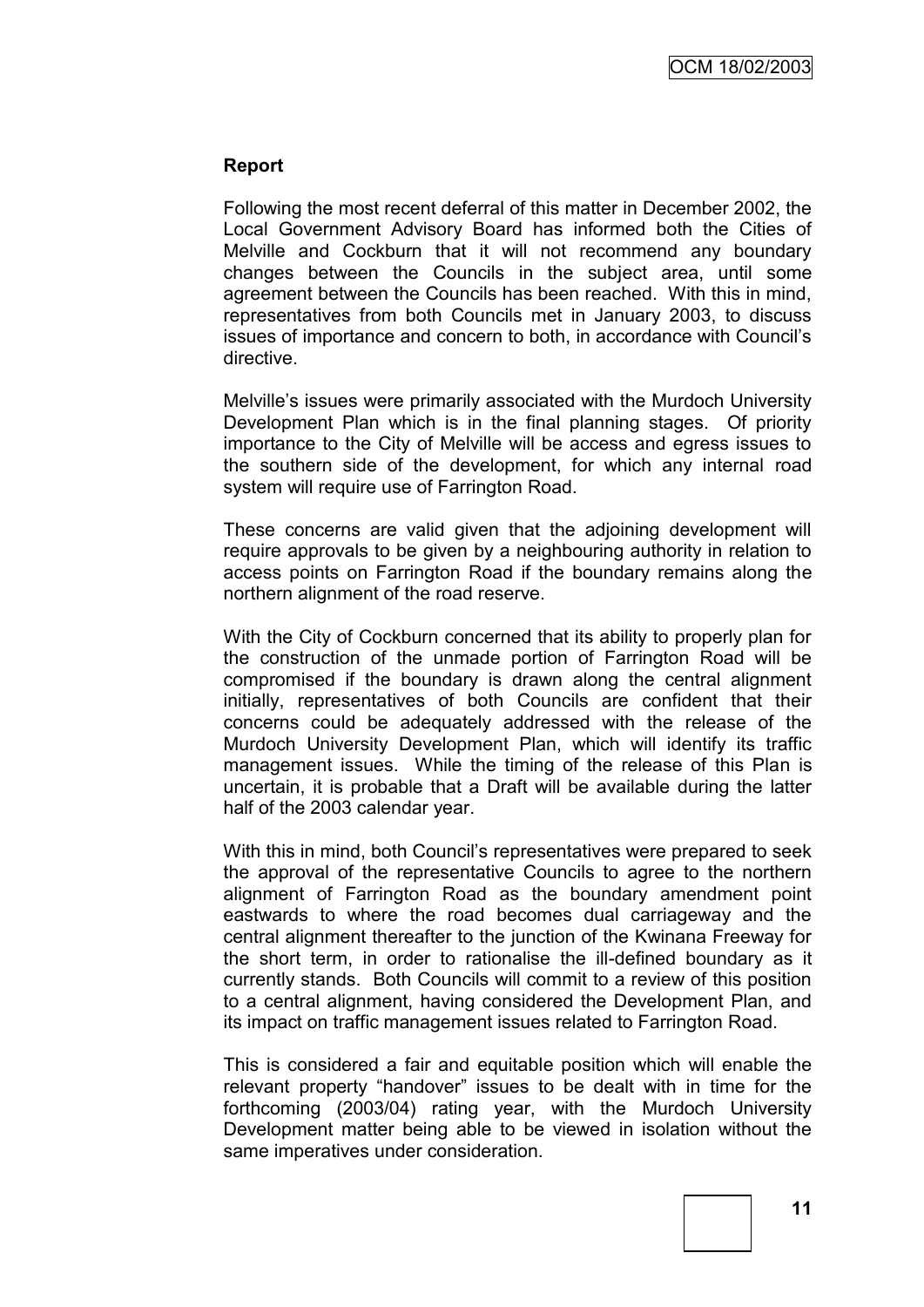**Report**

Following the most recent deferral of this matter in December 2002, the Local Government Advisory Board has informed both the Cities of Melville and Cockburn that it will not recommend any boundary changes between the Councils in the subject area, until some agreement between the Councils has been reached. With this in mind, representatives from both Councils met in January 2003, to discuss issues of importance and concern to both, in accordance with Council's directive.

Melville's issues were primarily associated with the Murdoch University Development Plan which is in the final planning stages. Of priority importance to the City of Melville will be access and egress issues to the southern side of the development, for which any internal road system will require use of Farrington Road.

These concerns are valid given that the adjoining development will require approvals to be given by a neighbouring authority in relation to access points on Farrington Road if the boundary remains along the northern alignment of the road reserve.

With the City of Cockburn concerned that its ability to properly plan for the construction of the unmade portion of Farrington Road will be compromised if the boundary is drawn along the central alignment initially, representatives of both Councils are confident that their concerns could be adequately addressed with the release of the Murdoch University Development Plan, which will identify its traffic management issues. While the timing of the release of this Plan is uncertain, it is probable that a Draft will be available during the latter half of the 2003 calendar year.

With this in mind, both Council's representatives were prepared to seek the approval of the representative Councils to agree to the northern alignment of Farrington Road as the boundary amendment point eastwards to where the road becomes dual carriageway and the central alignment thereafter to the junction of the Kwinana Freeway for the short term, in order to rationalise the ill-defined boundary as it currently stands. Both Councils will commit to a review of this position to a central alignment, having considered the Development Plan, and its impact on traffic management issues related to Farrington Road.

This is considered a fair and equitable position which will enable the relevant property "handover" issues to be dealt with in time for the forthcoming (2003/04) rating year, with the Murdoch University Development matter being able to be viewed in isolation without the same imperatives under consideration.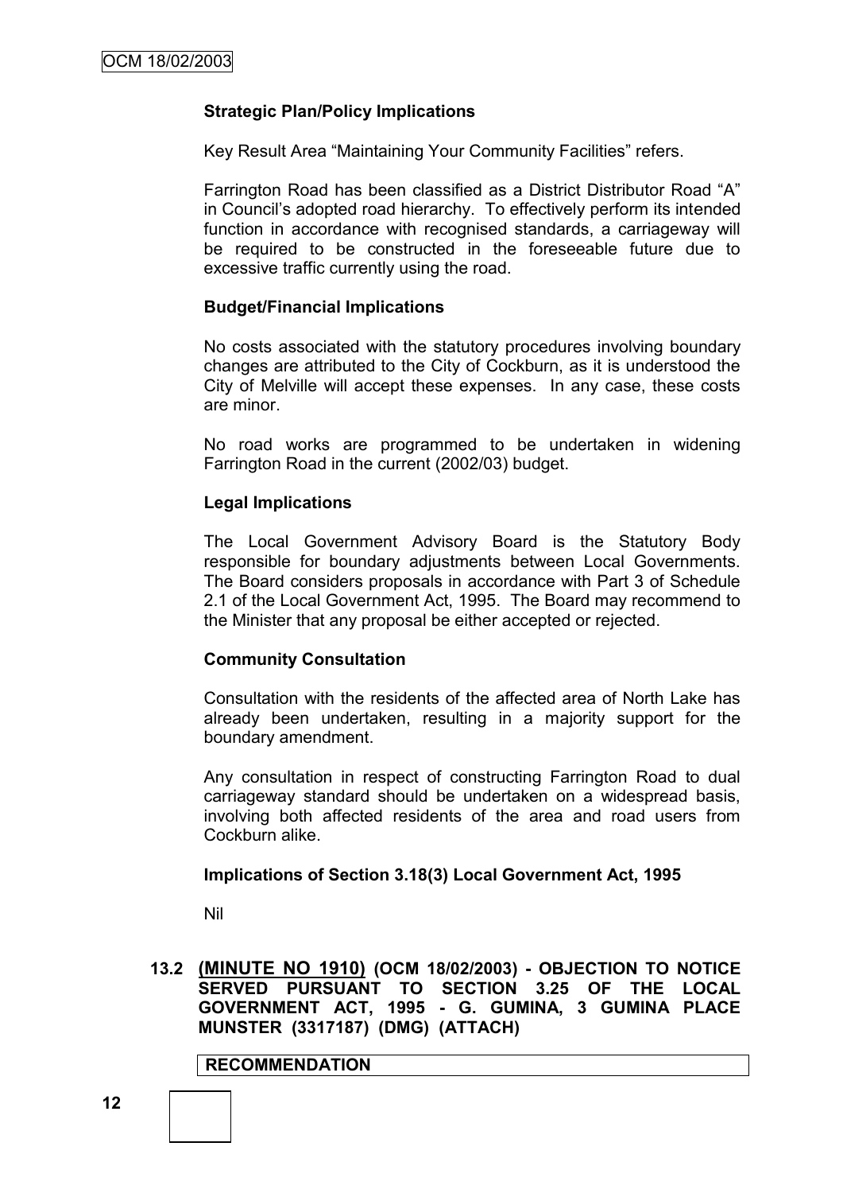**Strategic Plan/Policy Implications**

Key Result Area "Maintaining Your Community Facilities" refers.

Farrington Road has been classified as a District Distributor Road "A" in Council's adopted road hierarchy. To effectively perform its intended function in accordance with recognised standards, a carriageway will be required to be constructed in the foreseeable future due to excessive traffic currently using the road.

**Budget/Financial Implications**

No costs associated with the statutory procedures involving boundary changes are attributed to the City of Cockburn, as it is understood the City of Melville will accept these expenses. In any case, these costs are minor.

No road works are programmed to be undertaken in widening Farrington Road in the current (2002/03) budget.

**Legal Implications**

The Local Government Advisory Board is the Statutory Body responsible for boundary adjustments between Local Governments. The Board considers proposals in accordance with Part 3 of Schedule 2.1 of the Local Government Act, 1995. The Board may recommend to the Minister that any proposal be either accepted or rejected.

**Community Consultation**

Consultation with the residents of the affected area of North Lake has already been undertaken, resulting in a majority support for the boundary amendment.

Any consultation in respect of constructing Farrington Road to dual carriageway standard should be undertaken on a widespread basis, involving both affected residents of the area and road users from Cockburn alike.

**Implications of Section 3.18(3) Local Government Act, 1995**

Nil

**13.2 (MINUTE NO 1910) (OCM 18/02/2003) - OBJECTION TO NOTICE SERVED PURSUANT TO SECTION 3.25 OF THE LOCAL GOVERNMENT ACT, 1995 - G. GUMINA, 3 GUMINA PLACE MUNSTER (3317187) (DMG) (ATTACH)**

**RECOMMENDATION**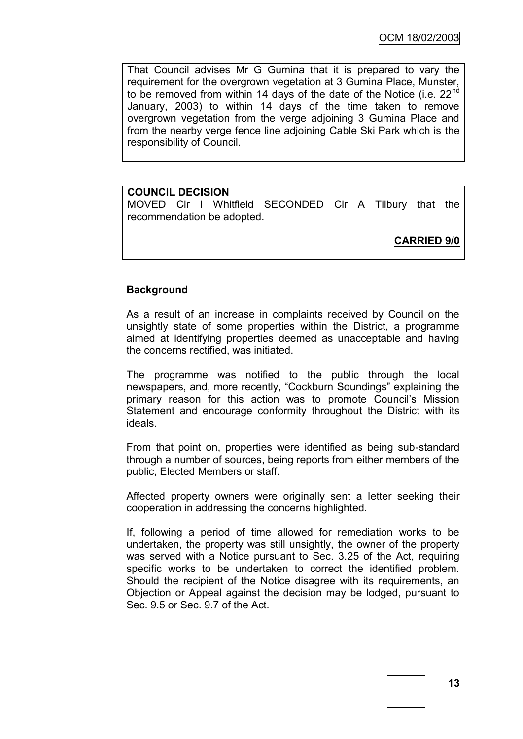That Council advises Mr G Gumina that it is prepared to vary the requirement for the overgrown vegetation at 3 Gumina Place, Munster, to be removed from within 14 days of the date of the Notice (i.e. 22nd January, 2003) to within 14 days of the time taken to remove overgrown vegetation from the verge adjoining 3 Gumina Place and from the nearby verge fence line adjoining Cable Ski Park which is the responsibility of Council.

**COUNCIL DECISION**

MOVED Clr I Whitfield SECONDED Clr A Tilbury that the recommendation be adopted.

**CARRIED 9/0**

**Background**

As a result of an increase in complaints received by Council on the unsightly state of some properties within the District, a programme aimed at identifying properties deemed as unacceptable and having the concerns rectified, was initiated.

The programme was notified to the public through the local newspapers, and, more recently, "Cockburn Soundings" explaining the primary reason for this action was to promote Council's Mission Statement and encourage conformity throughout the District with its ideals.

From that point on, properties were identified as being sub-standard through a number of sources, being reports from either members of the public, Elected Members or staff.

Affected property owners were originally sent a letter seeking their cooperation in addressing the concerns highlighted.

If, following a period of time allowed for remediation works to be undertaken, the property was still unsightly, the owner of the property was served with a Notice pursuant to Sec. 3.25 of the Act, requiring specific works to be undertaken to correct the identified problem. Should the recipient of the Notice disagree with its requirements, an Objection or Appeal against the decision may be lodged, pursuant to Sec. 9.5 or Sec. 9.7 of the Act.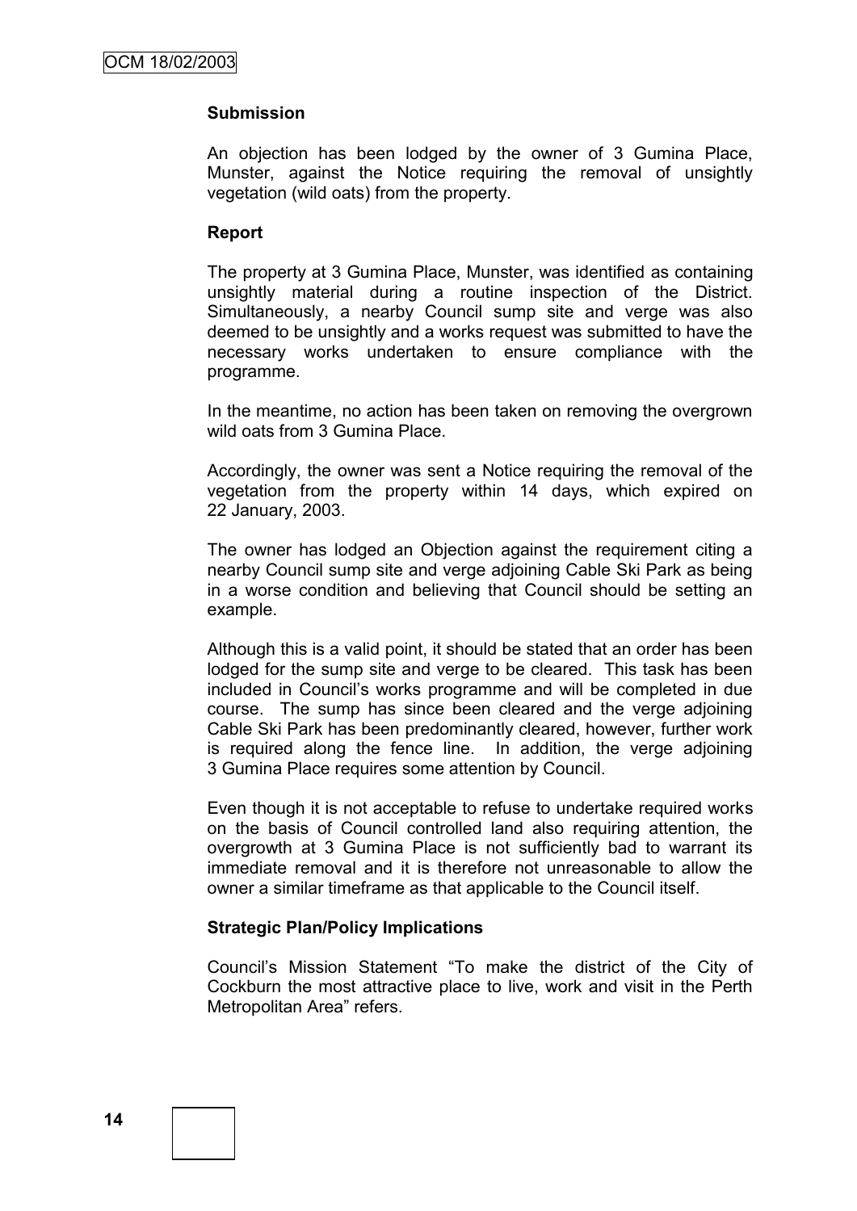**Submission**

An objection has been lodged by the owner of 3 Gumina Place, Munster, against the Notice requiring the removal of unsightly vegetation (wild oats) from the property.

**Report**

The property at 3 Gumina Place, Munster, was identified as containing unsightly material during a routine inspection of the District. Simultaneously, a nearby Council sump site and verge was also deemed to be unsightly and a works request was submitted to have the necessary works undertaken to ensure compliance with the programme.

In the meantime, no action has been taken on removing the overgrown wild oats from 3 Gumina Place.

Accordingly, the owner was sent a Notice requiring the removal of the vegetation from the property within 14 days, which expired on 22 January, 2003.

The owner has lodged an Objection against the requirement citing a nearby Council sump site and verge adjoining Cable Ski Park as being in a worse condition and believing that Council should be setting an example.

Although this is a valid point, it should be stated that an order has been lodged for the sump site and verge to be cleared. This task has been included in Council's works programme and will be completed in due course. The sump has since been cleared and the verge adjoining Cable Ski Park has been predominantly cleared, however, further work is required along the fence line. In addition, the verge adjoining 3 Gumina Place requires some attention by Council.

Even though it is not acceptable to refuse to undertake required works on the basis of Council controlled land also requiring attention, the overgrowth at 3 Gumina Place is not sufficiently bad to warrant its immediate removal and it is therefore not unreasonable to allow the owner a similar timeframe as that applicable to the Council itself.

**Strategic Plan/Policy Implications**

Council's Mission Statement "To make the district of the City of Cockburn the most attractive place to live, work and visit in the Perth Metropolitan Area" refers.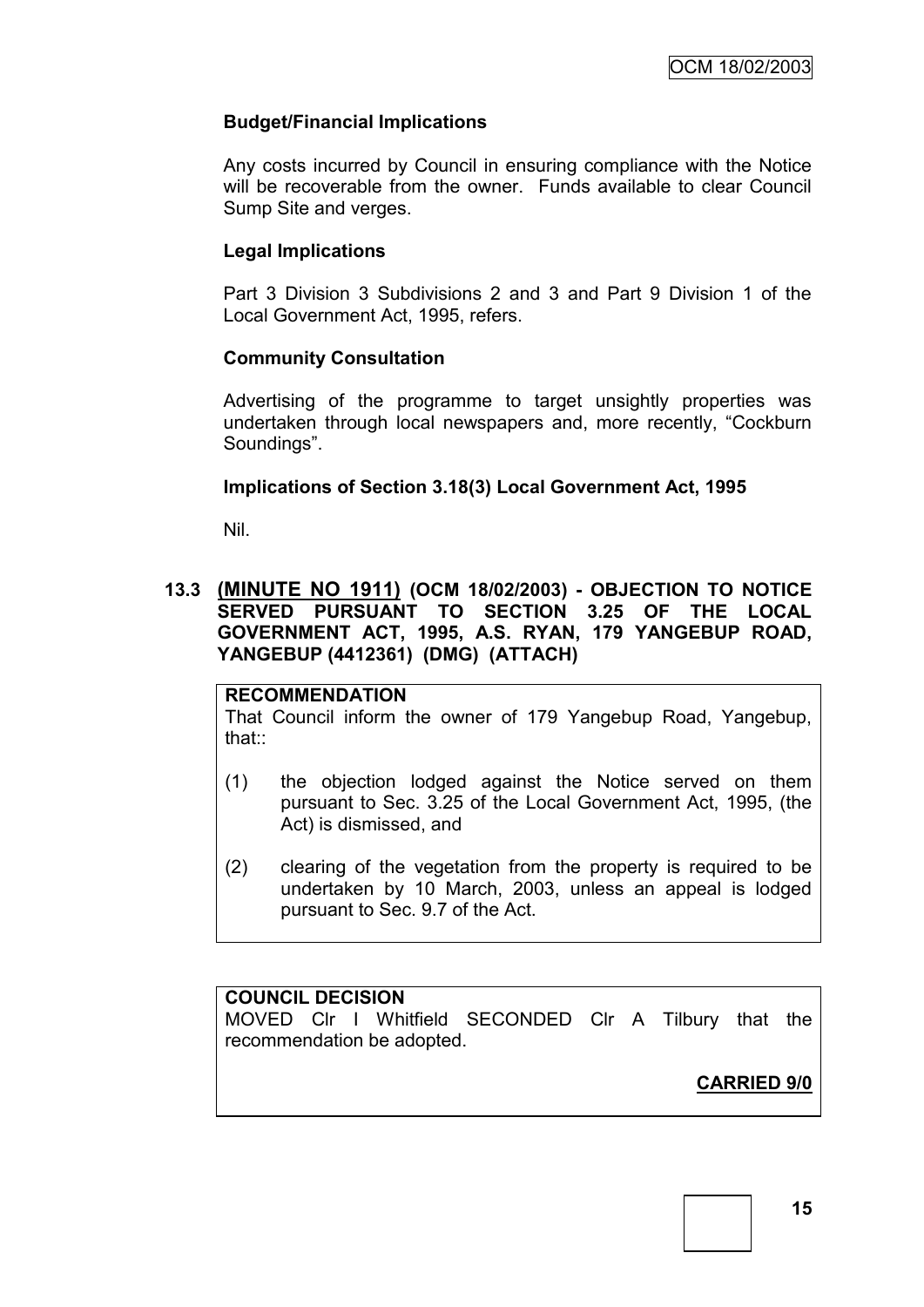### Budget/Financial Implications

Any costs incurred by Council in ensuring compliance with the Notice will be recoverable from the owner. Funds available to clear Council Sump Site and verges.

### Legal Implications

Part 3 Division 3 Subdivisions 2 and 3 and Part 9 Division 1 of the Local Government Act, 1995, refers.

### Community Consultation

Advertising of the programme to target unsightly properties was undertaken through local newspapers and, more recently, "Cockburn Soundings".

### Implications of Section 3.18(3) Local Government Act, 1995

Nil.

## 13.3 (MINUTE NO 1911) (OCM 18/02/2003) - OBJECTION TO NOTICE SERVED PURSUANT TO SECTION 3.25 OF THE LOCAL GOVERNMENT ACT, 1995, A.S. RYAN, 179 YANGEBUP ROAD, YANGEBUP (4412361) (DMG) (ATTACH)

**RECOMMENDATION**

That Council inform the owner of 179 Yangebup Road, Yangebup, that::

(1) the objection lodged against the Notice served on them pursuant to Sec. 3.25 of the Local Government Act, 1995, (the Act) is dismissed, and

(2) clearing of the vegetation from the property is required to be undertaken by 10 March, 2003, unless an appeal is lodged pursuant to Sec. 9.7 of the Act.

**COUNCIL DECISION**

MOVED Clr I Whitfield SECONDED Clr A Tilbury that the recommendation be adopted.

**CARRIED 9/0**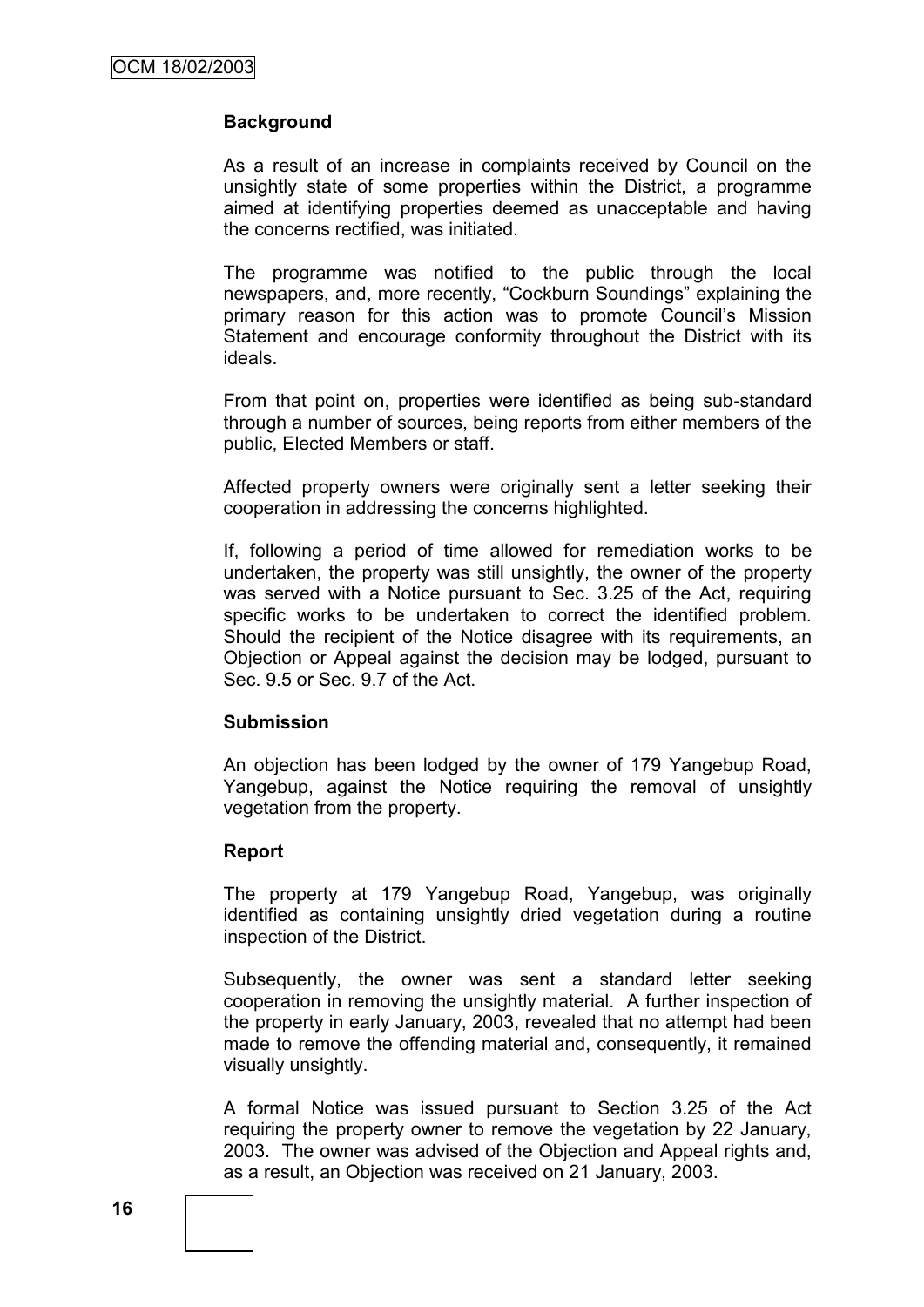**Background**

As a result of an increase in complaints received by Council on the unsightly state of some properties within the District, a programme aimed at identifying properties deemed as unacceptable and having the concerns rectified, was initiated.

The programme was notified to the public through the local newspapers, and, more recently, "Cockburn Soundings" explaining the primary reason for this action was to promote Council's Mission Statement and encourage conformity throughout the District with its ideals.

From that point on, properties were identified as being sub-standard through a number of sources, being reports from either members of the public, Elected Members or staff.

Affected property owners were originally sent a letter seeking their cooperation in addressing the concerns highlighted.

If, following a period of time allowed for remediation works to be undertaken, the property was still unsightly, the owner of the property was served with a Notice pursuant to Sec. 3.25 of the Act, requiring specific works to be undertaken to correct the identified problem. Should the recipient of the Notice disagree with its requirements, an Objection or Appeal against the decision may be lodged, pursuant to Sec. 9.5 or Sec. 9.7 of the Act.

**Submission**

An objection has been lodged by the owner of 179 Yangebup Road, Yangebup, against the Notice requiring the removal of unsightly vegetation from the property.

**Report**

The property at 179 Yangebup Road, Yangebup, was originally identified as containing unsightly dried vegetation during a routine inspection of the District.

Subsequently, the owner was sent a standard letter seeking cooperation in removing the unsightly material. A further inspection of the property in early January, 2003, revealed that no attempt had been made to remove the offending material and, consequently, it remained visually unsightly.

A formal Notice was issued pursuant to Section 3.25 of the Act requiring the property owner to remove the vegetation by 22 January, 2003. The owner was advised of the Objection and Appeal rights and, as a result, an Objection was received on 21 January, 2003.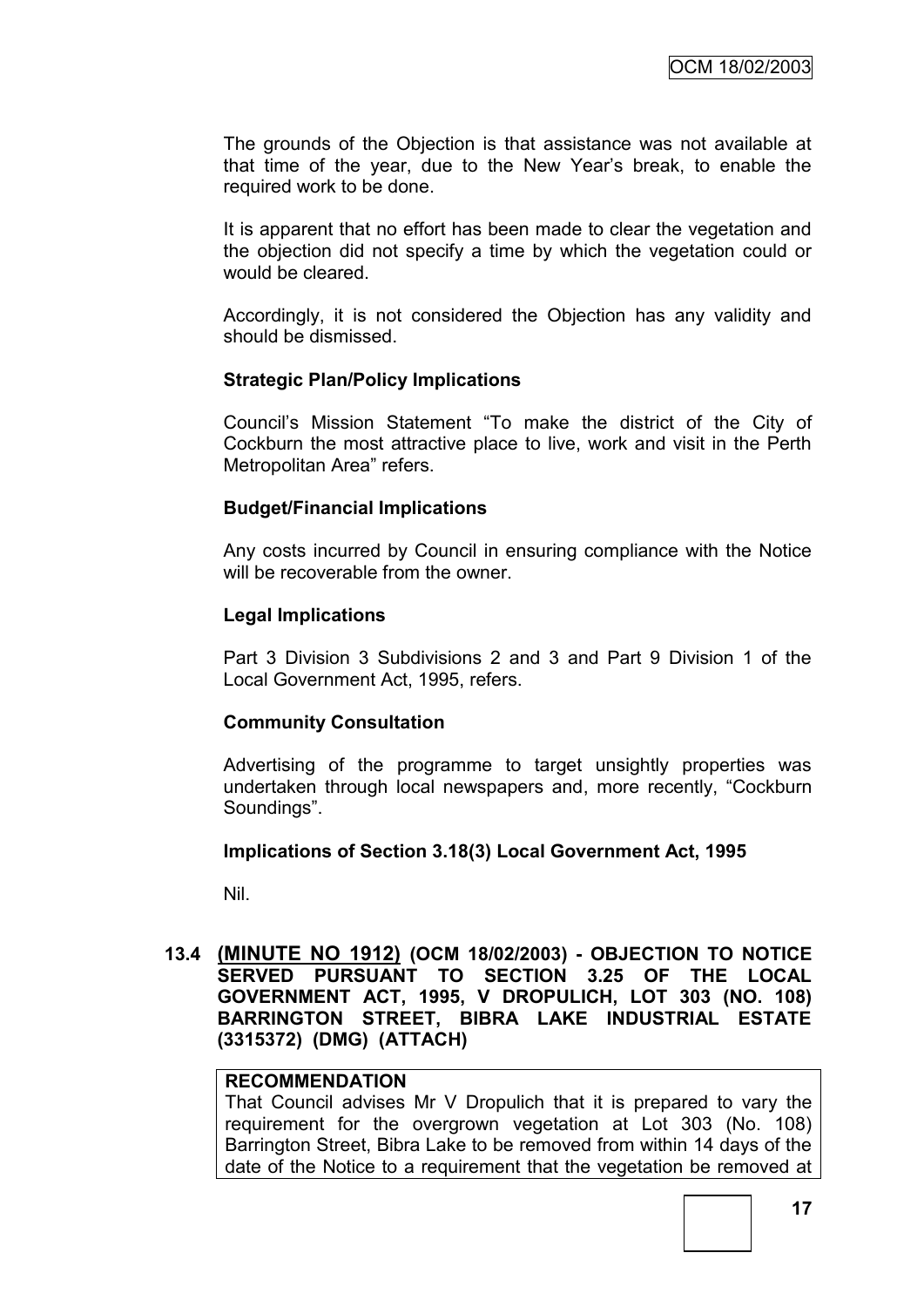The grounds of the Objection is that assistance was not available at that time of the year, due to the New Year's break, to enable the required work to be done.

It is apparent that no effort has been made to clear the vegetation and the objection did not specify a time by which the vegetation could or would be cleared.

Accordingly, it is not considered the Objection has any validity and should be dismissed.

**Strategic Plan/Policy Implications**

Council's Mission Statement "To make the district of the City of Cockburn the most attractive place to live, work and visit in the Perth Metropolitan Area" refers.

**Budget/Financial Implications**

Any costs incurred by Council in ensuring compliance with the Notice will be recoverable from the owner.

**Legal Implications**

Part 3 Division 3 Subdivisions 2 and 3 and Part 9 Division 1 of the Local Government Act, 1995, refers.

**Community Consultation**

Advertising of the programme to target unsightly properties was undertaken through local newspapers and, more recently, "Cockburn Soundings".

**Implications of Section 3.18(3) Local Government Act, 1995**

Nil.

**13.4 (MINUTE NO 1912) (OCM 18/02/2003) - OBJECTION TO NOTICE SERVED PURSUANT TO SECTION 3.25 OF THE LOCAL GOVERNMENT ACT, 1995, V DROPULICH, LOT 303 (NO. 108) BARRINGTON STREET, BIBRA LAKE INDUSTRIAL ESTATE (3315372) (DMG) (ATTACH)**

**RECOMMENDATION**
That Council advises Mr V Dropulich that it is prepared to vary the requirement for the overgrown vegetation at Lot 303 (No. 108) Barrington Street, Bibra Lake to be removed from within 14 days of the date of the Notice to a requirement that the vegetation be removed at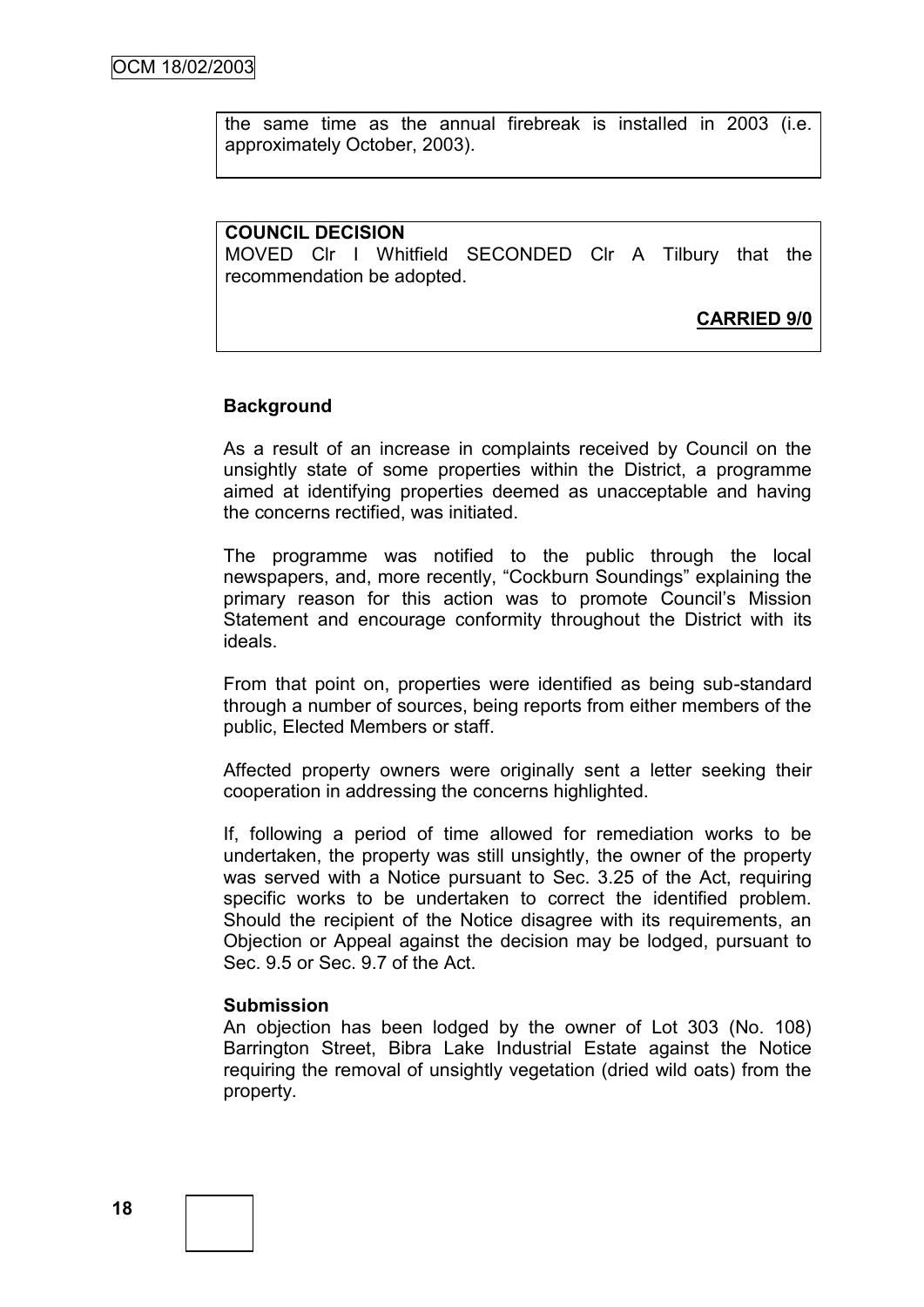the same time as the annual firebreak is installed in 2003 (i.e. approximately October, 2003).

**COUNCIL DECISION**
MOVED Clr I Whitfield SECONDED Clr A Tilbury that the recommendation be adopted.

**CARRIED 9/0**

**Background**

As a result of an increase in complaints received by Council on the unsightly state of some properties within the District, a programme aimed at identifying properties deemed as unacceptable and having the concerns rectified, was initiated.

The programme was notified to the public through the local newspapers, and, more recently, "Cockburn Soundings" explaining the primary reason for this action was to promote Council's Mission Statement and encourage conformity throughout the District with its ideals.

From that point on, properties were identified as being sub-standard through a number of sources, being reports from either members of the public, Elected Members or staff.

Affected property owners were originally sent a letter seeking their cooperation in addressing the concerns highlighted.

If, following a period of time allowed for remediation works to be undertaken, the property was still unsightly, the owner of the property was served with a Notice pursuant to Sec. 3.25 of the Act, requiring specific works to be undertaken to correct the identified problem. Should the recipient of the Notice disagree with its requirements, an Objection or Appeal against the decision may be lodged, pursuant to Sec. 9.5 or Sec. 9.7 of the Act.

**Submission**
An objection has been lodged by the owner of Lot 303 (No. 108) Barrington Street, Bibra Lake Industrial Estate against the Notice requiring the removal of unsightly vegetation (dried wild oats) from the property.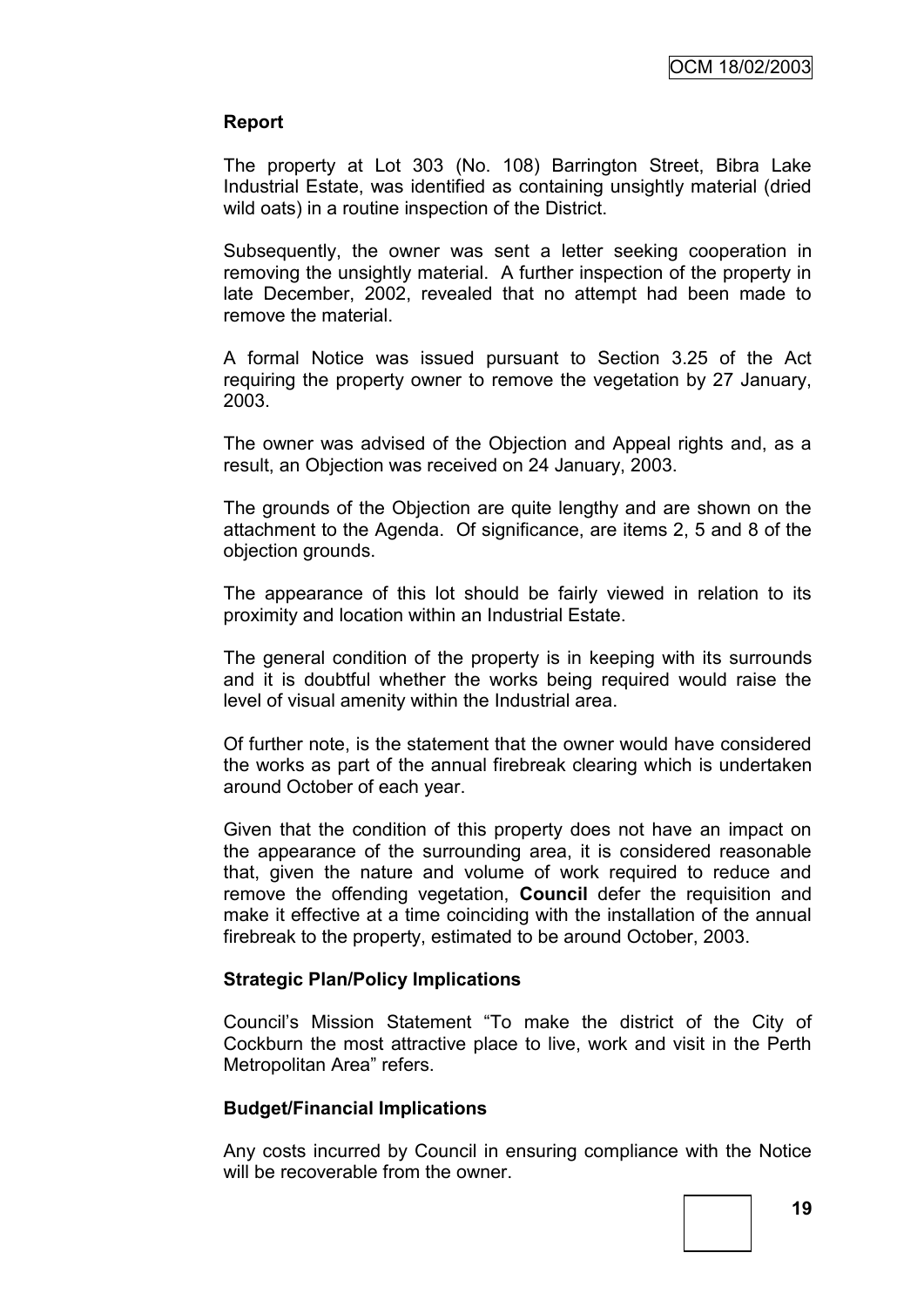**Report**

The property at Lot 303 (No. 108) Barrington Street, Bibra Lake Industrial Estate, was identified as containing unsightly material (dried wild oats) in a routine inspection of the District.

Subsequently, the owner was sent a letter seeking cooperation in removing the unsightly material. A further inspection of the property in late December, 2002, revealed that no attempt had been made to remove the material.

A formal Notice was issued pursuant to Section 3.25 of the Act requiring the property owner to remove the vegetation by 27 January, 2003.

The owner was advised of the Objection and Appeal rights and, as a result, an Objection was received on 24 January, 2003.

The grounds of the Objection are quite lengthy and are shown on the attachment to the Agenda. Of significance, are items 2, 5 and 8 of the objection grounds.

The appearance of this lot should be fairly viewed in relation to its proximity and location within an Industrial Estate.

The general condition of the property is in keeping with its surrounds and it is doubtful whether the works being required would raise the level of visual amenity within the Industrial area.

Of further note, is the statement that the owner would have considered the works as part of the annual firebreak clearing which is undertaken around October of each year.

Given that the condition of this property does not have an impact on the appearance of the surrounding area, it is considered reasonable that, given the nature and volume of work required to reduce and remove the offending vegetation, **Council** defer the requisition and make it effective at a time coinciding with the installation of the annual firebreak to the property, estimated to be around October, 2003.

**Strategic Plan/Policy Implications**

Council's Mission Statement "To make the district of the City of Cockburn the most attractive place to live, work and visit in the Perth Metropolitan Area" refers.

**Budget/Financial Implications**

Any costs incurred by Council in ensuring compliance with the Notice will be recoverable from the owner.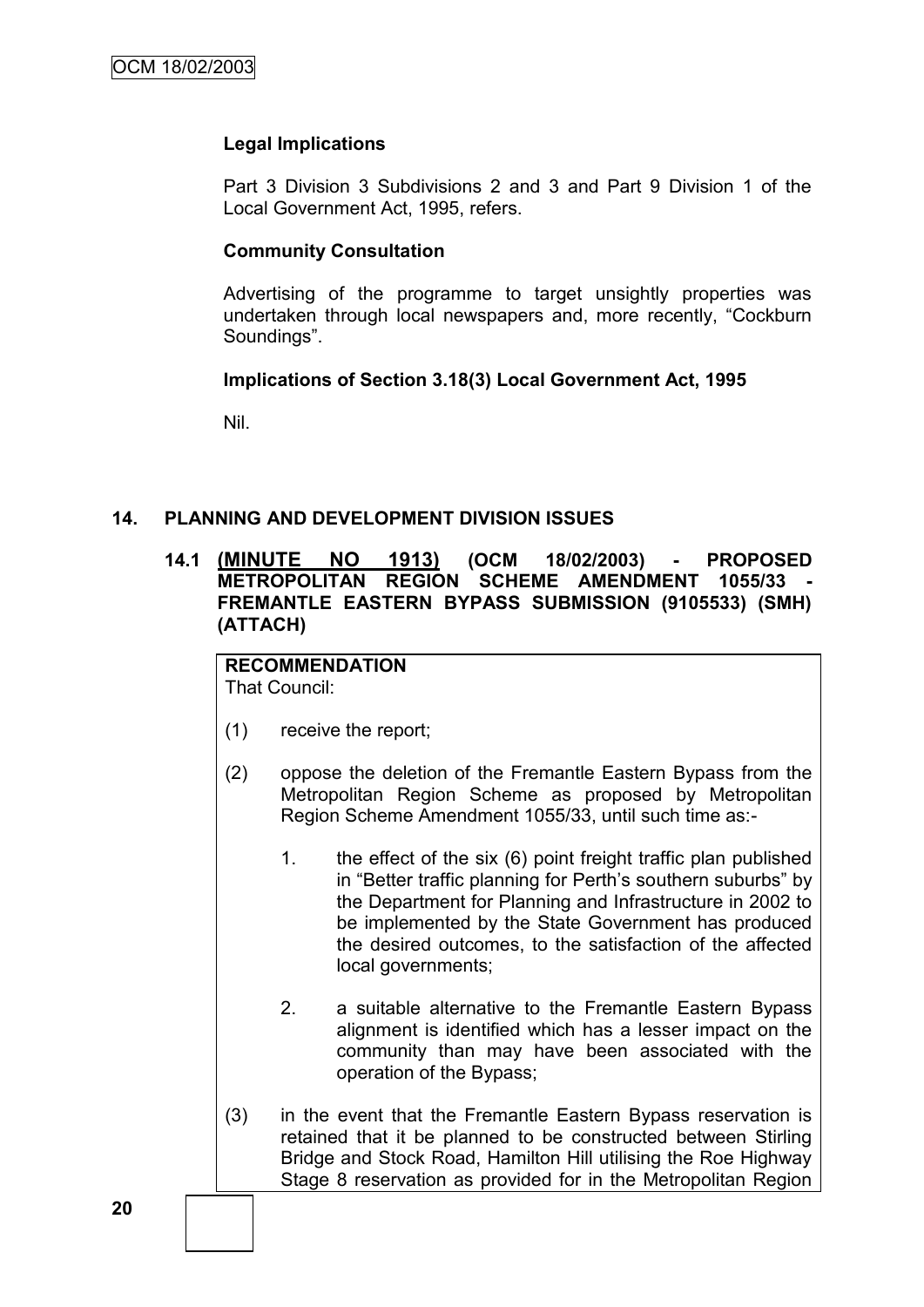**Legal Implications**

Part 3 Division 3 Subdivisions 2 and 3 and Part 9 Division 1 of the Local Government Act, 1995, refers.

**Community Consultation**

Advertising of the programme to target unsightly properties was undertaken through local newspapers and, more recently, "Cockburn Soundings".

**Implications of Section 3.18(3) Local Government Act, 1995**

Nil.

## 14. PLANNING AND DEVELOPMENT DIVISION ISSUES

### 14.1 (MINUTE NO 1913) (OCM 18/02/2003) - PROPOSED METROPOLITAN REGION SCHEME AMENDMENT 1055/33 - FREMANTLE EASTERN BYPASS SUBMISSION (9105533) (SMH) (ATTACH)

**RECOMMENDATION**
That Council:

(1) receive the report;

(2) oppose the deletion of the Fremantle Eastern Bypass from the Metropolitan Region Scheme as proposed by Metropolitan Region Scheme Amendment 1055/33, until such time as:-

1. the effect of the six (6) point freight traffic plan published in "Better traffic planning for Perth's southern suburbs" by the Department for Planning and Infrastructure in 2002 to be implemented by the State Government has produced the desired outcomes, to the satisfaction of the affected local governments;

2. a suitable alternative to the Fremantle Eastern Bypass alignment is identified which has a lesser impact on the community than may have been associated with the operation of the Bypass;

(3) in the event that the Fremantle Eastern Bypass reservation is retained that it be planned to be constructed between Stirling Bridge and Stock Road, Hamilton Hill utilising the Roe Highway Stage 8 reservation as provided for in the Metropolitan Region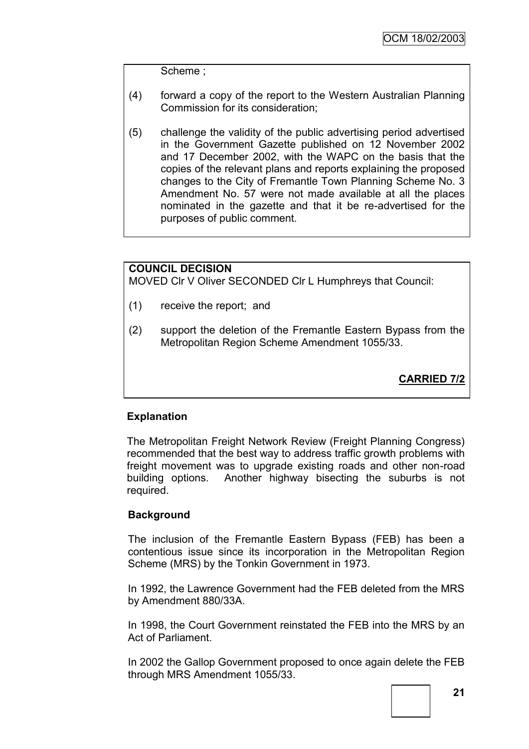Scheme ;

(4) forward a copy of the report to the Western Australian Planning Commission for its consideration;

(5) challenge the validity of the public advertising period advertised in the Government Gazette published on 12 November 2002 and 17 December 2002, with the WAPC on the basis that the copies of the relevant plans and reports explaining the proposed changes to the City of Fremantle Town Planning Scheme No. 3 Amendment No. 57 were not made available at all the places nominated in the gazette and that it be re-advertised for the purposes of public comment.

**COUNCIL DECISION**

MOVED Clr V Oliver SECONDED Clr L Humphreys that Council:

(1) receive the report; and

(2) support the deletion of the Fremantle Eastern Bypass from the Metropolitan Region Scheme Amendment 1055/33.

**CARRIED 7/2**

### Explanation

The Metropolitan Freight Network Review (Freight Planning Congress) recommended that the best way to address traffic growth problems with freight movement was to upgrade existing roads and other non-road building options. Another highway bisecting the suburbs is not required.

### Background

The inclusion of the Fremantle Eastern Bypass (FEB) has been a contentious issue since its incorporation in the Metropolitan Region Scheme (MRS) by the Tonkin Government in 1973.

In 1992, the Lawrence Government had the FEB deleted from the MRS by Amendment 880/33A.

In 1998, the Court Government reinstated the FEB into the MRS by an Act of Parliament.

In 2002 the Gallop Government proposed to once again delete the FEB through MRS Amendment 1055/33.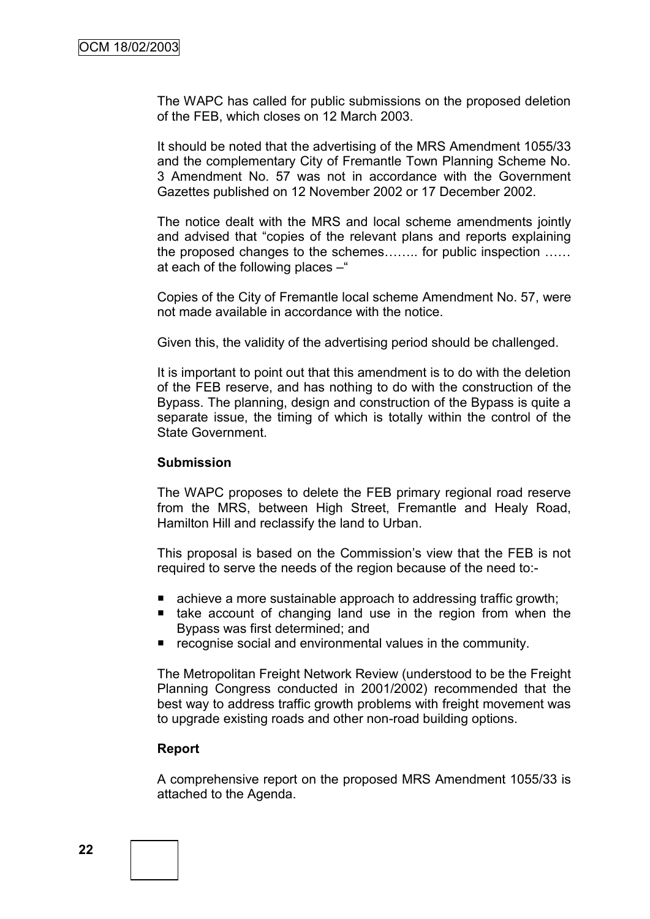The WAPC has called for public submissions on the proposed deletion of the FEB, which closes on 12 March 2003.

It should be noted that the advertising of the MRS Amendment 1055/33 and the complementary City of Fremantle Town Planning Scheme No. 3 Amendment No. 57 was not in accordance with the Government Gazettes published on 12 November 2002 or 17 December 2002.

The notice dealt with the MRS and local scheme amendments jointly and advised that "copies of the relevant plans and reports explaining the proposed changes to the schemes…….. for public inspection …… at each of the following places –"

Copies of the City of Fremantle local scheme Amendment No. 57, were not made available in accordance with the notice.

Given this, the validity of the advertising period should be challenged.

It is important to point out that this amendment is to do with the deletion of the FEB reserve, and has nothing to do with the construction of the Bypass. The planning, design and construction of the Bypass is quite a separate issue, the timing of which is totally within the control of the State Government.

**Submission**

The WAPC proposes to delete the FEB primary regional road reserve from the MRS, between High Street, Fremantle and Healy Road, Hamilton Hill and reclassify the land to Urban.

This proposal is based on the Commission's view that the FEB is not required to serve the needs of the region because of the need to:-

- achieve a more sustainable approach to addressing traffic growth;
- take account of changing land use in the region from when the Bypass was first determined; and
- recognise social and environmental values in the community.

The Metropolitan Freight Network Review (understood to be the Freight Planning Congress conducted in 2001/2002) recommended that the best way to address traffic growth problems with freight movement was to upgrade existing roads and other non-road building options.

**Report**

A comprehensive report on the proposed MRS Amendment 1055/33 is attached to the Agenda.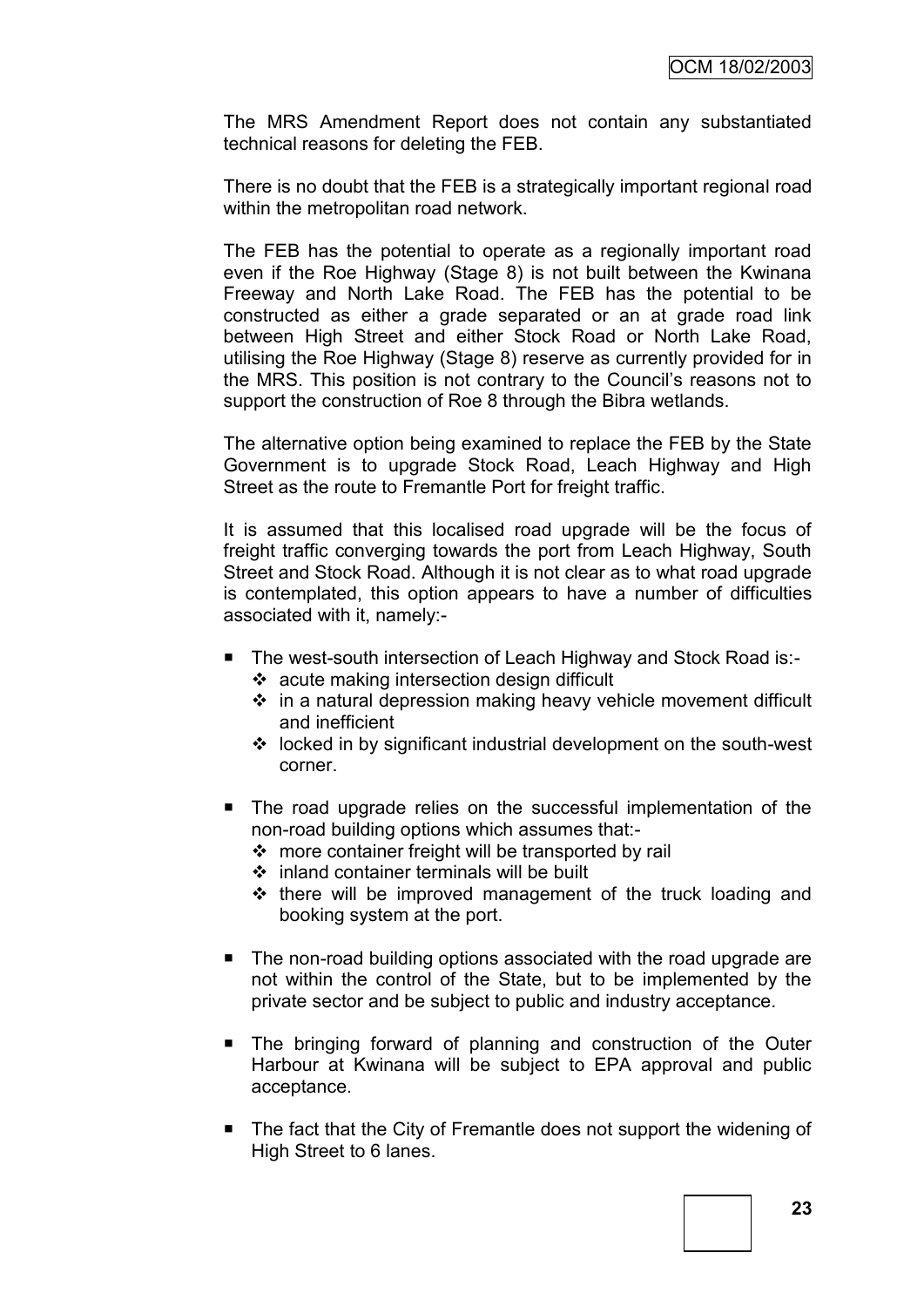The MRS Amendment Report does not contain any substantiated technical reasons for deleting the FEB.

There is no doubt that the FEB is a strategically important regional road within the metropolitan road network.

The FEB has the potential to operate as a regionally important road even if the Roe Highway (Stage 8) is not built between the Kwinana Freeway and North Lake Road. The FEB has the potential to be constructed as either a grade separated or an at grade road link between High Street and either Stock Road or North Lake Road, utilising the Roe Highway (Stage 8) reserve as currently provided for in the MRS. This position is not contrary to the Council's reasons not to support the construction of Roe 8 through the Bibra wetlands.

The alternative option being examined to replace the FEB by the State Government is to upgrade Stock Road, Leach Highway and High Street as the route to Fremantle Port for freight traffic.

It is assumed that this localised road upgrade will be the focus of freight traffic converging towards the port from Leach Highway, South Street and Stock Road. Although it is not clear as to what road upgrade is contemplated, this option appears to have a number of difficulties associated with it, namely:-

- The west-south intersection of Leach Highway and Stock Road is:-
  - acute making intersection design difficult
  - in a natural depression making heavy vehicle movement difficult and inefficient
  - locked in by significant industrial development on the south-west corner.
- The road upgrade relies on the successful implementation of the non-road building options which assumes that:-
  - more container freight will be transported by rail
  - inland container terminals will be built
  - there will be improved management of the truck loading and booking system at the port.
- The non-road building options associated with the road upgrade are not within the control of the State, but to be implemented by the private sector and be subject to public and industry acceptance.
- The bringing forward of planning and construction of the Outer Harbour at Kwinana will be subject to EPA approval and public acceptance.
- The fact that the City of Fremantle does not support the widening of High Street to 6 lanes.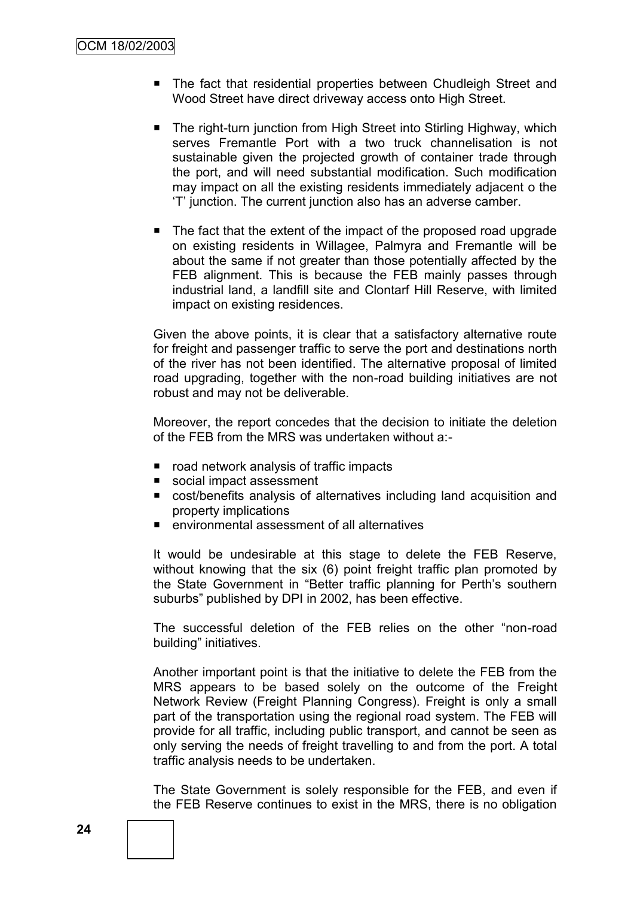- The fact that residential properties between Chudleigh Street and Wood Street have direct driveway access onto High Street.

- The right-turn junction from High Street into Stirling Highway, which serves Fremantle Port with a two truck channelisation is not sustainable given the projected growth of container trade through the port, and will need substantial modification. Such modification may impact on all the existing residents immediately adjacent o the 'T' junction. The current junction also has an adverse camber.

- The fact that the extent of the impact of the proposed road upgrade on existing residents in Willagee, Palmyra and Fremantle will be about the same if not greater than those potentially affected by the FEB alignment. This is because the FEB mainly passes through industrial land, a landfill site and Clontarf Hill Reserve, with limited impact on existing residences.

Given the above points, it is clear that a satisfactory alternative route for freight and passenger traffic to serve the port and destinations north of the river has not been identified. The alternative proposal of limited road upgrading, together with the non-road building initiatives are not robust and may not be deliverable.

Moreover, the report concedes that the decision to initiate the deletion of the FEB from the MRS was undertaken without a:-

- road network analysis of traffic impacts
- social impact assessment
- cost/benefits analysis of alternatives including land acquisition and property implications
- environmental assessment of all alternatives

It would be undesirable at this stage to delete the FEB Reserve, without knowing that the six (6) point freight traffic plan promoted by the State Government in "Better traffic planning for Perth's southern suburbs" published by DPI in 2002, has been effective.

The successful deletion of the FEB relies on the other "non-road building" initiatives.

Another important point is that the initiative to delete the FEB from the MRS appears to be based solely on the outcome of the Freight Network Review (Freight Planning Congress). Freight is only a small part of the transportation using the regional road system. The FEB will provide for all traffic, including public transport, and cannot be seen as only serving the needs of freight travelling to and from the port. A total traffic analysis needs to be undertaken.

The State Government is solely responsible for the FEB, and even if the FEB Reserve continues to exist in the MRS, there is no obligation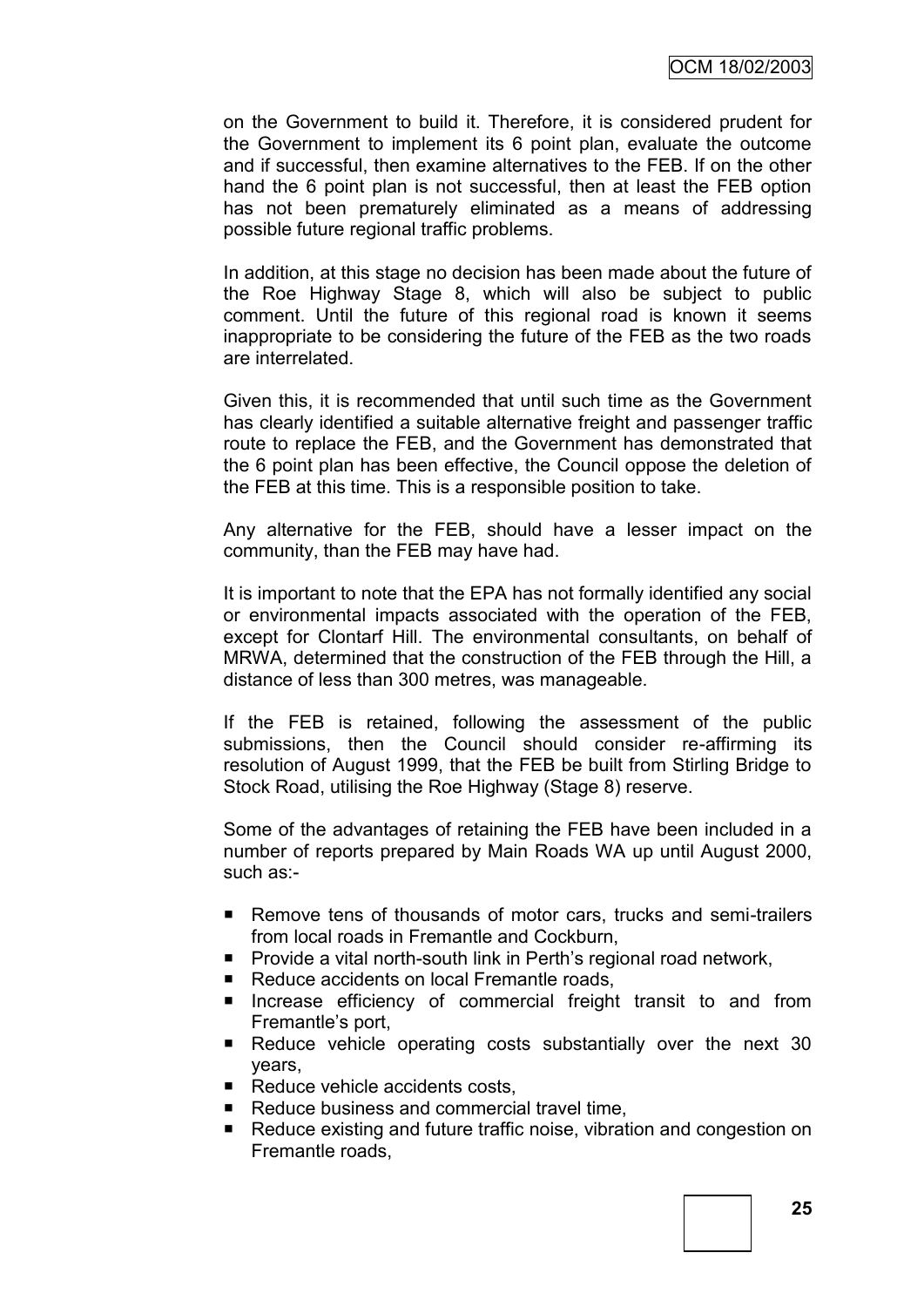on the Government to build it. Therefore, it is considered prudent for the Government to implement its 6 point plan, evaluate the outcome and if successful, then examine alternatives to the FEB. If on the other hand the 6 point plan is not successful, then at least the FEB option has not been prematurely eliminated as a means of addressing possible future regional traffic problems.

In addition, at this stage no decision has been made about the future of the Roe Highway Stage 8, which will also be subject to public comment. Until the future of this regional road is known it seems inappropriate to be considering the future of the FEB as the two roads are interrelated.

Given this, it is recommended that until such time as the Government has clearly identified a suitable alternative freight and passenger traffic route to replace the FEB, and the Government has demonstrated that the 6 point plan has been effective, the Council oppose the deletion of the FEB at this time. This is a responsible position to take.

Any alternative for the FEB, should have a lesser impact on the community, than the FEB may have had.

It is important to note that the EPA has not formally identified any social or environmental impacts associated with the operation of the FEB, except for Clontarf Hill. The environmental consultants, on behalf of MRWA, determined that the construction of the FEB through the Hill, a distance of less than 300 metres, was manageable.

If the FEB is retained, following the assessment of the public submissions, then the Council should consider re-affirming its resolution of August 1999, that the FEB be built from Stirling Bridge to Stock Road, utilising the Roe Highway (Stage 8) reserve.

Some of the advantages of retaining the FEB have been included in a number of reports prepared by Main Roads WA up until August 2000, such as:-

- Remove tens of thousands of motor cars, trucks and semi-trailers from local roads in Fremantle and Cockburn,
- Provide a vital north-south link in Perth's regional road network,
- Reduce accidents on local Fremantle roads,
- Increase efficiency of commercial freight transit to and from Fremantle's port,
- Reduce vehicle operating costs substantially over the next 30 years,
- Reduce vehicle accidents costs,
- Reduce business and commercial travel time,
- Reduce existing and future traffic noise, vibration and congestion on Fremantle roads,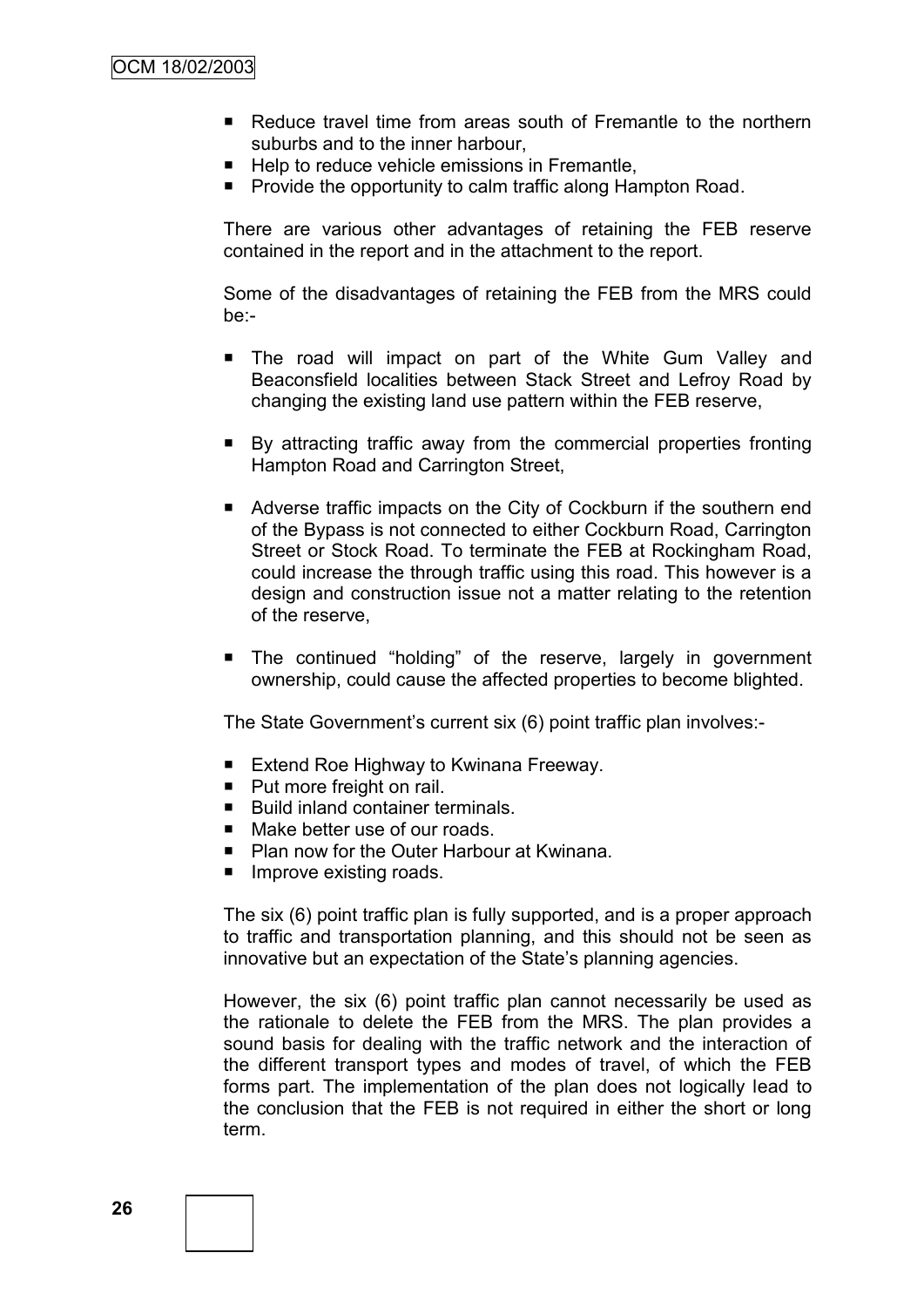- Reduce travel time from areas south of Fremantle to the northern suburbs and to the inner harbour,
- Help to reduce vehicle emissions in Fremantle,
- Provide the opportunity to calm traffic along Hampton Road.

There are various other advantages of retaining the FEB reserve contained in the report and in the attachment to the report.

Some of the disadvantages of retaining the FEB from the MRS could be:-

- The road will impact on part of the White Gum Valley and Beaconsfield localities between Stack Street and Lefroy Road by changing the existing land use pattern within the FEB reserve,

- By attracting traffic away from the commercial properties fronting Hampton Road and Carrington Street,

- Adverse traffic impacts on the City of Cockburn if the southern end of the Bypass is not connected to either Cockburn Road, Carrington Street or Stock Road. To terminate the FEB at Rockingham Road, could increase the through traffic using this road. This however is a design and construction issue not a matter relating to the retention of the reserve,

- The continued "holding" of the reserve, largely in government ownership, could cause the affected properties to become blighted.

The State Government's current six (6) point traffic plan involves:-

- Extend Roe Highway to Kwinana Freeway.
- Put more freight on rail.
- Build inland container terminals.
- Make better use of our roads.
- Plan now for the Outer Harbour at Kwinana.
- Improve existing roads.

The six (6) point traffic plan is fully supported, and is a proper approach to traffic and transportation planning, and this should not be seen as innovative but an expectation of the State's planning agencies.

However, the six (6) point traffic plan cannot necessarily be used as the rationale to delete the FEB from the MRS. The plan provides a sound basis for dealing with the traffic network and the interaction of the different transport types and modes of travel, of which the FEB forms part. The implementation of the plan does not logically lead to the conclusion that the FEB is not required in either the short or long term.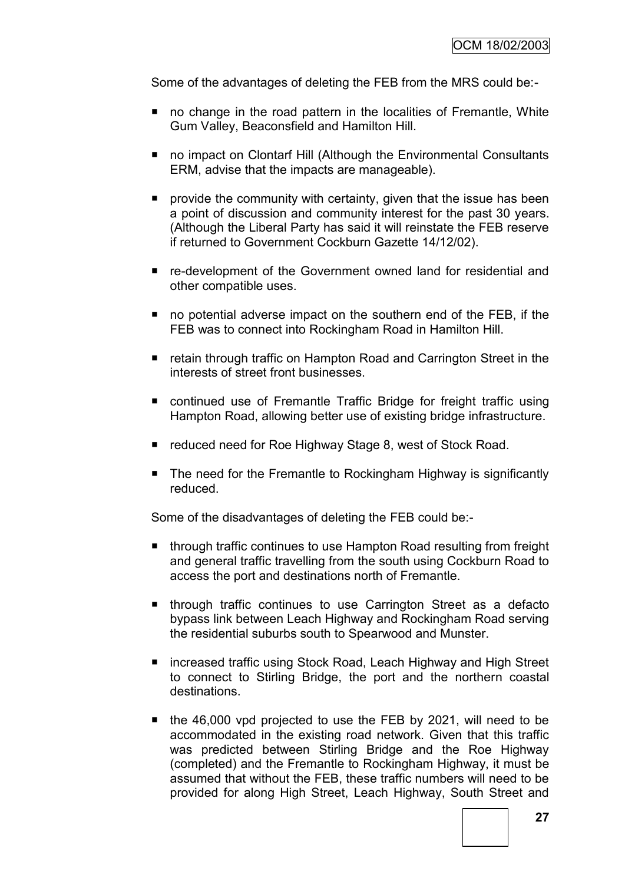Some of the advantages of deleting the FEB from the MRS could be:-

- no change in the road pattern in the localities of Fremantle, White Gum Valley, Beaconsfield and Hamilton Hill.
- no impact on Clontarf Hill (Although the Environmental Consultants ERM, advise that the impacts are manageable).
- provide the community with certainty, given that the issue has been a point of discussion and community interest for the past 30 years. (Although the Liberal Party has said it will reinstate the FEB reserve if returned to Government Cockburn Gazette 14/12/02).
- re-development of the Government owned land for residential and other compatible uses.
- no potential adverse impact on the southern end of the FEB, if the FEB was to connect into Rockingham Road in Hamilton Hill.
- retain through traffic on Hampton Road and Carrington Street in the interests of street front businesses.
- continued use of Fremantle Traffic Bridge for freight traffic using Hampton Road, allowing better use of existing bridge infrastructure.
- reduced need for Roe Highway Stage 8, west of Stock Road.
- The need for the Fremantle to Rockingham Highway is significantly reduced.

Some of the disadvantages of deleting the FEB could be:-

- through traffic continues to use Hampton Road resulting from freight and general traffic travelling from the south using Cockburn Road to access the port and destinations north of Fremantle.
- through traffic continues to use Carrington Street as a defacto bypass link between Leach Highway and Rockingham Road serving the residential suburbs south to Spearwood and Munster.
- increased traffic using Stock Road, Leach Highway and High Street to connect to Stirling Bridge, the port and the northern coastal destinations.
- the 46,000 vpd projected to use the FEB by 2021, will need to be accommodated in the existing road network. Given that this traffic was predicted between Stirling Bridge and the Roe Highway (completed) and the Fremantle to Rockingham Highway, it must be assumed that without the FEB, these traffic numbers will need to be provided for along High Street, Leach Highway, South Street and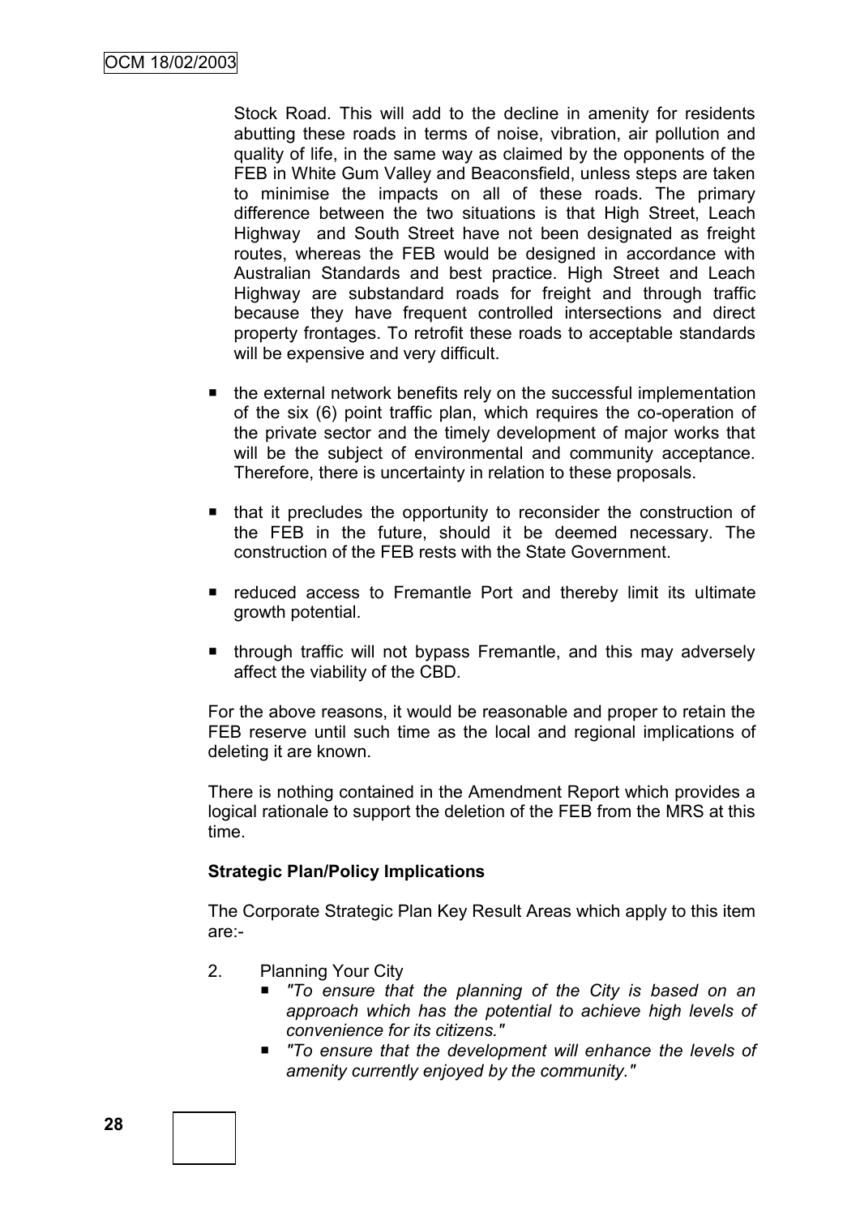Stock Road. This will add to the decline in amenity for residents abutting these roads in terms of noise, vibration, air pollution and quality of life, in the same way as claimed by the opponents of the FEB in White Gum Valley and Beaconsfield, unless steps are taken to minimise the impacts on all of these roads. The primary difference between the two situations is that High Street, Leach Highway and South Street have not been designated as freight routes, whereas the FEB would be designed in accordance with Australian Standards and best practice. High Street and Leach Highway are substandard roads for freight and through traffic because they have frequent controlled intersections and direct property frontages. To retrofit these roads to acceptable standards will be expensive and very difficult.

- the external network benefits rely on the successful implementation of the six (6) point traffic plan, which requires the co-operation of the private sector and the timely development of major works that will be the subject of environmental and community acceptance. Therefore, there is uncertainty in relation to these proposals.
- that it precludes the opportunity to reconsider the construction of the FEB in the future, should it be deemed necessary. The construction of the FEB rests with the State Government.
- reduced access to Fremantle Port and thereby limit its ultimate growth potential.
- through traffic will not bypass Fremantle, and this may adversely affect the viability of the CBD.

For the above reasons, it would be reasonable and proper to retain the FEB reserve until such time as the local and regional implications of deleting it are known.

There is nothing contained in the Amendment Report which provides a logical rationale to support the deletion of the FEB from the MRS at this time.

**Strategic Plan/Policy Implications**

The Corporate Strategic Plan Key Result Areas which apply to this item are:-

2. Planning Your City
   - *"To ensure that the planning of the City is based on an approach which has the potential to achieve high levels of convenience for its citizens."*
   - *"To ensure that the development will enhance the levels of amenity currently enjoyed by the community."*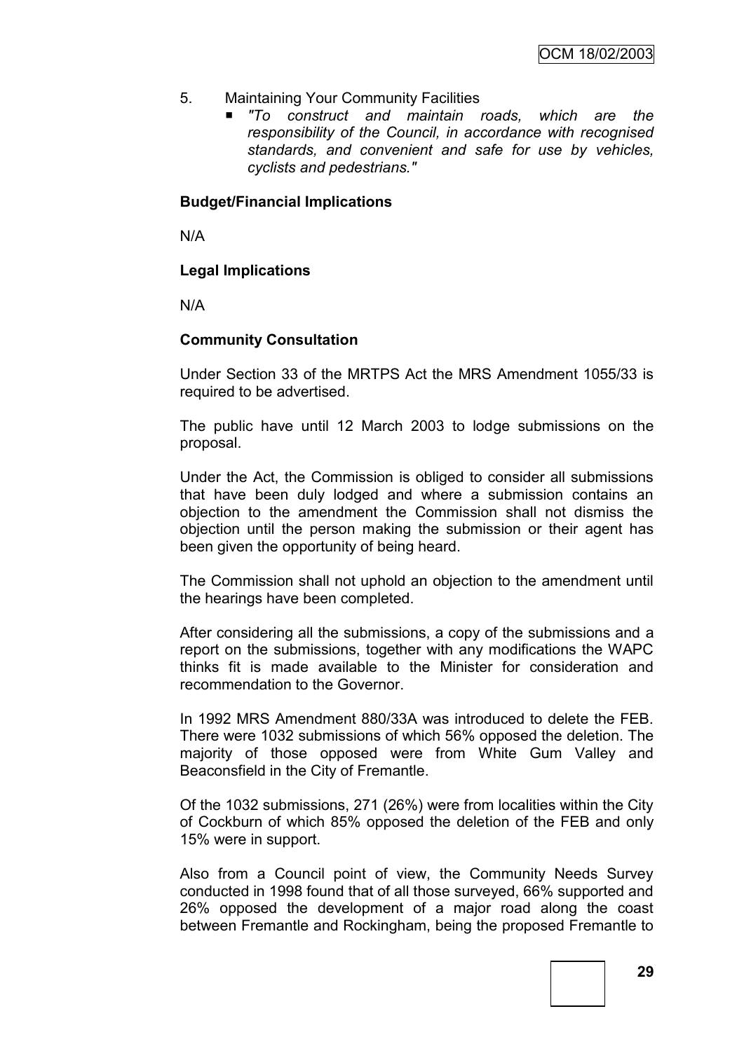5. Maintaining Your Community Facilities
   - *"To construct and maintain roads, which are the responsibility of the Council, in accordance with recognised standards, and convenient and safe for use by vehicles, cyclists and pedestrians."*

**Budget/Financial Implications**

N/A

**Legal Implications**

N/A

**Community Consultation**

Under Section 33 of the MRTPS Act the MRS Amendment 1055/33 is required to be advertised.

The public have until 12 March 2003 to lodge submissions on the proposal.

Under the Act, the Commission is obliged to consider all submissions that have been duly lodged and where a submission contains an objection to the amendment the Commission shall not dismiss the objection until the person making the submission or their agent has been given the opportunity of being heard.

The Commission shall not uphold an objection to the amendment until the hearings have been completed.

After considering all the submissions, a copy of the submissions and a report on the submissions, together with any modifications the WAPC thinks fit is made available to the Minister for consideration and recommendation to the Governor.

In 1992 MRS Amendment 880/33A was introduced to delete the FEB. There were 1032 submissions of which 56% opposed the deletion. The majority of those opposed were from White Gum Valley and Beaconsfield in the City of Fremantle.

Of the 1032 submissions, 271 (26%) were from localities within the City of Cockburn of which 85% opposed the deletion of the FEB and only 15% were in support.

Also from a Council point of view, the Community Needs Survey conducted in 1998 found that of all those surveyed, 66% supported and 26% opposed the development of a major road along the coast between Fremantle and Rockingham, being the proposed Fremantle to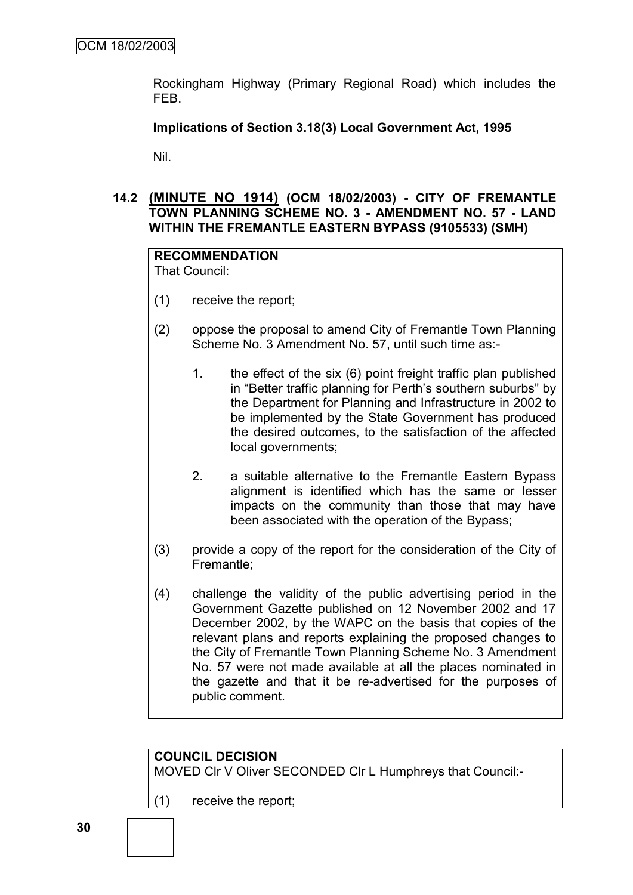Rockingham Highway (Primary Regional Road) which includes the FEB.

**Implications of Section 3.18(3) Local Government Act, 1995**

Nil.

### 14.2 (MINUTE NO 1914) (OCM 18/02/2003) - CITY OF FREMANTLE TOWN PLANNING SCHEME NO. 3 - AMENDMENT NO. 57 - LAND WITHIN THE FREMANTLE EASTERN BYPASS (9105533) (SMH)

**RECOMMENDATION**
That Council:

(1) receive the report;

(2) oppose the proposal to amend City of Fremantle Town Planning Scheme No. 3 Amendment No. 57, until such time as:-

1. the effect of the six (6) point freight traffic plan published in "Better traffic planning for Perth's southern suburbs" by the Department for Planning and Infrastructure in 2002 to be implemented by the State Government has produced the desired outcomes, to the satisfaction of the affected local governments;

2. a suitable alternative to the Fremantle Eastern Bypass alignment is identified which has the same or lesser impacts on the community than those that may have been associated with the operation of the Bypass;

(3) provide a copy of the report for the consideration of the City of Fremantle;

(4) challenge the validity of the public advertising period in the Government Gazette published on 12 November 2002 and 17 December 2002, by the WAPC on the basis that copies of the relevant plans and reports explaining the proposed changes to the City of Fremantle Town Planning Scheme No. 3 Amendment No. 57 were not made available at all the places nominated in the gazette and that it be re-advertised for the purposes of public comment.

**COUNCIL DECISION**
MOVED Clr V Oliver SECONDED Clr L Humphreys that Council:-

(1) receive the report;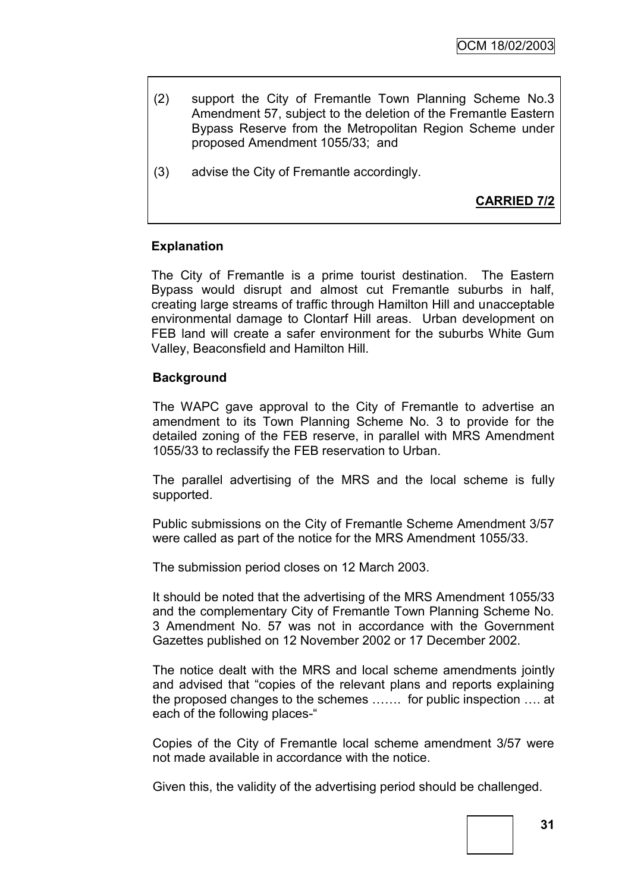(2) support the City of Fremantle Town Planning Scheme No.3 Amendment 57, subject to the deletion of the Fremantle Eastern Bypass Reserve from the Metropolitan Region Scheme under proposed Amendment 1055/33; and

(3) advise the City of Fremantle accordingly.

**CARRIED 7/2**

**Explanation**

The City of Fremantle is a prime tourist destination. The Eastern Bypass would disrupt and almost cut Fremantle suburbs in half, creating large streams of traffic through Hamilton Hill and unacceptable environmental damage to Clontarf Hill areas. Urban development on FEB land will create a safer environment for the suburbs White Gum Valley, Beaconsfield and Hamilton Hill.

**Background**

The WAPC gave approval to the City of Fremantle to advertise an amendment to its Town Planning Scheme No. 3 to provide for the detailed zoning of the FEB reserve, in parallel with MRS Amendment 1055/33 to reclassify the FEB reservation to Urban.

The parallel advertising of the MRS and the local scheme is fully supported.

Public submissions on the City of Fremantle Scheme Amendment 3/57 were called as part of the notice for the MRS Amendment 1055/33.

The submission period closes on 12 March 2003.

It should be noted that the advertising of the MRS Amendment 1055/33 and the complementary City of Fremantle Town Planning Scheme No. 3 Amendment No. 57 was not in accordance with the Government Gazettes published on 12 November 2002 or 17 December 2002.

The notice dealt with the MRS and local scheme amendments jointly and advised that "copies of the relevant plans and reports explaining the proposed changes to the schemes ……. for public inspection …. at each of the following places-"

Copies of the City of Fremantle local scheme amendment 3/57 were not made available in accordance with the notice.

Given this, the validity of the advertising period should be challenged.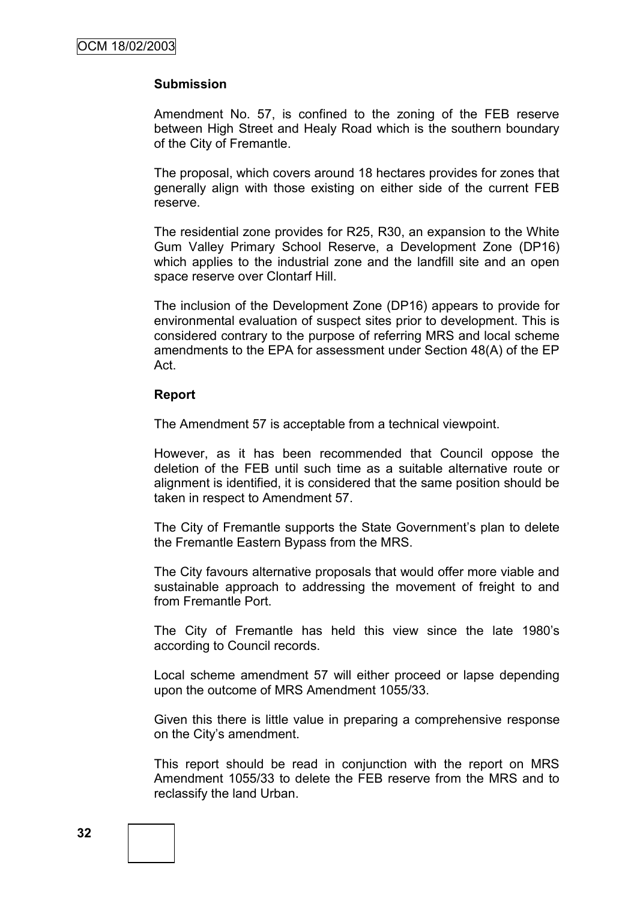**Submission**

Amendment No. 57, is confined to the zoning of the FEB reserve between High Street and Healy Road which is the southern boundary of the City of Fremantle.

The proposal, which covers around 18 hectares provides for zones that generally align with those existing on either side of the current FEB reserve.

The residential zone provides for R25, R30, an expansion to the White Gum Valley Primary School Reserve, a Development Zone (DP16) which applies to the industrial zone and the landfill site and an open space reserve over Clontarf Hill.

The inclusion of the Development Zone (DP16) appears to provide for environmental evaluation of suspect sites prior to development. This is considered contrary to the purpose of referring MRS and local scheme amendments to the EPA for assessment under Section 48(A) of the EP Act.

**Report**

The Amendment 57 is acceptable from a technical viewpoint.

However, as it has been recommended that Council oppose the deletion of the FEB until such time as a suitable alternative route or alignment is identified, it is considered that the same position should be taken in respect to Amendment 57.

The City of Fremantle supports the State Government's plan to delete the Fremantle Eastern Bypass from the MRS.

The City favours alternative proposals that would offer more viable and sustainable approach to addressing the movement of freight to and from Fremantle Port.

The City of Fremantle has held this view since the late 1980's according to Council records.

Local scheme amendment 57 will either proceed or lapse depending upon the outcome of MRS Amendment 1055/33.

Given this there is little value in preparing a comprehensive response on the City's amendment.

This report should be read in conjunction with the report on MRS Amendment 1055/33 to delete the FEB reserve from the MRS and to reclassify the land Urban.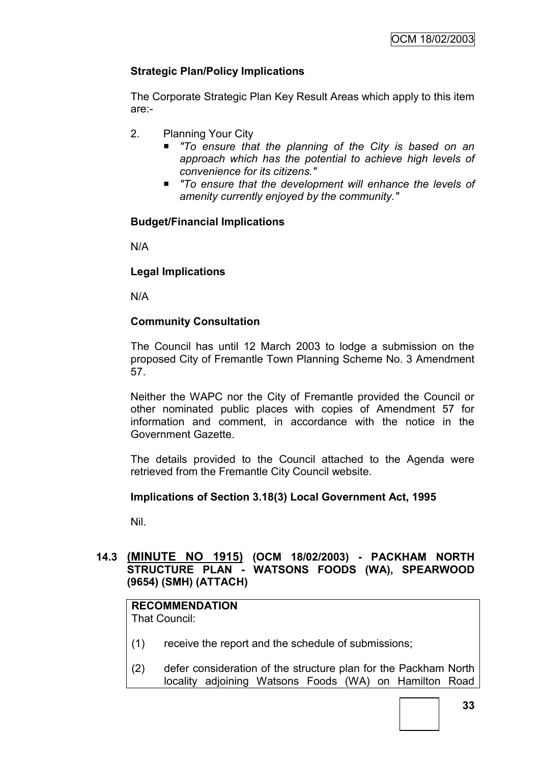### Strategic Plan/Policy Implications

The Corporate Strategic Plan Key Result Areas which apply to this item are:-

2. Planning Your City
   - *"To ensure that the planning of the City is based on an approach which has the potential to achieve high levels of convenience for its citizens."*
   - *"To ensure that the development will enhance the levels of amenity currently enjoyed by the community."*

### Budget/Financial Implications

N/A

### Legal Implications

N/A

### Community Consultation

The Council has until 12 March 2003 to lodge a submission on the proposed City of Fremantle Town Planning Scheme No. 3 Amendment 57.

Neither the WAPC nor the City of Fremantle provided the Council or other nominated public places with copies of Amendment 57 for information and comment, in accordance with the notice in the Government Gazette.

The details provided to the Council attached to the Agenda were retrieved from the Fremantle City Council website.

### Implications of Section 3.18(3) Local Government Act, 1995

Nil.

## 14.3 (MINUTE NO 1915) (OCM 18/02/2003) - PACKHAM NORTH STRUCTURE PLAN - WATSONS FOODS (WA), SPEARWOOD (9654) (SMH) (ATTACH)

**RECOMMENDATION**
That Council:

(1) receive the report and the schedule of submissions;

(2) defer consideration of the structure plan for the Packham North locality adjoining Watsons Foods (WA) on Hamilton Road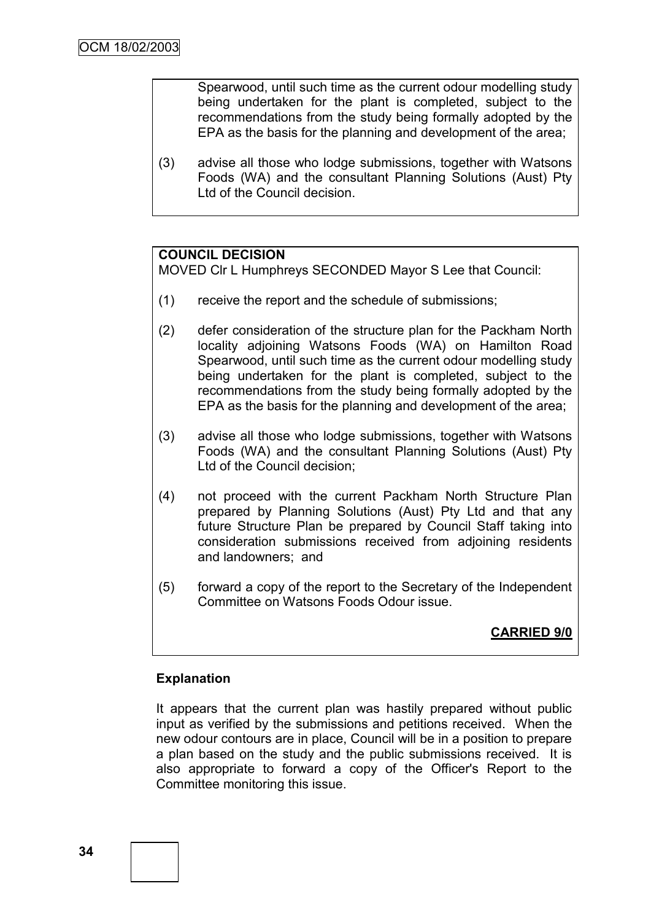Spearwood, until such time as the current odour modelling study being undertaken for the plant is completed, subject to the recommendations from the study being formally adopted by the EPA as the basis for the planning and development of the area;

(3) advise all those who lodge submissions, together with Watsons Foods (WA) and the consultant Planning Solutions (Aust) Pty Ltd of the Council decision.

**COUNCIL DECISION**

MOVED Clr L Humphreys SECONDED Mayor S Lee that Council:

(1) receive the report and the schedule of submissions;

(2) defer consideration of the structure plan for the Packham North locality adjoining Watsons Foods (WA) on Hamilton Road Spearwood, until such time as the current odour modelling study being undertaken for the plant is completed, subject to the recommendations from the study being formally adopted by the EPA as the basis for the planning and development of the area;

(3) advise all those who lodge submissions, together with Watsons Foods (WA) and the consultant Planning Solutions (Aust) Pty Ltd of the Council decision;

(4) not proceed with the current Packham North Structure Plan prepared by Planning Solutions (Aust) Pty Ltd and that any future Structure Plan be prepared by Council Staff taking into consideration submissions received from adjoining residents and landowners; and

(5) forward a copy of the report to the Secretary of the Independent Committee on Watsons Foods Odour issue.

**CARRIED 9/0**

**Explanation**

It appears that the current plan was hastily prepared without public input as verified by the submissions and petitions received. When the new odour contours are in place, Council will be in a position to prepare a plan based on the study and the public submissions received. It is also appropriate to forward a copy of the Officer's Report to the Committee monitoring this issue.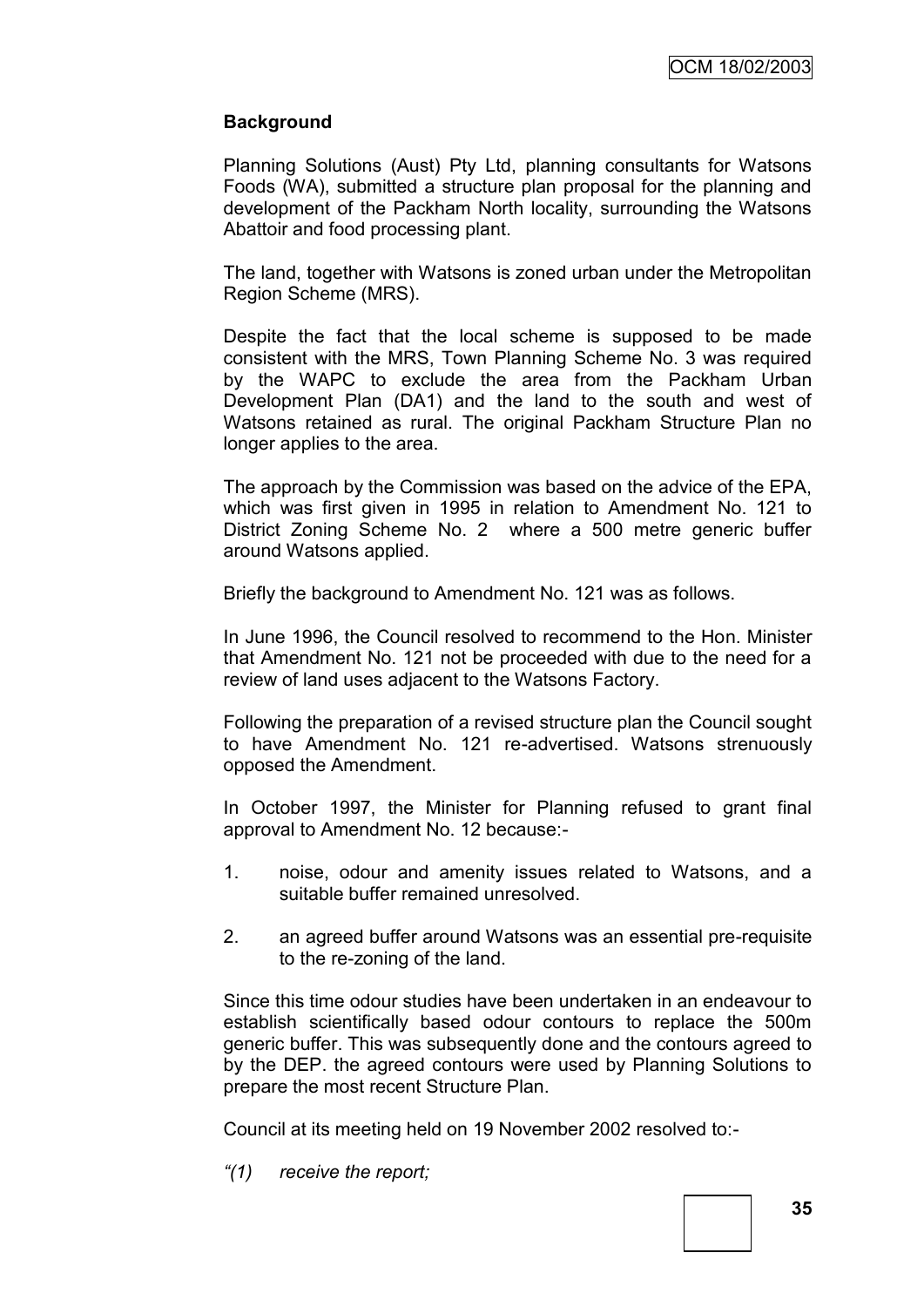**Background**

Planning Solutions (Aust) Pty Ltd, planning consultants for Watsons Foods (WA), submitted a structure plan proposal for the planning and development of the Packham North locality, surrounding the Watsons Abattoir and food processing plant.

The land, together with Watsons is zoned urban under the Metropolitan Region Scheme (MRS).

Despite the fact that the local scheme is supposed to be made consistent with the MRS, Town Planning Scheme No. 3 was required by the WAPC to exclude the area from the Packham Urban Development Plan (DA1) and the land to the south and west of Watsons retained as rural. The original Packham Structure Plan no longer applies to the area.

The approach by the Commission was based on the advice of the EPA, which was first given in 1995 in relation to Amendment No. 121 to District Zoning Scheme No. 2 where a 500 metre generic buffer around Watsons applied.

Briefly the background to Amendment No. 121 was as follows.

In June 1996, the Council resolved to recommend to the Hon. Minister that Amendment No. 121 not be proceeded with due to the need for a review of land uses adjacent to the Watsons Factory.

Following the preparation of a revised structure plan the Council sought to have Amendment No. 121 re-advertised. Watsons strenuously opposed the Amendment.

In October 1997, the Minister for Planning refused to grant final approval to Amendment No. 12 because:-

1. noise, odour and amenity issues related to Watsons, and a suitable buffer remained unresolved.
2. an agreed buffer around Watsons was an essential pre-requisite to the re-zoning of the land.

Since this time odour studies have been undertaken in an endeavour to establish scientifically based odour contours to replace the 500m generic buffer. This was subsequently done and the contours agreed to by the DEP. the agreed contours were used by Planning Solutions to prepare the most recent Structure Plan.

Council at its meeting held on 19 November 2002 resolved to:-

*"(1) receive the report;*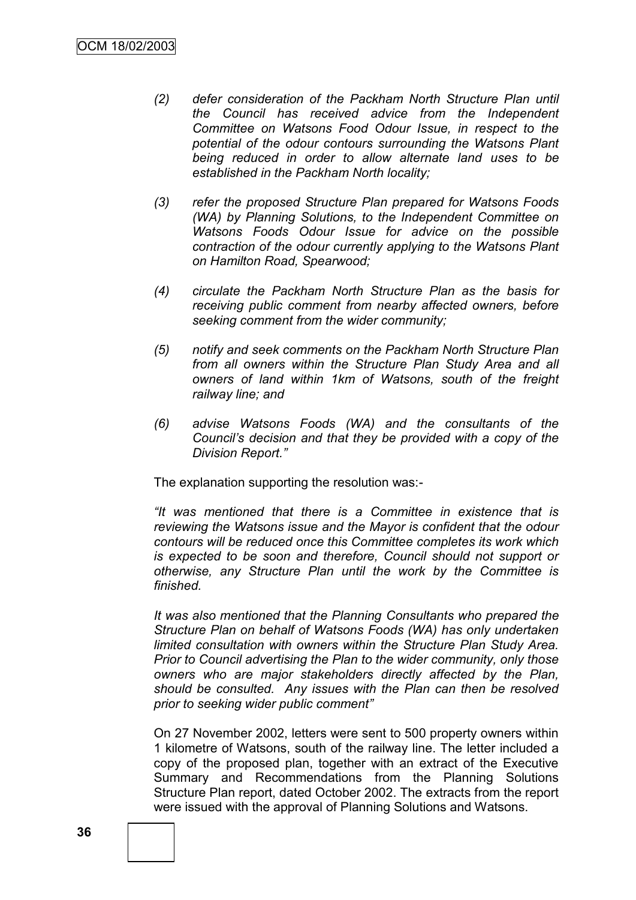*(2) defer consideration of the Packham North Structure Plan until the Council has received advice from the Independent Committee on Watsons Food Odour Issue, in respect to the potential of the odour contours surrounding the Watsons Plant being reduced in order to allow alternate land uses to be established in the Packham North locality;*

*(3) refer the proposed Structure Plan prepared for Watsons Foods (WA) by Planning Solutions, to the Independent Committee on Watsons Foods Odour Issue for advice on the possible contraction of the odour currently applying to the Watsons Plant on Hamilton Road, Spearwood;*

*(4) circulate the Packham North Structure Plan as the basis for receiving public comment from nearby affected owners, before seeking comment from the wider community;*

*(5) notify and seek comments on the Packham North Structure Plan from all owners within the Structure Plan Study Area and all owners of land within 1km of Watsons, south of the freight railway line; and*

*(6) advise Watsons Foods (WA) and the consultants of the Council's decision and that they be provided with a copy of the Division Report."*

The explanation supporting the resolution was:-

*"It was mentioned that there is a Committee in existence that is reviewing the Watsons issue and the Mayor is confident that the odour contours will be reduced once this Committee completes its work which is expected to be soon and therefore, Council should not support or otherwise, any Structure Plan until the work by the Committee is finished.*

*It was also mentioned that the Planning Consultants who prepared the Structure Plan on behalf of Watsons Foods (WA) has only undertaken limited consultation with owners within the Structure Plan Study Area. Prior to Council advertising the Plan to the wider community, only those owners who are major stakeholders directly affected by the Plan, should be consulted. Any issues with the Plan can then be resolved prior to seeking wider public comment"*

On 27 November 2002, letters were sent to 500 property owners within 1 kilometre of Watsons, south of the railway line. The letter included a copy of the proposed plan, together with an extract of the Executive Summary and Recommendations from the Planning Solutions Structure Plan report, dated October 2002. The extracts from the report were issued with the approval of Planning Solutions and Watsons.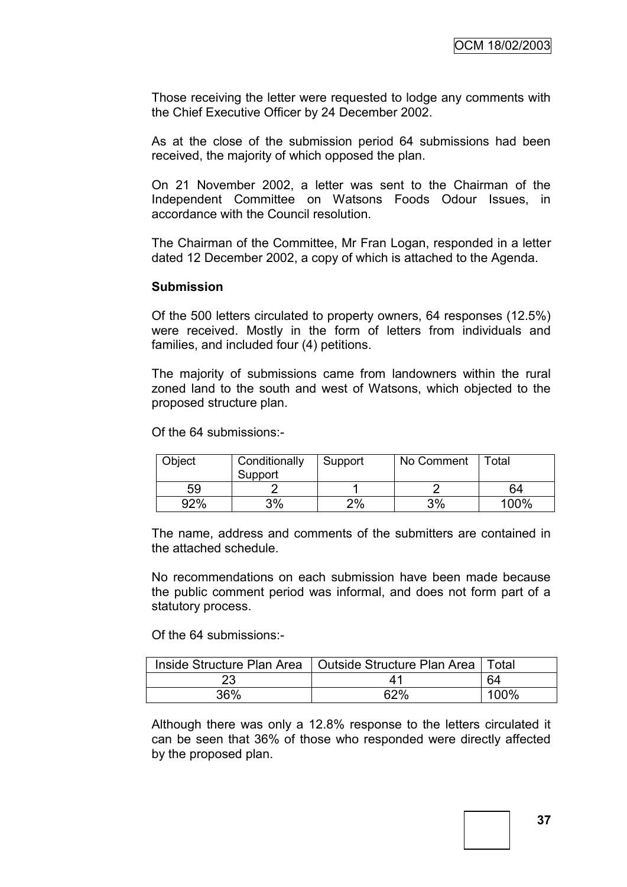Those receiving the letter were requested to lodge any comments with the Chief Executive Officer by 24 December 2002.

As at the close of the submission period 64 submissions had been received, the majority of which opposed the plan.

On 21 November 2002, a letter was sent to the Chairman of the Independent Committee on Watsons Foods Odour Issues, in accordance with the Council resolution.

The Chairman of the Committee, Mr Fran Logan, responded in a letter dated 12 December 2002, a copy of which is attached to the Agenda.

**Submission**

Of the 500 letters circulated to property owners, 64 responses (12.5%) were received. Mostly in the form of letters from individuals and families, and included four (4) petitions.

The majority of submissions came from landowners within the rural zoned land to the south and west of Watsons, which objected to the proposed structure plan.

Of the 64 submissions:-

| Object | Conditionally Support | Support | No Comment | Total |
|---|---|---|---|---|
| 59 | 2 | 1 | 2 | 64 |
| 92% | 3% | 2% | 3% | 100% |

The name, address and comments of the submitters are contained in the attached schedule.

No recommendations on each submission have been made because the public comment period was informal, and does not form part of a statutory process.

Of the 64 submissions:-

| Inside Structure Plan Area | Outside Structure Plan Area | Total |
|---|---|---|
| 23 | 41 | 64 |
| 36% | 62% | 100% |

Although there was only a 12.8% response to the letters circulated it can be seen that 36% of those who responded were directly affected by the proposed plan.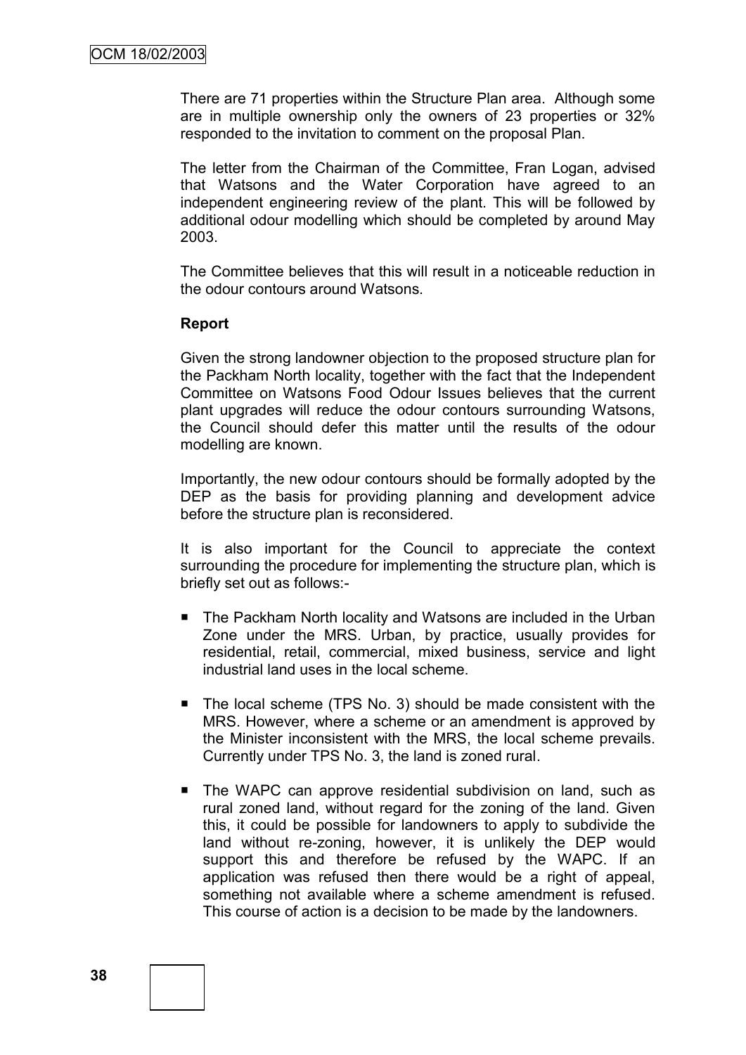There are 71 properties within the Structure Plan area. Although some are in multiple ownership only the owners of 23 properties or 32% responded to the invitation to comment on the proposal Plan.

The letter from the Chairman of the Committee, Fran Logan, advised that Watsons and the Water Corporation have agreed to an independent engineering review of the plant. This will be followed by additional odour modelling which should be completed by around May 2003.

The Committee believes that this will result in a noticeable reduction in the odour contours around Watsons.

**Report**

Given the strong landowner objection to the proposed structure plan for the Packham North locality, together with the fact that the Independent Committee on Watsons Food Odour Issues believes that the current plant upgrades will reduce the odour contours surrounding Watsons, the Council should defer this matter until the results of the odour modelling are known.

Importantly, the new odour contours should be formally adopted by the DEP as the basis for providing planning and development advice before the structure plan is reconsidered.

It is also important for the Council to appreciate the context surrounding the procedure for implementing the structure plan, which is briefly set out as follows:-

- The Packham North locality and Watsons are included in the Urban Zone under the MRS. Urban, by practice, usually provides for residential, retail, commercial, mixed business, service and light industrial land uses in the local scheme.

- The local scheme (TPS No. 3) should be made consistent with the MRS. However, where a scheme or an amendment is approved by the Minister inconsistent with the MRS, the local scheme prevails. Currently under TPS No. 3, the land is zoned rural.

- The WAPC can approve residential subdivision on land, such as rural zoned land, without regard for the zoning of the land. Given this, it could be possible for landowners to apply to subdivide the land without re-zoning, however, it is unlikely the DEP would support this and therefore be refused by the WAPC. If an application was refused then there would be a right of appeal, something not available where a scheme amendment is refused. This course of action is a decision to be made by the landowners.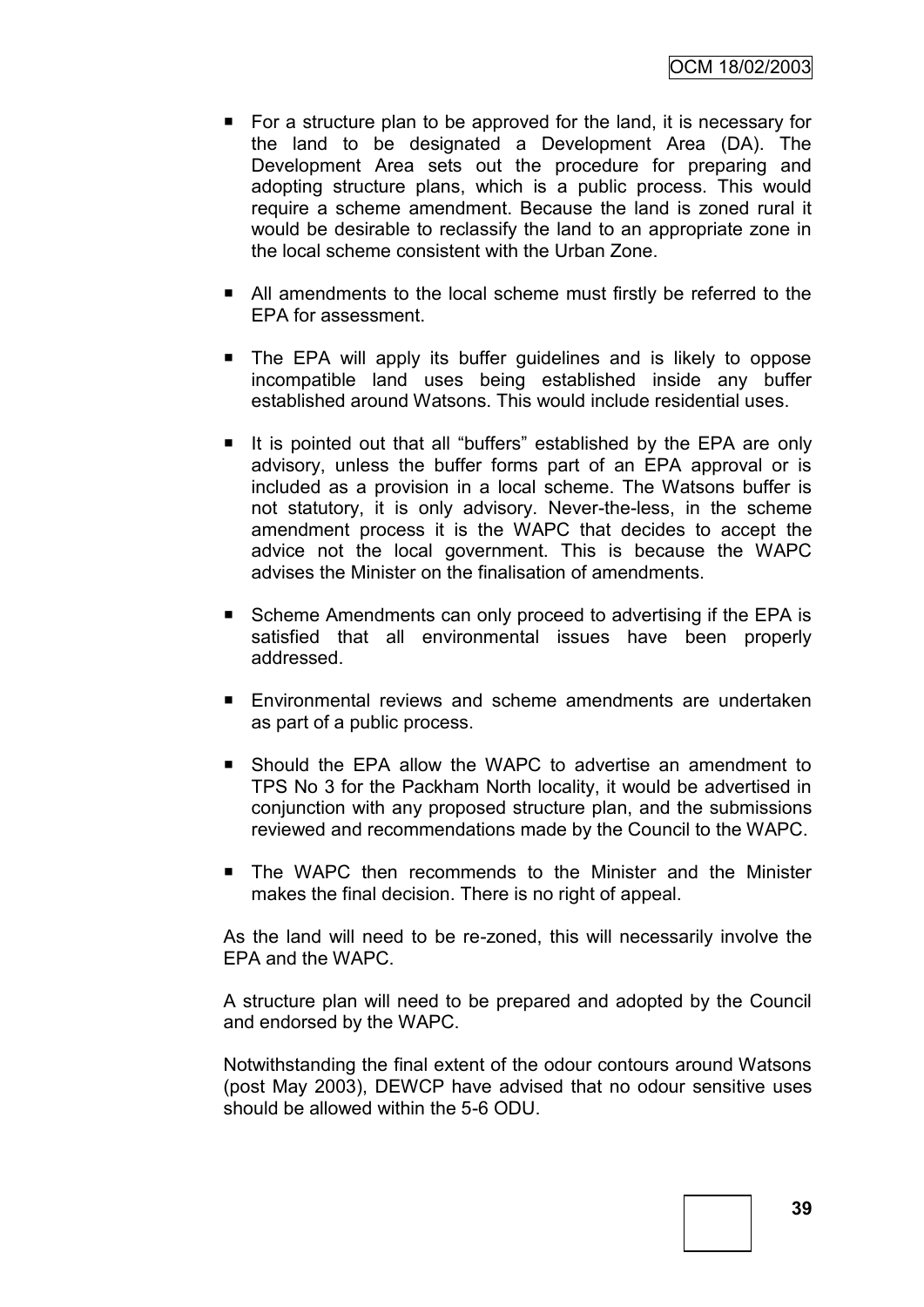- For a structure plan to be approved for the land, it is necessary for the land to be designated a Development Area (DA). The Development Area sets out the procedure for preparing and adopting structure plans, which is a public process. This would require a scheme amendment. Because the land is zoned rural it would be desirable to reclassify the land to an appropriate zone in the local scheme consistent with the Urban Zone.

- All amendments to the local scheme must firstly be referred to the EPA for assessment.

- The EPA will apply its buffer guidelines and is likely to oppose incompatible land uses being established inside any buffer established around Watsons. This would include residential uses.

- It is pointed out that all "buffers" established by the EPA are only advisory, unless the buffer forms part of an EPA approval or is included as a provision in a local scheme. The Watsons buffer is not statutory, it is only advisory. Never-the-less, in the scheme amendment process it is the WAPC that decides to accept the advice not the local government. This is because the WAPC advises the Minister on the finalisation of amendments.

- Scheme Amendments can only proceed to advertising if the EPA is satisfied that all environmental issues have been properly addressed.

- Environmental reviews and scheme amendments are undertaken as part of a public process.

- Should the EPA allow the WAPC to advertise an amendment to TPS No 3 for the Packham North locality, it would be advertised in conjunction with any proposed structure plan, and the submissions reviewed and recommendations made by the Council to the WAPC.

- The WAPC then recommends to the Minister and the Minister makes the final decision. There is no right of appeal.

As the land will need to be re-zoned, this will necessarily involve the EPA and the WAPC.

A structure plan will need to be prepared and adopted by the Council and endorsed by the WAPC.

Notwithstanding the final extent of the odour contours around Watsons (post May 2003), DEWCP have advised that no odour sensitive uses should be allowed within the 5-6 ODU.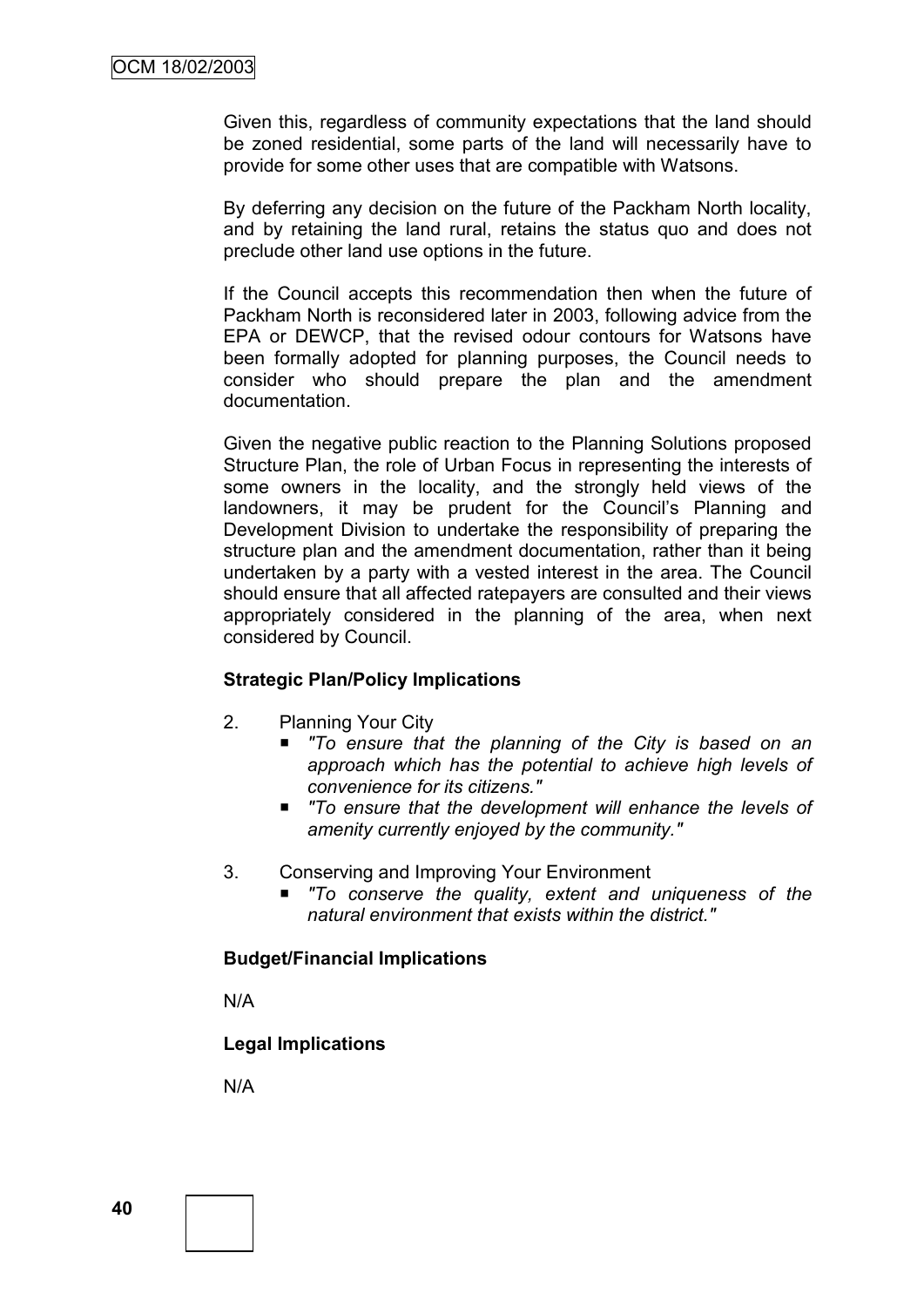Given this, regardless of community expectations that the land should be zoned residential, some parts of the land will necessarily have to provide for some other uses that are compatible with Watsons.

By deferring any decision on the future of the Packham North locality, and by retaining the land rural, retains the status quo and does not preclude other land use options in the future.

If the Council accepts this recommendation then when the future of Packham North is reconsidered later in 2003, following advice from the EPA or DEWCP, that the revised odour contours for Watsons have been formally adopted for planning purposes, the Council needs to consider who should prepare the plan and the amendment documentation.

Given the negative public reaction to the Planning Solutions proposed Structure Plan, the role of Urban Focus in representing the interests of some owners in the locality, and the strongly held views of the landowners, it may be prudent for the Council's Planning and Development Division to undertake the responsibility of preparing the structure plan and the amendment documentation, rather than it being undertaken by a party with a vested interest in the area. The Council should ensure that all affected ratepayers are consulted and their views appropriately considered in the planning of the area, when next considered by Council.

**Strategic Plan/Policy Implications**

2. Planning Your City
   - *"To ensure that the planning of the City is based on an approach which has the potential to achieve high levels of convenience for its citizens."*
   - *"To ensure that the development will enhance the levels of amenity currently enjoyed by the community."*

3. Conserving and Improving Your Environment
   - *"To conserve the quality, extent and uniqueness of the natural environment that exists within the district."*

**Budget/Financial Implications**

N/A

**Legal Implications**

N/A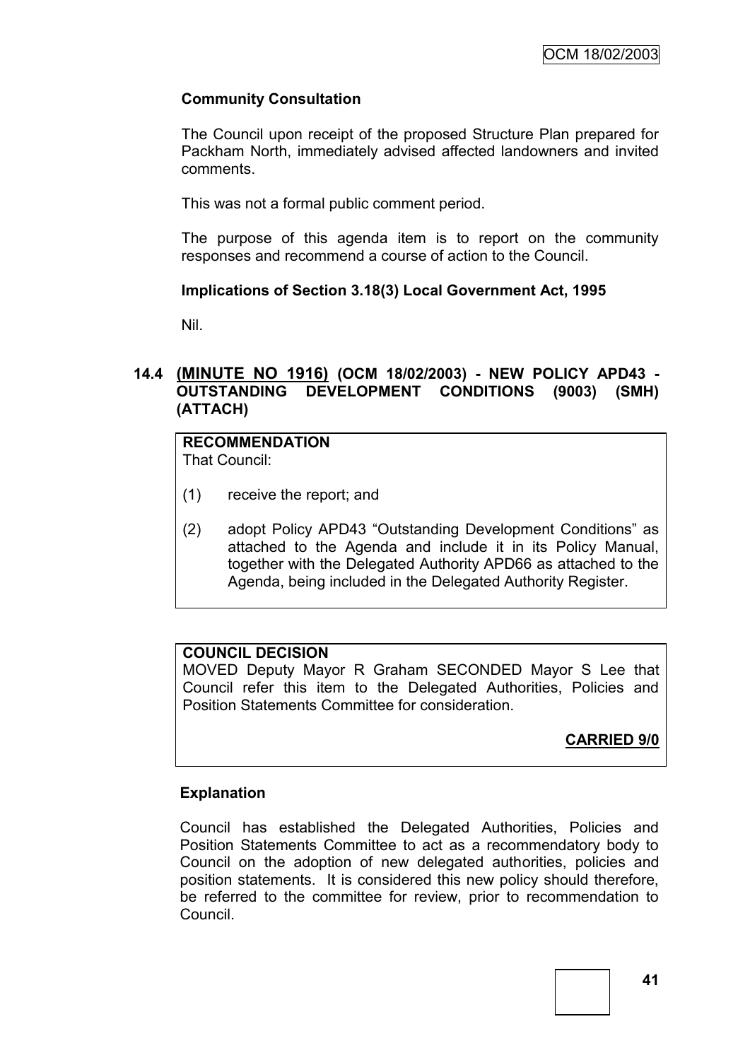**Community Consultation**

The Council upon receipt of the proposed Structure Plan prepared for Packham North, immediately advised affected landowners and invited comments.

This was not a formal public comment period.

The purpose of this agenda item is to report on the community responses and recommend a course of action to the Council.

**Implications of Section 3.18(3) Local Government Act, 1995**

Nil.

### 14.4 (MINUTE NO 1916) (OCM 18/02/2003) - NEW POLICY APD43 - OUTSTANDING DEVELOPMENT CONDITIONS (9003) (SMH) (ATTACH)

**RECOMMENDATION**

That Council:

(1) receive the report; and

(2) adopt Policy APD43 "Outstanding Development Conditions" as attached to the Agenda and include it in its Policy Manual, together with the Delegated Authority APD66 as attached to the Agenda, being included in the Delegated Authority Register.

**COUNCIL DECISION**

MOVED Deputy Mayor R Graham SECONDED Mayor S Lee that Council refer this item to the Delegated Authorities, Policies and Position Statements Committee for consideration.

**CARRIED 9/0**

**Explanation**

Council has established the Delegated Authorities, Policies and Position Statements Committee to act as a recommendatory body to Council on the adoption of new delegated authorities, policies and position statements. It is considered this new policy should therefore, be referred to the committee for review, prior to recommendation to Council.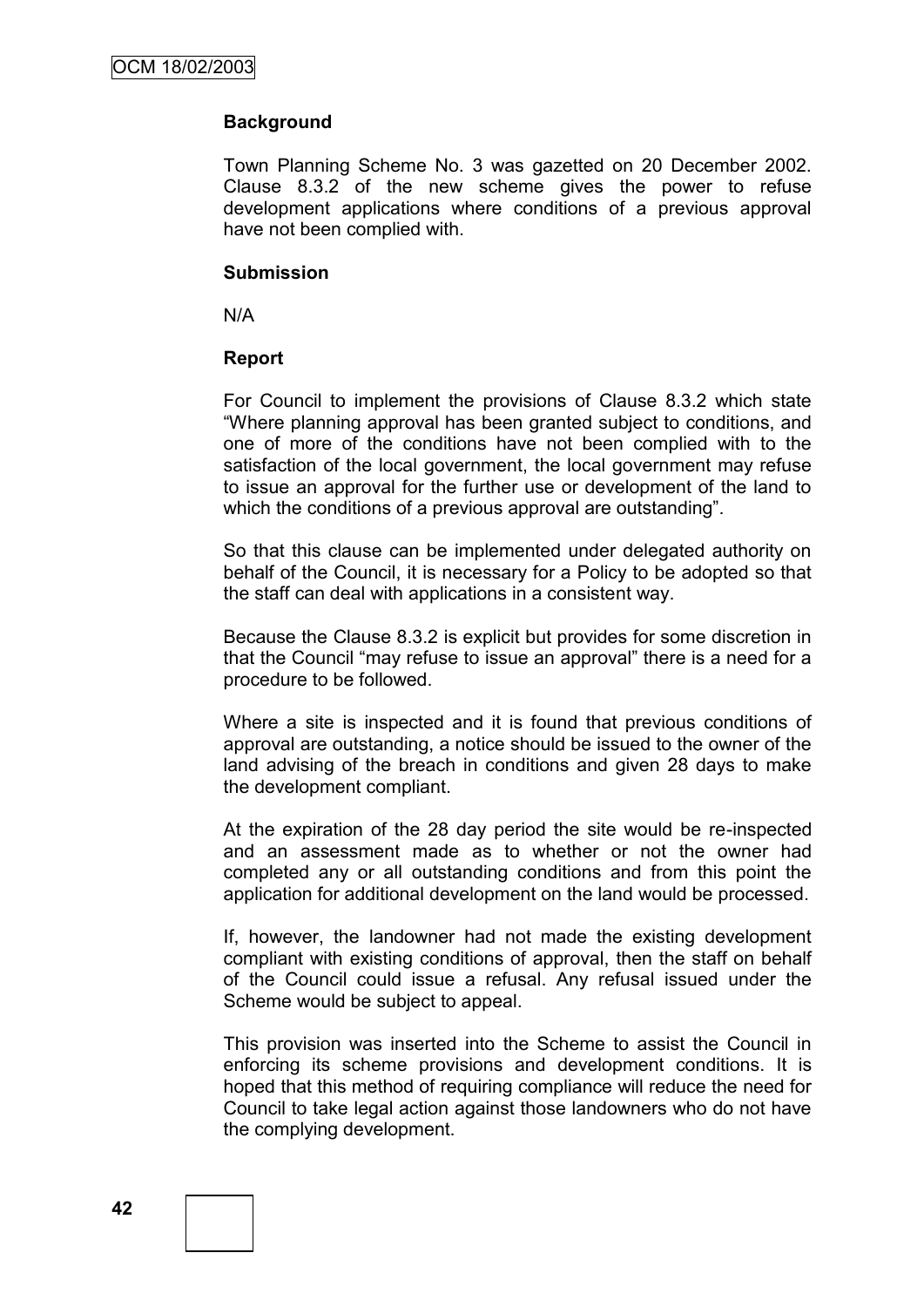**Background**

Town Planning Scheme No. 3 was gazetted on 20 December 2002. Clause 8.3.2 of the new scheme gives the power to refuse development applications where conditions of a previous approval have not been complied with.

**Submission**

N/A

**Report**

For Council to implement the provisions of Clause 8.3.2 which state "Where planning approval has been granted subject to conditions, and one of more of the conditions have not been complied with to the satisfaction of the local government, the local government may refuse to issue an approval for the further use or development of the land to which the conditions of a previous approval are outstanding".

So that this clause can be implemented under delegated authority on behalf of the Council, it is necessary for a Policy to be adopted so that the staff can deal with applications in a consistent way.

Because the Clause 8.3.2 is explicit but provides for some discretion in that the Council "may refuse to issue an approval" there is a need for a procedure to be followed.

Where a site is inspected and it is found that previous conditions of approval are outstanding, a notice should be issued to the owner of the land advising of the breach in conditions and given 28 days to make the development compliant.

At the expiration of the 28 day period the site would be re-inspected and an assessment made as to whether or not the owner had completed any or all outstanding conditions and from this point the application for additional development on the land would be processed.

If, however, the landowner had not made the existing development compliant with existing conditions of approval, then the staff on behalf of the Council could issue a refusal. Any refusal issued under the Scheme would be subject to appeal.

This provision was inserted into the Scheme to assist the Council in enforcing its scheme provisions and development conditions. It is hoped that this method of requiring compliance will reduce the need for Council to take legal action against those landowners who do not have the complying development.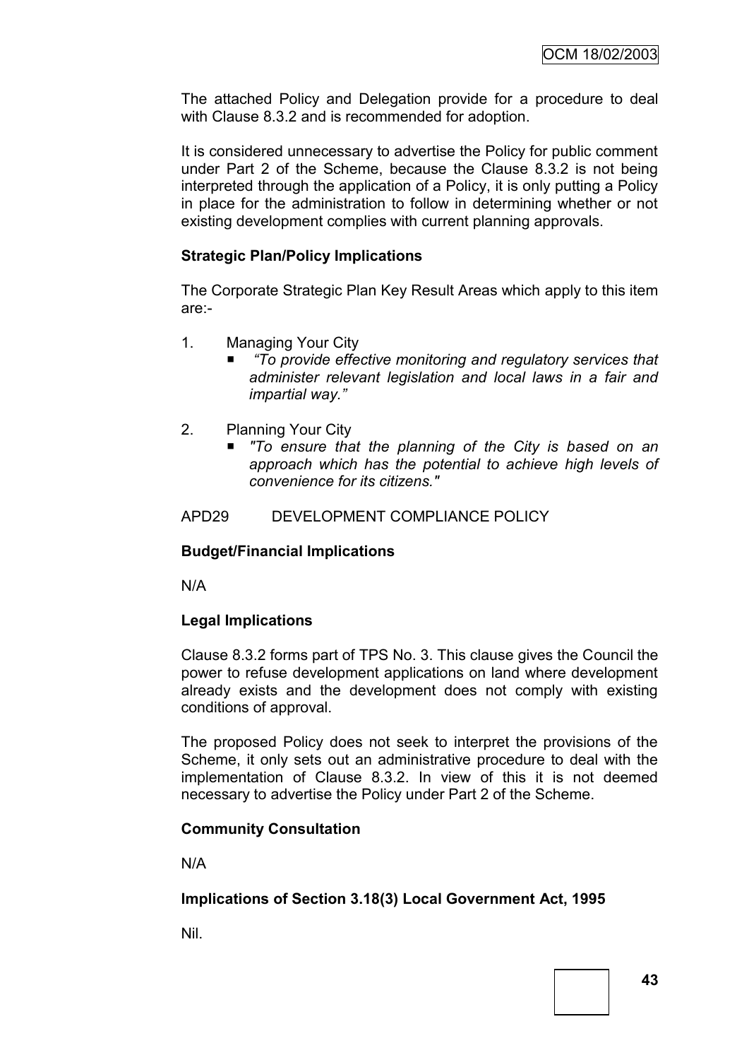The attached Policy and Delegation provide for a procedure to deal with Clause 8.3.2 and is recommended for adoption.

It is considered unnecessary to advertise the Policy for public comment under Part 2 of the Scheme, because the Clause 8.3.2 is not being interpreted through the application of a Policy, it is only putting a Policy in place for the administration to follow in determining whether or not existing development complies with current planning approvals.

**Strategic Plan/Policy Implications**

The Corporate Strategic Plan Key Result Areas which apply to this item are:-

1. Managing Your City
   - *"To provide effective monitoring and regulatory services that administer relevant legislation and local laws in a fair and impartial way."*

2. Planning Your City
   - *"To ensure that the planning of the City is based on an approach which has the potential to achieve high levels of convenience for its citizens."*

APD29 DEVELOPMENT COMPLIANCE POLICY

**Budget/Financial Implications**

N/A

**Legal Implications**

Clause 8.3.2 forms part of TPS No. 3. This clause gives the Council the power to refuse development applications on land where development already exists and the development does not comply with existing conditions of approval.

The proposed Policy does not seek to interpret the provisions of the Scheme, it only sets out an administrative procedure to deal with the implementation of Clause 8.3.2. In view of this it is not deemed necessary to advertise the Policy under Part 2 of the Scheme.

**Community Consultation**

N/A

**Implications of Section 3.18(3) Local Government Act, 1995**

Nil.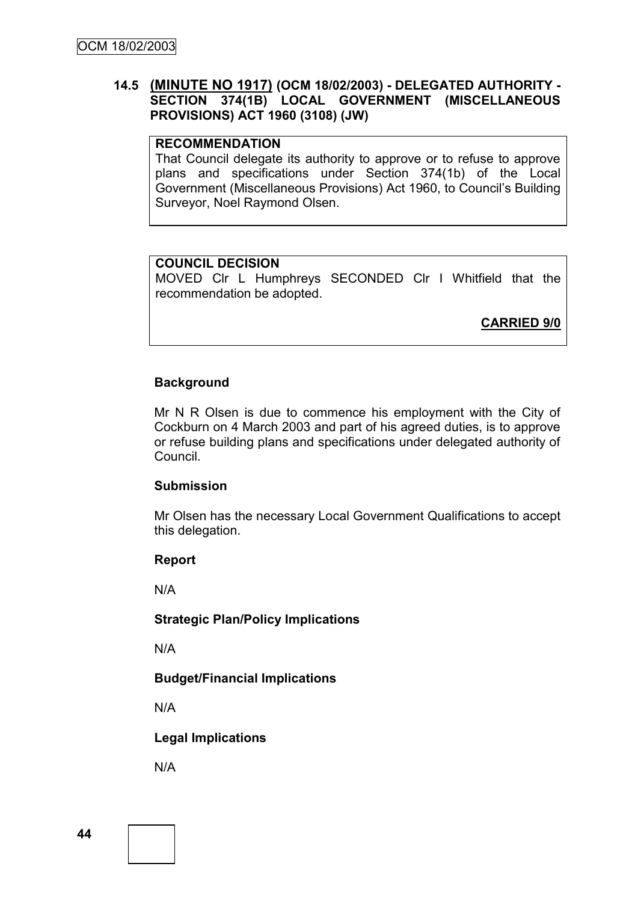### 14.5 (MINUTE NO 1917) (OCM 18/02/2003) - DELEGATED AUTHORITY - SECTION 374(1B) LOCAL GOVERNMENT (MISCELLANEOUS PROVISIONS) ACT 1960 (3108) (JW)

**RECOMMENDATION**
That Council delegate its authority to approve or to refuse to approve plans and specifications under Section 374(1b) of the Local Government (Miscellaneous Provisions) Act 1960, to Council's Building Surveyor, Noel Raymond Olsen.

**COUNCIL DECISION**
MOVED Clr L Humphreys SECONDED Clr I Whitfield that the recommendation be adopted.

**CARRIED 9/0**

**Background**

Mr N R Olsen is due to commence his employment with the City of Cockburn on 4 March 2003 and part of his agreed duties, is to approve or refuse building plans and specifications under delegated authority of Council.

**Submission**

Mr Olsen has the necessary Local Government Qualifications to accept this delegation.

**Report**

N/A

**Strategic Plan/Policy Implications**

N/A

**Budget/Financial Implications**

N/A

**Legal Implications**

N/A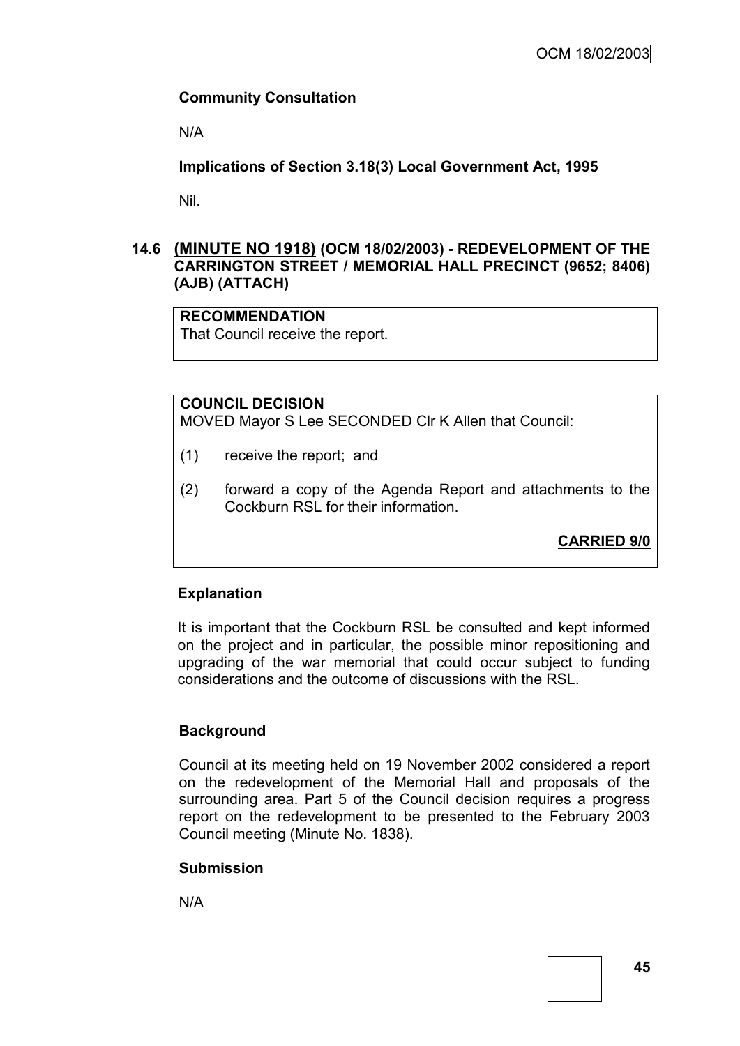### Community Consultation

N/A

### Implications of Section 3.18(3) Local Government Act, 1995

Nil.

## 14.6 (MINUTE NO 1918) (OCM 18/02/2003) - REDEVELOPMENT OF THE CARRINGTON STREET / MEMORIAL HALL PRECINCT (9652; 8406) (AJB) (ATTACH)

**RECOMMENDATION**
That Council receive the report.

**COUNCIL DECISION**
MOVED Mayor S Lee SECONDED Clr K Allen that Council:

(1) receive the report; and

(2) forward a copy of the Agenda Report and attachments to the Cockburn RSL for their information.

**CARRIED 9/0**

### Explanation

It is important that the Cockburn RSL be consulted and kept informed on the project and in particular, the possible minor repositioning and upgrading of the war memorial that could occur subject to funding considerations and the outcome of discussions with the RSL.

### Background

Council at its meeting held on 19 November 2002 considered a report on the redevelopment of the Memorial Hall and proposals of the surrounding area. Part 5 of the Council decision requires a progress report on the redevelopment to be presented to the February 2003 Council meeting (Minute No. 1838).

### Submission

N/A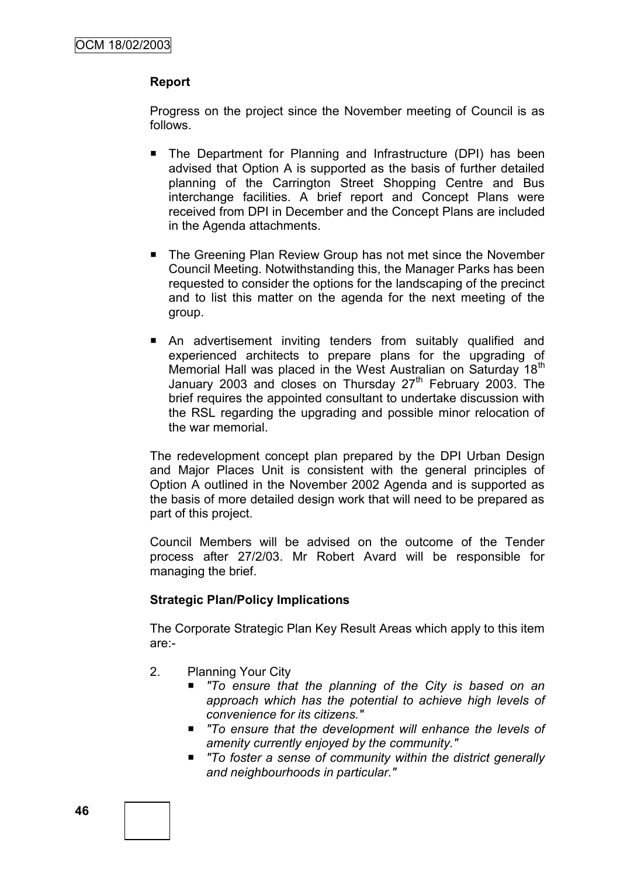**Report**

Progress on the project since the November meeting of Council is as follows.

- The Department for Planning and Infrastructure (DPI) has been advised that Option A is supported as the basis of further detailed planning of the Carrington Street Shopping Centre and Bus interchange facilities. A brief report and Concept Plans were received from DPI in December and the Concept Plans are included in the Agenda attachments.
- The Greening Plan Review Group has not met since the November Council Meeting. Notwithstanding this, the Manager Parks has been requested to consider the options for the landscaping of the precinct and to list this matter on the agenda for the next meeting of the group.
- An advertisement inviting tenders from suitably qualified and experienced architects to prepare plans for the upgrading of Memorial Hall was placed in the West Australian on Saturday 18th January 2003 and closes on Thursday 27th February 2003. The brief requires the appointed consultant to undertake discussion with the RSL regarding the upgrading and possible minor relocation of the war memorial.

The redevelopment concept plan prepared by the DPI Urban Design and Major Places Unit is consistent with the general principles of Option A outlined in the November 2002 Agenda and is supported as the basis of more detailed design work that will need to be prepared as part of this project.

Council Members will be advised on the outcome of the Tender process after 27/2/03. Mr Robert Avard will be responsible for managing the brief.

**Strategic Plan/Policy Implications**

The Corporate Strategic Plan Key Result Areas which apply to this item are:-

2. Planning Your City
   - *"To ensure that the planning of the City is based on an approach which has the potential to achieve high levels of convenience for its citizens."*
   - *"To ensure that the development will enhance the levels of amenity currently enjoyed by the community."*
   - *"To foster a sense of community within the district generally and neighbourhoods in particular."*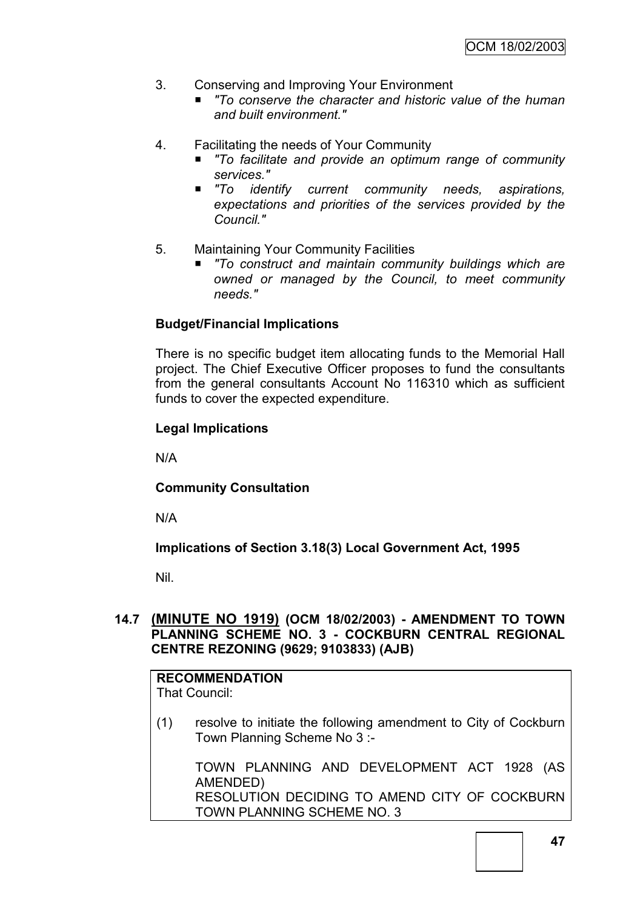3. Conserving and Improving Your Environment
   - *"To conserve the character and historic value of the human and built environment."*

4. Facilitating the needs of Your Community
   - *"To facilitate and provide an optimum range of community services."*
   - *"To identify current community needs, aspirations, expectations and priorities of the services provided by the Council."*

5. Maintaining Your Community Facilities
   - *"To construct and maintain community buildings which are owned or managed by the Council, to meet community needs."*

**Budget/Financial Implications**

There is no specific budget item allocating funds to the Memorial Hall project. The Chief Executive Officer proposes to fund the consultants from the general consultants Account No 116310 which as sufficient funds to cover the expected expenditure.

**Legal Implications**

N/A

**Community Consultation**

N/A

**Implications of Section 3.18(3) Local Government Act, 1995**

Nil.

## 14.7 (MINUTE NO 1919) (OCM 18/02/2003) - AMENDMENT TO TOWN PLANNING SCHEME NO. 3 - COCKBURN CENTRAL REGIONAL CENTRE REZONING (9629; 9103833) (AJB)

**RECOMMENDATION**
That Council:

(1) resolve to initiate the following amendment to City of Cockburn Town Planning Scheme No 3 :-

TOWN PLANNING AND DEVELOPMENT ACT 1928 (AS AMENDED)
RESOLUTION DECIDING TO AMEND CITY OF COCKBURN TOWN PLANNING SCHEME NO. 3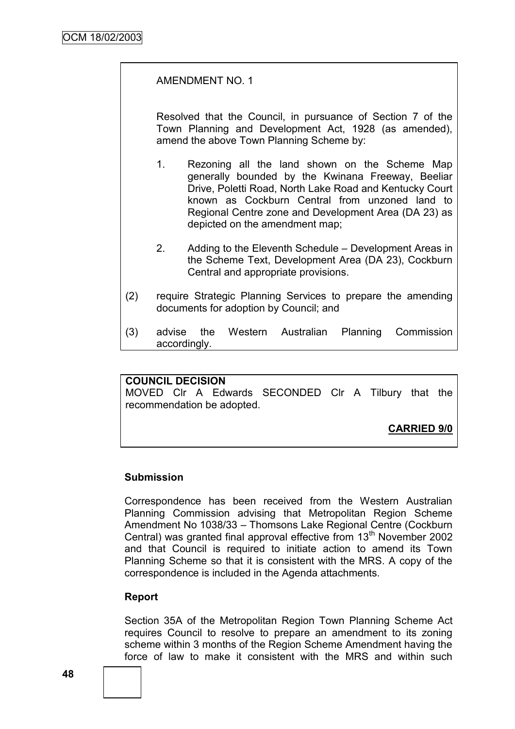AMENDMENT NO. 1

Resolved that the Council, in pursuance of Section 7 of the Town Planning and Development Act, 1928 (as amended), amend the above Town Planning Scheme by:

1. Rezoning all the land shown on the Scheme Map generally bounded by the Kwinana Freeway, Beeliar Drive, Poletti Road, North Lake Road and Kentucky Court known as Cockburn Central from unzoned land to Regional Centre zone and Development Area (DA 23) as depicted on the amendment map;

2. Adding to the Eleventh Schedule – Development Areas in the Scheme Text, Development Area (DA 23), Cockburn Central and appropriate provisions.

(2) require Strategic Planning Services to prepare the amending documents for adoption by Council; and

(3) advise the Western Australian Planning Commission accordingly.

**COUNCIL DECISION**

MOVED Clr A Edwards SECONDED Clr A Tilbury that the recommendation be adopted.

**CARRIED 9/0**

**Submission**

Correspondence has been received from the Western Australian Planning Commission advising that Metropolitan Region Scheme Amendment No 1038/33 – Thomsons Lake Regional Centre (Cockburn Central) was granted final approval effective from 13th November 2002 and that Council is required to initiate action to amend its Town Planning Scheme so that it is consistent with the MRS. A copy of the correspondence is included in the Agenda attachments.

**Report**

Section 35A of the Metropolitan Region Town Planning Scheme Act requires Council to resolve to prepare an amendment to its zoning scheme within 3 months of the Region Scheme Amendment having the force of law to make it consistent with the MRS and within such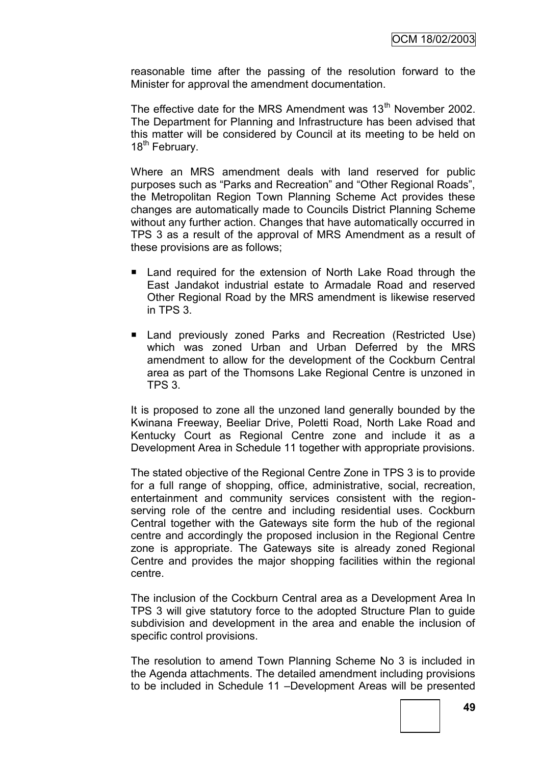reasonable time after the passing of the resolution forward to the Minister for approval the amendment documentation.

The effective date for the MRS Amendment was 13th November 2002. The Department for Planning and Infrastructure has been advised that this matter will be considered by Council at its meeting to be held on 18th February.

Where an MRS amendment deals with land reserved for public purposes such as "Parks and Recreation" and "Other Regional Roads", the Metropolitan Region Town Planning Scheme Act provides these changes are automatically made to Councils District Planning Scheme without any further action. Changes that have automatically occurred in TPS 3 as a result of the approval of MRS Amendment as a result of these provisions are as follows;

- Land required for the extension of North Lake Road through the East Jandakot industrial estate to Armadale Road and reserved Other Regional Road by the MRS amendment is likewise reserved in TPS 3.
- Land previously zoned Parks and Recreation (Restricted Use) which was zoned Urban and Urban Deferred by the MRS amendment to allow for the development of the Cockburn Central area as part of the Thomsons Lake Regional Centre is unzoned in TPS 3.

It is proposed to zone all the unzoned land generally bounded by the Kwinana Freeway, Beeliar Drive, Poletti Road, North Lake Road and Kentucky Court as Regional Centre zone and include it as a Development Area in Schedule 11 together with appropriate provisions.

The stated objective of the Regional Centre Zone in TPS 3 is to provide for a full range of shopping, office, administrative, social, recreation, entertainment and community services consistent with the region-serving role of the centre and including residential uses. Cockburn Central together with the Gateways site form the hub of the regional centre and accordingly the proposed inclusion in the Regional Centre zone is appropriate. The Gateways site is already zoned Regional Centre and provides the major shopping facilities within the regional centre.

The inclusion of the Cockburn Central area as a Development Area In TPS 3 will give statutory force to the adopted Structure Plan to guide subdivision and development in the area and enable the inclusion of specific control provisions.

The resolution to amend Town Planning Scheme No 3 is included in the Agenda attachments. The detailed amendment including provisions to be included in Schedule 11 –Development Areas will be presented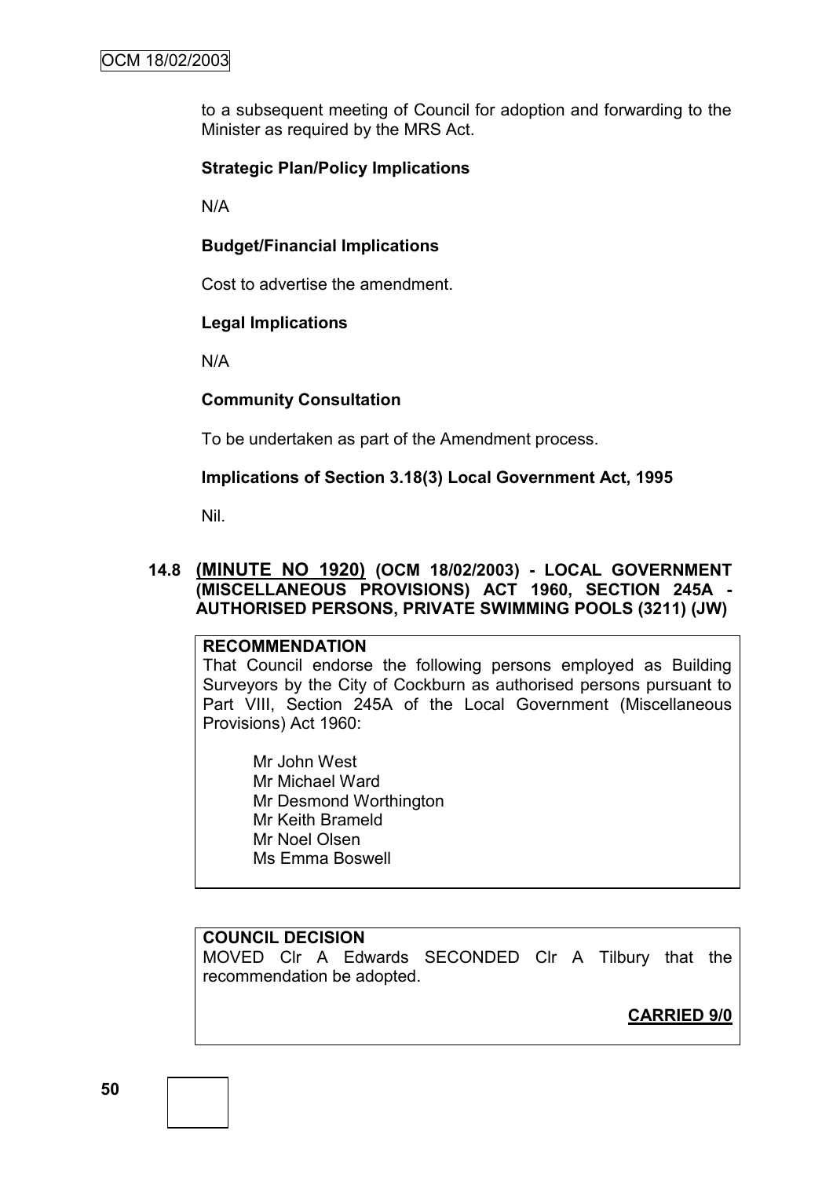to a subsequent meeting of Council for adoption and forwarding to the Minister as required by the MRS Act.

**Strategic Plan/Policy Implications**

N/A

**Budget/Financial Implications**

Cost to advertise the amendment.

**Legal Implications**

N/A

**Community Consultation**

To be undertaken as part of the Amendment process.

**Implications of Section 3.18(3) Local Government Act, 1995**

Nil.

### 14.8 (MINUTE NO 1920) (OCM 18/02/2003) - LOCAL GOVERNMENT (MISCELLANEOUS PROVISIONS) ACT 1960, SECTION 245A - AUTHORISED PERSONS, PRIVATE SWIMMING POOLS (3211) (JW)

**RECOMMENDATION**

That Council endorse the following persons employed as Building Surveyors by the City of Cockburn as authorised persons pursuant to Part VIII, Section 245A of the Local Government (Miscellaneous Provisions) Act 1960:

Mr John West
Mr Michael Ward
Mr Desmond Worthington
Mr Keith Brameld
Mr Noel Olsen
Ms Emma Boswell

**COUNCIL DECISION**

MOVED Clr A Edwards SECONDED Clr A Tilbury that the recommendation be adopted.

**CARRIED 9/0**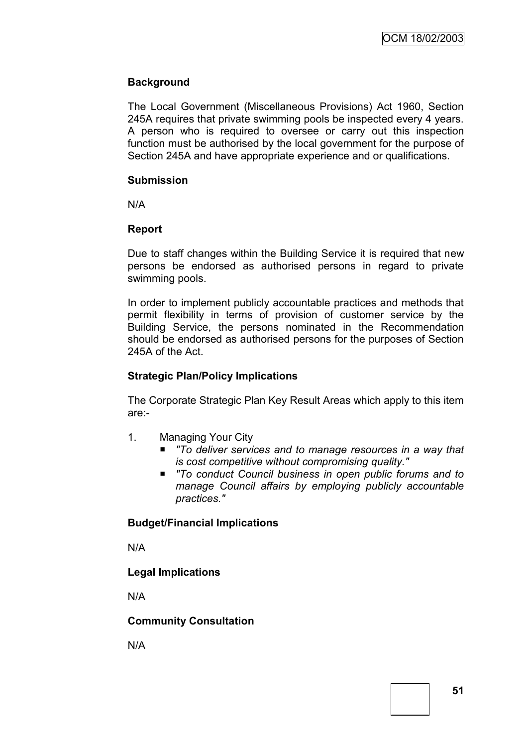**Background**

The Local Government (Miscellaneous Provisions) Act 1960, Section 245A requires that private swimming pools be inspected every 4 years. A person who is required to oversee or carry out this inspection function must be authorised by the local government for the purpose of Section 245A and have appropriate experience and or qualifications.

**Submission**

N/A

**Report**

Due to staff changes within the Building Service it is required that new persons be endorsed as authorised persons in regard to private swimming pools.

In order to implement publicly accountable practices and methods that permit flexibility in terms of provision of customer service by the Building Service, the persons nominated in the Recommendation should be endorsed as authorised persons for the purposes of Section 245A of the Act.

**Strategic Plan/Policy Implications**

The Corporate Strategic Plan Key Result Areas which apply to this item are:-

1. Managing Your City
   - *"To deliver services and to manage resources in a way that is cost competitive without compromising quality."*
   - *"To conduct Council business in open public forums and to manage Council affairs by employing publicly accountable practices."*

**Budget/Financial Implications**

N/A

**Legal Implications**

N/A

**Community Consultation**

N/A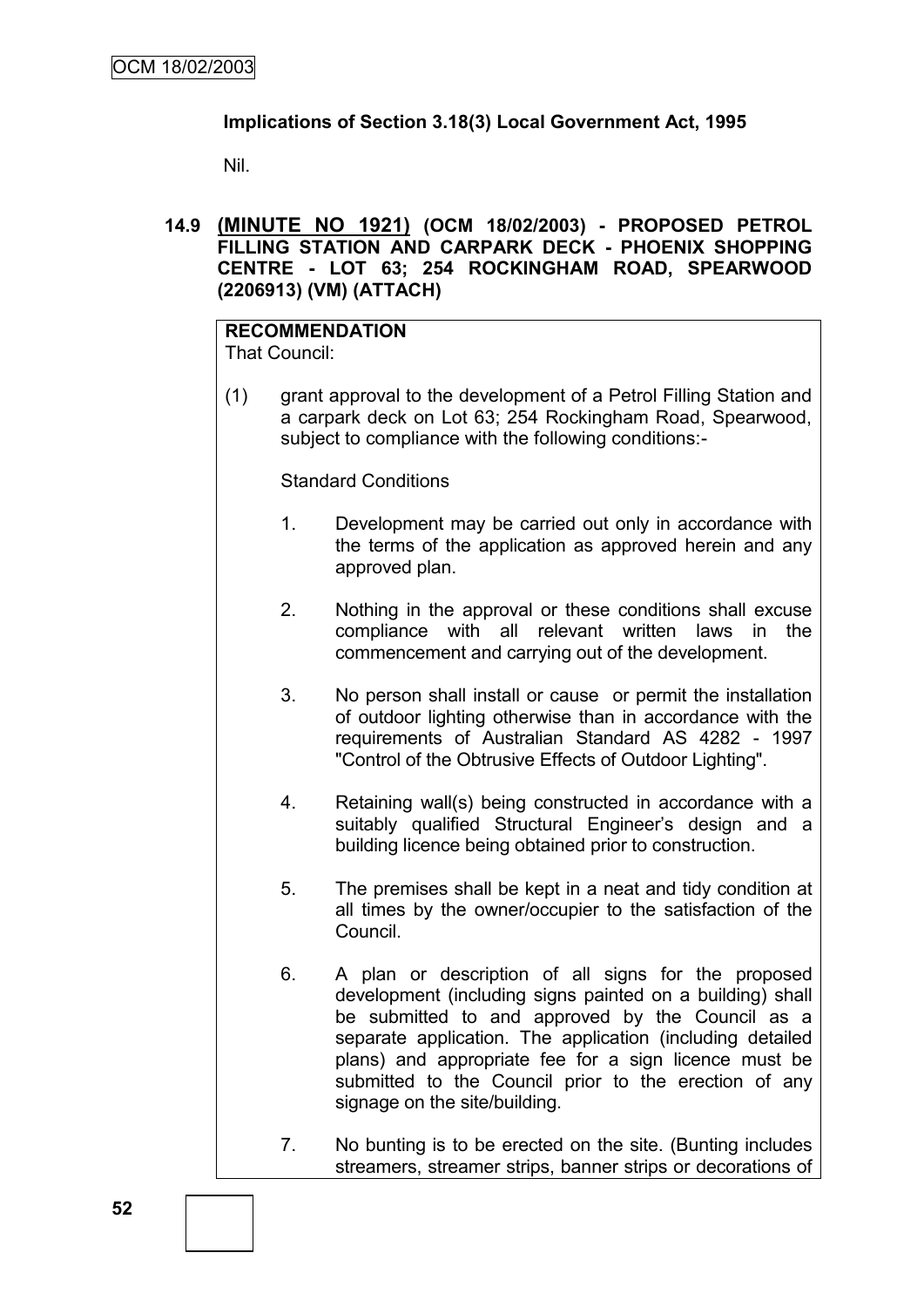**Implications of Section 3.18(3) Local Government Act, 1995**

Nil.

**14.9 <u>(MINUTE NO 1921)</u> (OCM 18/02/2003) - PROPOSED PETROL FILLING STATION AND CARPARK DECK - PHOENIX SHOPPING CENTRE - LOT 63; 254 ROCKINGHAM ROAD, SPEARWOOD (2206913) (VM) (ATTACH)**

**RECOMMENDATION**

That Council:

(1) grant approval to the development of a Petrol Filling Station and a carpark deck on Lot 63; 254 Rockingham Road, Spearwood, subject to compliance with the following conditions:-

Standard Conditions

1. Development may be carried out only in accordance with the terms of the application as approved herein and any approved plan.

2. Nothing in the approval or these conditions shall excuse compliance with all relevant written laws in the commencement and carrying out of the development.

3. No person shall install or cause or permit the installation of outdoor lighting otherwise than in accordance with the requirements of Australian Standard AS 4282 - 1997 "Control of the Obtrusive Effects of Outdoor Lighting".

4. Retaining wall(s) being constructed in accordance with a suitably qualified Structural Engineer's design and a building licence being obtained prior to construction.

5. The premises shall be kept in a neat and tidy condition at all times by the owner/occupier to the satisfaction of the Council.

6. A plan or description of all signs for the proposed development (including signs painted on a building) shall be submitted to and approved by the Council as a separate application. The application (including detailed plans) and appropriate fee for a sign licence must be submitted to the Council prior to the erection of any signage on the site/building.

7. No bunting is to be erected on the site. (Bunting includes streamers, streamer strips, banner strips or decorations of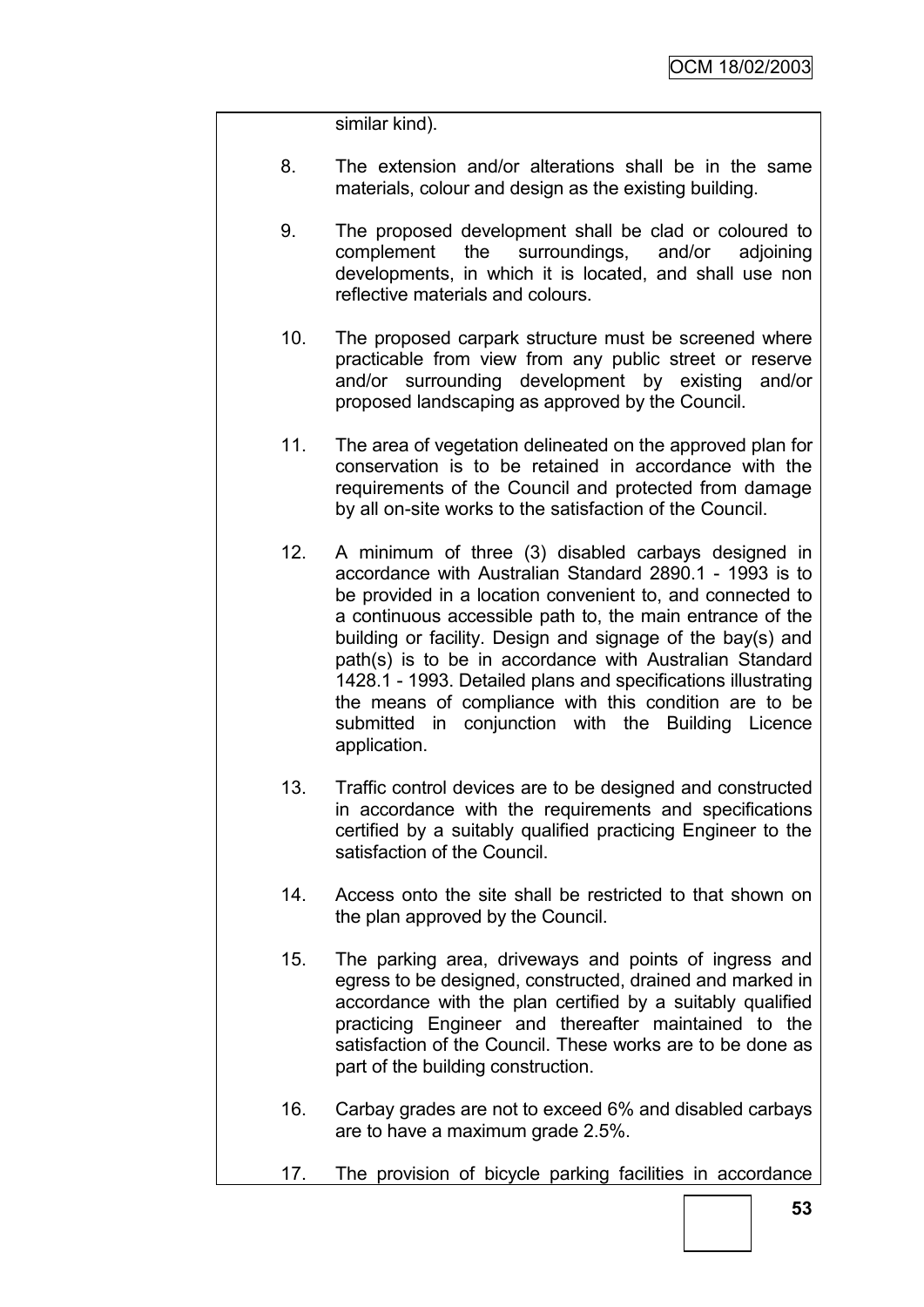similar kind).

8. The extension and/or alterations shall be in the same materials, colour and design as the existing building.

9. The proposed development shall be clad or coloured to complement the surroundings, and/or adjoining developments, in which it is located, and shall use non reflective materials and colours.

10. The proposed carpark structure must be screened where practicable from view from any public street or reserve and/or surrounding development by existing and/or proposed landscaping as approved by the Council.

11. The area of vegetation delineated on the approved plan for conservation is to be retained in accordance with the requirements of the Council and protected from damage by all on-site works to the satisfaction of the Council.

12. A minimum of three (3) disabled carbays designed in accordance with Australian Standard 2890.1 - 1993 is to be provided in a location convenient to, and connected to a continuous accessible path to, the main entrance of the building or facility. Design and signage of the bay(s) and path(s) is to be in accordance with Australian Standard 1428.1 - 1993. Detailed plans and specifications illustrating the means of compliance with this condition are to be submitted in conjunction with the Building Licence application.

13. Traffic control devices are to be designed and constructed in accordance with the requirements and specifications certified by a suitably qualified practicing Engineer to the satisfaction of the Council.

14. Access onto the site shall be restricted to that shown on the plan approved by the Council.

15. The parking area, driveways and points of ingress and egress to be designed, constructed, drained and marked in accordance with the plan certified by a suitably qualified practicing Engineer and thereafter maintained to the satisfaction of the Council. These works are to be done as part of the building construction.

16. Carbay grades are not to exceed 6% and disabled carbays are to have a maximum grade 2.5%.

17. The provision of bicycle parking facilities in accordance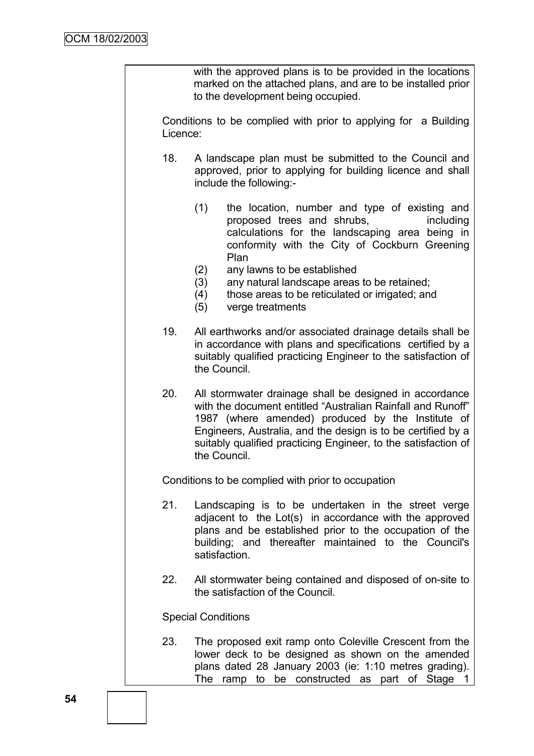with the approved plans is to be provided in the locations marked on the attached plans, and are to be installed prior to the development being occupied.

Conditions to be complied with prior to applying for a Building Licence:

18. A landscape plan must be submitted to the Council and approved, prior to applying for building licence and shall include the following:-

    (1) the location, number and type of existing and proposed trees and shrubs, including calculations for the landscaping area being in conformity with the City of Cockburn Greening Plan
    (2) any lawns to be established
    (3) any natural landscape areas to be retained;
    (4) those areas to be reticulated or irrigated; and
    (5) verge treatments

19. All earthworks and/or associated drainage details shall be in accordance with plans and specifications certified by a suitably qualified practicing Engineer to the satisfaction of the Council.

20. All stormwater drainage shall be designed in accordance with the document entitled "Australian Rainfall and Runoff" 1987 (where amended) produced by the Institute of Engineers, Australia, and the design is to be certified by a suitably qualified practicing Engineer, to the satisfaction of the Council.

Conditions to be complied with prior to occupation

21. Landscaping is to be undertaken in the street verge adjacent to the Lot(s) in accordance with the approved plans and be established prior to the occupation of the building; and thereafter maintained to the Council's satisfaction.

22. All stormwater being contained and disposed of on-site to the satisfaction of the Council.

Special Conditions

23. The proposed exit ramp onto Coleville Crescent from the lower deck to be designed as shown on the amended plans dated 28 January 2003 (ie: 1:10 metres grading). The ramp to be constructed as part of Stage 1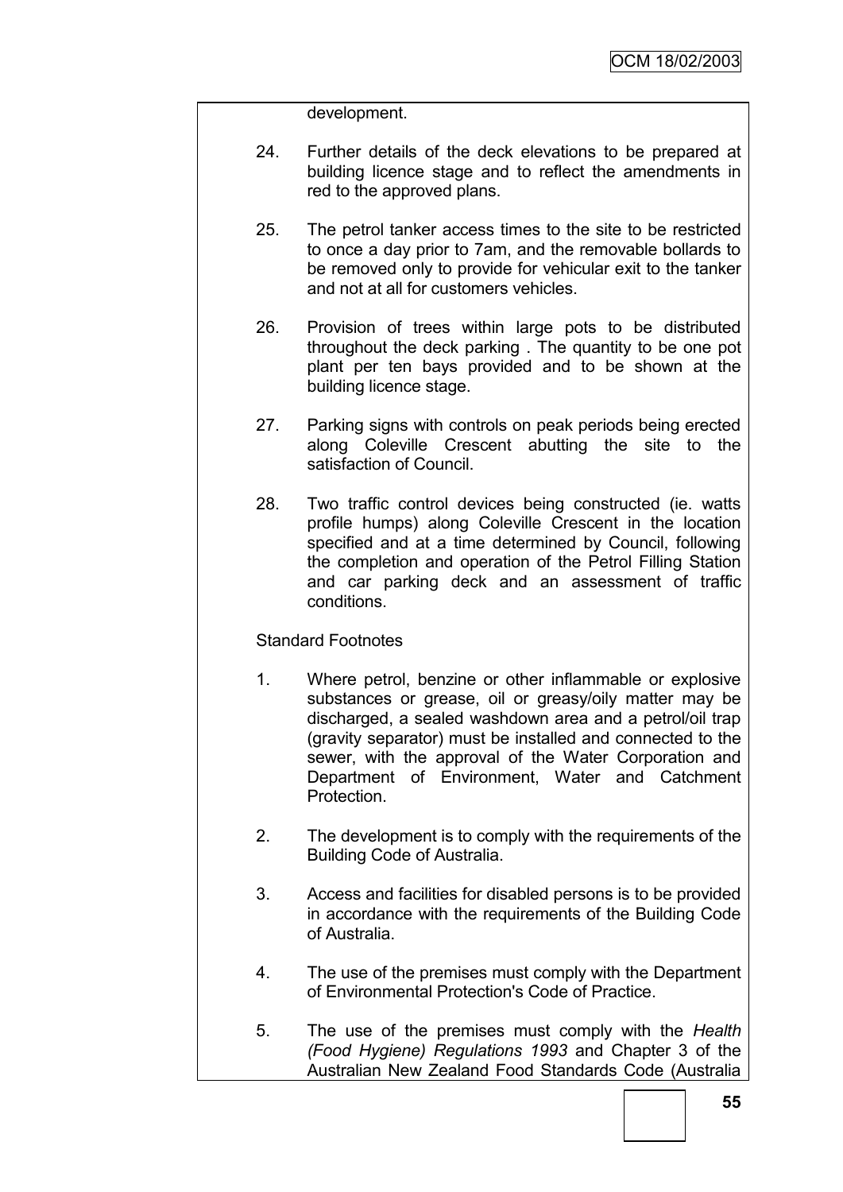development.

24. Further details of the deck elevations to be prepared at building licence stage and to reflect the amendments in red to the approved plans.

25. The petrol tanker access times to the site to be restricted to once a day prior to 7am, and the removable bollards to be removed only to provide for vehicular exit to the tanker and not at all for customers vehicles.

26. Provision of trees within large pots to be distributed throughout the deck parking . The quantity to be one pot plant per ten bays provided and to be shown at the building licence stage.

27. Parking signs with controls on peak periods being erected along Coleville Crescent abutting the site to the satisfaction of Council.

28. Two traffic control devices being constructed (ie. watts profile humps) along Coleville Crescent in the location specified and at a time determined by Council, following the completion and operation of the Petrol Filling Station and car parking deck and an assessment of traffic conditions.

Standard Footnotes

1. Where petrol, benzine or other inflammable or explosive substances or grease, oil or greasy/oily matter may be discharged, a sealed washdown area and a petrol/oil trap (gravity separator) must be installed and connected to the sewer, with the approval of the Water Corporation and Department of Environment, Water and Catchment Protection.

2. The development is to comply with the requirements of the Building Code of Australia.

3. Access and facilities for disabled persons is to be provided in accordance with the requirements of the Building Code of Australia.

4. The use of the premises must comply with the Department of Environmental Protection's Code of Practice.

5. The use of the premises must comply with the *Health (Food Hygiene) Regulations 1993* and Chapter 3 of the Australian New Zealand Food Standards Code (Australia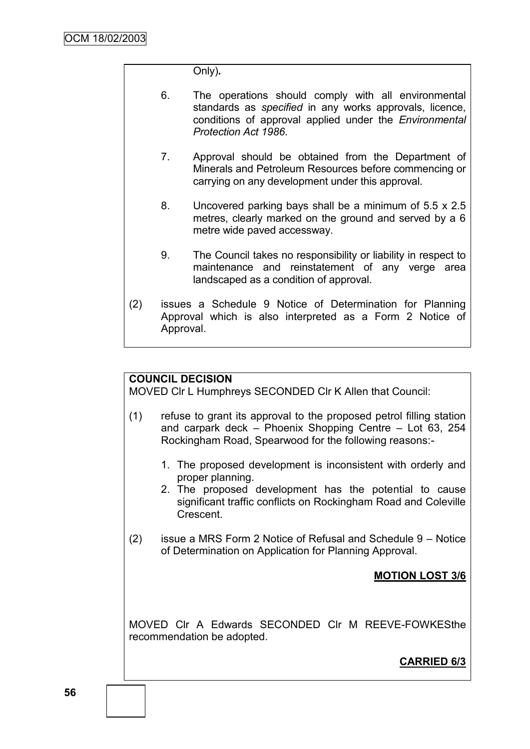Only).

6. The operations should comply with all environmental standards as *specified* in any works approvals, licence, conditions of approval applied under the *Environmental Protection Act 1986*.

7. Approval should be obtained from the Department of Minerals and Petroleum Resources before commencing or carrying on any development under this approval.

8. Uncovered parking bays shall be a minimum of 5.5 x 2.5 metres, clearly marked on the ground and served by a 6 metre wide paved accessway.

9. The Council takes no responsibility or liability in respect to maintenance and reinstatement of any verge area landscaped as a condition of approval.

(2) issues a Schedule 9 Notice of Determination for Planning Approval which is also interpreted as a Form 2 Notice of Approval.

**COUNCIL DECISION**

MOVED Clr L Humphreys SECONDED Clr K Allen that Council:

(1) refuse to grant its approval to the proposed petrol filling station and carpark deck – Phoenix Shopping Centre – Lot 63, 254 Rockingham Road, Spearwood for the following reasons:-

1. The proposed development is inconsistent with orderly and proper planning.
2. The proposed development has the potential to cause significant traffic conflicts on Rockingham Road and Coleville Crescent.

(2) issue a MRS Form 2 Notice of Refusal and Schedule 9 – Notice of Determination on Application for Planning Approval.

**MOTION LOST 3/6**

MOVED Clr A Edwards SECONDED Clr M REEVE-FOWKESthe recommendation be adopted.

**CARRIED 6/3**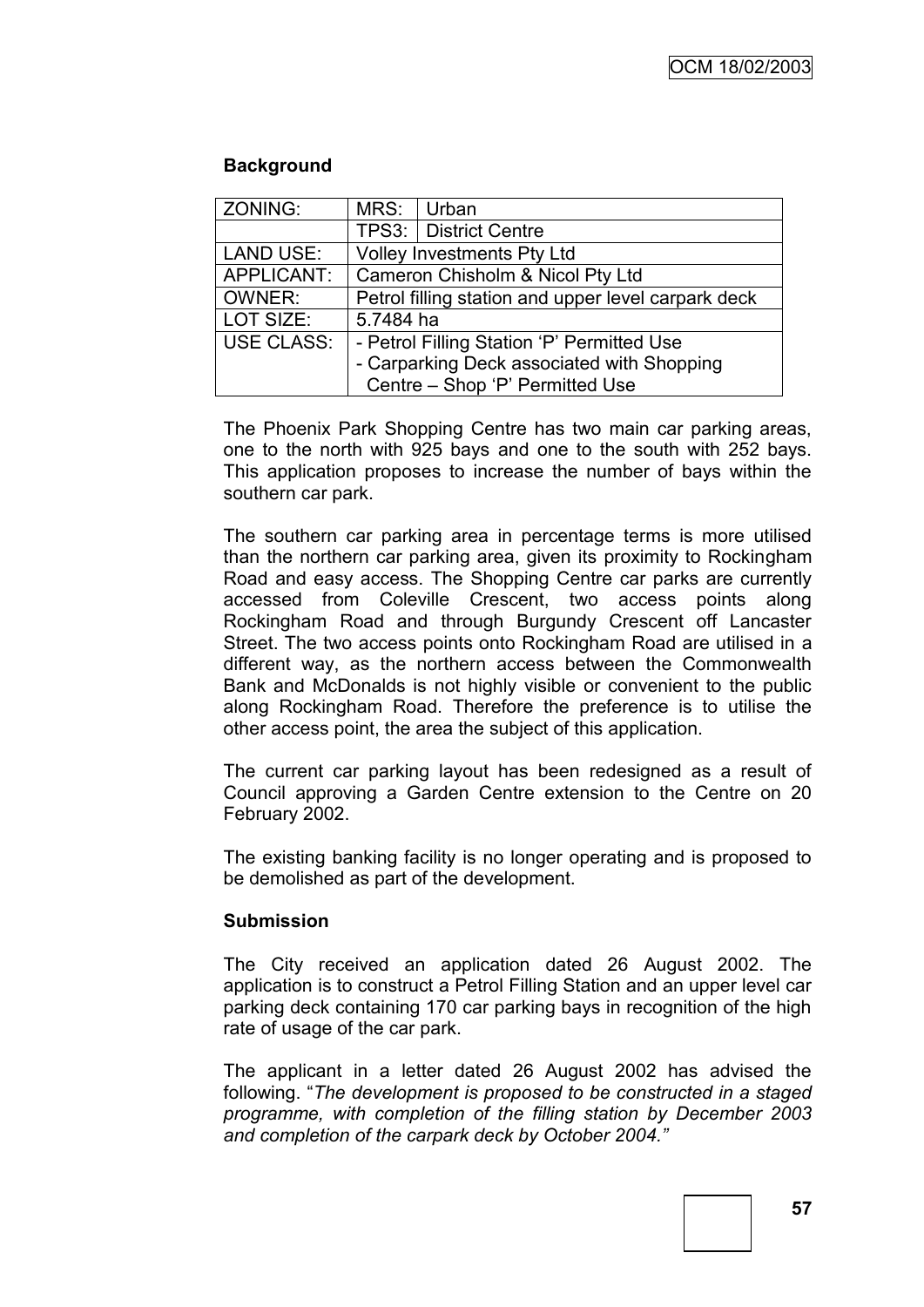### Background

| ZONING: | MRS: | Urban |
|---|---|---|
| | TPS3: | District Centre |
| LAND USE: | Volley Investments Pty Ltd | |
| APPLICANT: | Cameron Chisholm & Nicol Pty Ltd | |
| OWNER: | Petrol filling station and upper level carpark deck | |
| LOT SIZE: | 5.7484 ha | |
| USE CLASS: | - Petrol Filling Station 'P' Permitted Use<br>- Carparking Deck associated with Shopping Centre – Shop 'P' Permitted Use | |

The Phoenix Park Shopping Centre has two main car parking areas, one to the north with 925 bays and one to the south with 252 bays. This application proposes to increase the number of bays within the southern car park.

The southern car parking area in percentage terms is more utilised than the northern car parking area, given its proximity to Rockingham Road and easy access. The Shopping Centre car parks are currently accessed from Coleville Crescent, two access points along Rockingham Road and through Burgundy Crescent off Lancaster Street. The two access points onto Rockingham Road are utilised in a different way, as the northern access between the Commonwealth Bank and McDonalds is not highly visible or convenient to the public along Rockingham Road. Therefore the preference is to utilise the other access point, the area the subject of this application.

The current car parking layout has been redesigned as a result of Council approving a Garden Centre extension to the Centre on 20 February 2002.

The existing banking facility is no longer operating and is proposed to be demolished as part of the development.

### Submission

The City received an application dated 26 August 2002. The application is to construct a Petrol Filling Station and an upper level car parking deck containing 170 car parking bays in recognition of the high rate of usage of the car park.

The applicant in a letter dated 26 August 2002 has advised the following. "*The development is proposed to be constructed in a staged programme, with completion of the filling station by December 2003 and completion of the carpark deck by October 2004.*"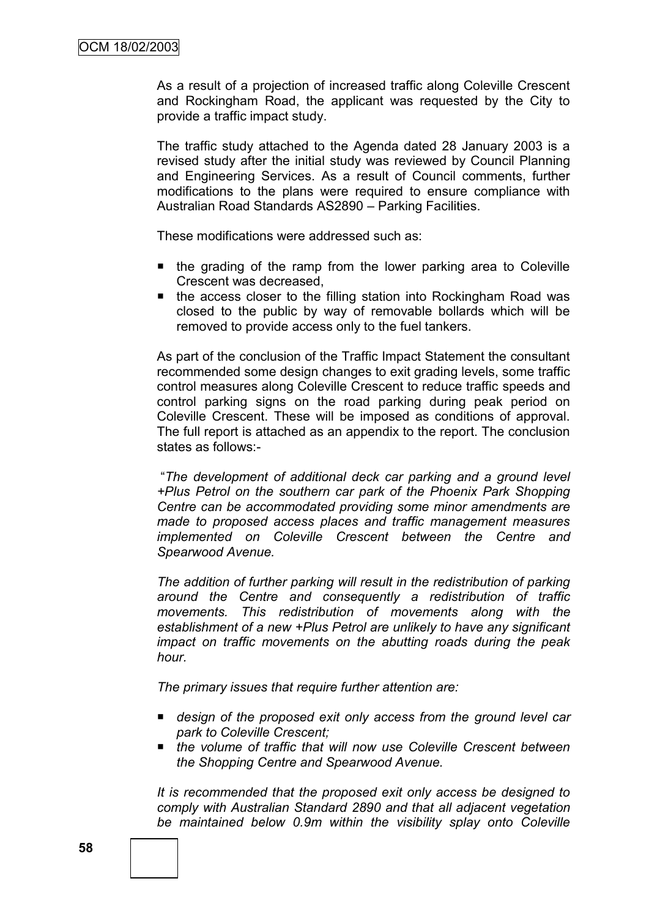As a result of a projection of increased traffic along Coleville Crescent and Rockingham Road, the applicant was requested by the City to provide a traffic impact study.

The traffic study attached to the Agenda dated 28 January 2003 is a revised study after the initial study was reviewed by Council Planning and Engineering Services. As a result of Council comments, further modifications to the plans were required to ensure compliance with Australian Road Standards AS2890 – Parking Facilities.

These modifications were addressed such as:

- the grading of the ramp from the lower parking area to Coleville Crescent was decreased,
- the access closer to the filling station into Rockingham Road was closed to the public by way of removable bollards which will be removed to provide access only to the fuel tankers.

As part of the conclusion of the Traffic Impact Statement the consultant recommended some design changes to exit grading levels, some traffic control measures along Coleville Crescent to reduce traffic speeds and control parking signs on the road parking during peak period on Coleville Crescent. These will be imposed as conditions of approval. The full report is attached as an appendix to the report. The conclusion states as follows:-

"*The development of additional deck car parking and a ground level +Plus Petrol on the southern car park of the Phoenix Park Shopping Centre can be accommodated providing some minor amendments are made to proposed access places and traffic management measures implemented on Coleville Crescent between the Centre and Spearwood Avenue.*

*The addition of further parking will result in the redistribution of parking around the Centre and consequently a redistribution of traffic movements. This redistribution of movements along with the establishment of a new +Plus Petrol are unlikely to have any significant impact on traffic movements on the abutting roads during the peak hour.*

*The primary issues that require further attention are:*

- *design of the proposed exit only access from the ground level car park to Coleville Crescent;*
- *the volume of traffic that will now use Coleville Crescent between the Shopping Centre and Spearwood Avenue.*

*It is recommended that the proposed exit only access be designed to comply with Australian Standard 2890 and that all adjacent vegetation be maintained below 0.9m within the visibility splay onto Coleville*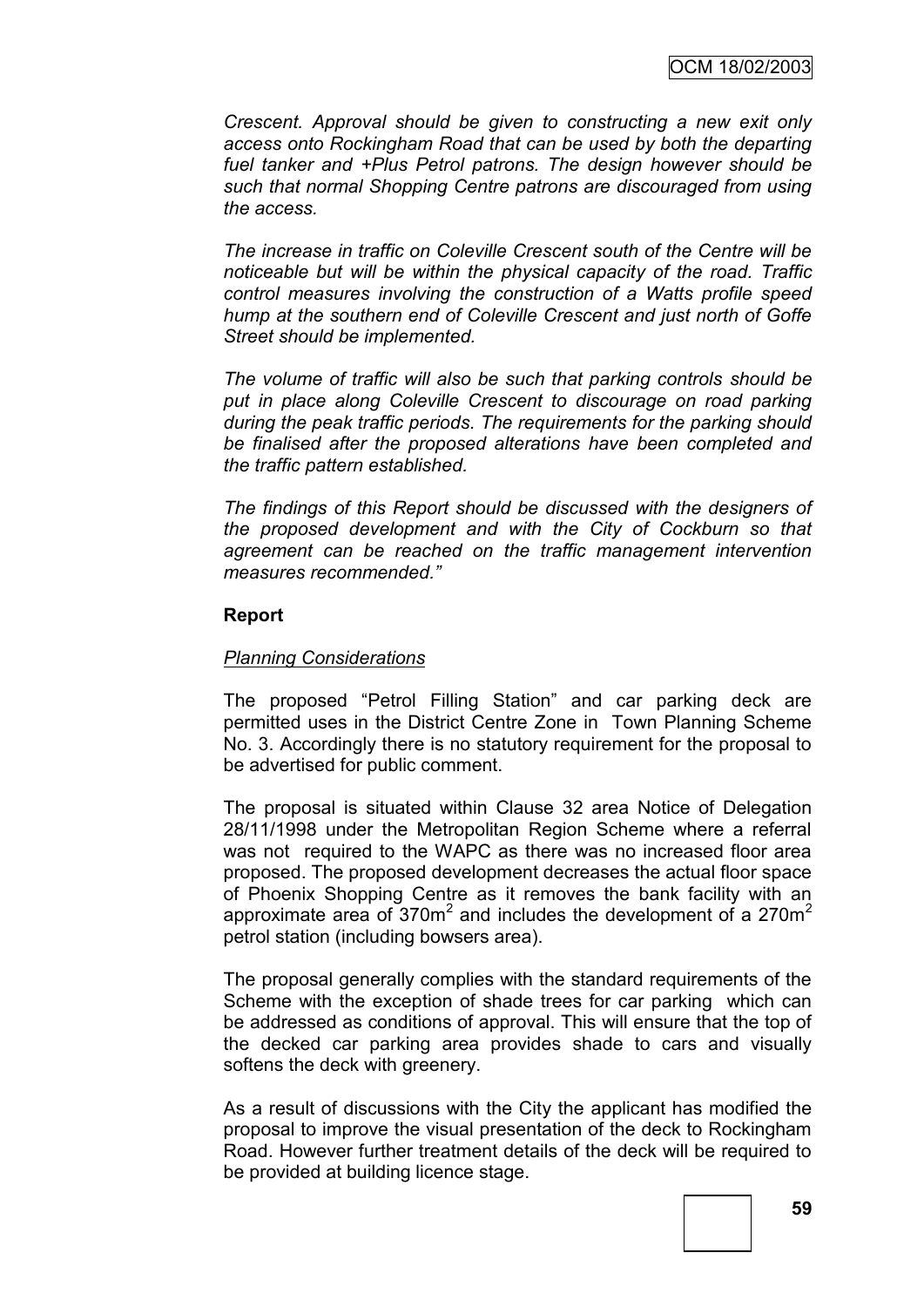*Crescent. Approval should be given to constructing a new exit only access onto Rockingham Road that can be used by both the departing fuel tanker and +Plus Petrol patrons. The design however should be such that normal Shopping Centre patrons are discouraged from using the access.*

*The increase in traffic on Coleville Crescent south of the Centre will be noticeable but will be within the physical capacity of the road. Traffic control measures involving the construction of a Watts profile speed hump at the southern end of Coleville Crescent and just north of Goffe Street should be implemented.*

*The volume of traffic will also be such that parking controls should be put in place along Coleville Crescent to discourage on road parking during the peak traffic periods. The requirements for the parking should be finalised after the proposed alterations have been completed and the traffic pattern established.*

*The findings of this Report should be discussed with the designers of the proposed development and with the City of Cockburn so that agreement can be reached on the traffic management intervention measures recommended."*

**Report**

*Planning Considerations*

The proposed "Petrol Filling Station" and car parking deck are permitted uses in the District Centre Zone in Town Planning Scheme No. 3. Accordingly there is no statutory requirement for the proposal to be advertised for public comment.

The proposal is situated within Clause 32 area Notice of Delegation 28/11/1998 under the Metropolitan Region Scheme where a referral was not required to the WAPC as there was no increased floor area proposed. The proposed development decreases the actual floor space of Phoenix Shopping Centre as it removes the bank facility with an approximate area of $370m^2$ and includes the development of a $270m^2$ petrol station (including bowsers area).

The proposal generally complies with the standard requirements of the Scheme with the exception of shade trees for car parking which can be addressed as conditions of approval. This will ensure that the top of the decked car parking area provides shade to cars and visually softens the deck with greenery.

As a result of discussions with the City the applicant has modified the proposal to improve the visual presentation of the deck to Rockingham Road. However further treatment details of the deck will be required to be provided at building licence stage.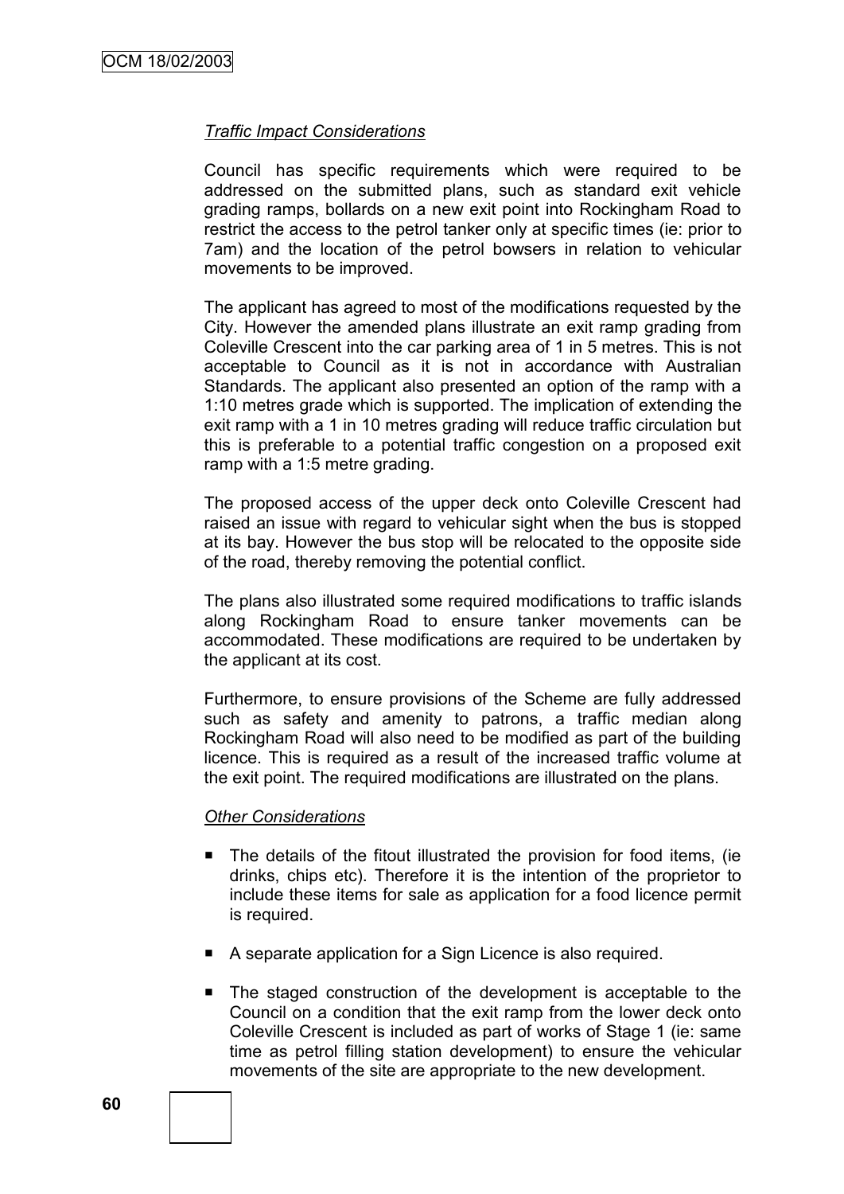*Traffic Impact Considerations*

Council has specific requirements which were required to be addressed on the submitted plans, such as standard exit vehicle grading ramps, bollards on a new exit point into Rockingham Road to restrict the access to the petrol tanker only at specific times (ie: prior to 7am) and the location of the petrol bowsers in relation to vehicular movements to be improved.

The applicant has agreed to most of the modifications requested by the City. However the amended plans illustrate an exit ramp grading from Coleville Crescent into the car parking area of 1 in 5 metres. This is not acceptable to Council as it is not in accordance with Australian Standards. The applicant also presented an option of the ramp with a 1:10 metres grade which is supported. The implication of extending the exit ramp with a 1 in 10 metres grading will reduce traffic circulation but this is preferable to a potential traffic congestion on a proposed exit ramp with a 1:5 metre grading.

The proposed access of the upper deck onto Coleville Crescent had raised an issue with regard to vehicular sight when the bus is stopped at its bay. However the bus stop will be relocated to the opposite side of the road, thereby removing the potential conflict.

The plans also illustrated some required modifications to traffic islands along Rockingham Road to ensure tanker movements can be accommodated. These modifications are required to be undertaken by the applicant at its cost.

Furthermore, to ensure provisions of the Scheme are fully addressed such as safety and amenity to patrons, a traffic median along Rockingham Road will also need to be modified as part of the building licence. This is required as a result of the increased traffic volume at the exit point. The required modifications are illustrated on the plans.

*Other Considerations*

- The details of the fitout illustrated the provision for food items, (ie drinks, chips etc). Therefore it is the intention of the proprietor to include these items for sale as application for a food licence permit is required.
- A separate application for a Sign Licence is also required.
- The staged construction of the development is acceptable to the Council on a condition that the exit ramp from the lower deck onto Coleville Crescent is included as part of works of Stage 1 (ie: same time as petrol filling station development) to ensure the vehicular movements of the site are appropriate to the new development.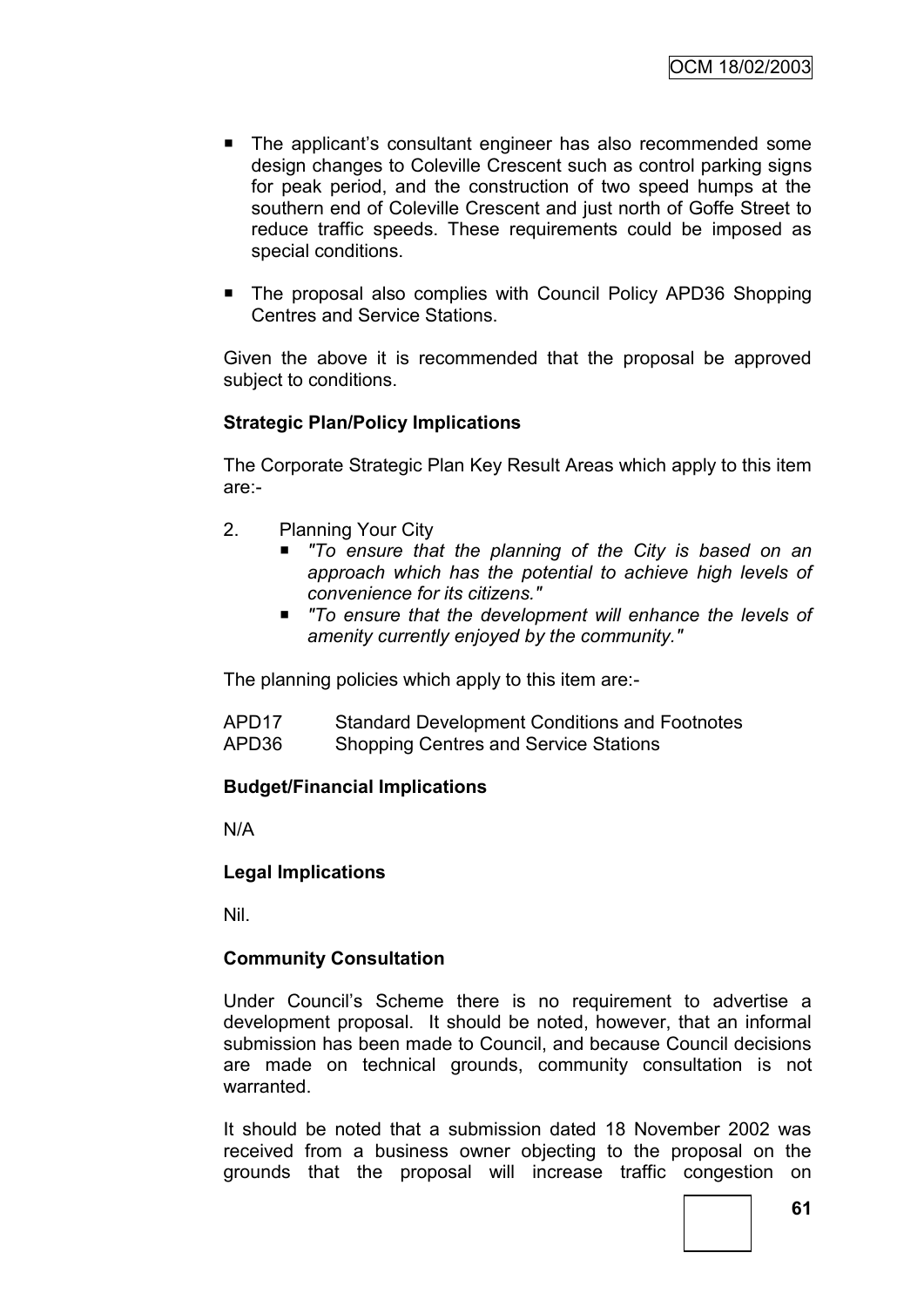- The applicant's consultant engineer has also recommended some design changes to Coleville Crescent such as control parking signs for peak period, and the construction of two speed humps at the southern end of Coleville Crescent and just north of Goffe Street to reduce traffic speeds. These requirements could be imposed as special conditions.

- The proposal also complies with Council Policy APD36 Shopping Centres and Service Stations.

Given the above it is recommended that the proposal be approved subject to conditions.

**Strategic Plan/Policy Implications**

The Corporate Strategic Plan Key Result Areas which apply to this item are:-

2. Planning Your City
   - *"To ensure that the planning of the City is based on an approach which has the potential to achieve high levels of convenience for its citizens."*
   - *"To ensure that the development will enhance the levels of amenity currently enjoyed by the community."*

The planning policies which apply to this item are:-

APD17 Standard Development Conditions and Footnotes
APD36 Shopping Centres and Service Stations

**Budget/Financial Implications**

N/A

**Legal Implications**

Nil.

**Community Consultation**

Under Council's Scheme there is no requirement to advertise a development proposal. It should be noted, however, that an informal submission has been made to Council, and because Council decisions are made on technical grounds, community consultation is not warranted.

It should be noted that a submission dated 18 November 2002 was received from a business owner objecting to the proposal on the grounds that the proposal will increase traffic congestion on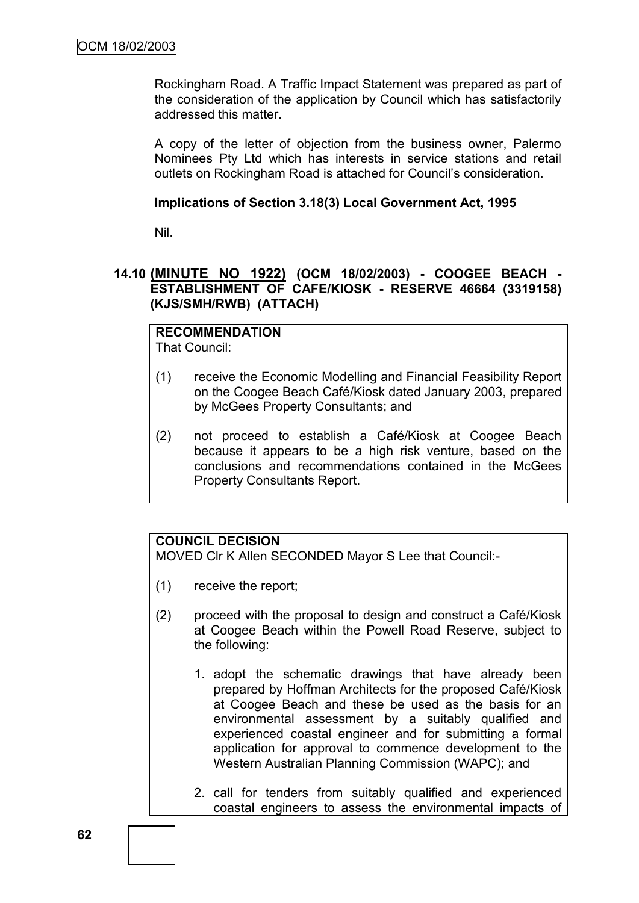Rockingham Road. A Traffic Impact Statement was prepared as part of the consideration of the application by Council which has satisfactorily addressed this matter.

A copy of the letter of objection from the business owner, Palermo Nominees Pty Ltd which has interests in service stations and retail outlets on Rockingham Road is attached for Council's consideration.

**Implications of Section 3.18(3) Local Government Act, 1995**

Nil.

### 14.10 (MINUTE NO 1922) (OCM 18/02/2003) - COOGEE BEACH - ESTABLISHMENT OF CAFE/KIOSK - RESERVE 46664 (3319158) (KJS/SMH/RWB) (ATTACH)

**RECOMMENDATION**
That Council:

(1) receive the Economic Modelling and Financial Feasibility Report on the Coogee Beach Café/Kiosk dated January 2003, prepared by McGees Property Consultants; and

(2) not proceed to establish a Café/Kiosk at Coogee Beach because it appears to be a high risk venture, based on the conclusions and recommendations contained in the McGees Property Consultants Report.

**COUNCIL DECISION**
MOVED Clr K Allen SECONDED Mayor S Lee that Council:-

(1) receive the report;

(2) proceed with the proposal to design and construct a Café/Kiosk at Coogee Beach within the Powell Road Reserve, subject to the following:

1. adopt the schematic drawings that have already been prepared by Hoffman Architects for the proposed Café/Kiosk at Coogee Beach and these be used as the basis for an environmental assessment by a suitably qualified and experienced coastal engineer and for submitting a formal application for approval to commence development to the Western Australian Planning Commission (WAPC); and

2. call for tenders from suitably qualified and experienced coastal engineers to assess the environmental impacts of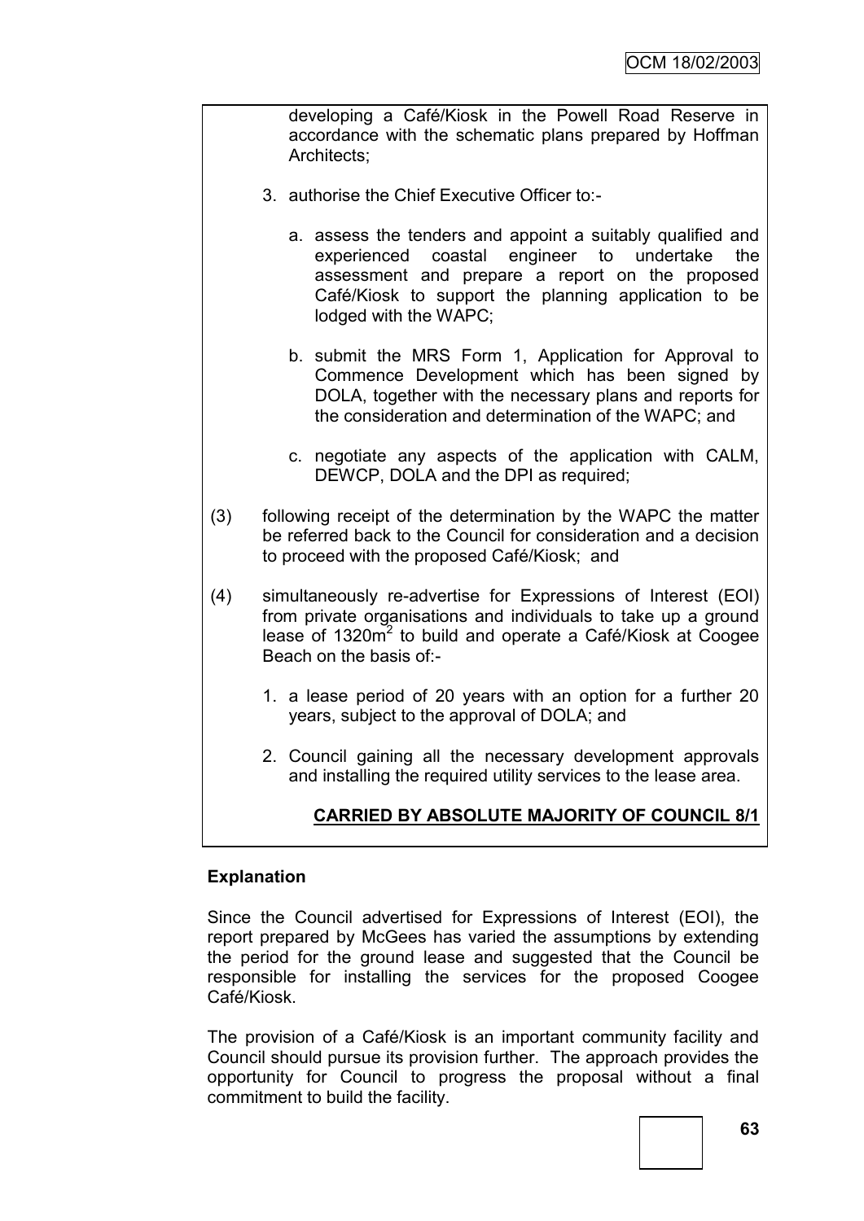developing a Café/Kiosk in the Powell Road Reserve in accordance with the schematic plans prepared by Hoffman Architects;

3. authorise the Chief Executive Officer to:-

   a. assess the tenders and appoint a suitably qualified and experienced coastal engineer to undertake the assessment and prepare a report on the proposed Café/Kiosk to support the planning application to be lodged with the WAPC;

   b. submit the MRS Form 1, Application for Approval to Commence Development which has been signed by DOLA, together with the necessary plans and reports for the consideration and determination of the WAPC; and

   c. negotiate any aspects of the application with CALM, DEWCP, DOLA and the DPI as required;

(3) following receipt of the determination by the WAPC the matter be referred back to the Council for consideration and a decision to proceed with the proposed Café/Kiosk; and

(4) simultaneously re-advertise for Expressions of Interest (EOI) from private organisations and individuals to take up a ground lease of 1320m$^2$ to build and operate a Café/Kiosk at Coogee Beach on the basis of:-

1. a lease period of 20 years with an option for a further 20 years, subject to the approval of DOLA; and

2. Council gaining all the necessary development approvals and installing the required utility services to the lease area.

**CARRIED BY ABSOLUTE MAJORITY OF COUNCIL 8/1**

**Explanation**

Since the Council advertised for Expressions of Interest (EOI), the report prepared by McGees has varied the assumptions by extending the period for the ground lease and suggested that the Council be responsible for installing the services for the proposed Coogee Café/Kiosk.

The provision of a Café/Kiosk is an important community facility and Council should pursue its provision further. The approach provides the opportunity for Council to progress the proposal without a final commitment to build the facility.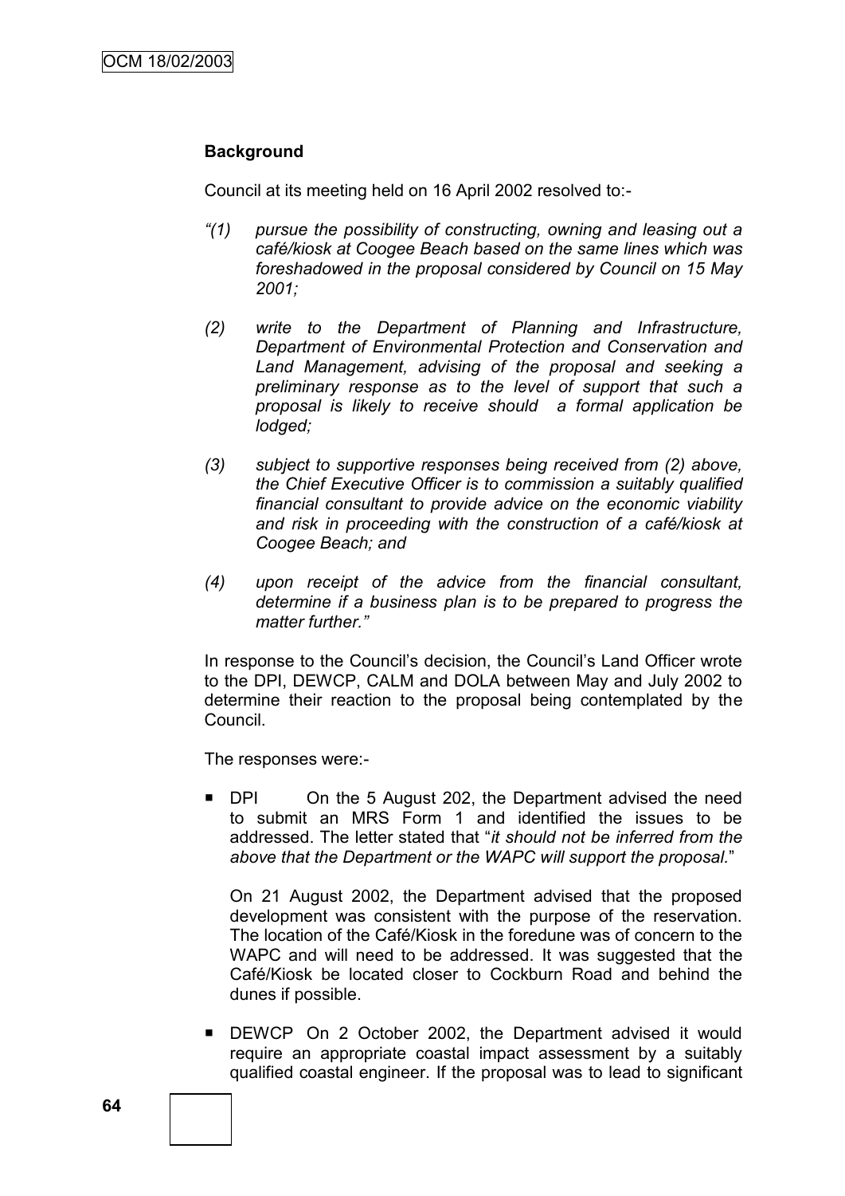**Background**

Council at its meeting held on 16 April 2002 resolved to:-

*"(1) pursue the possibility of constructing, owning and leasing out a café/kiosk at Coogee Beach based on the same lines which was foreshadowed in the proposal considered by Council on 15 May 2001;*

*(2) write to the Department of Planning and Infrastructure, Department of Environmental Protection and Conservation and Land Management, advising of the proposal and seeking a preliminary response as to the level of support that such a proposal is likely to receive should a formal application be lodged;*

*(3) subject to supportive responses being received from (2) above, the Chief Executive Officer is to commission a suitably qualified financial consultant to provide advice on the economic viability and risk in proceeding with the construction of a café/kiosk at Coogee Beach; and*

*(4) upon receipt of the advice from the financial consultant, determine if a business plan is to be prepared to progress the matter further."*

In response to the Council's decision, the Council's Land Officer wrote to the DPI, DEWCP, CALM and DOLA between May and July 2002 to determine their reaction to the proposal being contemplated by the Council.

The responses were:-

- DPI On the 5 August 202, the Department advised the need to submit an MRS Form 1 and identified the issues to be addressed. The letter stated that "*it should not be inferred from the above that the Department or the WAPC will support the proposal.*"

  On 21 August 2002, the Department advised that the proposed development was consistent with the purpose of the reservation. The location of the Café/Kiosk in the foredune was of concern to the WAPC and will need to be addressed. It was suggested that the Café/Kiosk be located closer to Cockburn Road and behind the dunes if possible.

- DEWCP On 2 October 2002, the Department advised it would require an appropriate coastal impact assessment by a suitably qualified coastal engineer. If the proposal was to lead to significant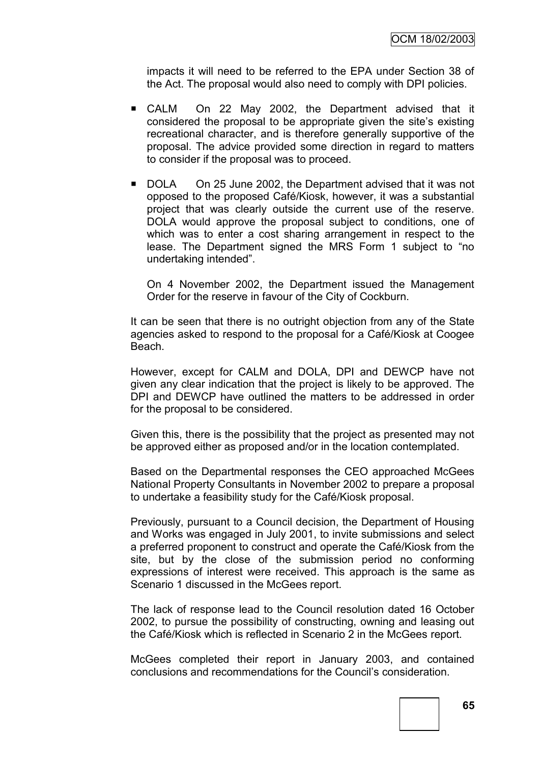impacts it will need to be referred to the EPA under Section 38 of the Act. The proposal would also need to comply with DPI policies.

- CALM  On 22 May 2002, the Department advised that it considered the proposal to be appropriate given the site's existing recreational character, and is therefore generally supportive of the proposal. The advice provided some direction in regard to matters to consider if the proposal was to proceed.

- DOLA  On 25 June 2002, the Department advised that it was not opposed to the proposed Café/Kiosk, however, it was a substantial project that was clearly outside the current use of the reserve. DOLA would approve the proposal subject to conditions, one of which was to enter a cost sharing arrangement in respect to the lease. The Department signed the MRS Form 1 subject to "no undertaking intended".

  On 4 November 2002, the Department issued the Management Order for the reserve in favour of the City of Cockburn.

It can be seen that there is no outright objection from any of the State agencies asked to respond to the proposal for a Café/Kiosk at Coogee Beach.

However, except for CALM and DOLA, DPI and DEWCP have not given any clear indication that the project is likely to be approved. The DPI and DEWCP have outlined the matters to be addressed in order for the proposal to be considered.

Given this, there is the possibility that the project as presented may not be approved either as proposed and/or in the location contemplated.

Based on the Departmental responses the CEO approached McGees National Property Consultants in November 2002 to prepare a proposal to undertake a feasibility study for the Café/Kiosk proposal.

Previously, pursuant to a Council decision, the Department of Housing and Works was engaged in July 2001, to invite submissions and select a preferred proponent to construct and operate the Café/Kiosk from the site, but by the close of the submission period no conforming expressions of interest were received. This approach is the same as Scenario 1 discussed in the McGees report.

The lack of response lead to the Council resolution dated 16 October 2002, to pursue the possibility of constructing, owning and leasing out the Café/Kiosk which is reflected in Scenario 2 in the McGees report.

McGees completed their report in January 2003, and contained conclusions and recommendations for the Council's consideration.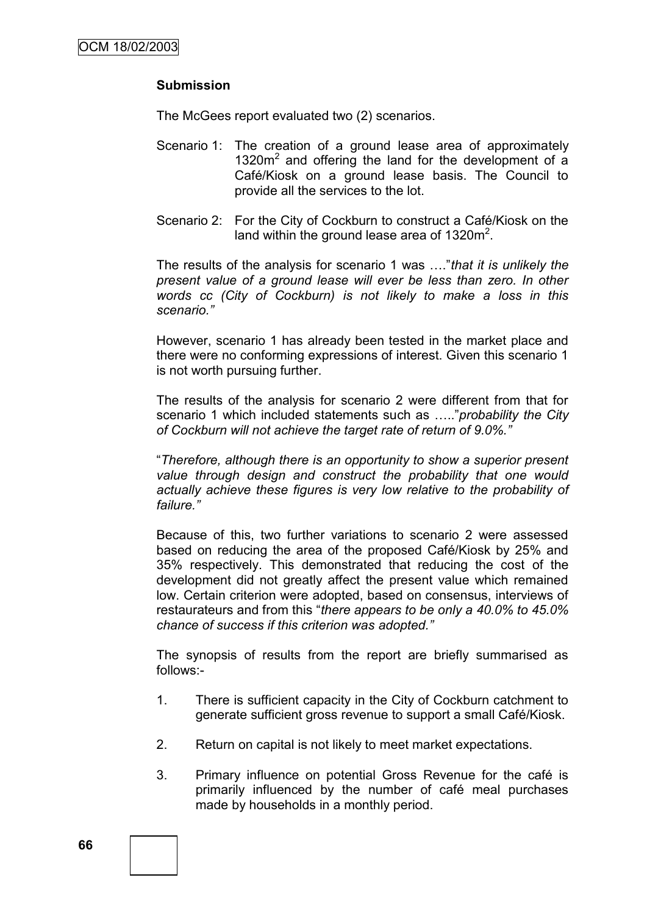**Submission**

The McGees report evaluated two (2) scenarios.

Scenario 1: The creation of a ground lease area of approximately $1320m^2$ and offering the land for the development of a Café/Kiosk on a ground lease basis. The Council to provide all the services to the lot.

Scenario 2: For the City of Cockburn to construct a Café/Kiosk on the land within the ground lease area of $1320m^2$.

The results of the analysis for scenario 1 was …."*that it is unlikely the present value of a ground lease will ever be less than zero. In other words cc (City of Cockburn) is not likely to make a loss in this scenario."*

However, scenario 1 has already been tested in the market place and there were no conforming expressions of interest. Given this scenario 1 is not worth pursuing further.

The results of the analysis for scenario 2 were different from that for scenario 1 which included statements such as ….."*probability the City of Cockburn will not achieve the target rate of return of 9.0%."*

"*Therefore, although there is an opportunity to show a superior present value through design and construct the probability that one would actually achieve these figures is very low relative to the probability of failure."*

Because of this, two further variations to scenario 2 were assessed based on reducing the area of the proposed Café/Kiosk by 25% and 35% respectively. This demonstrated that reducing the cost of the development did not greatly affect the present value which remained low. Certain criterion were adopted, based on consensus, interviews of restaurateurs and from this "*there appears to be only a 40.0% to 45.0% chance of success if this criterion was adopted."*

The synopsis of results from the report are briefly summarised as follows:-

1. There is sufficient capacity in the City of Cockburn catchment to generate sufficient gross revenue to support a small Café/Kiosk.
2. Return on capital is not likely to meet market expectations.
3. Primary influence on potential Gross Revenue for the café is primarily influenced by the number of café meal purchases made by households in a monthly period.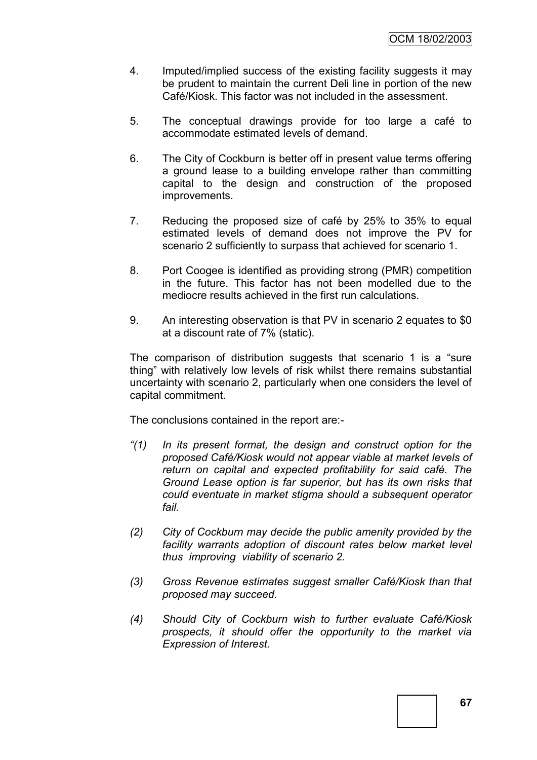4. Imputed/implied success of the existing facility suggests it may be prudent to maintain the current Deli line in portion of the new Café/Kiosk. This factor was not included in the assessment.

5. The conceptual drawings provide for too large a café to accommodate estimated levels of demand.

6. The City of Cockburn is better off in present value terms offering a ground lease to a building envelope rather than committing capital to the design and construction of the proposed improvements.

7. Reducing the proposed size of café by 25% to 35% to equal estimated levels of demand does not improve the PV for scenario 2 sufficiently to surpass that achieved for scenario 1.

8. Port Coogee is identified as providing strong (PMR) competition in the future. This factor has not been modelled due to the mediocre results achieved in the first run calculations.

9. An interesting observation is that PV in scenario 2 equates to $0 at a discount rate of 7% (static).

The comparison of distribution suggests that scenario 1 is a "sure thing" with relatively low levels of risk whilst there remains substantial uncertainty with scenario 2, particularly when one considers the level of capital commitment.

The conclusions contained in the report are:-

*"(1) In its present format, the design and construct option for the proposed Café/Kiosk would not appear viable at market levels of return on capital and expected profitability for said café. The Ground Lease option is far superior, but has its own risks that could eventuate in market stigma should a subsequent operator fail.*

*(2) City of Cockburn may decide the public amenity provided by the facility warrants adoption of discount rates below market level thus improving viability of scenario 2.*

*(3) Gross Revenue estimates suggest smaller Café/Kiosk than that proposed may succeed.*

*(4) Should City of Cockburn wish to further evaluate Café/Kiosk prospects, it should offer the opportunity to the market via Expression of Interest.*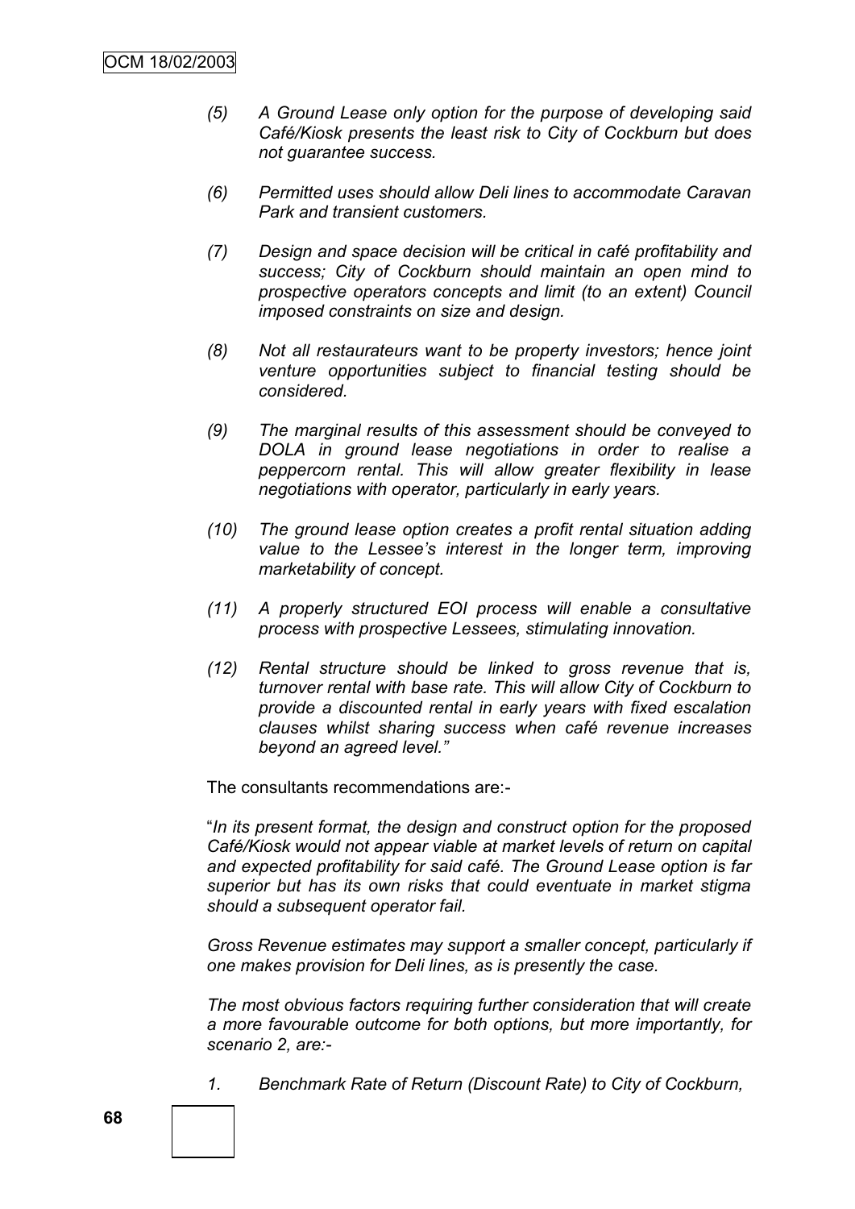*(5) A Ground Lease only option for the purpose of developing said Café/Kiosk presents the least risk to City of Cockburn but does not guarantee success.*

*(6) Permitted uses should allow Deli lines to accommodate Caravan Park and transient customers.*

*(7) Design and space decision will be critical in café profitability and success; City of Cockburn should maintain an open mind to prospective operators concepts and limit (to an extent) Council imposed constraints on size and design.*

*(8) Not all restaurateurs want to be property investors; hence joint venture opportunities subject to financial testing should be considered.*

*(9) The marginal results of this assessment should be conveyed to DOLA in ground lease negotiations in order to realise a peppercorn rental. This will allow greater flexibility in lease negotiations with operator, particularly in early years.*

*(10) The ground lease option creates a profit rental situation adding value to the Lessee's interest in the longer term, improving marketability of concept.*

*(11) A properly structured EOI process will enable a consultative process with prospective Lessees, stimulating innovation.*

*(12) Rental structure should be linked to gross revenue that is, turnover rental with base rate. This will allow City of Cockburn to provide a discounted rental in early years with fixed escalation clauses whilst sharing success when café revenue increases beyond an agreed level."*

The consultants recommendations are:-

"*In its present format, the design and construct option for the proposed Café/Kiosk would not appear viable at market levels of return on capital and expected profitability for said café. The Ground Lease option is far superior but has its own risks that could eventuate in market stigma should a subsequent operator fail.*

*Gross Revenue estimates may support a smaller concept, particularly if one makes provision for Deli lines, as is presently the case.*

*The most obvious factors requiring further consideration that will create a more favourable outcome for both options, but more importantly, for scenario 2, are:-*

*1. Benchmark Rate of Return (Discount Rate) to City of Cockburn,*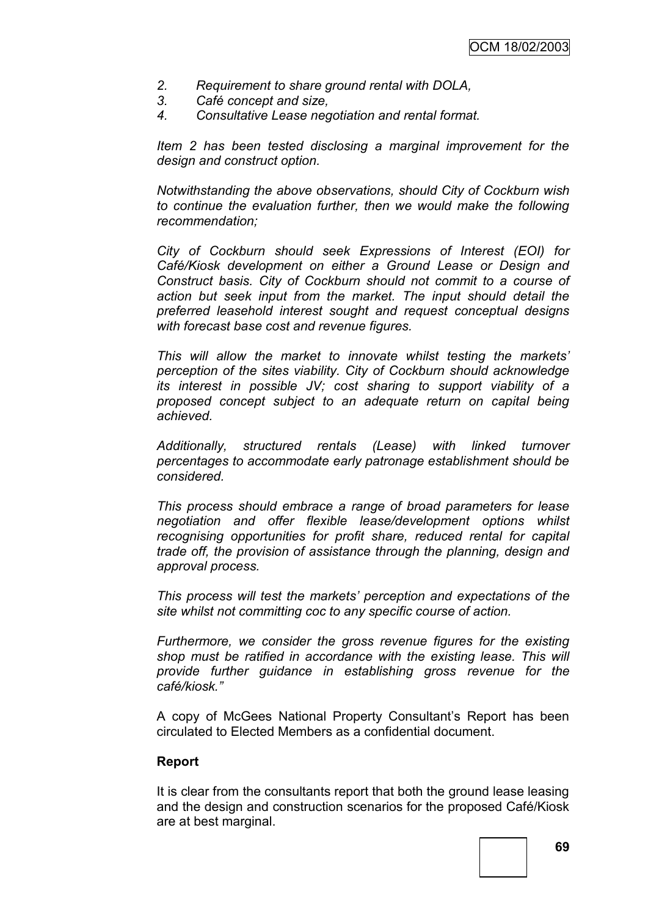2. *Requirement to share ground rental with DOLA,*
3. *Café concept and size,*
4. *Consultative Lease negotiation and rental format.*

*Item 2 has been tested disclosing a marginal improvement for the design and construct option.*

*Notwithstanding the above observations, should City of Cockburn wish to continue the evaluation further, then we would make the following recommendation;*

*City of Cockburn should seek Expressions of Interest (EOI) for Café/Kiosk development on either a Ground Lease or Design and Construct basis. City of Cockburn should not commit to a course of action but seek input from the market. The input should detail the preferred leasehold interest sought and request conceptual designs with forecast base cost and revenue figures.*

*This will allow the market to innovate whilst testing the markets' perception of the sites viability. City of Cockburn should acknowledge its interest in possible JV; cost sharing to support viability of a proposed concept subject to an adequate return on capital being achieved.*

*Additionally, structured rentals (Lease) with linked turnover percentages to accommodate early patronage establishment should be considered.*

*This process should embrace a range of broad parameters for lease negotiation and offer flexible lease/development options whilst recognising opportunities for profit share, reduced rental for capital trade off, the provision of assistance through the planning, design and approval process.*

*This process will test the markets' perception and expectations of the site whilst not committing coc to any specific course of action.*

*Furthermore, we consider the gross revenue figures for the existing shop must be ratified in accordance with the existing lease. This will provide further guidance in establishing gross revenue for the café/kiosk."*

A copy of McGees National Property Consultant's Report has been circulated to Elected Members as a confidential document.

**Report**

It is clear from the consultants report that both the ground lease leasing and the design and construction scenarios for the proposed Café/Kiosk are at best marginal.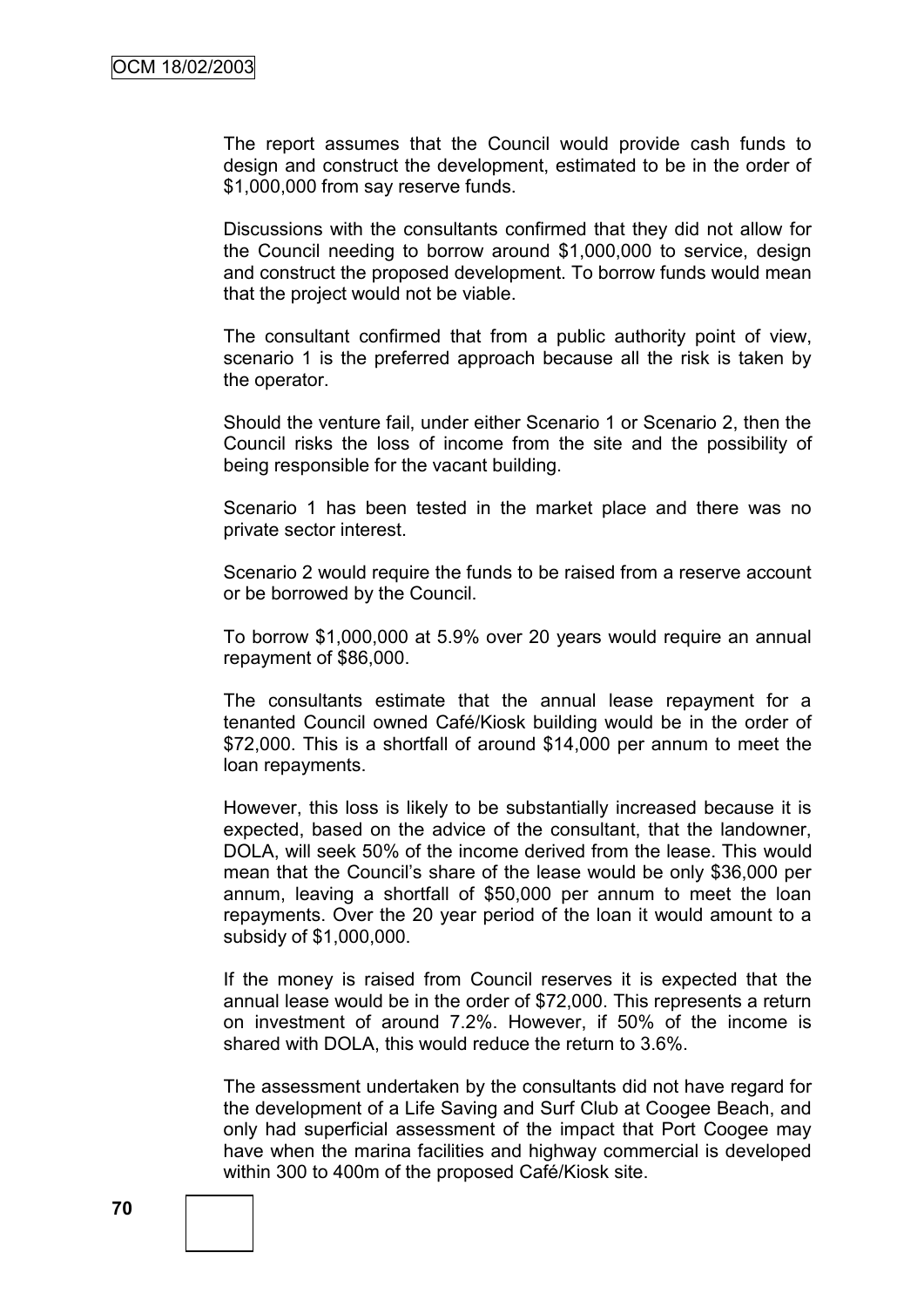The report assumes that the Council would provide cash funds to design and construct the development, estimated to be in the order of $1,000,000 from say reserve funds.

Discussions with the consultants confirmed that they did not allow for the Council needing to borrow around $1,000,000 to service, design and construct the proposed development. To borrow funds would mean that the project would not be viable.

The consultant confirmed that from a public authority point of view, scenario 1 is the preferred approach because all the risk is taken by the operator.

Should the venture fail, under either Scenario 1 or Scenario 2, then the Council risks the loss of income from the site and the possibility of being responsible for the vacant building.

Scenario 1 has been tested in the market place and there was no private sector interest.

Scenario 2 would require the funds to be raised from a reserve account or be borrowed by the Council.

To borrow $1,000,000 at 5.9% over 20 years would require an annual repayment of $86,000.

The consultants estimate that the annual lease repayment for a tenanted Council owned Café/Kiosk building would be in the order of $72,000. This is a shortfall of around $14,000 per annum to meet the loan repayments.

However, this loss is likely to be substantially increased because it is expected, based on the advice of the consultant, that the landowner, DOLA, will seek 50% of the income derived from the lease. This would mean that the Council's share of the lease would be only $36,000 per annum, leaving a shortfall of $50,000 per annum to meet the loan repayments. Over the 20 year period of the loan it would amount to a subsidy of $1,000,000.

If the money is raised from Council reserves it is expected that the annual lease would be in the order of $72,000. This represents a return on investment of around 7.2%. However, if 50% of the income is shared with DOLA, this would reduce the return to 3.6%.

The assessment undertaken by the consultants did not have regard for the development of a Life Saving and Surf Club at Coogee Beach, and only had superficial assessment of the impact that Port Coogee may have when the marina facilities and highway commercial is developed within 300 to 400m of the proposed Café/Kiosk site.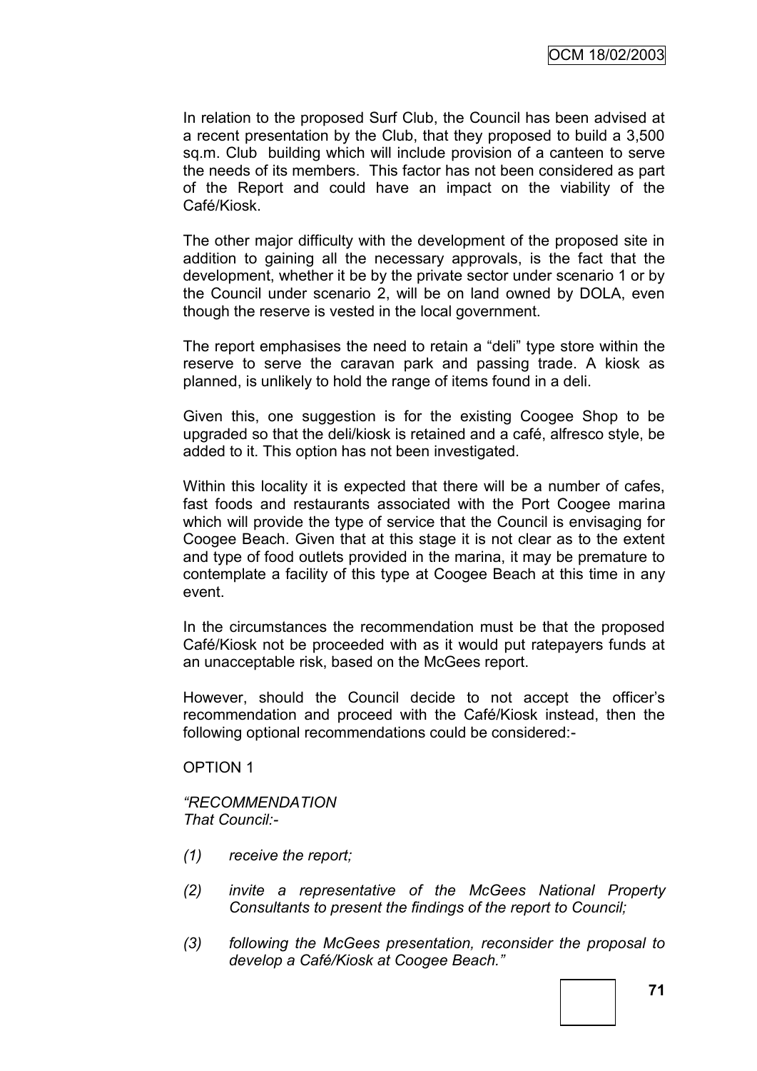In relation to the proposed Surf Club, the Council has been advised at a recent presentation by the Club, that they proposed to build a 3,500 sq.m. Club building which will include provision of a canteen to serve the needs of its members. This factor has not been considered as part of the Report and could have an impact on the viability of the Café/Kiosk.

The other major difficulty with the development of the proposed site in addition to gaining all the necessary approvals, is the fact that the development, whether it be by the private sector under scenario 1 or by the Council under scenario 2, will be on land owned by DOLA, even though the reserve is vested in the local government.

The report emphasises the need to retain a "deli" type store within the reserve to serve the caravan park and passing trade. A kiosk as planned, is unlikely to hold the range of items found in a deli.

Given this, one suggestion is for the existing Coogee Shop to be upgraded so that the deli/kiosk is retained and a café, alfresco style, be added to it. This option has not been investigated.

Within this locality it is expected that there will be a number of cafes, fast foods and restaurants associated with the Port Coogee marina which will provide the type of service that the Council is envisaging for Coogee Beach. Given that at this stage it is not clear as to the extent and type of food outlets provided in the marina, it may be premature to contemplate a facility of this type at Coogee Beach at this time in any event.

In the circumstances the recommendation must be that the proposed Café/Kiosk not be proceeded with as it would put ratepayers funds at an unacceptable risk, based on the McGees report.

However, should the Council decide to not accept the officer's recommendation and proceed with the Café/Kiosk instead, then the following optional recommendations could be considered:-

OPTION 1

*"RECOMMENDATION*
*That Council:-*

*(1) receive the report;*

*(2) invite a representative of the McGees National Property Consultants to present the findings of the report to Council;*

*(3) following the McGees presentation, reconsider the proposal to develop a Café/Kiosk at Coogee Beach."*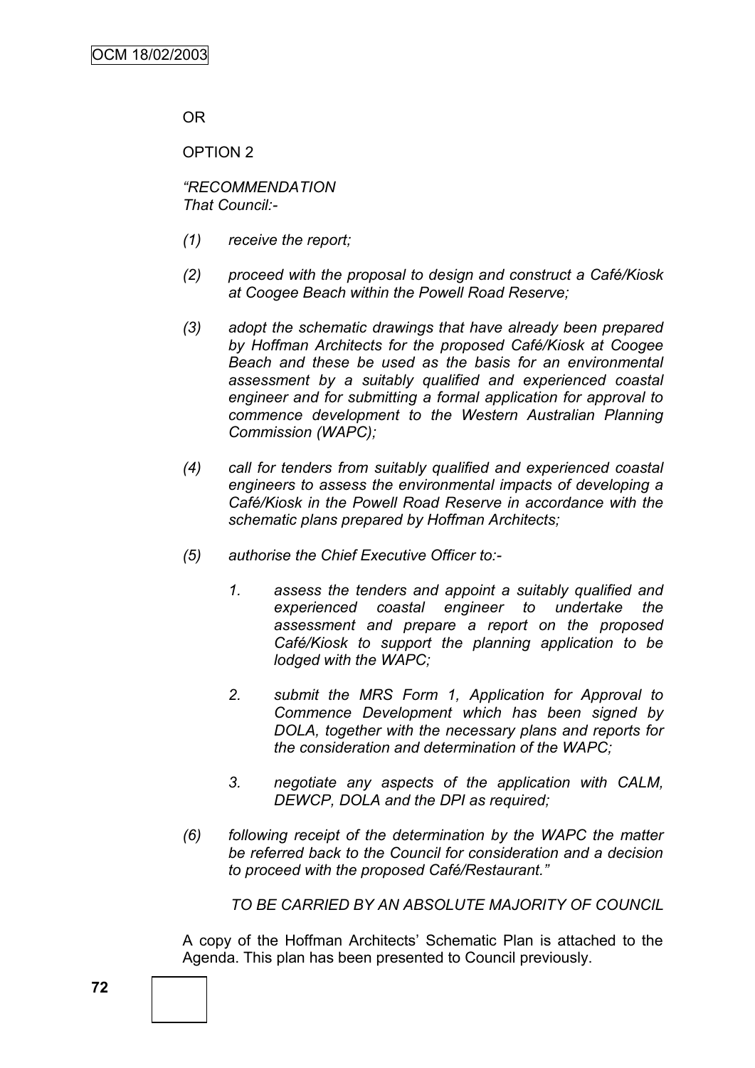OR

OPTION 2

*"RECOMMENDATION*
*That Council:-*

*(1) receive the report;*

*(2) proceed with the proposal to design and construct a Café/Kiosk at Coogee Beach within the Powell Road Reserve;*

*(3) adopt the schematic drawings that have already been prepared by Hoffman Architects for the proposed Café/Kiosk at Coogee Beach and these be used as the basis for an environmental assessment by a suitably qualified and experienced coastal engineer and for submitting a formal application for approval to commence development to the Western Australian Planning Commission (WAPC);*

*(4) call for tenders from suitably qualified and experienced coastal engineers to assess the environmental impacts of developing a Café/Kiosk in the Powell Road Reserve in accordance with the schematic plans prepared by Hoffman Architects;*

*(5) authorise the Chief Executive Officer to:-*

*1. assess the tenders and appoint a suitably qualified and experienced coastal engineer to undertake the assessment and prepare a report on the proposed Café/Kiosk to support the planning application to be lodged with the WAPC;*

*2. submit the MRS Form 1, Application for Approval to Commence Development which has been signed by DOLA, together with the necessary plans and reports for the consideration and determination of the WAPC;*

*3. negotiate any aspects of the application with CALM, DEWCP, DOLA and the DPI as required;*

*(6) following receipt of the determination by the WAPC the matter be referred back to the Council for consideration and a decision to proceed with the proposed Café/Restaurant."*

*TO BE CARRIED BY AN ABSOLUTE MAJORITY OF COUNCIL*

A copy of the Hoffman Architects' Schematic Plan is attached to the Agenda. This plan has been presented to Council previously.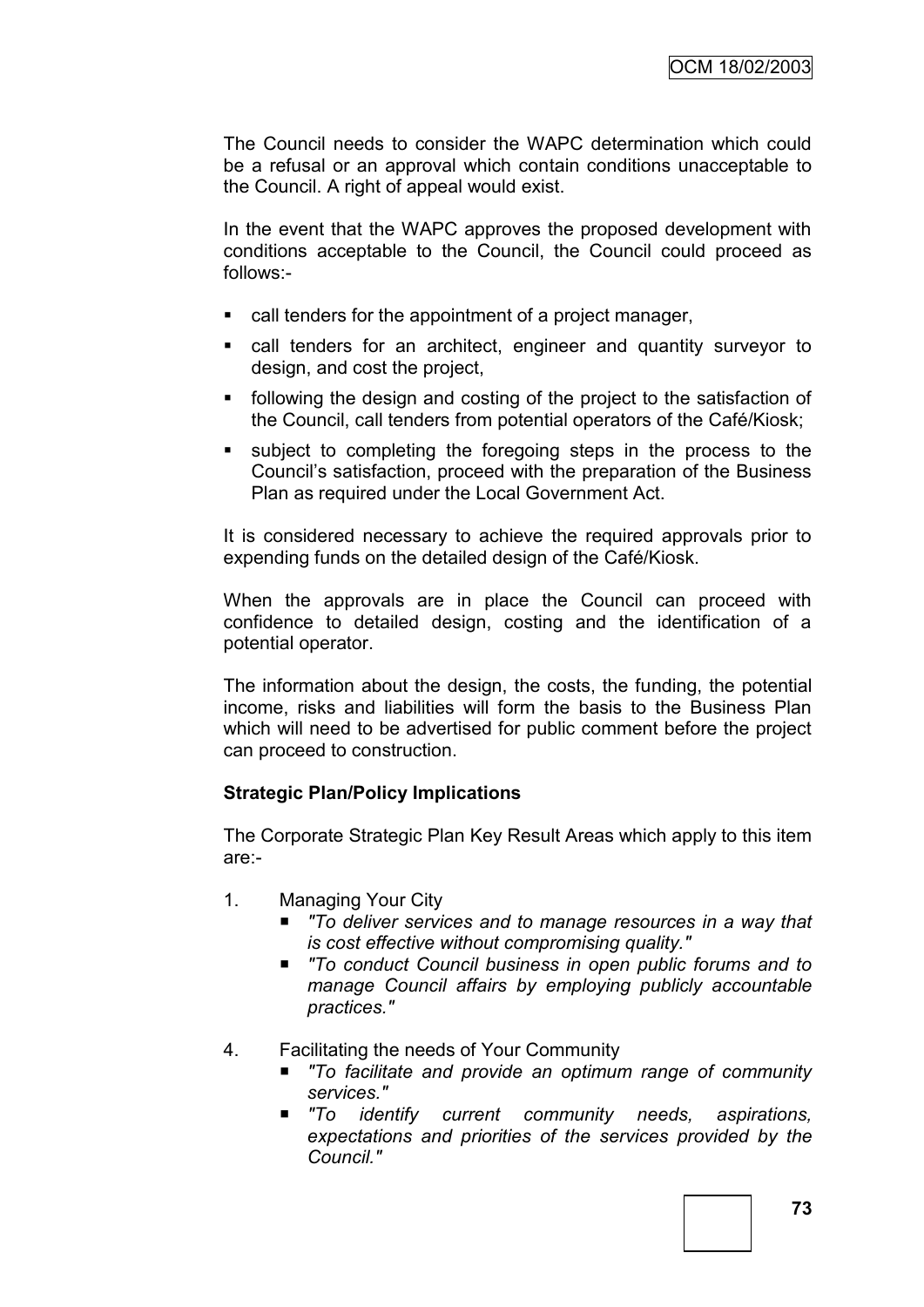The Council needs to consider the WAPC determination which could be a refusal or an approval which contain conditions unacceptable to the Council. A right of appeal would exist.

In the event that the WAPC approves the proposed development with conditions acceptable to the Council, the Council could proceed as follows:-

- call tenders for the appointment of a project manager,
- call tenders for an architect, engineer and quantity surveyor to design, and cost the project,
- following the design and costing of the project to the satisfaction of the Council, call tenders from potential operators of the Café/Kiosk;
- subject to completing the foregoing steps in the process to the Council's satisfaction, proceed with the preparation of the Business Plan as required under the Local Government Act.

It is considered necessary to achieve the required approvals prior to expending funds on the detailed design of the Café/Kiosk.

When the approvals are in place the Council can proceed with confidence to detailed design, costing and the identification of a potential operator.

The information about the design, the costs, the funding, the potential income, risks and liabilities will form the basis to the Business Plan which will need to be advertised for public comment before the project can proceed to construction.

**Strategic Plan/Policy Implications**

The Corporate Strategic Plan Key Result Areas which apply to this item are:-

1. Managing Your City
   - *"To deliver services and to manage resources in a way that is cost effective without compromising quality."*
   - *"To conduct Council business in open public forums and to manage Council affairs by employing publicly accountable practices."*

4. Facilitating the needs of Your Community
   - *"To facilitate and provide an optimum range of community services."*
   - *"To identify current community needs, aspirations, expectations and priorities of the services provided by the Council."*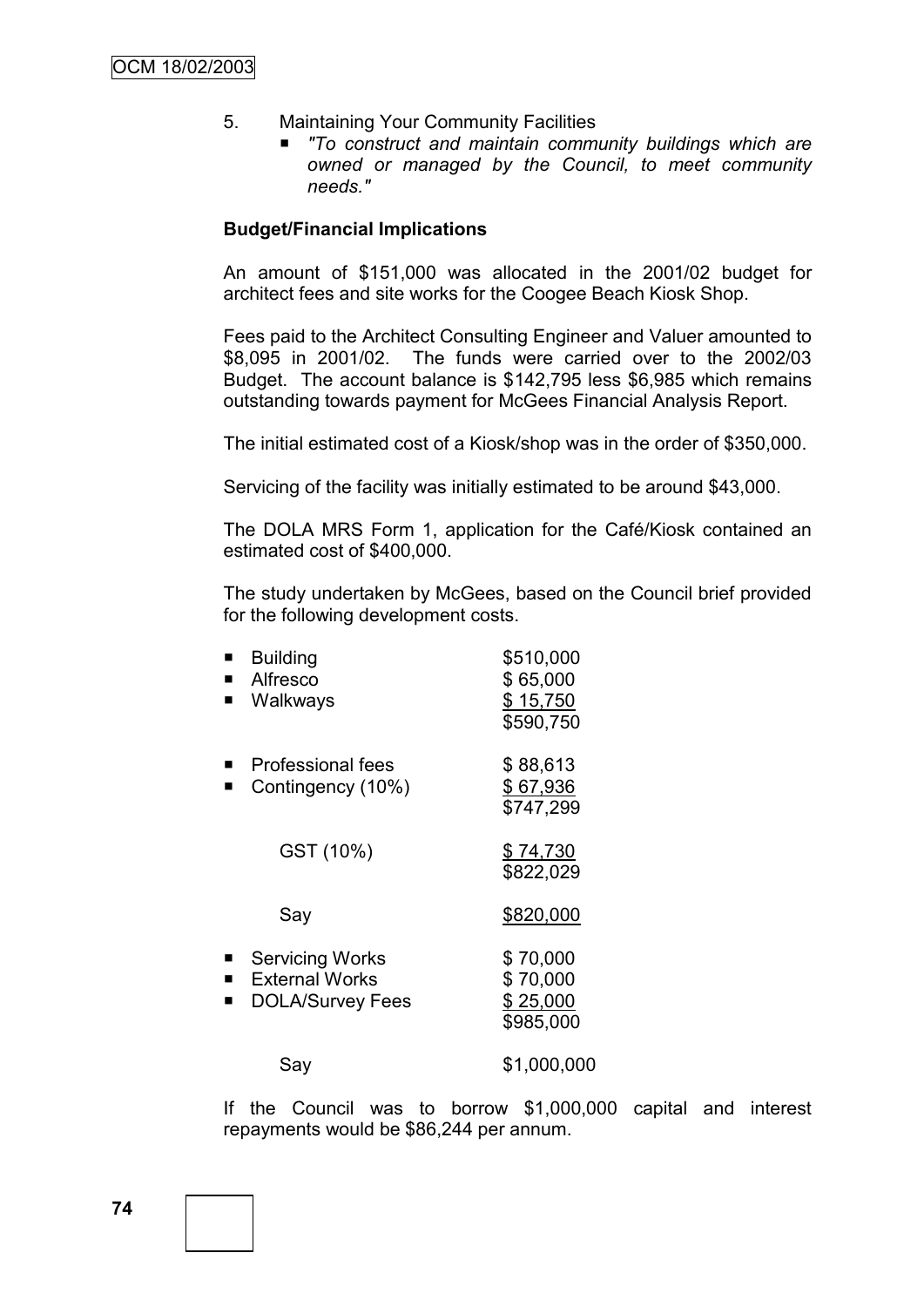5. Maintaining Your Community Facilities
   - *"To construct and maintain community buildings which are owned or managed by the Council, to meet community needs."*

**Budget/Financial Implications**

An amount of $151,000 was allocated in the 2001/02 budget for architect fees and site works for the Coogee Beach Kiosk Shop.

Fees paid to the Architect Consulting Engineer and Valuer amounted to $8,095 in 2001/02. The funds were carried over to the 2002/03 Budget. The account balance is $142,795 less $6,985 which remains outstanding towards payment for McGees Financial Analysis Report.

The initial estimated cost of a Kiosk/shop was in the order of $350,000.

Servicing of the facility was initially estimated to be around $43,000.

The DOLA MRS Form 1, application for the Café/Kiosk contained an estimated cost of $400,000.

The study undertaken by McGees, based on the Council brief provided for the following development costs.

| Item | Amount |
|---|---|
| Building | $510,000 |
| Alfresco | $ 65,000 |
| Walkways | $ 15,750 |
| | $590,750 |
| Professional fees | $ 88,613 |
| Contingency (10%) | $ 67,936 |
| | $747,299 |
| GST (10%) | $ 74,730 |
| | $822,029 |
| Say | $820,000 |
| Servicing Works | $ 70,000 |
| External Works | $ 70,000 |
| DOLA/Survey Fees | $ 25,000 |
| | $985,000 |
| Say | $1,000,000 |

If the Council was to borrow $1,000,000 capital and interest repayments would be $86,244 per annum.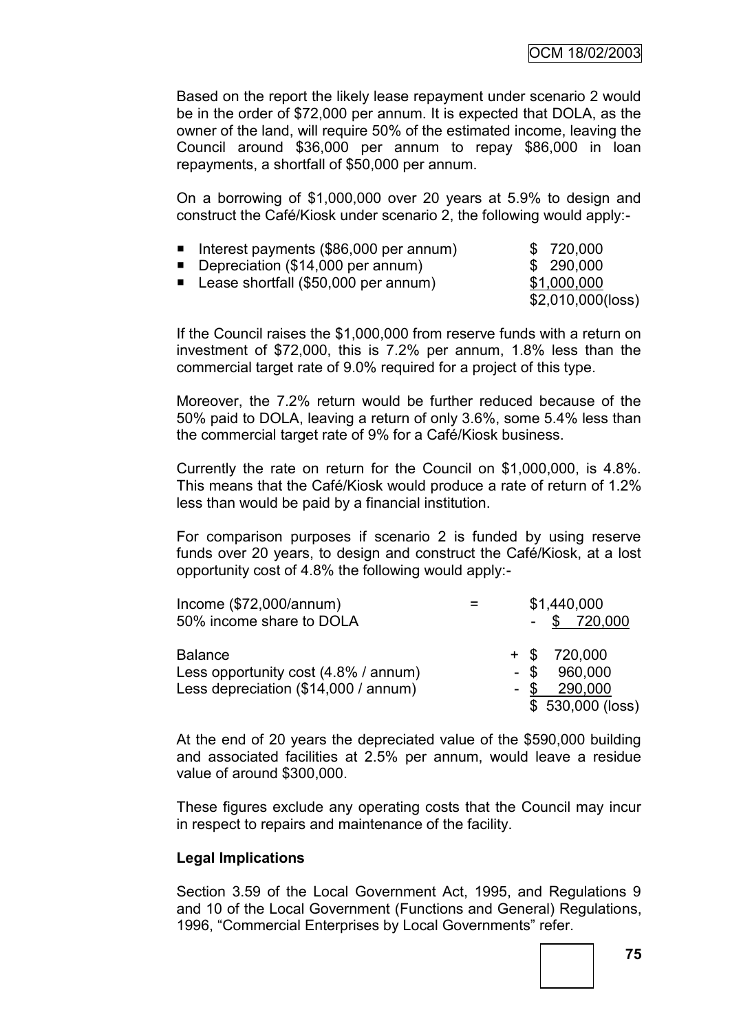Based on the report the likely lease repayment under scenario 2 would be in the order of $72,000 per annum. It is expected that DOLA, as the owner of the land, will require 50% of the estimated income, leaving the Council around $36,000 per annum to repay $86,000 in loan repayments, a shortfall of $50,000 per annum.

On a borrowing of $1,000,000 over 20 years at 5.9% to design and construct the Café/Kiosk under scenario 2, the following would apply:-

| | |
|---|---|
| ■ Interest payments ($86,000 per annum) | $ 720,000 |
| ■ Depreciation ($14,000 per annum) | $ 290,000 |
| ■ Lease shortfall ($50,000 per annum) | $1,000,000 |
| | $2,010,000(loss) |

If the Council raises the $1,000,000 from reserve funds with a return on investment of $72,000, this is 7.2% per annum, 1.8% less than the commercial target rate of 9.0% required for a project of this type.

Moreover, the 7.2% return would be further reduced because of the 50% paid to DOLA, leaving a return of only 3.6%, some 5.4% less than the commercial target rate of 9% for a Café/Kiosk business.

Currently the rate on return for the Council on $1,000,000, is 4.8%. This means that the Café/Kiosk would produce a rate of return of 1.2% less than would be paid by a financial institution.

For comparison purposes if scenario 2 is funded by using reserve funds over 20 years, to design and construct the Café/Kiosk, at a lost opportunity cost of 4.8% the following would apply:-

| | | |
|---|---|---|
| Income ($72,000/annum) | = | $1,440,000 |
| 50% income share to DOLA | | - $ 720,000 |
| Balance | | + $ 720,000 |
| Less opportunity cost (4.8% / annum) | | - $ 960,000 |
| Less depreciation ($14,000 / annum) | | - $ 290,000 |
| | | $ 530,000 (loss) |

At the end of 20 years the depreciated value of the $590,000 building and associated facilities at 2.5% per annum, would leave a residue value of around $300,000.

These figures exclude any operating costs that the Council may incur in respect to repairs and maintenance of the facility.

**Legal Implications**

Section 3.59 of the Local Government Act, 1995, and Regulations 9 and 10 of the Local Government (Functions and General) Regulations, 1996, "Commercial Enterprises by Local Governments" refer.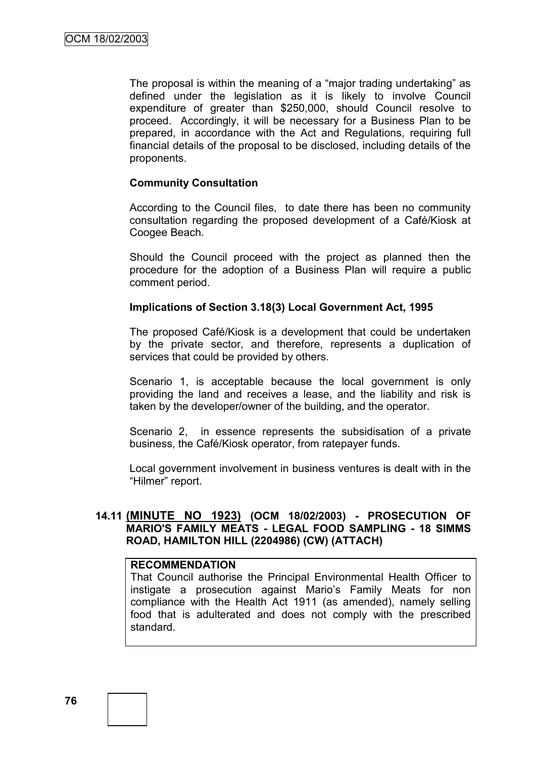The proposal is within the meaning of a "major trading undertaking" as defined under the legislation as it is likely to involve Council expenditure of greater than $250,000, should Council resolve to proceed. Accordingly, it will be necessary for a Business Plan to be prepared, in accordance with the Act and Regulations, requiring full financial details of the proposal to be disclosed, including details of the proponents.

**Community Consultation**

According to the Council files, to date there has been no community consultation regarding the proposed development of a Café/Kiosk at Coogee Beach.

Should the Council proceed with the project as planned then the procedure for the adoption of a Business Plan will require a public comment period.

**Implications of Section 3.18(3) Local Government Act, 1995**

The proposed Café/Kiosk is a development that could be undertaken by the private sector, and therefore, represents a duplication of services that could be provided by others.

Scenario 1, is acceptable because the local government is only providing the land and receives a lease, and the liability and risk is taken by the developer/owner of the building, and the operator.

Scenario 2, in essence represents the subsidisation of a private business, the Café/Kiosk operator, from ratepayer funds.

Local government involvement in business ventures is dealt with in the "Hilmer" report.

### 14.11 (MINUTE NO 1923) (OCM 18/02/2003) - PROSECUTION OF MARIO'S FAMILY MEATS - LEGAL FOOD SAMPLING - 18 SIMMS ROAD, HAMILTON HILL (2204986) (CW) (ATTACH)

**RECOMMENDATION**

That Council authorise the Principal Environmental Health Officer to instigate a prosecution against Mario's Family Meats for non compliance with the Health Act 1911 (as amended), namely selling food that is adulterated and does not comply with the prescribed standard.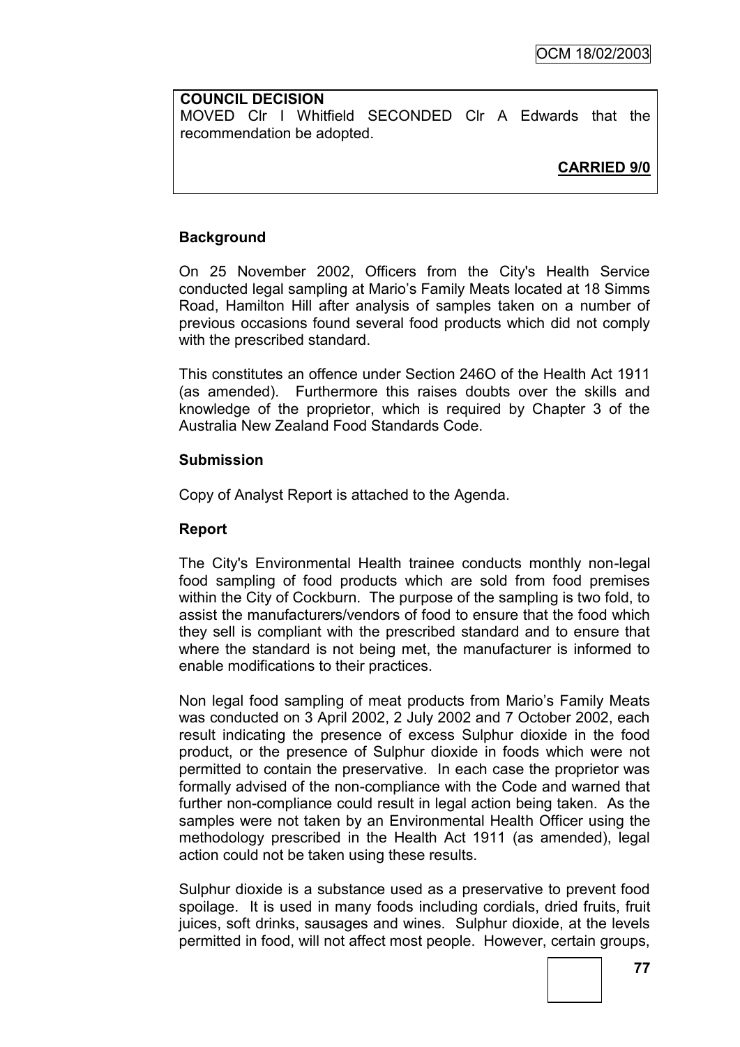**COUNCIL DECISION**

MOVED Clr I Whitfield SECONDED Clr A Edwards that the recommendation be adopted.

**CARRIED 9/0**

### Background

On 25 November 2002, Officers from the City's Health Service conducted legal sampling at Mario's Family Meats located at 18 Simms Road, Hamilton Hill after analysis of samples taken on a number of previous occasions found several food products which did not comply with the prescribed standard.

This constitutes an offence under Section 246O of the Health Act 1911 (as amended). Furthermore this raises doubts over the skills and knowledge of the proprietor, which is required by Chapter 3 of the Australia New Zealand Food Standards Code.

### Submission

Copy of Analyst Report is attached to the Agenda.

### Report

The City's Environmental Health trainee conducts monthly non-legal food sampling of food products which are sold from food premises within the City of Cockburn. The purpose of the sampling is two fold, to assist the manufacturers/vendors of food to ensure that the food which they sell is compliant with the prescribed standard and to ensure that where the standard is not being met, the manufacturer is informed to enable modifications to their practices.

Non legal food sampling of meat products from Mario's Family Meats was conducted on 3 April 2002, 2 July 2002 and 7 October 2002, each result indicating the presence of excess Sulphur dioxide in the food product, or the presence of Sulphur dioxide in foods which were not permitted to contain the preservative. In each case the proprietor was formally advised of the non-compliance with the Code and warned that further non-compliance could result in legal action being taken. As the samples were not taken by an Environmental Health Officer using the methodology prescribed in the Health Act 1911 (as amended), legal action could not be taken using these results.

Sulphur dioxide is a substance used as a preservative to prevent food spoilage. It is used in many foods including cordials, dried fruits, fruit juices, soft drinks, sausages and wines. Sulphur dioxide, at the levels permitted in food, will not affect most people. However, certain groups,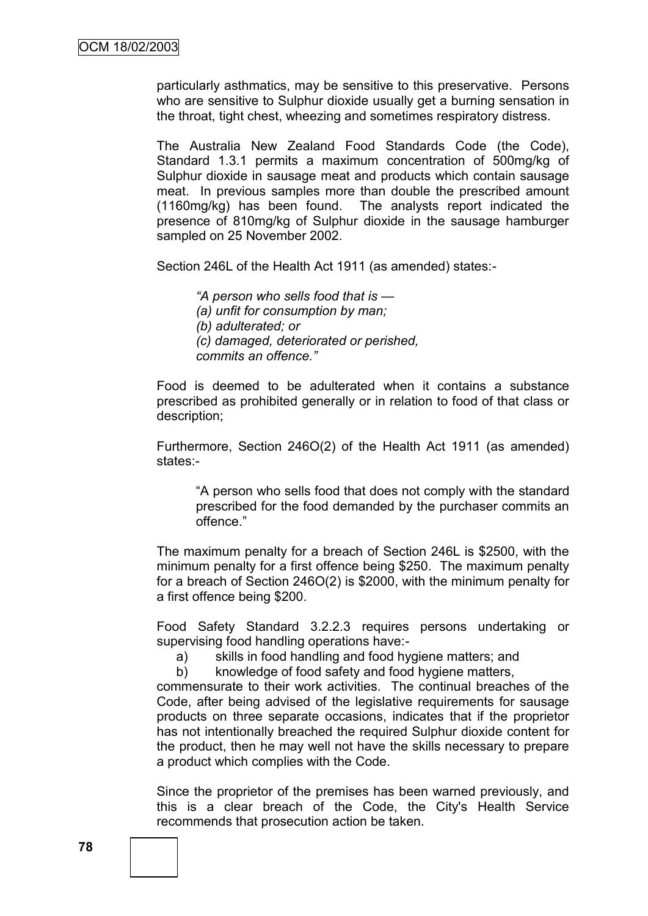particularly asthmatics, may be sensitive to this preservative. Persons who are sensitive to Sulphur dioxide usually get a burning sensation in the throat, tight chest, wheezing and sometimes respiratory distress.

The Australia New Zealand Food Standards Code (the Code), Standard 1.3.1 permits a maximum concentration of 500mg/kg of Sulphur dioxide in sausage meat and products which contain sausage meat. In previous samples more than double the prescribed amount (1160mg/kg) has been found. The analysts report indicated the presence of 810mg/kg of Sulphur dioxide in the sausage hamburger sampled on 25 November 2002.

Section 246L of the Health Act 1911 (as amended) states:-

> *"A person who sells food that is —*
> *(a) unfit for consumption by man;*
> *(b) adulterated; or*
> *(c) damaged, deteriorated or perished,*
> *commits an offence."*

Food is deemed to be adulterated when it contains a substance prescribed as prohibited generally or in relation to food of that class or description;

Furthermore, Section 246O(2) of the Health Act 1911 (as amended) states:-

> "A person who sells food that does not comply with the standard prescribed for the food demanded by the purchaser commits an offence."

The maximum penalty for a breach of Section 246L is $2500, with the minimum penalty for a first offence being $250. The maximum penalty for a breach of Section 246O(2) is $2000, with the minimum penalty for a first offence being $200.

Food Safety Standard 3.2.2.3 requires persons undertaking or supervising food handling operations have:-

a) skills in food handling and food hygiene matters; and
b) knowledge of food safety and food hygiene matters,

commensurate to their work activities. The continual breaches of the Code, after being advised of the legislative requirements for sausage products on three separate occasions, indicates that if the proprietor has not intentionally breached the required Sulphur dioxide content for the product, then he may well not have the skills necessary to prepare a product which complies with the Code.

Since the proprietor of the premises has been warned previously, and this is a clear breach of the Code, the City's Health Service recommends that prosecution action be taken.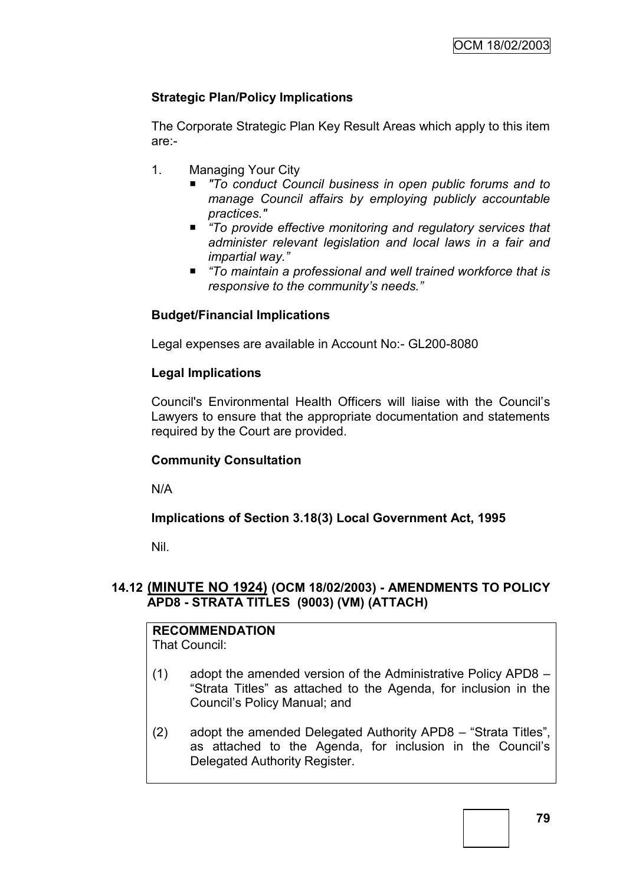### Strategic Plan/Policy Implications

The Corporate Strategic Plan Key Result Areas which apply to this item are:-

1. Managing Your City
   - *"To conduct Council business in open public forums and to manage Council affairs by employing publicly accountable practices."*
   - *"To provide effective monitoring and regulatory services that administer relevant legislation and local laws in a fair and impartial way."*
   - *"To maintain a professional and well trained workforce that is responsive to the community's needs."*

### Budget/Financial Implications

Legal expenses are available in Account No:- GL200-8080

### Legal Implications

Council's Environmental Health Officers will liaise with the Council's Lawyers to ensure that the appropriate documentation and statements required by the Court are provided.

### Community Consultation

N/A

### Implications of Section 3.18(3) Local Government Act, 1995

Nil.

## 14.12 (MINUTE NO 1924) (OCM 18/02/2003) - AMENDMENTS TO POLICY APD8 - STRATA TITLES (9003) (VM) (ATTACH)

**RECOMMENDATION**
That Council:

(1) adopt the amended version of the Administrative Policy APD8 – "Strata Titles" as attached to the Agenda, for inclusion in the Council's Policy Manual; and

(2) adopt the amended Delegated Authority APD8 – "Strata Titles", as attached to the Agenda, for inclusion in the Council's Delegated Authority Register.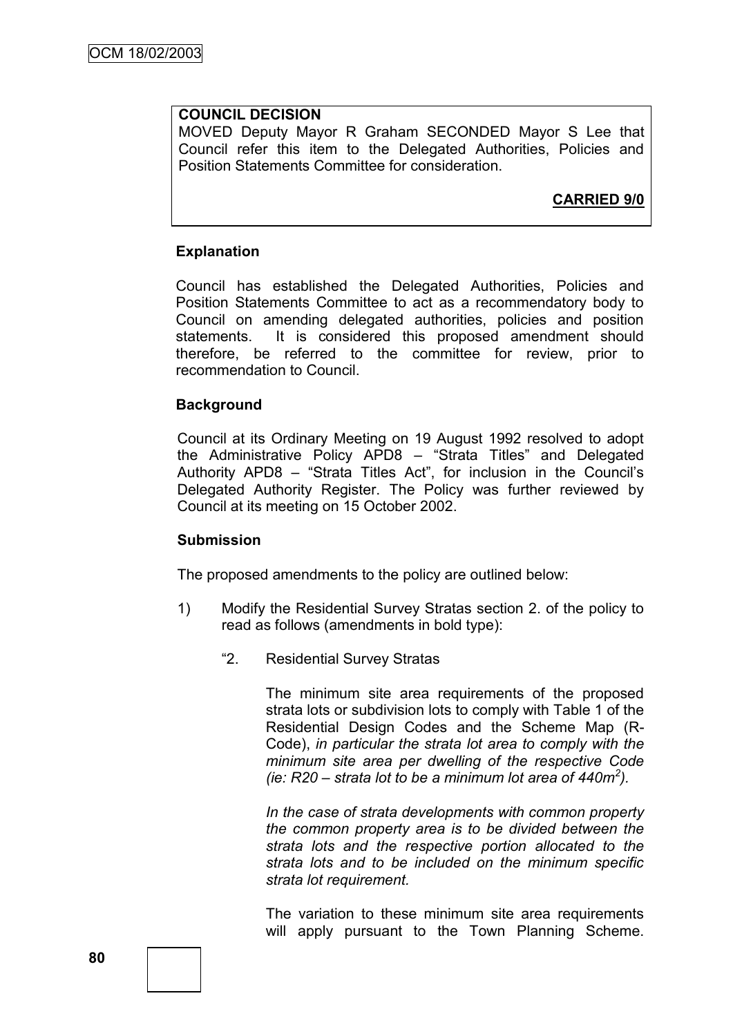**COUNCIL DECISION**

MOVED Deputy Mayor R Graham SECONDED Mayor S Lee that Council refer this item to the Delegated Authorities, Policies and Position Statements Committee for consideration.

**CARRIED 9/0**

### Explanation

Council has established the Delegated Authorities, Policies and Position Statements Committee to act as a recommendatory body to Council on amending delegated authorities, policies and position statements. It is considered this proposed amendment should therefore, be referred to the committee for review, prior to recommendation to Council.

### Background

Council at its Ordinary Meeting on 19 August 1992 resolved to adopt the Administrative Policy APD8 – "Strata Titles" and Delegated Authority APD8 – "Strata Titles Act", for inclusion in the Council's Delegated Authority Register. The Policy was further reviewed by Council at its meeting on 15 October 2002.

### Submission

The proposed amendments to the policy are outlined below:

1) Modify the Residential Survey Stratas section 2. of the policy to read as follows (amendments in bold type):

   "2. Residential Survey Stratas

   The minimum site area requirements of the proposed strata lots or subdivision lots to comply with Table 1 of the Residential Design Codes and the Scheme Map (R-Code), *in particular the strata lot area to comply with the minimum site area per dwelling of the respective Code (ie: R20 – strata lot to be a minimum lot area of 440m$^2$).*

   *In the case of strata developments with common property the common property area is to be divided between the strata lots and the respective portion allocated to the strata lots and to be included on the minimum specific strata lot requirement.*

   The variation to these minimum site area requirements will apply pursuant to the Town Planning Scheme.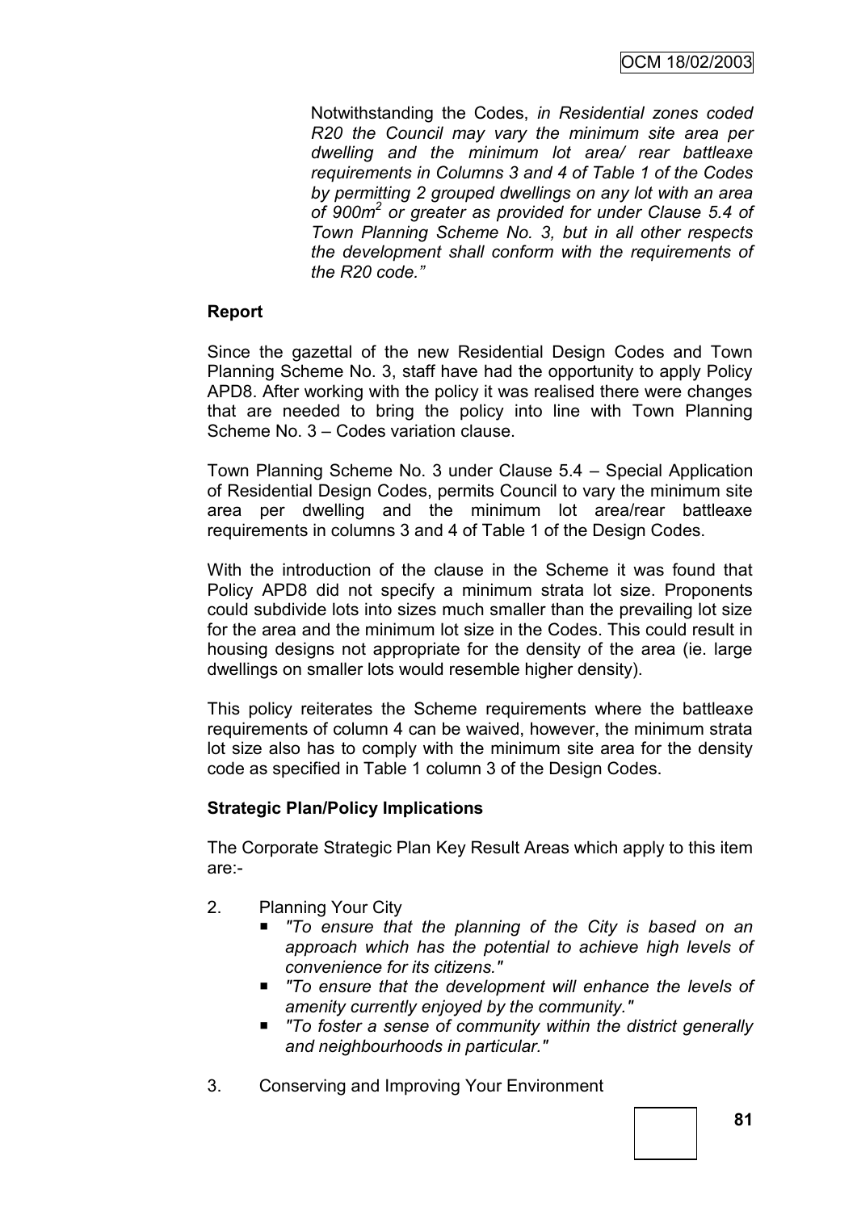Notwithstanding the Codes, *in Residential zones coded R20 the Council may vary the minimum site area per dwelling and the minimum lot area/ rear battleaxe requirements in Columns 3 and 4 of Table 1 of the Codes by permitting 2 grouped dwellings on any lot with an area of 900m$^2$ or greater as provided for under Clause 5.4 of Town Planning Scheme No. 3, but in all other respects the development shall conform with the requirements of the R20 code."*

**Report**

Since the gazettal of the new Residential Design Codes and Town Planning Scheme No. 3, staff have had the opportunity to apply Policy APD8. After working with the policy it was realised there were changes that are needed to bring the policy into line with Town Planning Scheme No. 3 – Codes variation clause.

Town Planning Scheme No. 3 under Clause 5.4 – Special Application of Residential Design Codes, permits Council to vary the minimum site area per dwelling and the minimum lot area/rear battleaxe requirements in columns 3 and 4 of Table 1 of the Design Codes.

With the introduction of the clause in the Scheme it was found that Policy APD8 did not specify a minimum strata lot size. Proponents could subdivide lots into sizes much smaller than the prevailing lot size for the area and the minimum lot size in the Codes. This could result in housing designs not appropriate for the density of the area (ie. large dwellings on smaller lots would resemble higher density).

This policy reiterates the Scheme requirements where the battleaxe requirements of column 4 can be waived, however, the minimum strata lot size also has to comply with the minimum site area for the density code as specified in Table 1 column 3 of the Design Codes.

**Strategic Plan/Policy Implications**

The Corporate Strategic Plan Key Result Areas which apply to this item are:-

2. Planning Your City
   - *"To ensure that the planning of the City is based on an approach which has the potential to achieve high levels of convenience for its citizens."*
   - *"To ensure that the development will enhance the levels of amenity currently enjoyed by the community."*
   - *"To foster a sense of community within the district generally and neighbourhoods in particular."*
3. Conserving and Improving Your Environment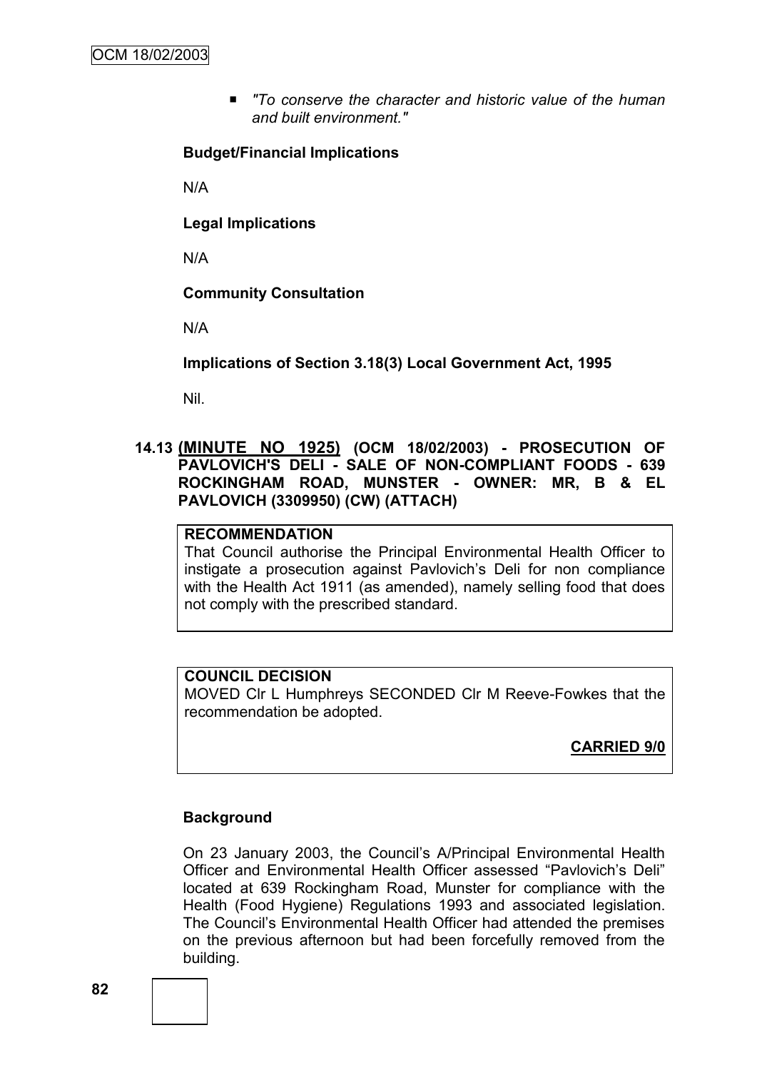- *"To conserve the character and historic value of the human and built environment."*

**Budget/Financial Implications**

N/A

**Legal Implications**

N/A

**Community Consultation**

N/A

**Implications of Section 3.18(3) Local Government Act, 1995**

Nil.

## 14.13 (MINUTE NO 1925) (OCM 18/02/2003) - PROSECUTION OF PAVLOVICH'S DELI - SALE OF NON-COMPLIANT FOODS - 639 ROCKINGHAM ROAD, MUNSTER - OWNER: MR, B & EL PAVLOVICH (3309950) (CW) (ATTACH)

**RECOMMENDATION**

That Council authorise the Principal Environmental Health Officer to instigate a prosecution against Pavlovich's Deli for non compliance with the Health Act 1911 (as amended), namely selling food that does not comply with the prescribed standard.

**COUNCIL DECISION**

MOVED Clr L Humphreys SECONDED Clr M Reeve-Fowkes that the recommendation be adopted.

**CARRIED 9/0**

**Background**

On 23 January 2003, the Council's A/Principal Environmental Health Officer and Environmental Health Officer assessed "Pavlovich's Deli" located at 639 Rockingham Road, Munster for compliance with the Health (Food Hygiene) Regulations 1993 and associated legislation. The Council's Environmental Health Officer had attended the premises on the previous afternoon but had been forcefully removed from the building.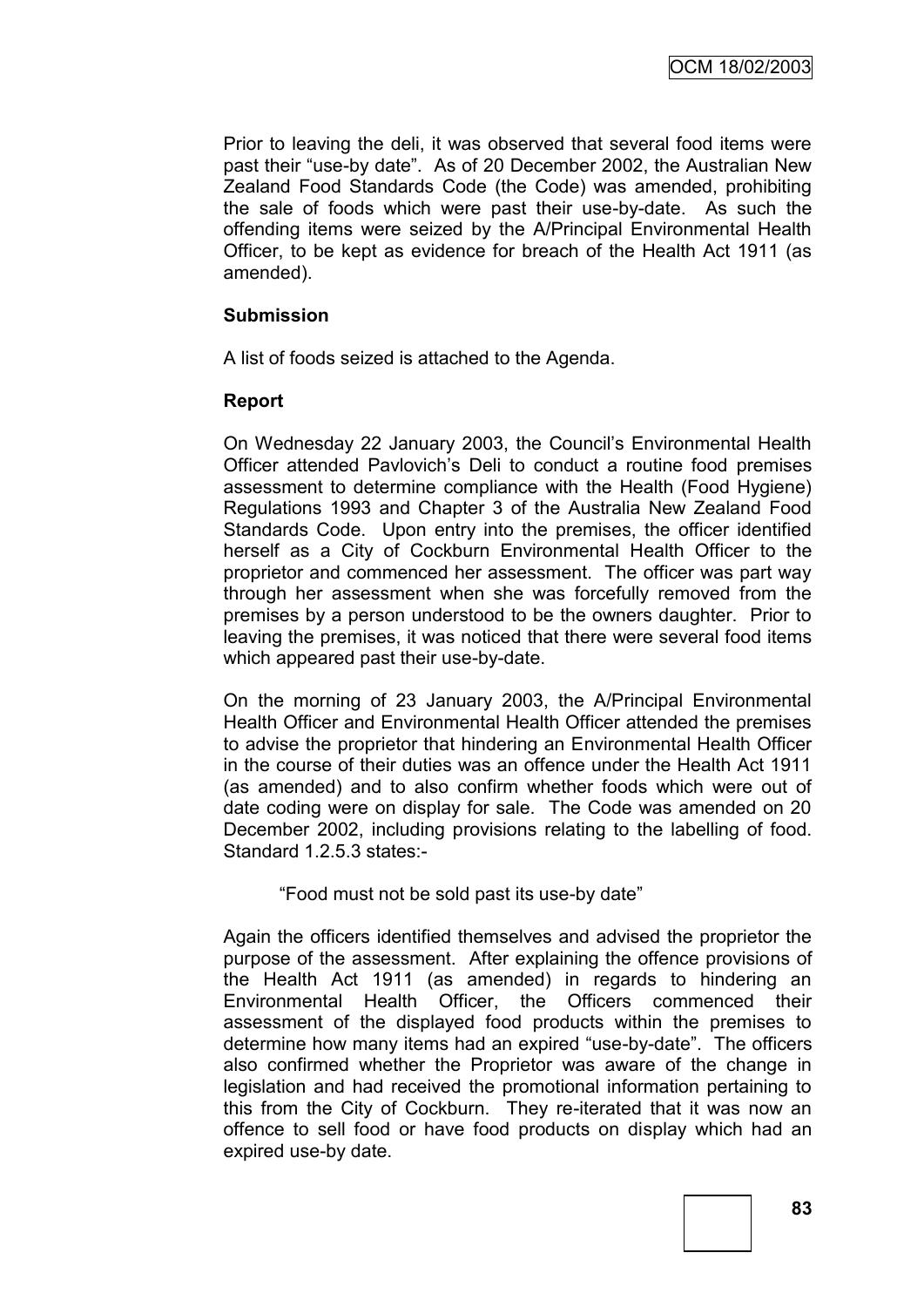Prior to leaving the deli, it was observed that several food items were past their "use-by date". As of 20 December 2002, the Australian New Zealand Food Standards Code (the Code) was amended, prohibiting the sale of foods which were past their use-by-date. As such the offending items were seized by the A/Principal Environmental Health Officer, to be kept as evidence for breach of the Health Act 1911 (as amended).

**Submission**

A list of foods seized is attached to the Agenda.

**Report**

On Wednesday 22 January 2003, the Council's Environmental Health Officer attended Pavlovich's Deli to conduct a routine food premises assessment to determine compliance with the Health (Food Hygiene) Regulations 1993 and Chapter 3 of the Australia New Zealand Food Standards Code. Upon entry into the premises, the officer identified herself as a City of Cockburn Environmental Health Officer to the proprietor and commenced her assessment. The officer was part way through her assessment when she was forcefully removed from the premises by a person understood to be the owners daughter. Prior to leaving the premises, it was noticed that there were several food items which appeared past their use-by-date.

On the morning of 23 January 2003, the A/Principal Environmental Health Officer and Environmental Health Officer attended the premises to advise the proprietor that hindering an Environmental Health Officer in the course of their duties was an offence under the Health Act 1911 (as amended) and to also confirm whether foods which were out of date coding were on display for sale. The Code was amended on 20 December 2002, including provisions relating to the labelling of food. Standard 1.2.5.3 states:-

> "Food must not be sold past its use-by date"

Again the officers identified themselves and advised the proprietor the purpose of the assessment. After explaining the offence provisions of the Health Act 1911 (as amended) in regards to hindering an Environmental Health Officer, the Officers commenced their assessment of the displayed food products within the premises to determine how many items had an expired "use-by-date". The officers also confirmed whether the Proprietor was aware of the change in legislation and had received the promotional information pertaining to this from the City of Cockburn. They re-iterated that it was now an offence to sell food or have food products on display which had an expired use-by date.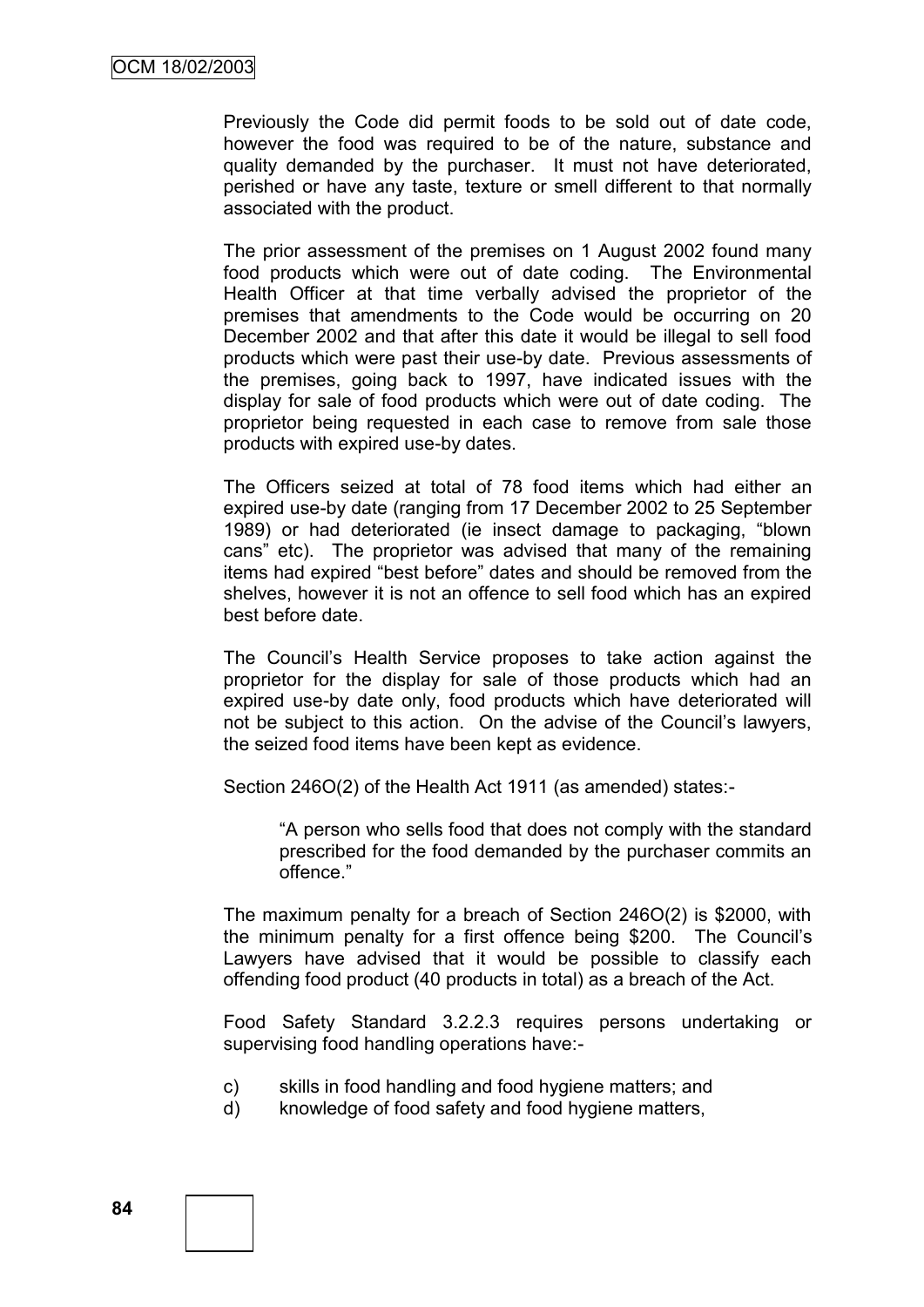Previously the Code did permit foods to be sold out of date code, however the food was required to be of the nature, substance and quality demanded by the purchaser. It must not have deteriorated, perished or have any taste, texture or smell different to that normally associated with the product.

The prior assessment of the premises on 1 August 2002 found many food products which were out of date coding. The Environmental Health Officer at that time verbally advised the proprietor of the premises that amendments to the Code would be occurring on 20 December 2002 and that after this date it would be illegal to sell food products which were past their use-by date. Previous assessments of the premises, going back to 1997, have indicated issues with the display for sale of food products which were out of date coding. The proprietor being requested in each case to remove from sale those products with expired use-by dates.

The Officers seized at total of 78 food items which had either an expired use-by date (ranging from 17 December 2002 to 25 September 1989) or had deteriorated (ie insect damage to packaging, "blown cans" etc). The proprietor was advised that many of the remaining items had expired "best before" dates and should be removed from the shelves, however it is not an offence to sell food which has an expired best before date.

The Council's Health Service proposes to take action against the proprietor for the display for sale of those products which had an expired use-by date only, food products which have deteriorated will not be subject to this action. On the advise of the Council's lawyers, the seized food items have been kept as evidence.

Section 246O(2) of the Health Act 1911 (as amended) states:-

> "A person who sells food that does not comply with the standard prescribed for the food demanded by the purchaser commits an offence."

The maximum penalty for a breach of Section 246O(2) is $2000, with the minimum penalty for a first offence being $200. The Council's Lawyers have advised that it would be possible to classify each offending food product (40 products in total) as a breach of the Act.

Food Safety Standard 3.2.2.3 requires persons undertaking or supervising food handling operations have:-

c) skills in food handling and food hygiene matters; and
d) knowledge of food safety and food hygiene matters,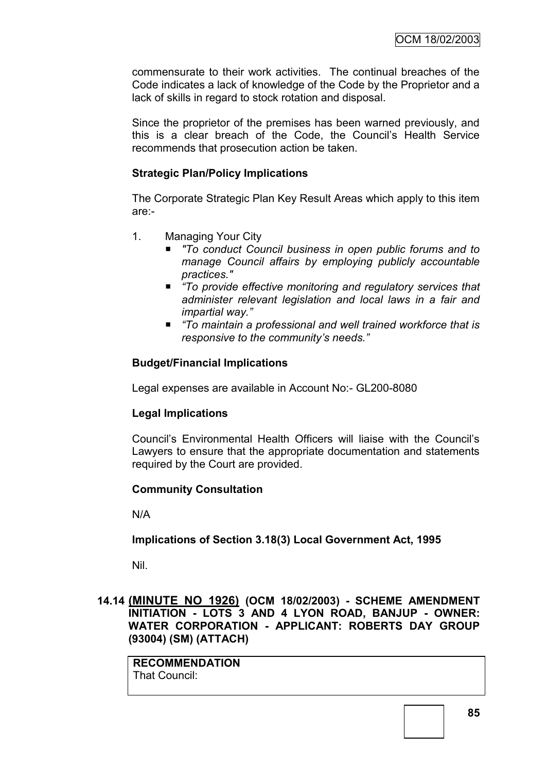commensurate to their work activities. The continual breaches of the Code indicates a lack of knowledge of the Code by the Proprietor and a lack of skills in regard to stock rotation and disposal.

Since the proprietor of the premises has been warned previously, and this is a clear breach of the Code, the Council's Health Service recommends that prosecution action be taken.

**Strategic Plan/Policy Implications**

The Corporate Strategic Plan Key Result Areas which apply to this item are:-

1. Managing Your City
   - *"To conduct Council business in open public forums and to manage Council affairs by employing publicly accountable practices."*
   - *"To provide effective monitoring and regulatory services that administer relevant legislation and local laws in a fair and impartial way."*
   - *"To maintain a professional and well trained workforce that is responsive to the community's needs."*

**Budget/Financial Implications**

Legal expenses are available in Account No:- GL200-8080

**Legal Implications**

Council's Environmental Health Officers will liaise with the Council's Lawyers to ensure that the appropriate documentation and statements required by the Court are provided.

**Community Consultation**

N/A

**Implications of Section 3.18(3) Local Government Act, 1995**

Nil.

### 14.14 (MINUTE NO 1926) (OCM 18/02/2003) - SCHEME AMENDMENT INITIATION - LOTS 3 AND 4 LYON ROAD, BANJUP - OWNER: WATER CORPORATION - APPLICANT: ROBERTS DAY GROUP (93004) (SM) (ATTACH)

| **RECOMMENDATION** |
| --- |
| That Council: |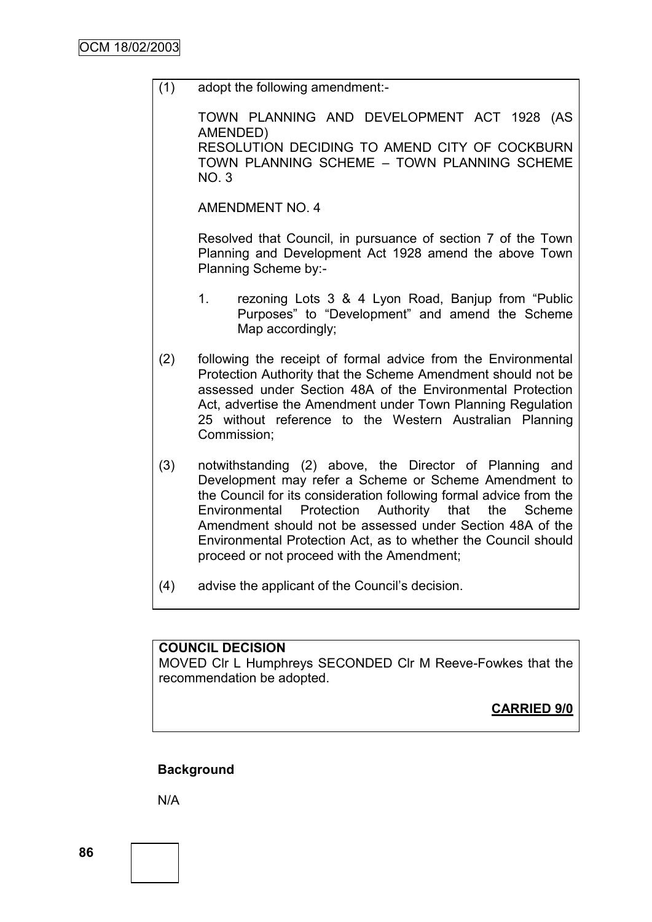(1) adopt the following amendment:-

TOWN PLANNING AND DEVELOPMENT ACT 1928 (AS AMENDED)
RESOLUTION DECIDING TO AMEND CITY OF COCKBURN TOWN PLANNING SCHEME – TOWN PLANNING SCHEME NO. 3

AMENDMENT NO. 4

Resolved that Council, in pursuance of section 7 of the Town Planning and Development Act 1928 amend the above Town Planning Scheme by:-

1. rezoning Lots 3 & 4 Lyon Road, Banjup from "Public Purposes" to "Development" and amend the Scheme Map accordingly;

(2) following the receipt of formal advice from the Environmental Protection Authority that the Scheme Amendment should not be assessed under Section 48A of the Environmental Protection Act, advertise the Amendment under Town Planning Regulation 25 without reference to the Western Australian Planning Commission;

(3) notwithstanding (2) above, the Director of Planning and Development may refer a Scheme or Scheme Amendment to the Council for its consideration following formal advice from the Environmental Protection Authority that the Scheme Amendment should not be assessed under Section 48A of the Environmental Protection Act, as to whether the Council should proceed or not proceed with the Amendment;

(4) advise the applicant of the Council's decision.

**COUNCIL DECISION**
MOVED Clr L Humphreys SECONDED Clr M Reeve-Fowkes that the recommendation be adopted.

**CARRIED 9/0**

**Background**

N/A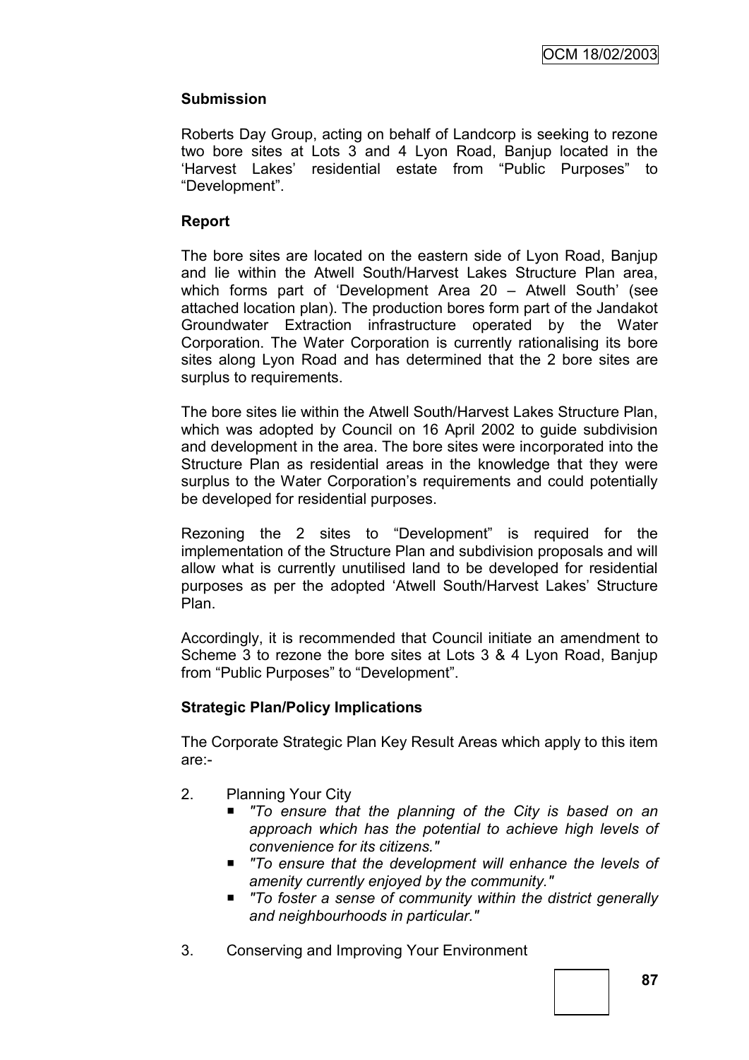**Submission**

Roberts Day Group, acting on behalf of Landcorp is seeking to rezone two bore sites at Lots 3 and 4 Lyon Road, Banjup located in the 'Harvest Lakes' residential estate from "Public Purposes" to "Development".

**Report**

The bore sites are located on the eastern side of Lyon Road, Banjup and lie within the Atwell South/Harvest Lakes Structure Plan area, which forms part of 'Development Area 20 – Atwell South' (see attached location plan). The production bores form part of the Jandakot Groundwater Extraction infrastructure operated by the Water Corporation. The Water Corporation is currently rationalising its bore sites along Lyon Road and has determined that the 2 bore sites are surplus to requirements.

The bore sites lie within the Atwell South/Harvest Lakes Structure Plan, which was adopted by Council on 16 April 2002 to guide subdivision and development in the area. The bore sites were incorporated into the Structure Plan as residential areas in the knowledge that they were surplus to the Water Corporation's requirements and could potentially be developed for residential purposes.

Rezoning the 2 sites to "Development" is required for the implementation of the Structure Plan and subdivision proposals and will allow what is currently unutilised land to be developed for residential purposes as per the adopted 'Atwell South/Harvest Lakes' Structure Plan.

Accordingly, it is recommended that Council initiate an amendment to Scheme 3 to rezone the bore sites at Lots 3 & 4 Lyon Road, Banjup from "Public Purposes" to "Development".

**Strategic Plan/Policy Implications**

The Corporate Strategic Plan Key Result Areas which apply to this item are:-

2. Planning Your City
   - *"To ensure that the planning of the City is based on an approach which has the potential to achieve high levels of convenience for its citizens."*
   - *"To ensure that the development will enhance the levels of amenity currently enjoyed by the community."*
   - *"To foster a sense of community within the district generally and neighbourhoods in particular."*

3. Conserving and Improving Your Environment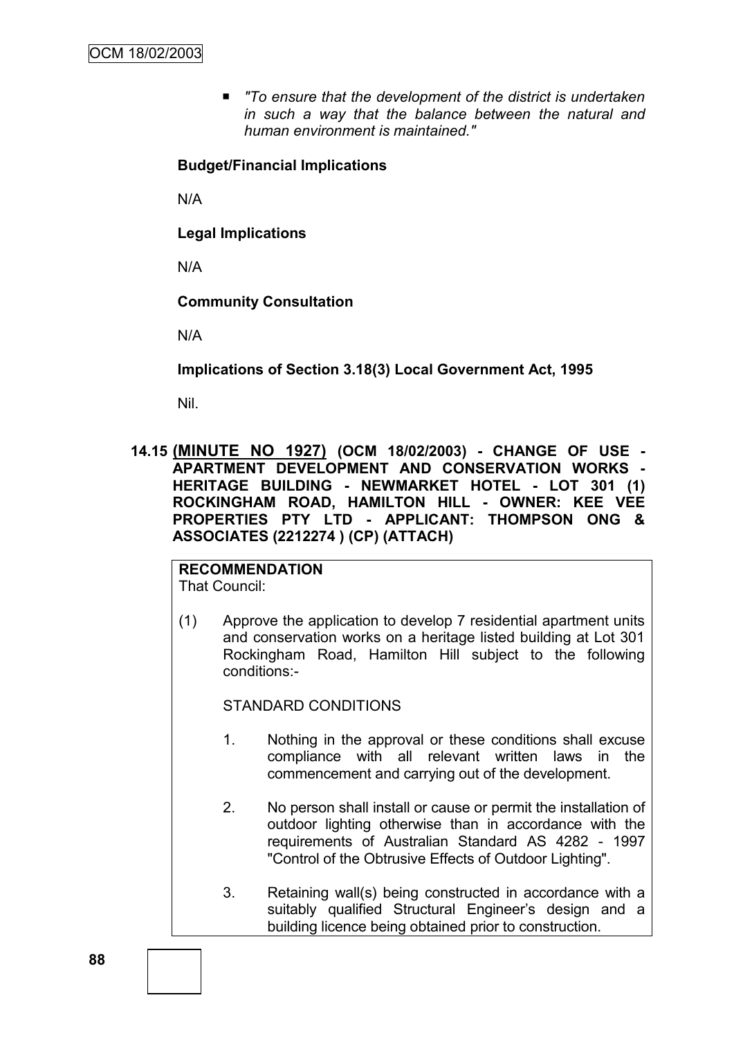- *"To ensure that the development of the district is undertaken in such a way that the balance between the natural and human environment is maintained."*

**Budget/Financial Implications**

N/A

**Legal Implications**

N/A

**Community Consultation**

N/A

**Implications of Section 3.18(3) Local Government Act, 1995**

Nil.

## 14.15 (MINUTE NO 1927) (OCM 18/02/2003) - CHANGE OF USE - APARTMENT DEVELOPMENT AND CONSERVATION WORKS - HERITAGE BUILDING - NEWMARKET HOTEL - LOT 301 (1) ROCKINGHAM ROAD, HAMILTON HILL - OWNER: KEE VEE PROPERTIES PTY LTD - APPLICANT: THOMPSON ONG & ASSOCIATES (2212274 ) (CP) (ATTACH)

**RECOMMENDATION**

That Council:

(1) Approve the application to develop 7 residential apartment units and conservation works on a heritage listed building at Lot 301 Rockingham Road, Hamilton Hill subject to the following conditions:-

STANDARD CONDITIONS

1. Nothing in the approval or these conditions shall excuse compliance with all relevant written laws in the commencement and carrying out of the development.

2. No person shall install or cause or permit the installation of outdoor lighting otherwise than in accordance with the requirements of Australian Standard AS 4282 - 1997 "Control of the Obtrusive Effects of Outdoor Lighting".

3. Retaining wall(s) being constructed in accordance with a suitably qualified Structural Engineer's design and a building licence being obtained prior to construction.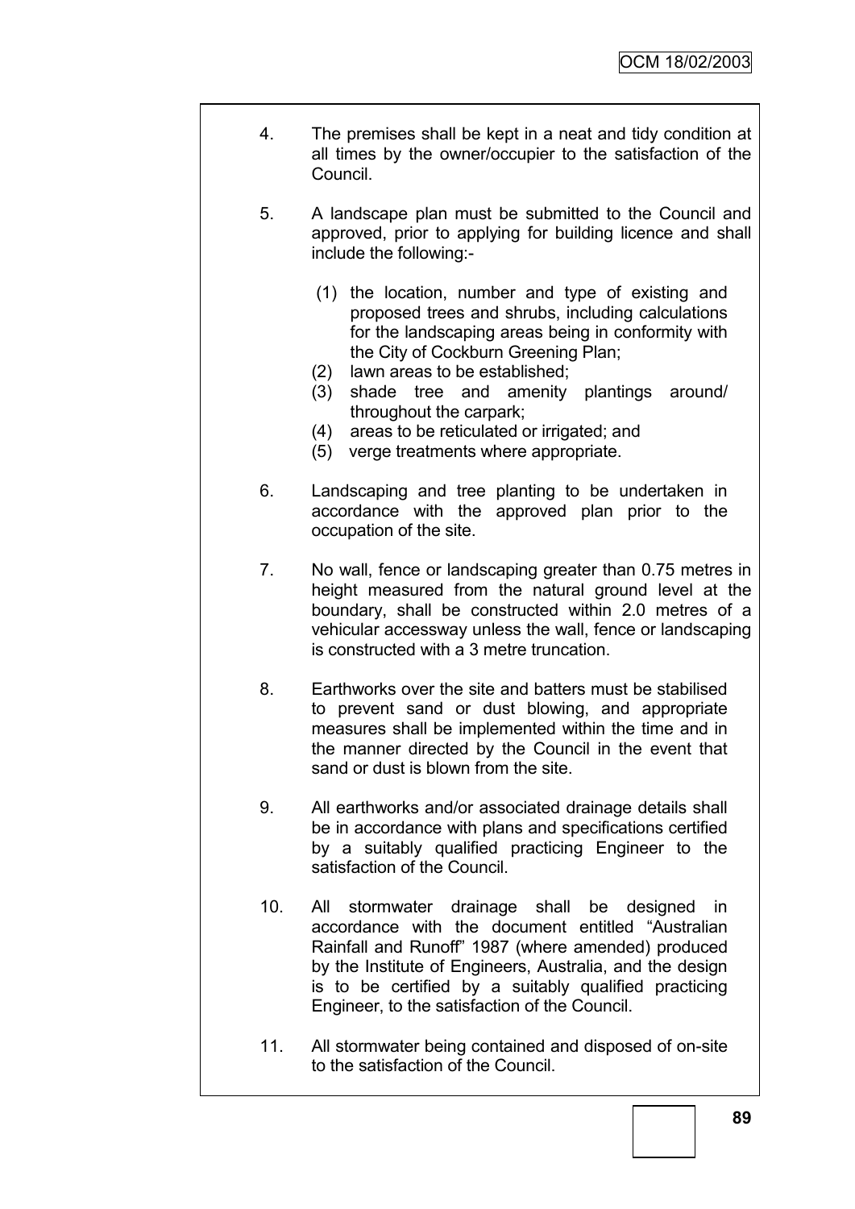4. The premises shall be kept in a neat and tidy condition at all times by the owner/occupier to the satisfaction of the Council.

5. A landscape plan must be submitted to the Council and approved, prior to applying for building licence and shall include the following:-

   (1) the location, number and type of existing and proposed trees and shrubs, including calculations for the landscaping areas being in conformity with the City of Cockburn Greening Plan;
   (2) lawn areas to be established;
   (3) shade tree and amenity plantings around/ throughout the carpark;
   (4) areas to be reticulated or irrigated; and
   (5) verge treatments where appropriate.

6. Landscaping and tree planting to be undertaken in accordance with the approved plan prior to the occupation of the site.

7. No wall, fence or landscaping greater than 0.75 metres in height measured from the natural ground level at the boundary, shall be constructed within 2.0 metres of a vehicular accessway unless the wall, fence or landscaping is constructed with a 3 metre truncation.

8. Earthworks over the site and batters must be stabilised to prevent sand or dust blowing, and appropriate measures shall be implemented within the time and in the manner directed by the Council in the event that sand or dust is blown from the site.

9. All earthworks and/or associated drainage details shall be in accordance with plans and specifications certified by a suitably qualified practicing Engineer to the satisfaction of the Council.

10. All stormwater drainage shall be designed in accordance with the document entitled "Australian Rainfall and Runoff" 1987 (where amended) produced by the Institute of Engineers, Australia, and the design is to be certified by a suitably qualified practicing Engineer, to the satisfaction of the Council.

11. All stormwater being contained and disposed of on-site to the satisfaction of the Council.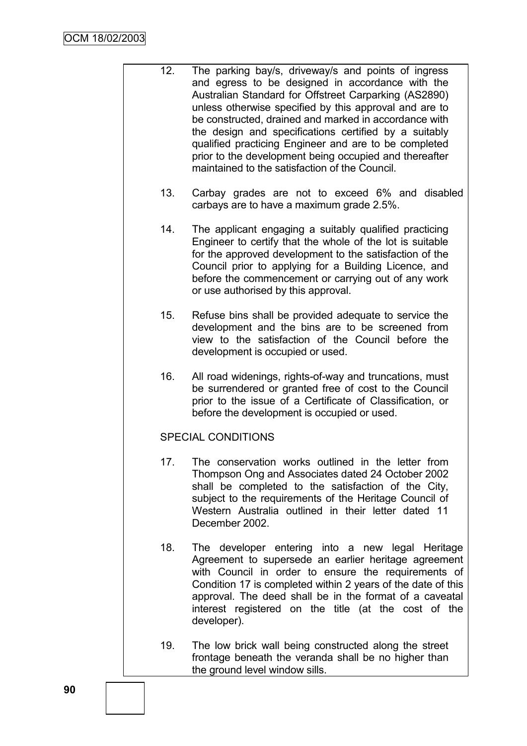12. The parking bay/s, driveway/s and points of ingress and egress to be designed in accordance with the Australian Standard for Offstreet Carparking (AS2890) unless otherwise specified by this approval and are to be constructed, drained and marked in accordance with the design and specifications certified by a suitably qualified practicing Engineer and are to be completed prior to the development being occupied and thereafter maintained to the satisfaction of the Council.

13. Carbay grades are not to exceed 6% and disabled carbays are to have a maximum grade 2.5%.

14. The applicant engaging a suitably qualified practicing Engineer to certify that the whole of the lot is suitable for the approved development to the satisfaction of the Council prior to applying for a Building Licence, and before the commencement or carrying out of any work or use authorised by this approval.

15. Refuse bins shall be provided adequate to service the development and the bins are to be screened from view to the satisfaction of the Council before the development is occupied or used.

16. All road widenings, rights-of-way and truncations, must be surrendered or granted free of cost to the Council prior to the issue of a Certificate of Classification, or before the development is occupied or used.

SPECIAL CONDITIONS

17. The conservation works outlined in the letter from Thompson Ong and Associates dated 24 October 2002 shall be completed to the satisfaction of the City, subject to the requirements of the Heritage Council of Western Australia outlined in their letter dated 11 December 2002.

18. The developer entering into a new legal Heritage Agreement to supersede an earlier heritage agreement with Council in order to ensure the requirements of Condition 17 is completed within 2 years of the date of this approval. The deed shall be in the format of a caveatal interest registered on the title (at the cost of the developer).

19. The low brick wall being constructed along the street frontage beneath the veranda shall be no higher than the ground level window sills.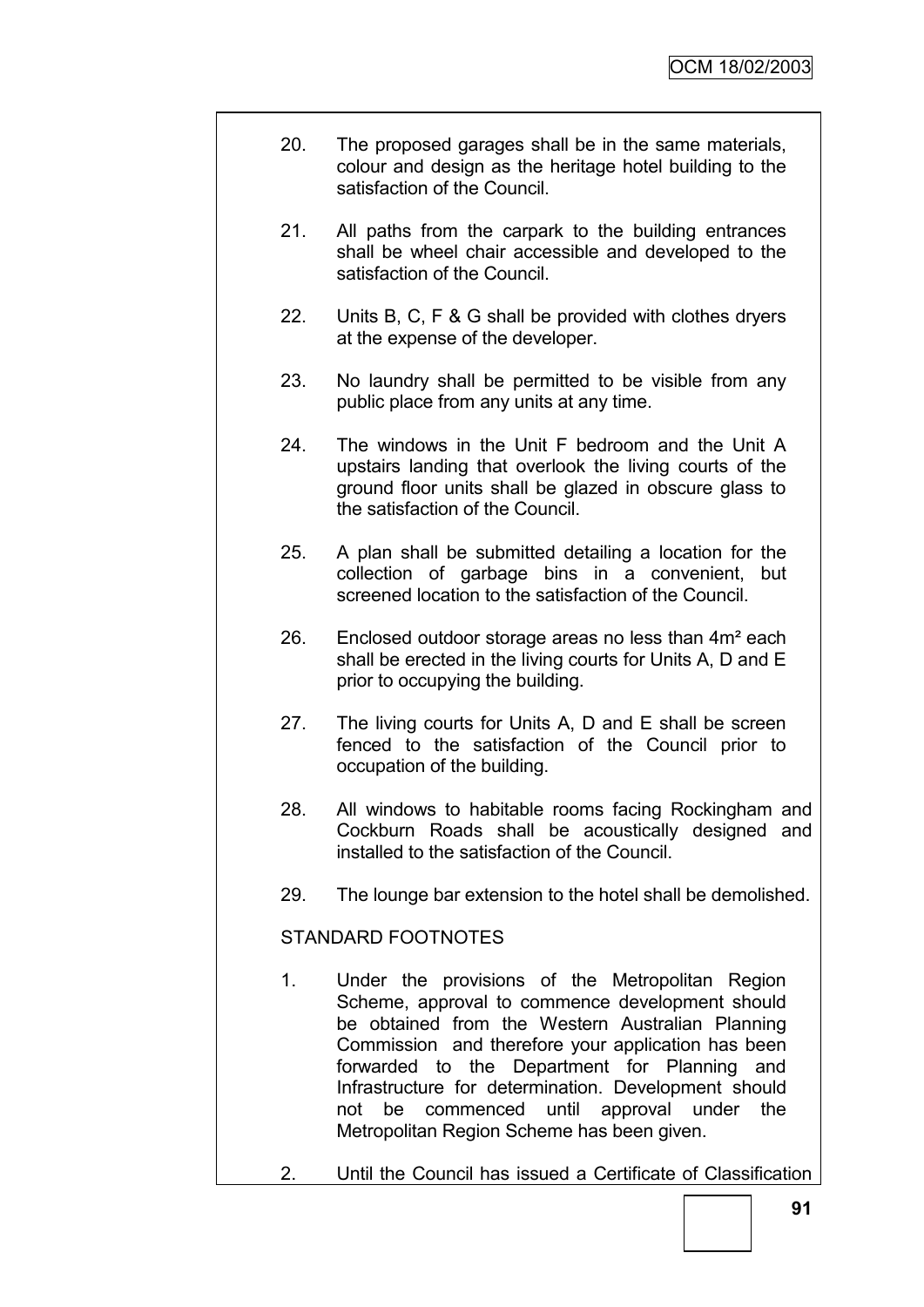20. The proposed garages shall be in the same materials, colour and design as the heritage hotel building to the satisfaction of the Council.

21. All paths from the carpark to the building entrances shall be wheel chair accessible and developed to the satisfaction of the Council.

22. Units B, C, F & G shall be provided with clothes dryers at the expense of the developer.

23. No laundry shall be permitted to be visible from any public place from any units at any time.

24. The windows in the Unit F bedroom and the Unit A upstairs landing that overlook the living courts of the ground floor units shall be glazed in obscure glass to the satisfaction of the Council.

25. A plan shall be submitted detailing a location for the collection of garbage bins in a convenient, but screened location to the satisfaction of the Council.

26. Enclosed outdoor storage areas no less than 4m² each shall be erected in the living courts for Units A, D and E prior to occupying the building.

27. The living courts for Units A, D and E shall be screen fenced to the satisfaction of the Council prior to occupation of the building.

28. All windows to habitable rooms facing Rockingham and Cockburn Roads shall be acoustically designed and installed to the satisfaction of the Council.

29. The lounge bar extension to the hotel shall be demolished.

STANDARD FOOTNOTES

1. Under the provisions of the Metropolitan Region Scheme, approval to commence development should be obtained from the Western Australian Planning Commission and therefore your application has been forwarded to the Department for Planning and Infrastructure for determination. Development should not be commenced until approval under the Metropolitan Region Scheme has been given.

2. Until the Council has issued a Certificate of Classification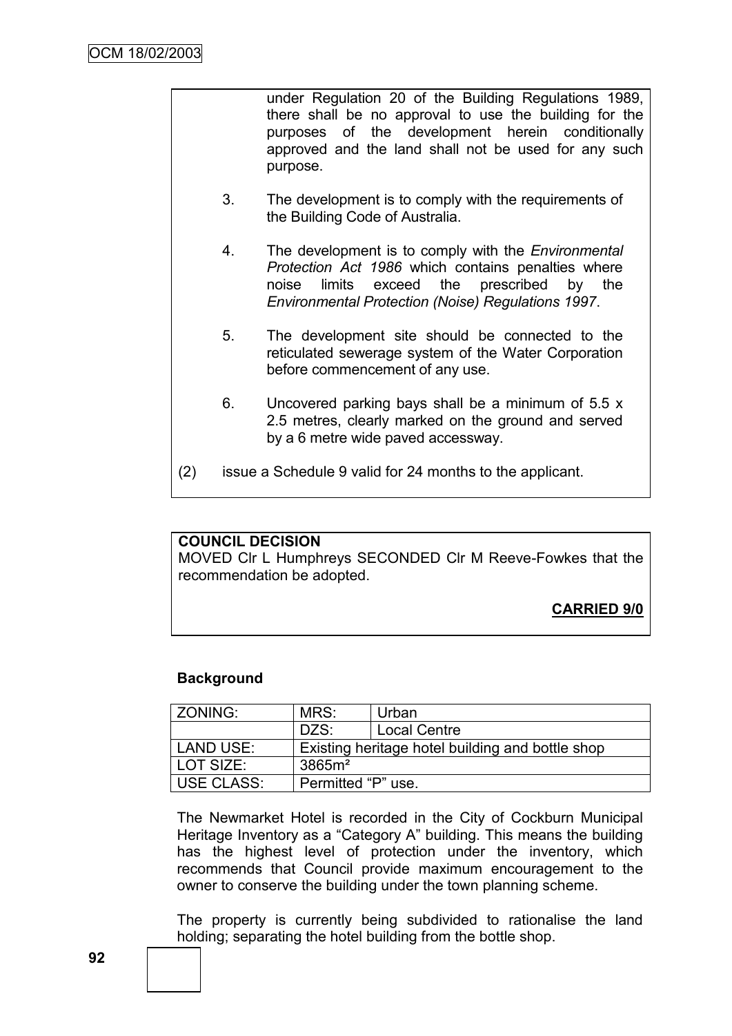under Regulation 20 of the Building Regulations 1989, there shall be no approval to use the building for the purposes of the development herein conditionally approved and the land shall not be used for any such purpose.

3. The development is to comply with the requirements of the Building Code of Australia.

4. The development is to comply with the *Environmental Protection Act 1986* which contains penalties where noise limits exceed the prescribed by the *Environmental Protection (Noise) Regulations 1997*.

5. The development site should be connected to the reticulated sewerage system of the Water Corporation before commencement of any use.

6. Uncovered parking bays shall be a minimum of 5.5 x 2.5 metres, clearly marked on the ground and served by a 6 metre wide paved accessway.

(2) issue a Schedule 9 valid for 24 months to the applicant.

**COUNCIL DECISION**
MOVED Clr L Humphreys SECONDED Clr M Reeve-Fowkes that the recommendation be adopted.

**CARRIED 9/0**

**Background**

| ZONING: | MRS: | Urban |
|---|---|---|
| | DZS: | Local Centre |
| LAND USE: | Existing heritage hotel building and bottle shop | |
| LOT SIZE: | 3865m² | |
| USE CLASS: | Permitted "P" use. | |

The Newmarket Hotel is recorded in the City of Cockburn Municipal Heritage Inventory as a "Category A" building. This means the building has the highest level of protection under the inventory, which recommends that Council provide maximum encouragement to the owner to conserve the building under the town planning scheme.

The property is currently being subdivided to rationalise the land holding; separating the hotel building from the bottle shop.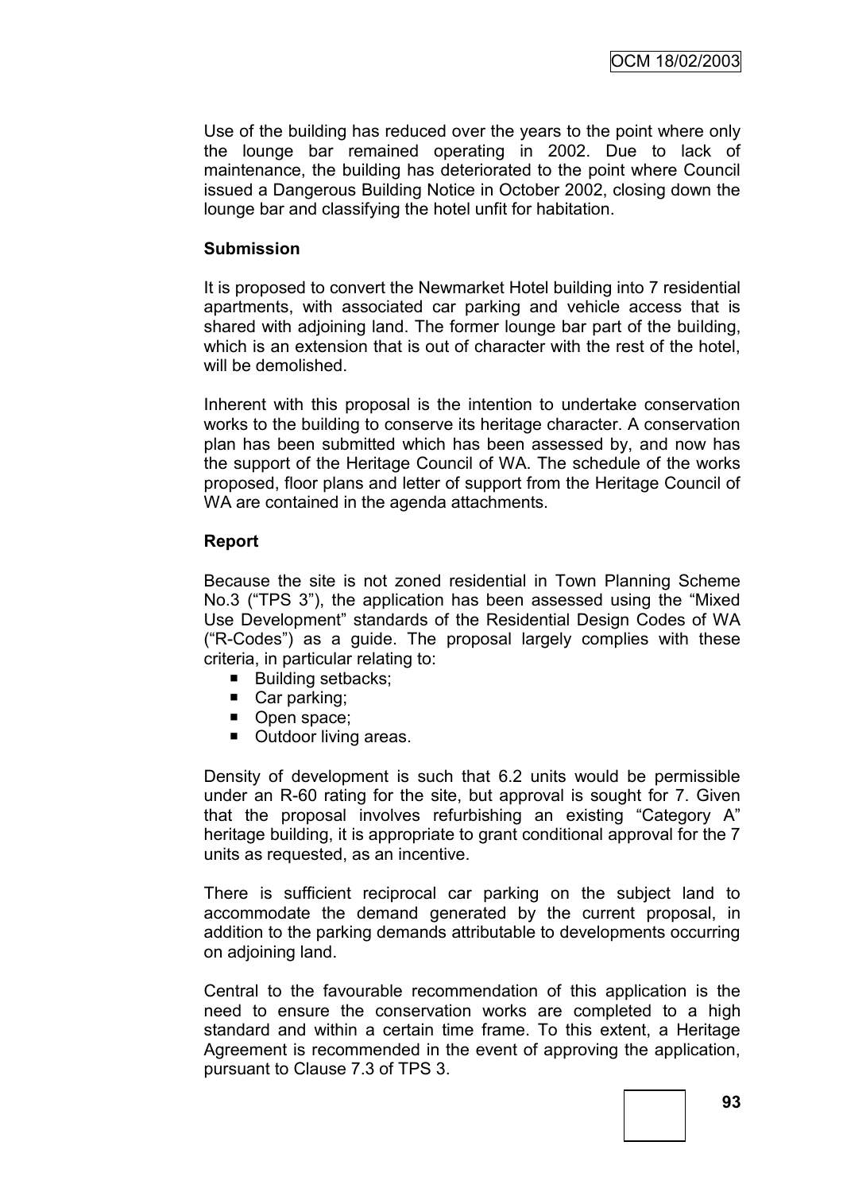Use of the building has reduced over the years to the point where only the lounge bar remained operating in 2002. Due to lack of maintenance, the building has deteriorated to the point where Council issued a Dangerous Building Notice in October 2002, closing down the lounge bar and classifying the hotel unfit for habitation.

**Submission**

It is proposed to convert the Newmarket Hotel building into 7 residential apartments, with associated car parking and vehicle access that is shared with adjoining land. The former lounge bar part of the building, which is an extension that is out of character with the rest of the hotel, will be demolished.

Inherent with this proposal is the intention to undertake conservation works to the building to conserve its heritage character. A conservation plan has been submitted which has been assessed by, and now has the support of the Heritage Council of WA. The schedule of the works proposed, floor plans and letter of support from the Heritage Council of WA are contained in the agenda attachments.

**Report**

Because the site is not zoned residential in Town Planning Scheme No.3 ("TPS 3"), the application has been assessed using the "Mixed Use Development" standards of the Residential Design Codes of WA ("R-Codes") as a guide. The proposal largely complies with these criteria, in particular relating to:

- Building setbacks;
- Car parking;
- Open space;
- Outdoor living areas.

Density of development is such that 6.2 units would be permissible under an R-60 rating for the site, but approval is sought for 7. Given that the proposal involves refurbishing an existing "Category A" heritage building, it is appropriate to grant conditional approval for the 7 units as requested, as an incentive.

There is sufficient reciprocal car parking on the subject land to accommodate the demand generated by the current proposal, in addition to the parking demands attributable to developments occurring on adjoining land.

Central to the favourable recommendation of this application is the need to ensure the conservation works are completed to a high standard and within a certain time frame. To this extent, a Heritage Agreement is recommended in the event of approving the application, pursuant to Clause 7.3 of TPS 3.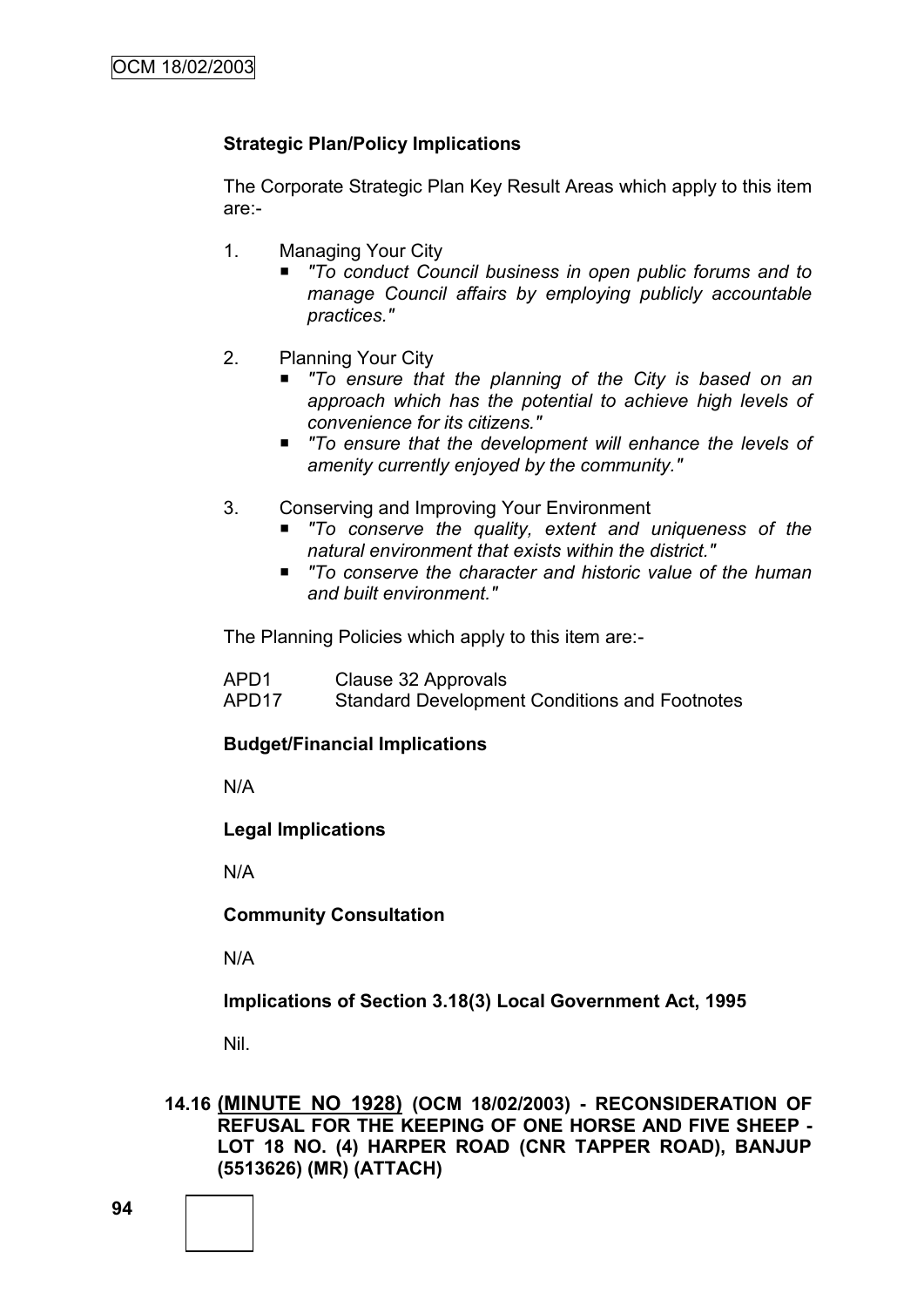**Strategic Plan/Policy Implications**

The Corporate Strategic Plan Key Result Areas which apply to this item are:-

1. Managing Your City
   - *"To conduct Council business in open public forums and to manage Council affairs by employing publicly accountable practices."*

2. Planning Your City
   - *"To ensure that the planning of the City is based on an approach which has the potential to achieve high levels of convenience for its citizens."*
   - *"To ensure that the development will enhance the levels of amenity currently enjoyed by the community."*

3. Conserving and Improving Your Environment
   - *"To conserve the quality, extent and uniqueness of the natural environment that exists within the district."*
   - *"To conserve the character and historic value of the human and built environment."*

The Planning Policies which apply to this item are:-

| | |
|---|---|
| APD1 | Clause 32 Approvals |
| APD17 | Standard Development Conditions and Footnotes |

**Budget/Financial Implications**

N/A

**Legal Implications**

N/A

**Community Consultation**

N/A

**Implications of Section 3.18(3) Local Government Act, 1995**

Nil.

### 14.16 (MINUTE NO 1928) (OCM 18/02/2003) - RECONSIDERATION OF REFUSAL FOR THE KEEPING OF ONE HORSE AND FIVE SHEEP - LOT 18 NO. (4) HARPER ROAD (CNR TAPPER ROAD), BANJUP (5513626) (MR) (ATTACH)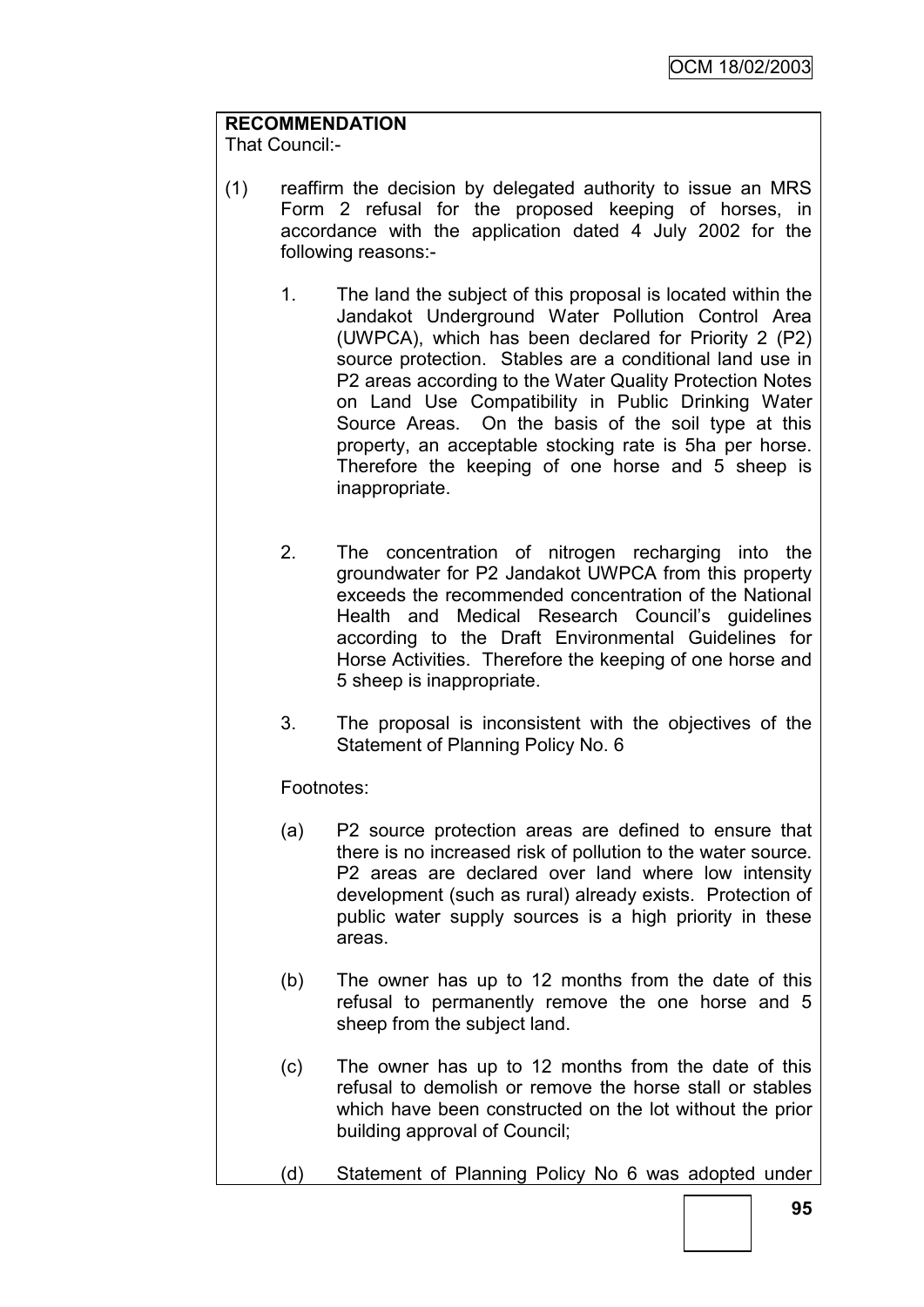**RECOMMENDATION**
That Council:-

(1) reaffirm the decision by delegated authority to issue an MRS Form 2 refusal for the proposed keeping of horses, in accordance with the application dated 4 July 2002 for the following reasons:-

   1. The land the subject of this proposal is located within the Jandakot Underground Water Pollution Control Area (UWPCA), which has been declared for Priority 2 (P2) source protection. Stables are a conditional land use in P2 areas according to the Water Quality Protection Notes on Land Use Compatibility in Public Drinking Water Source Areas. On the basis of the soil type at this property, an acceptable stocking rate is 5ha per horse. Therefore the keeping of one horse and 5 sheep is inappropriate.

   2. The concentration of nitrogen recharging into the groundwater for P2 Jandakot UWPCA from this property exceeds the recommended concentration of the National Health and Medical Research Council's guidelines according to the Draft Environmental Guidelines for Horse Activities. Therefore the keeping of one horse and 5 sheep is inappropriate.

   3. The proposal is inconsistent with the objectives of the Statement of Planning Policy No. 6

   Footnotes:

   (a) P2 source protection areas are defined to ensure that there is no increased risk of pollution to the water source. P2 areas are declared over land where low intensity development (such as rural) already exists. Protection of public water supply sources is a high priority in these areas.

   (b) The owner has up to 12 months from the date of this refusal to permanently remove the one horse and 5 sheep from the subject land.

   (c) The owner has up to 12 months from the date of this refusal to demolish or remove the horse stall or stables which have been constructed on the lot without the prior building approval of Council;

   (d) Statement of Planning Policy No 6 was adopted under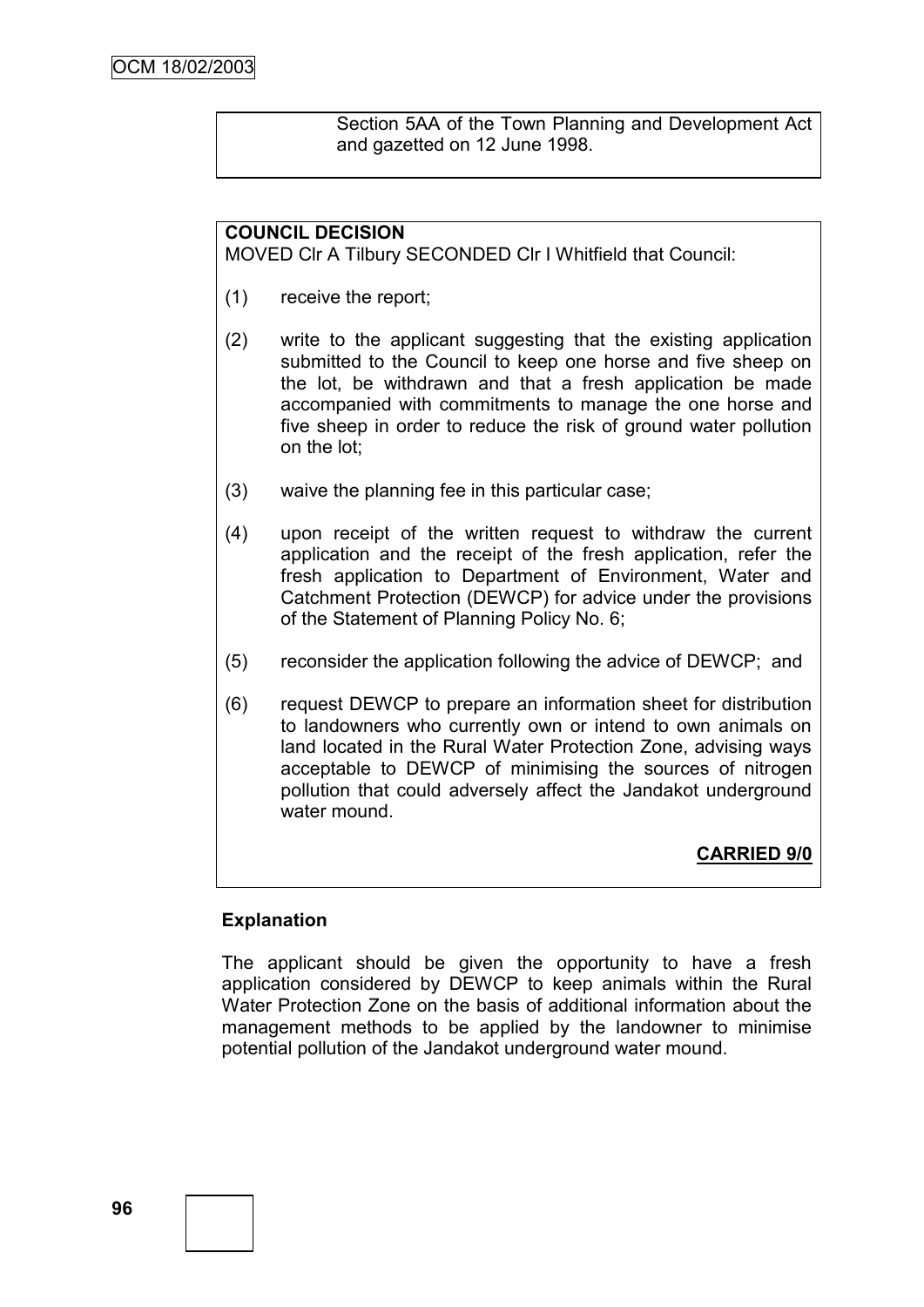Section 5AA of the Town Planning and Development Act and gazetted on 12 June 1998.

**COUNCIL DECISION**

MOVED Clr A Tilbury SECONDED Clr I Whitfield that Council:

(1) receive the report;

(2) write to the applicant suggesting that the existing application submitted to the Council to keep one horse and five sheep on the lot, be withdrawn and that a fresh application be made accompanied with commitments to manage the one horse and five sheep in order to reduce the risk of ground water pollution on the lot;

(3) waive the planning fee in this particular case;

(4) upon receipt of the written request to withdraw the current application and the receipt of the fresh application, refer the fresh application to Department of Environment, Water and Catchment Protection (DEWCP) for advice under the provisions of the Statement of Planning Policy No. 6;

(5) reconsider the application following the advice of DEWCP; and

(6) request DEWCP to prepare an information sheet for distribution to landowners who currently own or intend to own animals on land located in the Rural Water Protection Zone, advising ways acceptable to DEWCP of minimising the sources of nitrogen pollution that could adversely affect the Jandakot underground water mound.

**CARRIED 9/0**

**Explanation**

The applicant should be given the opportunity to have a fresh application considered by DEWCP to keep animals within the Rural Water Protection Zone on the basis of additional information about the management methods to be applied by the landowner to minimise potential pollution of the Jandakot underground water mound.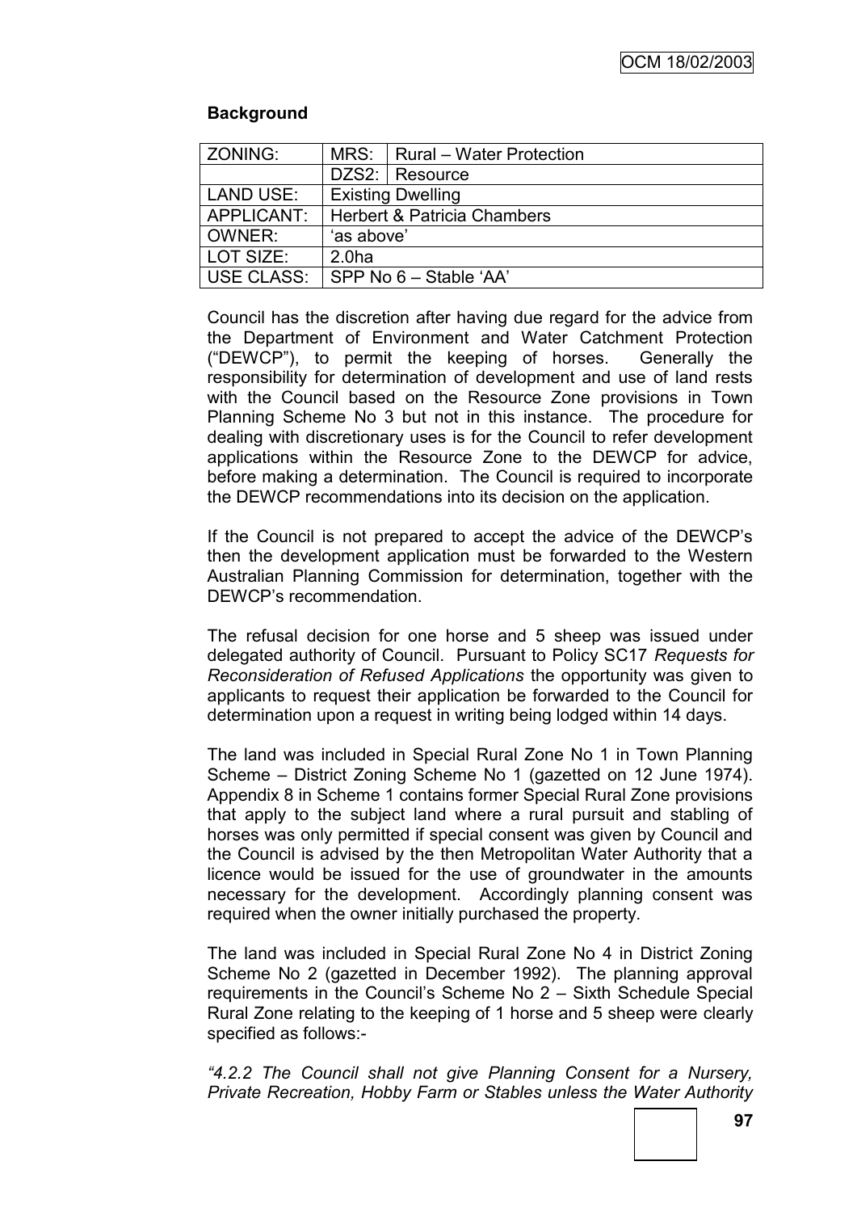**Background**

| ZONING: | MRS: | Rural – Water Protection |
|---|---|---|
| | DZS2: | Resource |
| LAND USE: | Existing Dwelling | |
| APPLICANT: | Herbert & Patricia Chambers | |
| OWNER: | 'as above' | |
| LOT SIZE: | 2.0ha | |
| USE CLASS: | SPP No 6 – Stable 'AA' | |

Council has the discretion after having due regard for the advice from the Department of Environment and Water Catchment Protection ("DEWCP"), to permit the keeping of horses. Generally the responsibility for determination of development and use of land rests with the Council based on the Resource Zone provisions in Town Planning Scheme No 3 but not in this instance. The procedure for dealing with discretionary uses is for the Council to refer development applications within the Resource Zone to the DEWCP for advice, before making a determination. The Council is required to incorporate the DEWCP recommendations into its decision on the application.

If the Council is not prepared to accept the advice of the DEWCP's then the development application must be forwarded to the Western Australian Planning Commission for determination, together with the DEWCP's recommendation.

The refusal decision for one horse and 5 sheep was issued under delegated authority of Council. Pursuant to Policy SC17 *Requests for Reconsideration of Refused Applications* the opportunity was given to applicants to request their application be forwarded to the Council for determination upon a request in writing being lodged within 14 days.

The land was included in Special Rural Zone No 1 in Town Planning Scheme – District Zoning Scheme No 1 (gazetted on 12 June 1974). Appendix 8 in Scheme 1 contains former Special Rural Zone provisions that apply to the subject land where a rural pursuit and stabling of horses was only permitted if special consent was given by Council and the Council is advised by the then Metropolitan Water Authority that a licence would be issued for the use of groundwater in the amounts necessary for the development. Accordingly planning consent was required when the owner initially purchased the property.

The land was included in Special Rural Zone No 4 in District Zoning Scheme No 2 (gazetted in December 1992). The planning approval requirements in the Council's Scheme No 2 – Sixth Schedule Special Rural Zone relating to the keeping of 1 horse and 5 sheep were clearly specified as follows:-

*"4.2.2 The Council shall not give Planning Consent for a Nursery, Private Recreation, Hobby Farm or Stables unless the Water Authority*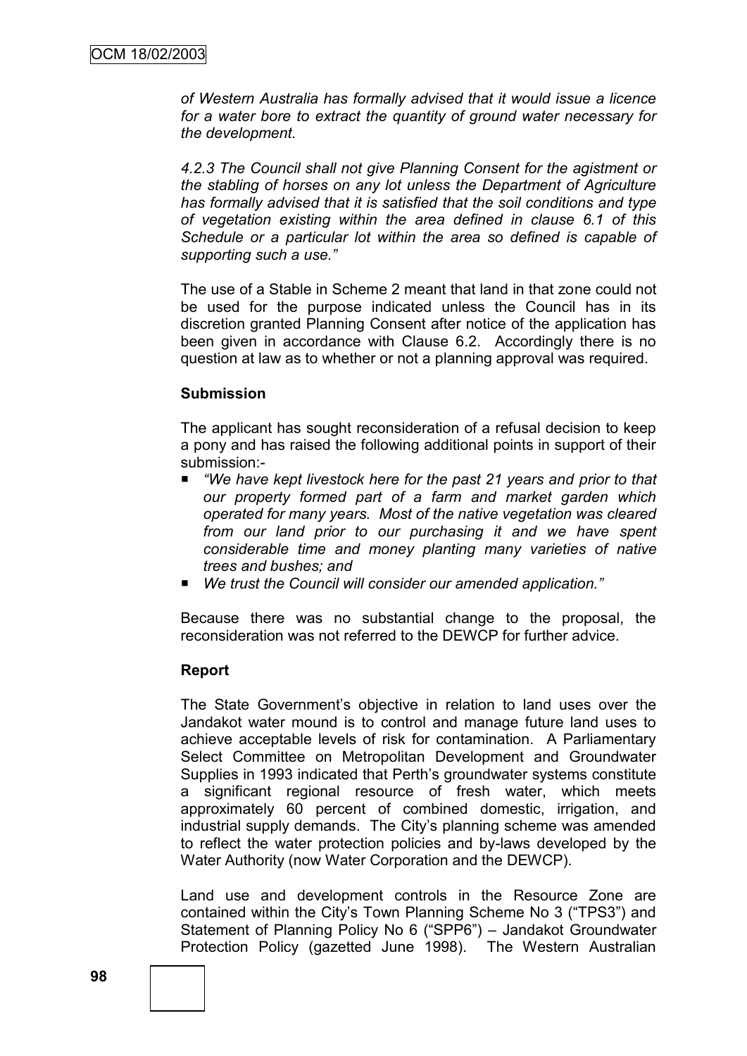*of Western Australia has formally advised that it would issue a licence for a water bore to extract the quantity of ground water necessary for the development.*

*4.2.3 The Council shall not give Planning Consent for the agistment or the stabling of horses on any lot unless the Department of Agriculture has formally advised that it is satisfied that the soil conditions and type of vegetation existing within the area defined in clause 6.1 of this Schedule or a particular lot within the area so defined is capable of supporting such a use."*

The use of a Stable in Scheme 2 meant that land in that zone could not be used for the purpose indicated unless the Council has in its discretion granted Planning Consent after notice of the application has been given in accordance with Clause 6.2. Accordingly there is no question at law as to whether or not a planning approval was required.

**Submission**

The applicant has sought reconsideration of a refusal decision to keep a pony and has raised the following additional points in support of their submission:-

- *"We have kept livestock here for the past 21 years and prior to that our property formed part of a farm and market garden which operated for many years. Most of the native vegetation was cleared from our land prior to our purchasing it and we have spent considerable time and money planting many varieties of native trees and bushes; and*
- *We trust the Council will consider our amended application."*

Because there was no substantial change to the proposal, the reconsideration was not referred to the DEWCP for further advice.

**Report**

The State Government's objective in relation to land uses over the Jandakot water mound is to control and manage future land uses to achieve acceptable levels of risk for contamination. A Parliamentary Select Committee on Metropolitan Development and Groundwater Supplies in 1993 indicated that Perth's groundwater systems constitute a significant regional resource of fresh water, which meets approximately 60 percent of combined domestic, irrigation, and industrial supply demands. The City's planning scheme was amended to reflect the water protection policies and by-laws developed by the Water Authority (now Water Corporation and the DEWCP).

Land use and development controls in the Resource Zone are contained within the City's Town Planning Scheme No 3 ("TPS3") and Statement of Planning Policy No 6 ("SPP6") – Jandakot Groundwater Protection Policy (gazetted June 1998). The Western Australian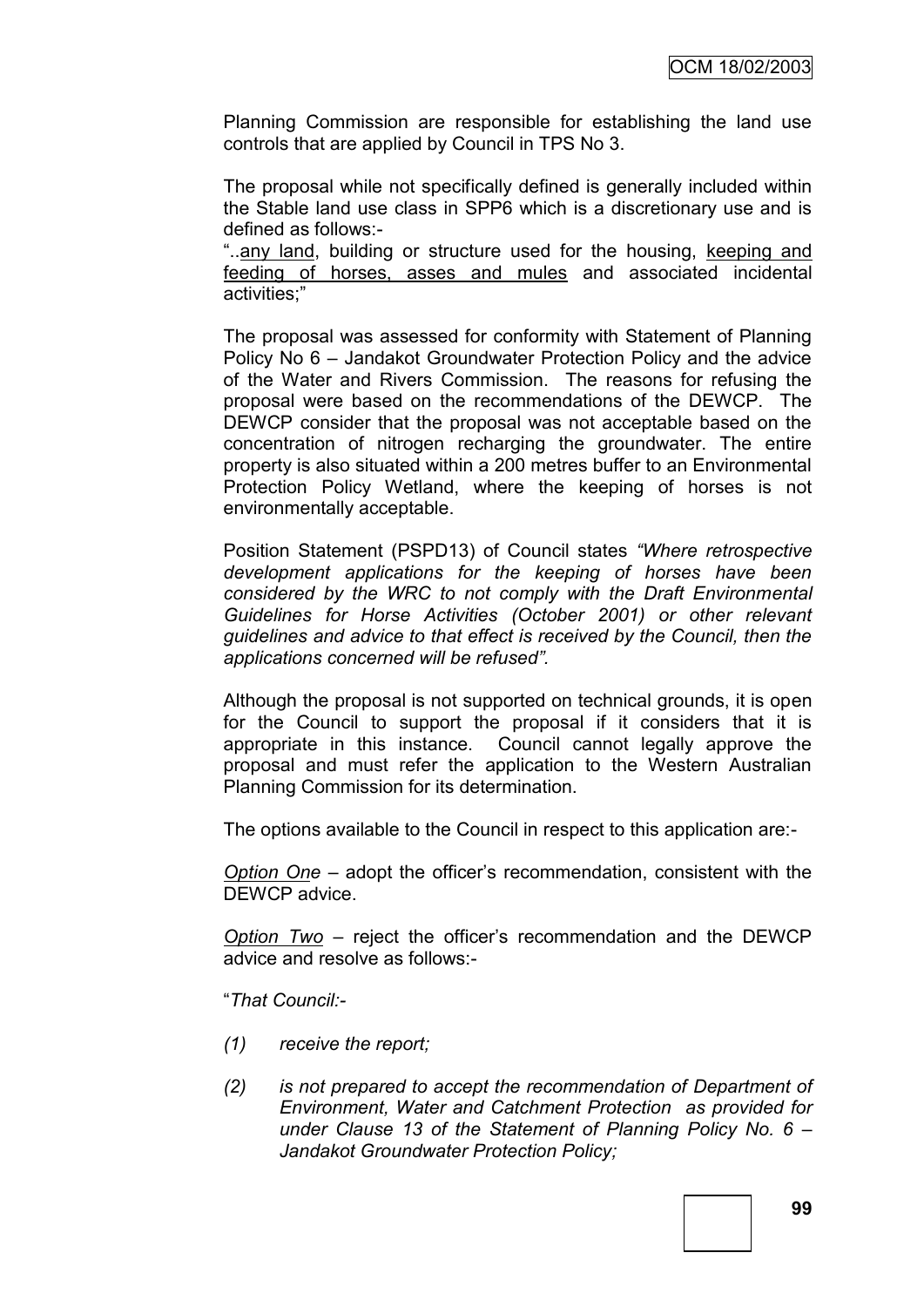Planning Commission are responsible for establishing the land use controls that are applied by Council in TPS No 3.

The proposal while not specifically defined is generally included within the Stable land use class in SPP6 which is a discretionary use and is defined as follows:-

"..<u>any land</u>, building or structure used for the housing, <u>keeping and feeding of horses, asses and mules</u> and associated incidental activities;"

The proposal was assessed for conformity with Statement of Planning Policy No 6 – Jandakot Groundwater Protection Policy and the advice of the Water and Rivers Commission. The reasons for refusing the proposal were based on the recommendations of the DEWCP. The DEWCP consider that the proposal was not acceptable based on the concentration of nitrogen recharging the groundwater. The entire property is also situated within a 200 metres buffer to an Environmental Protection Policy Wetland, where the keeping of horses is not environmentally acceptable.

Position Statement (PSPD13) of Council states *"Where retrospective development applications for the keeping of horses have been considered by the WRC to not comply with the Draft Environmental Guidelines for Horse Activities (October 2001) or other relevant guidelines and advice to that effect is received by the Council, then the applications concerned will be refused".*

Although the proposal is not supported on technical grounds, it is open for the Council to support the proposal if it considers that it is appropriate in this instance. Council cannot legally approve the proposal and must refer the application to the Western Australian Planning Commission for its determination.

The options available to the Council in respect to this application are:-

*<u>Option One</u>* – adopt the officer's recommendation, consistent with the DEWCP advice.

*<u>Option Two</u>* – reject the officer's recommendation and the DEWCP advice and resolve as follows:-

"*That Council:-*

*(1) receive the report;*

*(2) is not prepared to accept the recommendation of Department of Environment, Water and Catchment Protection as provided for under Clause 13 of the Statement of Planning Policy No. 6 – Jandakot Groundwater Protection Policy;*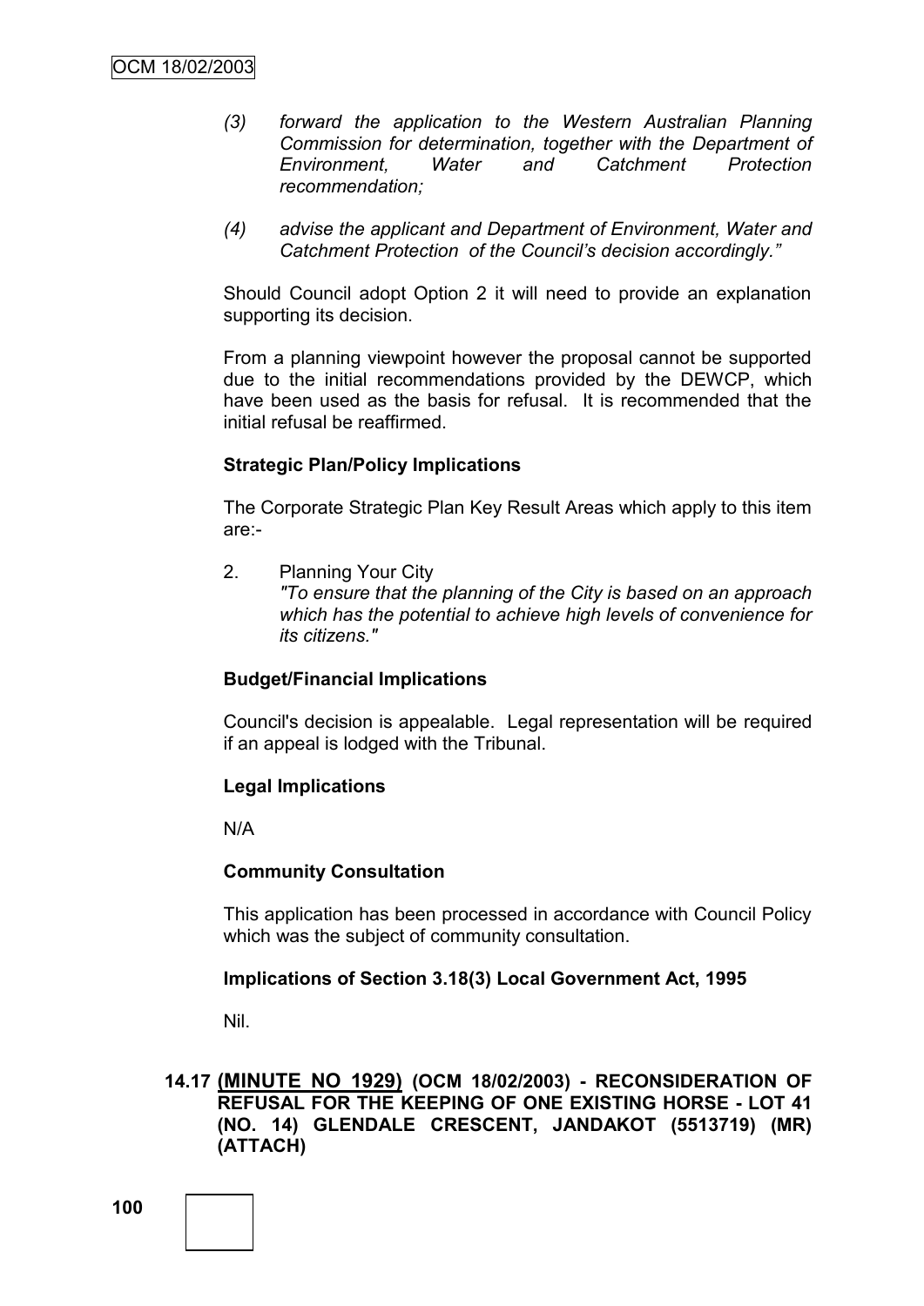*(3) forward the application to the Western Australian Planning Commission for determination, together with the Department of Environment, Water and Catchment Protection recommendation;*

*(4) advise the applicant and Department of Environment, Water and Catchment Protection of the Council's decision accordingly."*

Should Council adopt Option 2 it will need to provide an explanation supporting its decision.

From a planning viewpoint however the proposal cannot be supported due to the initial recommendations provided by the DEWCP, which have been used as the basis for refusal. It is recommended that the initial refusal be reaffirmed.

**Strategic Plan/Policy Implications**

The Corporate Strategic Plan Key Result Areas which apply to this item are:-

2. Planning Your City
   *"To ensure that the planning of the City is based on an approach which has the potential to achieve high levels of convenience for its citizens."*

**Budget/Financial Implications**

Council's decision is appealable. Legal representation will be required if an appeal is lodged with the Tribunal.

**Legal Implications**

N/A

**Community Consultation**

This application has been processed in accordance with Council Policy which was the subject of community consultation.

**Implications of Section 3.18(3) Local Government Act, 1995**

Nil.

**14.17 <u>(MINUTE NO 1929)</u> (OCM 18/02/2003) - RECONSIDERATION OF REFUSAL FOR THE KEEPING OF ONE EXISTING HORSE - LOT 41 (NO. 14) GLENDALE CRESCENT, JANDAKOT (5513719) (MR) (ATTACH)**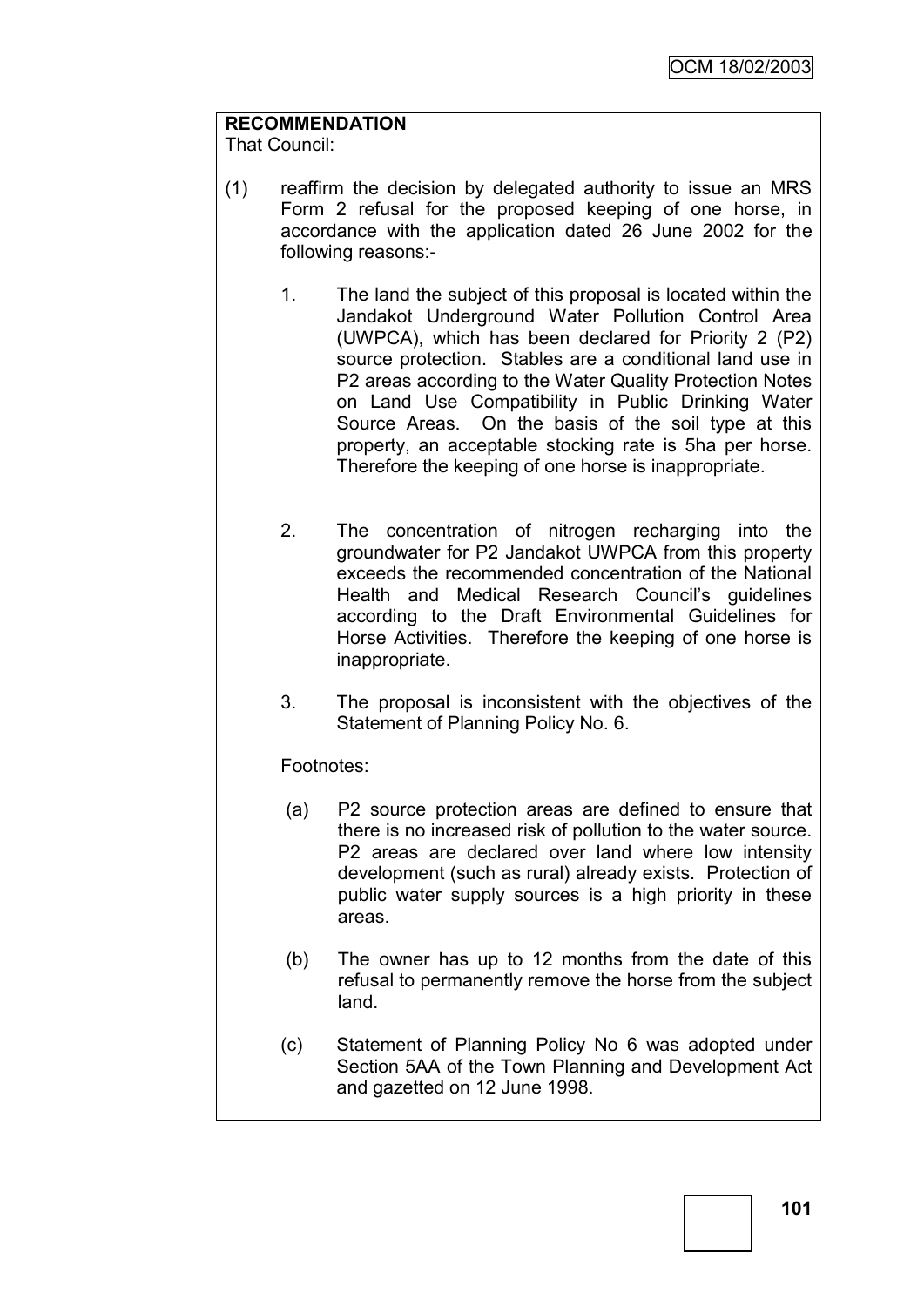**RECOMMENDATION**
That Council:

(1) reaffirm the decision by delegated authority to issue an MRS Form 2 refusal for the proposed keeping of one horse, in accordance with the application dated 26 June 2002 for the following reasons:-

1. The land the subject of this proposal is located within the Jandakot Underground Water Pollution Control Area (UWPCA), which has been declared for Priority 2 (P2) source protection. Stables are a conditional land use in P2 areas according to the Water Quality Protection Notes on Land Use Compatibility in Public Drinking Water Source Areas. On the basis of the soil type at this property, an acceptable stocking rate is 5ha per horse. Therefore the keeping of one horse is inappropriate.

2. The concentration of nitrogen recharging into the groundwater for P2 Jandakot UWPCA from this property exceeds the recommended concentration of the National Health and Medical Research Council's guidelines according to the Draft Environmental Guidelines for Horse Activities. Therefore the keeping of one horse is inappropriate.

3. The proposal is inconsistent with the objectives of the Statement of Planning Policy No. 6.

Footnotes:

(a) P2 source protection areas are defined to ensure that there is no increased risk of pollution to the water source. P2 areas are declared over land where low intensity development (such as rural) already exists. Protection of public water supply sources is a high priority in these areas.

(b) The owner has up to 12 months from the date of this refusal to permanently remove the horse from the subject land.

(c) Statement of Planning Policy No 6 was adopted under Section 5AA of the Town Planning and Development Act and gazetted on 12 June 1998.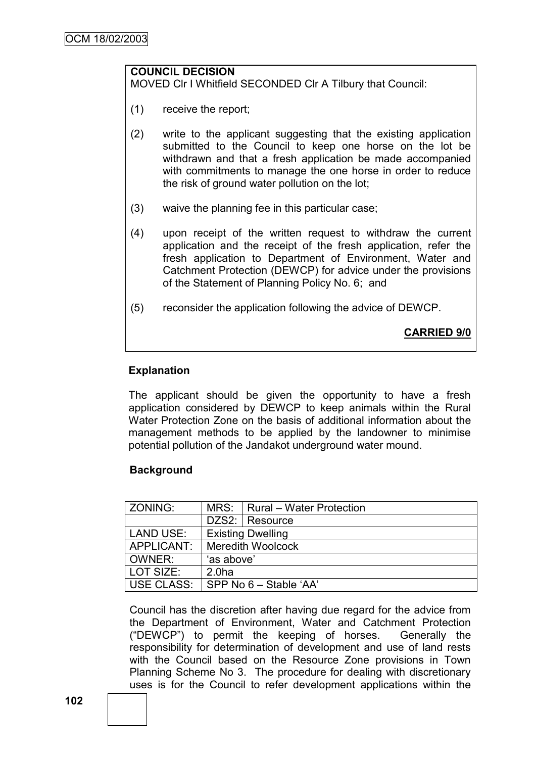**COUNCIL DECISION**

MOVED Clr I Whitfield SECONDED Clr A Tilbury that Council:

(1) receive the report;

(2) write to the applicant suggesting that the existing application submitted to the Council to keep one horse on the lot be withdrawn and that a fresh application be made accompanied with commitments to manage the one horse in order to reduce the risk of ground water pollution on the lot;

(3) waive the planning fee in this particular case;

(4) upon receipt of the written request to withdraw the current application and the receipt of the fresh application, refer the fresh application to Department of Environment, Water and Catchment Protection (DEWCP) for advice under the provisions of the Statement of Planning Policy No. 6; and

(5) reconsider the application following the advice of DEWCP.

**CARRIED 9/0**

**Explanation**

The applicant should be given the opportunity to have a fresh application considered by DEWCP to keep animals within the Rural Water Protection Zone on the basis of additional information about the management methods to be applied by the landowner to minimise potential pollution of the Jandakot underground water mound.

**Background**

| ZONING: | MRS: | Rural – Water Protection |
|---|---|---|
| | DZS2: | Resource |
| LAND USE: | Existing Dwelling | |
| APPLICANT: | Meredith Woolcock | |
| OWNER: | 'as above' | |
| LOT SIZE: | 2.0ha | |
| USE CLASS: | SPP No 6 – Stable 'AA' | |

Council has the discretion after having due regard for the advice from the Department of Environment, Water and Catchment Protection ("DEWCP") to permit the keeping of horses. Generally the responsibility for determination of development and use of land rests with the Council based on the Resource Zone provisions in Town Planning Scheme No 3. The procedure for dealing with discretionary uses is for the Council to refer development applications within the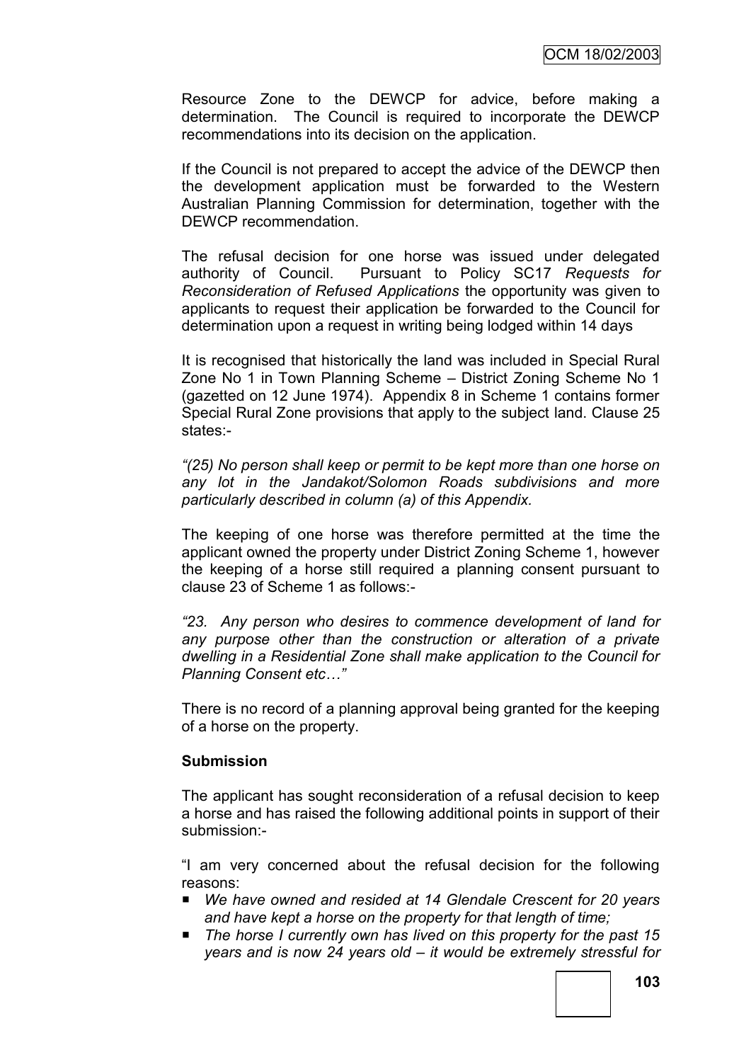Resource Zone to the DEWCP for advice, before making a determination. The Council is required to incorporate the DEWCP recommendations into its decision on the application.

If the Council is not prepared to accept the advice of the DEWCP then the development application must be forwarded to the Western Australian Planning Commission for determination, together with the DEWCP recommendation.

The refusal decision for one horse was issued under delegated authority of Council. Pursuant to Policy SC17 *Requests for Reconsideration of Refused Applications* the opportunity was given to applicants to request their application be forwarded to the Council for determination upon a request in writing being lodged within 14 days

It is recognised that historically the land was included in Special Rural Zone No 1 in Town Planning Scheme – District Zoning Scheme No 1 (gazetted on 12 June 1974). Appendix 8 in Scheme 1 contains former Special Rural Zone provisions that apply to the subject land. Clause 25 states:-

*"(25) No person shall keep or permit to be kept more than one horse on any lot in the Jandakot/Solomon Roads subdivisions and more particularly described in column (a) of this Appendix.*

The keeping of one horse was therefore permitted at the time the applicant owned the property under District Zoning Scheme 1, however the keeping of a horse still required a planning consent pursuant to clause 23 of Scheme 1 as follows:-

*"23. Any person who desires to commence development of land for any purpose other than the construction or alteration of a private dwelling in a Residential Zone shall make application to the Council for Planning Consent etc…"*

There is no record of a planning approval being granted for the keeping of a horse on the property.

**Submission**

The applicant has sought reconsideration of a refusal decision to keep a horse and has raised the following additional points in support of their submission:-

"I am very concerned about the refusal decision for the following reasons:

- *We have owned and resided at 14 Glendale Crescent for 20 years and have kept a horse on the property for that length of time;*
- *The horse I currently own has lived on this property for the past 15 years and is now 24 years old – it would be extremely stressful for*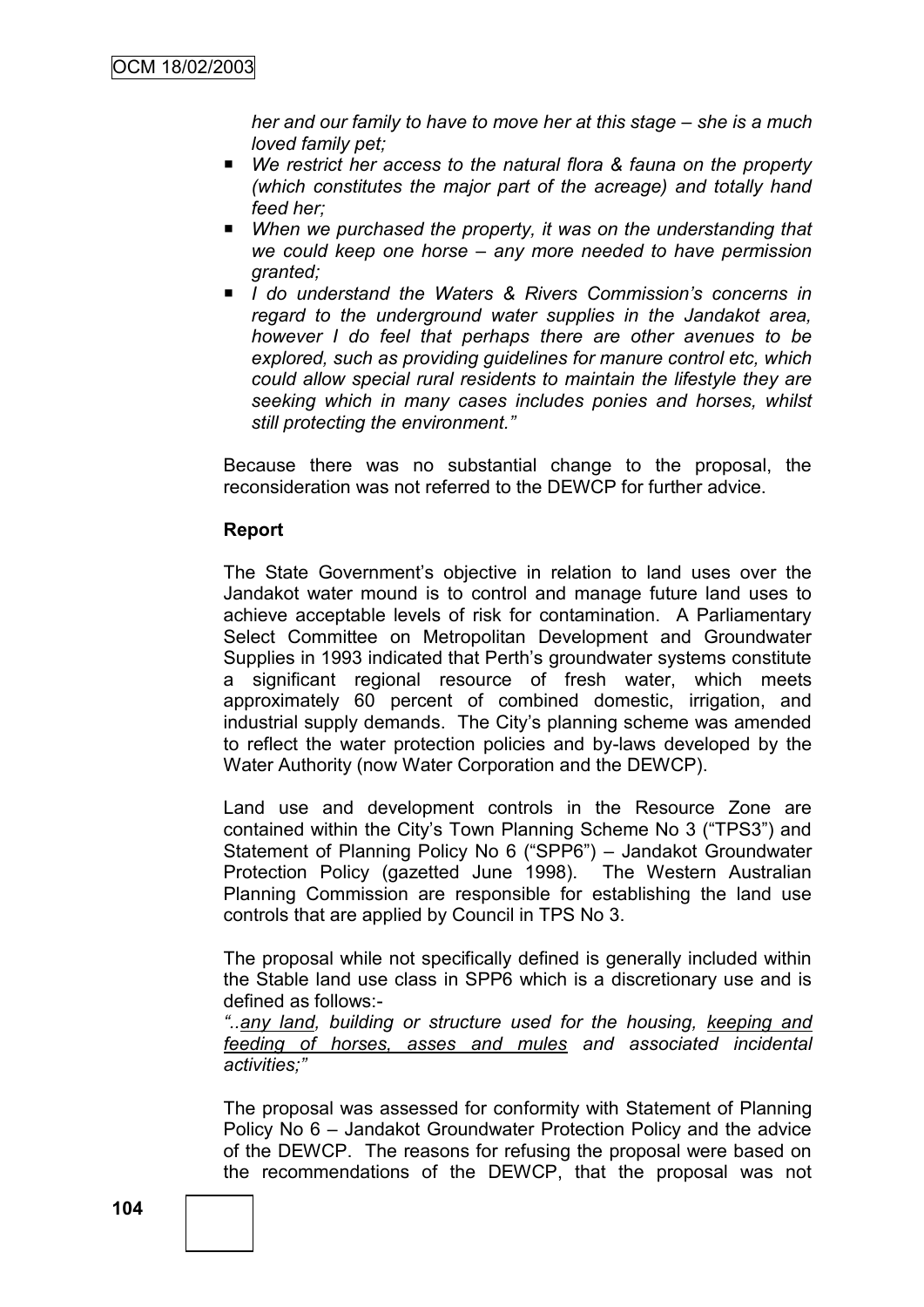*her and our family to have to move her at this stage – she is a much loved family pet;*

- *We restrict her access to the natural flora & fauna on the property (which constitutes the major part of the acreage) and totally hand feed her;*
- *When we purchased the property, it was on the understanding that we could keep one horse – any more needed to have permission granted;*
- *I do understand the Waters & Rivers Commission's concerns in regard to the underground water supplies in the Jandakot area, however I do feel that perhaps there are other avenues to be explored, such as providing guidelines for manure control etc, which could allow special rural residents to maintain the lifestyle they are seeking which in many cases includes ponies and horses, whilst still protecting the environment."*

Because there was no substantial change to the proposal, the reconsideration was not referred to the DEWCP for further advice.

**Report**

The State Government's objective in relation to land uses over the Jandakot water mound is to control and manage future land uses to achieve acceptable levels of risk for contamination. A Parliamentary Select Committee on Metropolitan Development and Groundwater Supplies in 1993 indicated that Perth's groundwater systems constitute a significant regional resource of fresh water, which meets approximately 60 percent of combined domestic, irrigation, and industrial supply demands. The City's planning scheme was amended to reflect the water protection policies and by-laws developed by the Water Authority (now Water Corporation and the DEWCP).

Land use and development controls in the Resource Zone are contained within the City's Town Planning Scheme No 3 ("TPS3") and Statement of Planning Policy No 6 ("SPP6") – Jandakot Groundwater Protection Policy (gazetted June 1998). The Western Australian Planning Commission are responsible for establishing the land use controls that are applied by Council in TPS No 3.

The proposal while not specifically defined is generally included within the Stable land use class in SPP6 which is a discretionary use and is defined as follows:-

*"..<u>any land</u>, building or structure used for the housing, <u>keeping and feeding of horses, asses and mules</u> and associated incidental activities;"*

The proposal was assessed for conformity with Statement of Planning Policy No 6 – Jandakot Groundwater Protection Policy and the advice of the DEWCP. The reasons for refusing the proposal were based on the recommendations of the DEWCP, that the proposal was not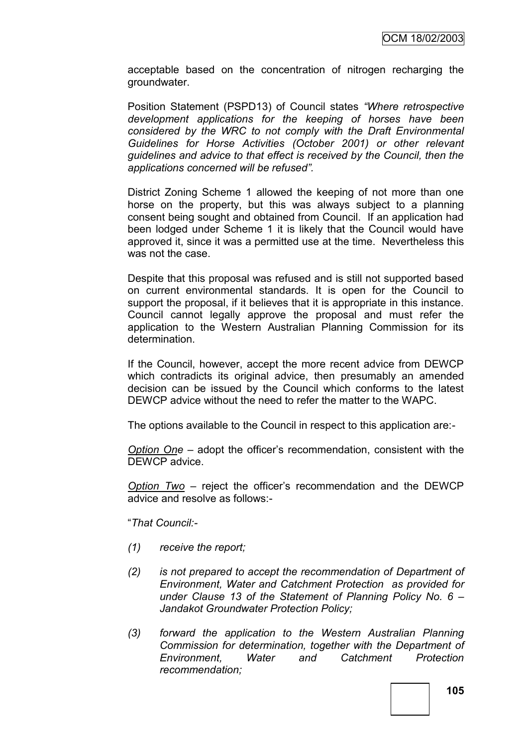acceptable based on the concentration of nitrogen recharging the groundwater.

Position Statement (PSPD13) of Council states *"Where retrospective development applications for the keeping of horses have been considered by the WRC to not comply with the Draft Environmental Guidelines for Horse Activities (October 2001) or other relevant guidelines and advice to that effect is received by the Council, then the applications concerned will be refused".*

District Zoning Scheme 1 allowed the keeping of not more than one horse on the property, but this was always subject to a planning consent being sought and obtained from Council. If an application had been lodged under Scheme 1 it is likely that the Council would have approved it, since it was a permitted use at the time. Nevertheless this was not the case.

Despite that this proposal was refused and is still not supported based on current environmental standards. It is open for the Council to support the proposal, if it believes that it is appropriate in this instance. Council cannot legally approve the proposal and must refer the application to the Western Australian Planning Commission for its determination.

If the Council, however, accept the more recent advice from DEWCP which contradicts its original advice, then presumably an amended decision can be issued by the Council which conforms to the latest DEWCP advice without the need to refer the matter to the WAPC.

The options available to the Council in respect to this application are:-

Option One – adopt the officer's recommendation, consistent with the DEWCP advice.

Option Two – reject the officer's recommendation and the DEWCP advice and resolve as follows:-

"*That Council:-*

*(1) receive the report;*

*(2) is not prepared to accept the recommendation of Department of Environment, Water and Catchment Protection as provided for under Clause 13 of the Statement of Planning Policy No. 6 – Jandakot Groundwater Protection Policy;*

*(3) forward the application to the Western Australian Planning Commission for determination, together with the Department of Environment, Water and Catchment Protection recommendation;*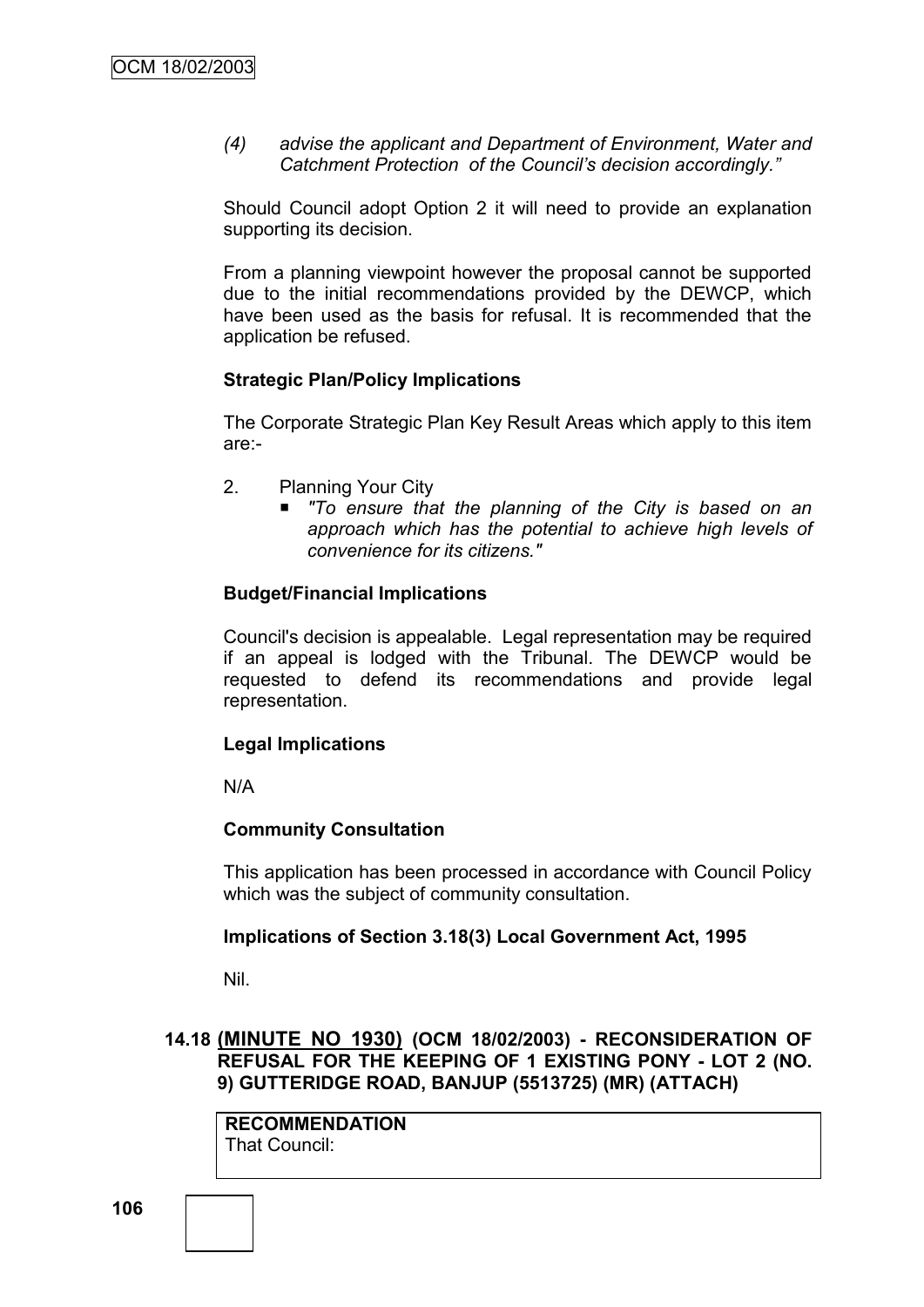*(4) advise the applicant and Department of Environment, Water and Catchment Protection of the Council's decision accordingly."*

Should Council adopt Option 2 it will need to provide an explanation supporting its decision.

From a planning viewpoint however the proposal cannot be supported due to the initial recommendations provided by the DEWCP, which have been used as the basis for refusal. It is recommended that the application be refused.

**Strategic Plan/Policy Implications**

The Corporate Strategic Plan Key Result Areas which apply to this item are:-

2. Planning Your City
   - *"To ensure that the planning of the City is based on an approach which has the potential to achieve high levels of convenience for its citizens."*

**Budget/Financial Implications**

Council's decision is appealable. Legal representation may be required if an appeal is lodged with the Tribunal. The DEWCP would be requested to defend its recommendations and provide legal representation.

**Legal Implications**

N/A

**Community Consultation**

This application has been processed in accordance with Council Policy which was the subject of community consultation.

**Implications of Section 3.18(3) Local Government Act, 1995**

Nil.

## 14.18 (MINUTE NO 1930) (OCM 18/02/2003) - RECONSIDERATION OF REFUSAL FOR THE KEEPING OF 1 EXISTING PONY - LOT 2 (NO. 9) GUTTERIDGE ROAD, BANJUP (5513725) (MR) (ATTACH)

| **RECOMMENDATION**<br>That Council: |
|---|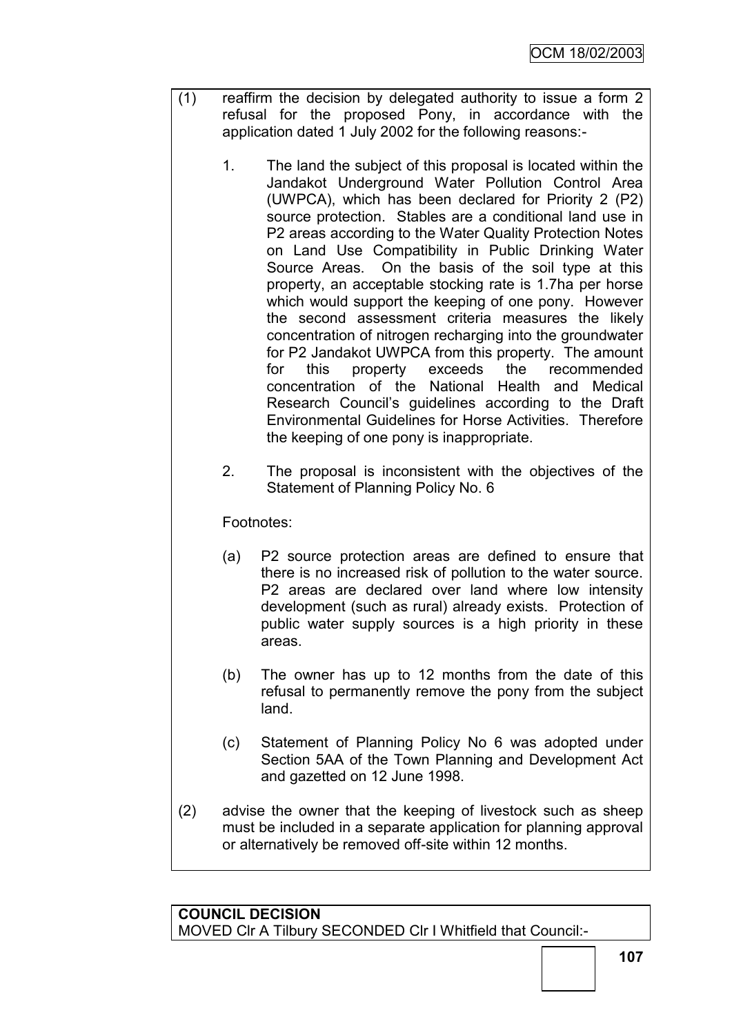(1) reaffirm the decision by delegated authority to issue a form 2 refusal for the proposed Pony, in accordance with the application dated 1 July 2002 for the following reasons:-

   1. The land the subject of this proposal is located within the Jandakot Underground Water Pollution Control Area (UWPCA), which has been declared for Priority 2 (P2) source protection. Stables are a conditional land use in P2 areas according to the Water Quality Protection Notes on Land Use Compatibility in Public Drinking Water Source Areas. On the basis of the soil type at this property, an acceptable stocking rate is 1.7ha per horse which would support the keeping of one pony. However the second assessment criteria measures the likely concentration of nitrogen recharging into the groundwater for P2 Jandakot UWPCA from this property. The amount for this property exceeds the recommended concentration of the National Health and Medical Research Council's guidelines according to the Draft Environmental Guidelines for Horse Activities. Therefore the keeping of one pony is inappropriate.

   2. The proposal is inconsistent with the objectives of the Statement of Planning Policy No. 6

   Footnotes:

   (a) P2 source protection areas are defined to ensure that there is no increased risk of pollution to the water source. P2 areas are declared over land where low intensity development (such as rural) already exists. Protection of public water supply sources is a high priority in these areas.

   (b) The owner has up to 12 months from the date of this refusal to permanently remove the pony from the subject land.

   (c) Statement of Planning Policy No 6 was adopted under Section 5AA of the Town Planning and Development Act and gazetted on 12 June 1998.

(2) advise the owner that the keeping of livestock such as sheep must be included in a separate application for planning approval or alternatively be removed off-site within 12 months.

**COUNCIL DECISION**
MOVED Clr A Tilbury SECONDED Clr I Whitfield that Council:-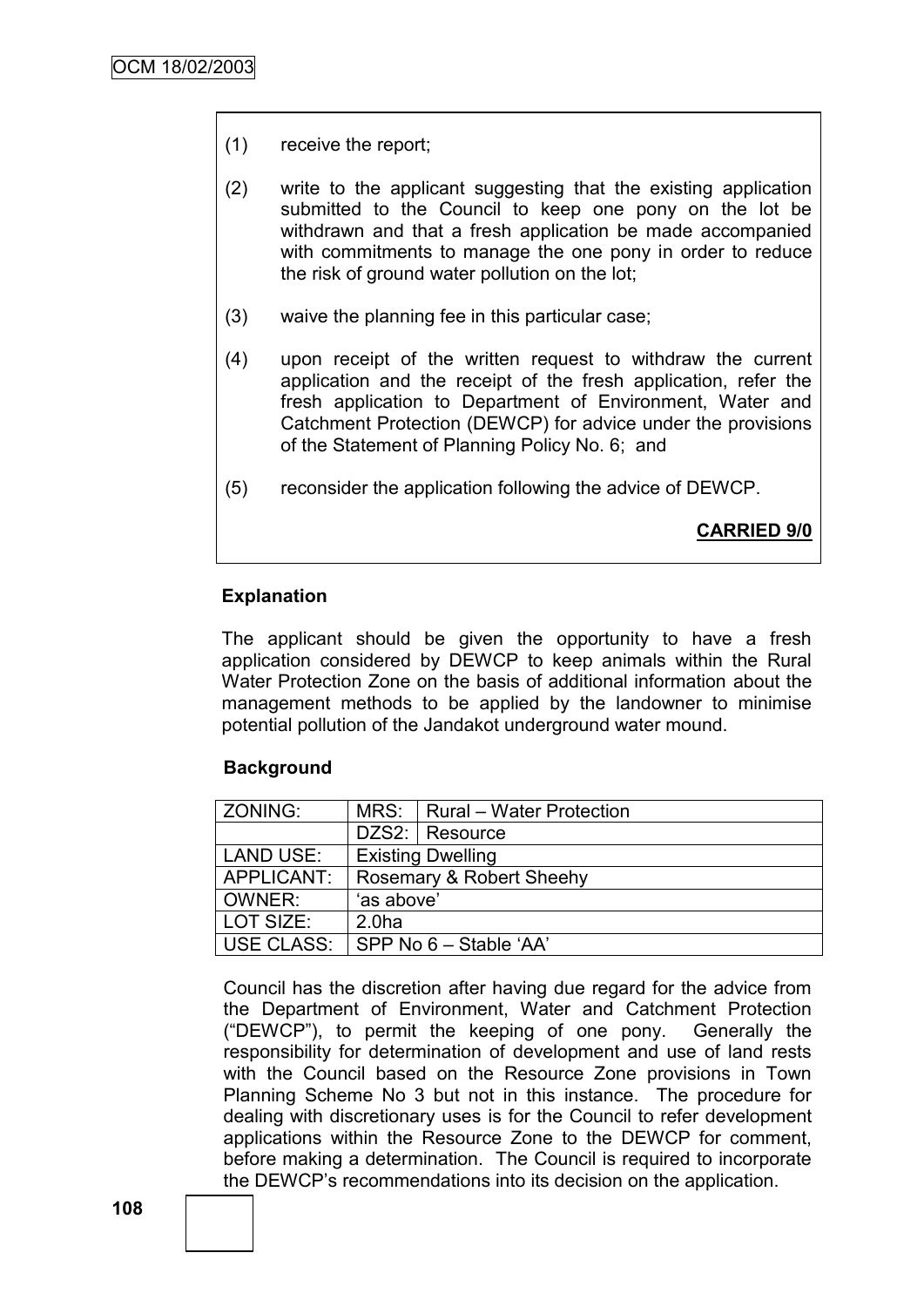(1) receive the report;

(2) write to the applicant suggesting that the existing application submitted to the Council to keep one pony on the lot be withdrawn and that a fresh application be made accompanied with commitments to manage the one pony in order to reduce the risk of ground water pollution on the lot;

(3) waive the planning fee in this particular case;

(4) upon receipt of the written request to withdraw the current application and the receipt of the fresh application, refer the fresh application to Department of Environment, Water and Catchment Protection (DEWCP) for advice under the provisions of the Statement of Planning Policy No. 6; and

(5) reconsider the application following the advice of DEWCP.

**CARRIED 9/0**

**Explanation**

The applicant should be given the opportunity to have a fresh application considered by DEWCP to keep animals within the Rural Water Protection Zone on the basis of additional information about the management methods to be applied by the landowner to minimise potential pollution of the Jandakot underground water mound.

**Background**

| ZONING: | MRS: | Rural – Water Protection |
|---|---|---|
| | DZS2: | Resource |
| LAND USE: | Existing Dwelling | |
| APPLICANT: | Rosemary & Robert Sheehy | |
| OWNER: | 'as above' | |
| LOT SIZE: | 2.0ha | |
| USE CLASS: | SPP No 6 – Stable 'AA' | |

Council has the discretion after having due regard for the advice from the Department of Environment, Water and Catchment Protection ("DEWCP"), to permit the keeping of one pony. Generally the responsibility for determination of development and use of land rests with the Council based on the Resource Zone provisions in Town Planning Scheme No 3 but not in this instance. The procedure for dealing with discretionary uses is for the Council to refer development applications within the Resource Zone to the DEWCP for comment, before making a determination. The Council is required to incorporate the DEWCP's recommendations into its decision on the application.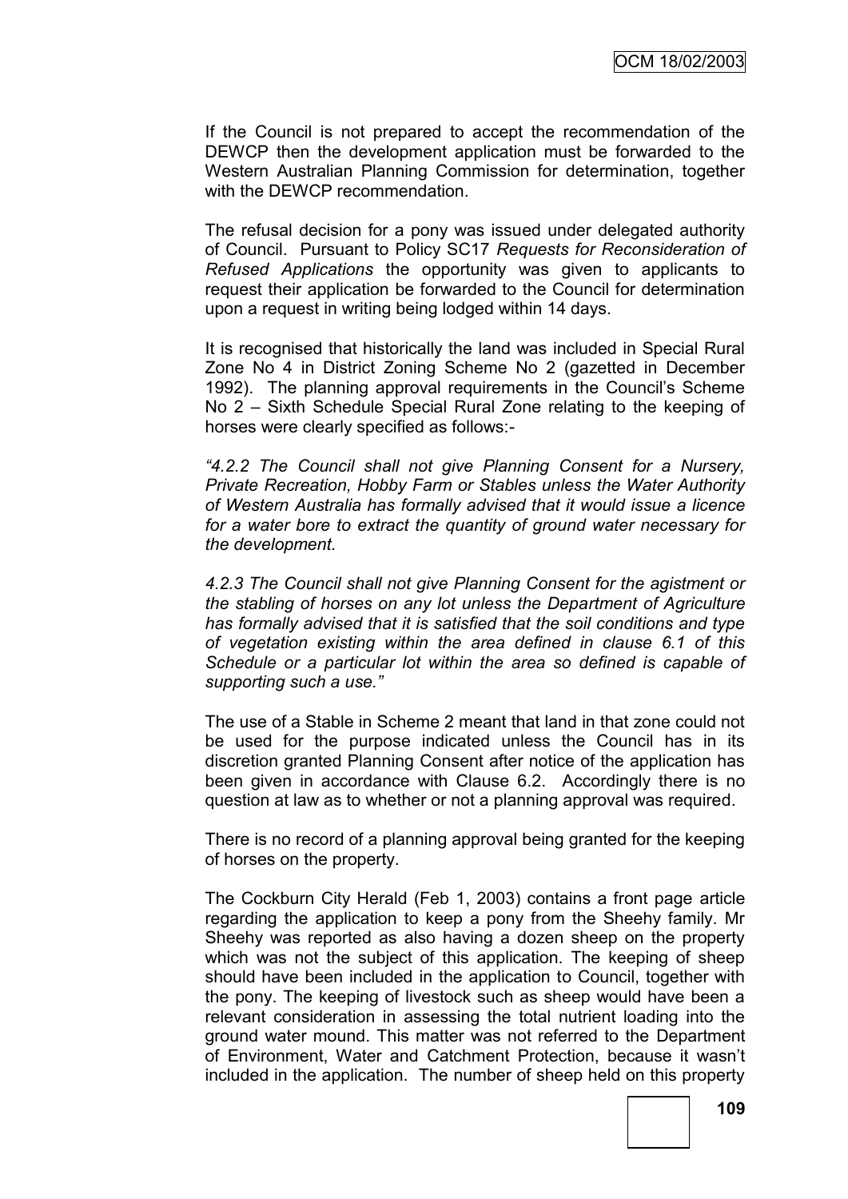If the Council is not prepared to accept the recommendation of the DEWCP then the development application must be forwarded to the Western Australian Planning Commission for determination, together with the DEWCP recommendation.

The refusal decision for a pony was issued under delegated authority of Council. Pursuant to Policy SC17 *Requests for Reconsideration of Refused Applications* the opportunity was given to applicants to request their application be forwarded to the Council for determination upon a request in writing being lodged within 14 days.

It is recognised that historically the land was included in Special Rural Zone No 4 in District Zoning Scheme No 2 (gazetted in December 1992). The planning approval requirements in the Council's Scheme No 2 – Sixth Schedule Special Rural Zone relating to the keeping of horses were clearly specified as follows:-

*"4.2.2 The Council shall not give Planning Consent for a Nursery, Private Recreation, Hobby Farm or Stables unless the Water Authority of Western Australia has formally advised that it would issue a licence for a water bore to extract the quantity of ground water necessary for the development.*

*4.2.3 The Council shall not give Planning Consent for the agistment or the stabling of horses on any lot unless the Department of Agriculture has formally advised that it is satisfied that the soil conditions and type of vegetation existing within the area defined in clause 6.1 of this Schedule or a particular lot within the area so defined is capable of supporting such a use."*

The use of a Stable in Scheme 2 meant that land in that zone could not be used for the purpose indicated unless the Council has in its discretion granted Planning Consent after notice of the application has been given in accordance with Clause 6.2. Accordingly there is no question at law as to whether or not a planning approval was required.

There is no record of a planning approval being granted for the keeping of horses on the property.

The Cockburn City Herald (Feb 1, 2003) contains a front page article regarding the application to keep a pony from the Sheehy family. Mr Sheehy was reported as also having a dozen sheep on the property which was not the subject of this application. The keeping of sheep should have been included in the application to Council, together with the pony. The keeping of livestock such as sheep would have been a relevant consideration in assessing the total nutrient loading into the ground water mound. This matter was not referred to the Department of Environment, Water and Catchment Protection, because it wasn't included in the application. The number of sheep held on this property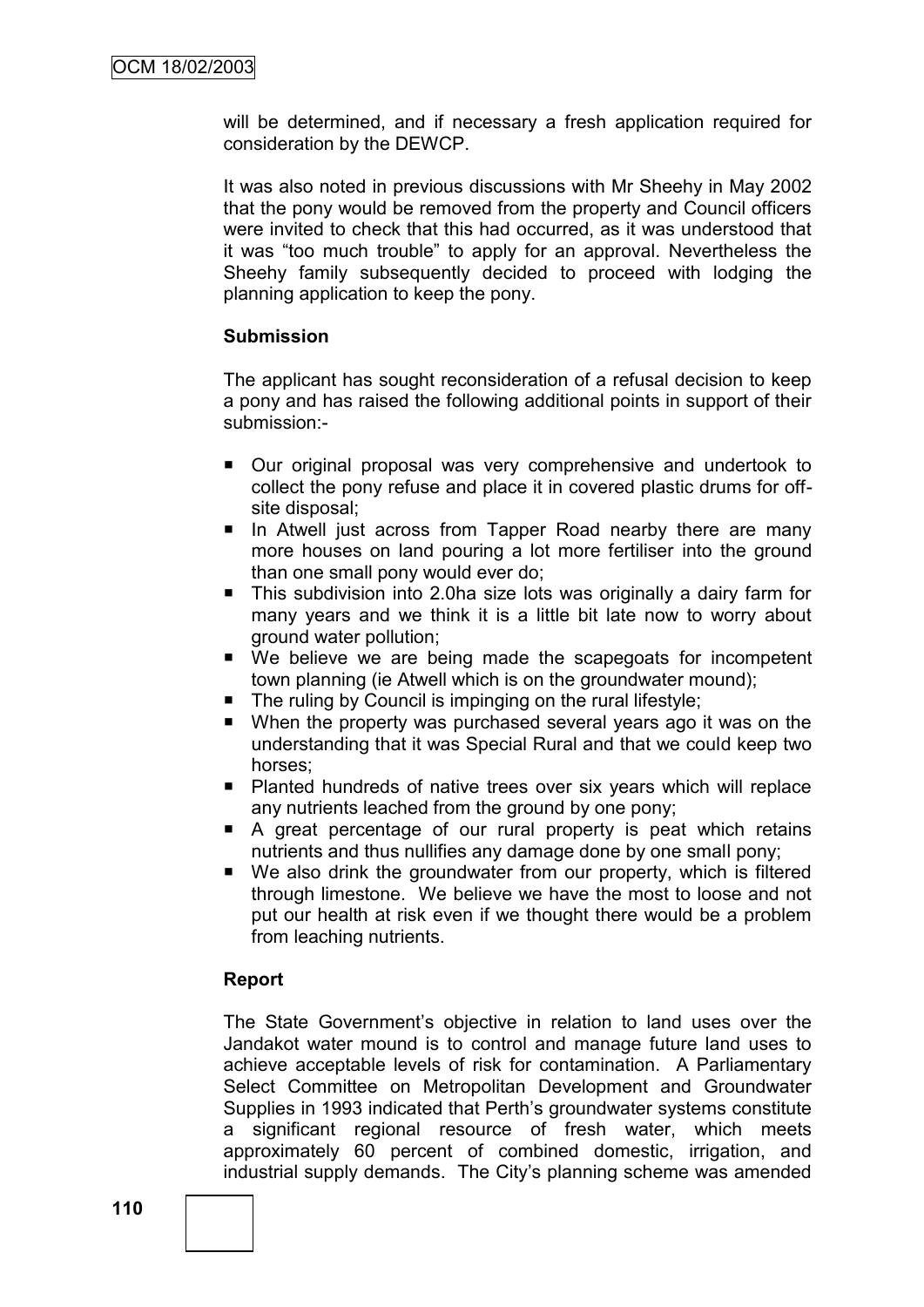will be determined, and if necessary a fresh application required for consideration by the DEWCP.

It was also noted in previous discussions with Mr Sheehy in May 2002 that the pony would be removed from the property and Council officers were invited to check that this had occurred, as it was understood that it was "too much trouble" to apply for an approval. Nevertheless the Sheehy family subsequently decided to proceed with lodging the planning application to keep the pony.

**Submission**

The applicant has sought reconsideration of a refusal decision to keep a pony and has raised the following additional points in support of their submission:-

- Our original proposal was very comprehensive and undertook to collect the pony refuse and place it in covered plastic drums for off-site disposal;
- In Atwell just across from Tapper Road nearby there are many more houses on land pouring a lot more fertiliser into the ground than one small pony would ever do;
- This subdivision into 2.0ha size lots was originally a dairy farm for many years and we think it is a little bit late now to worry about ground water pollution;
- We believe we are being made the scapegoats for incompetent town planning (ie Atwell which is on the groundwater mound);
- The ruling by Council is impinging on the rural lifestyle;
- When the property was purchased several years ago it was on the understanding that it was Special Rural and that we could keep two horses;
- Planted hundreds of native trees over six years which will replace any nutrients leached from the ground by one pony;
- A great percentage of our rural property is peat which retains nutrients and thus nullifies any damage done by one small pony;
- We also drink the groundwater from our property, which is filtered through limestone. We believe we have the most to loose and not put our health at risk even if we thought there would be a problem from leaching nutrients.

**Report**

The State Government's objective in relation to land uses over the Jandakot water mound is to control and manage future land uses to achieve acceptable levels of risk for contamination. A Parliamentary Select Committee on Metropolitan Development and Groundwater Supplies in 1993 indicated that Perth's groundwater systems constitute a significant regional resource of fresh water, which meets approximately 60 percent of combined domestic, irrigation, and industrial supply demands. The City's planning scheme was amended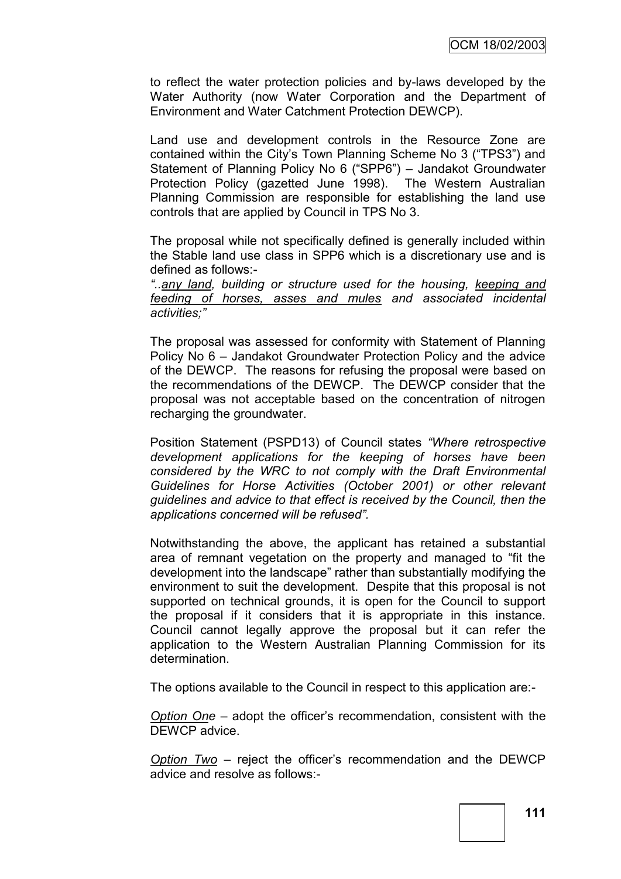to reflect the water protection policies and by-laws developed by the Water Authority (now Water Corporation and the Department of Environment and Water Catchment Protection DEWCP).

Land use and development controls in the Resource Zone are contained within the City's Town Planning Scheme No 3 ("TPS3") and Statement of Planning Policy No 6 ("SPP6") – Jandakot Groundwater Protection Policy (gazetted June 1998). The Western Australian Planning Commission are responsible for establishing the land use controls that are applied by Council in TPS No 3.

The proposal while not specifically defined is generally included within the Stable land use class in SPP6 which is a discretionary use and is defined as follows:-

*"..<u>any land</u>, building or structure used for the housing, <u>keeping and feeding of horses, asses and mules</u> and associated incidental activities;"*

The proposal was assessed for conformity with Statement of Planning Policy No 6 – Jandakot Groundwater Protection Policy and the advice of the DEWCP. The reasons for refusing the proposal were based on the recommendations of the DEWCP. The DEWCP consider that the proposal was not acceptable based on the concentration of nitrogen recharging the groundwater.

Position Statement (PSPD13) of Council states *"Where retrospective development applications for the keeping of horses have been considered by the WRC to not comply with the Draft Environmental Guidelines for Horse Activities (October 2001) or other relevant guidelines and advice to that effect is received by the Council, then the applications concerned will be refused".*

Notwithstanding the above, the applicant has retained a substantial area of remnant vegetation on the property and managed to "fit the development into the landscape" rather than substantially modifying the environment to suit the development. Despite that this proposal is not supported on technical grounds, it is open for the Council to support the proposal if it considers that it is appropriate in this instance. Council cannot legally approve the proposal but it can refer the application to the Western Australian Planning Commission for its determination.

The options available to the Council in respect to this application are:-

*<u>Option One</u>* – adopt the officer's recommendation, consistent with the DEWCP advice.

*<u>Option Two</u>* – reject the officer's recommendation and the DEWCP advice and resolve as follows:-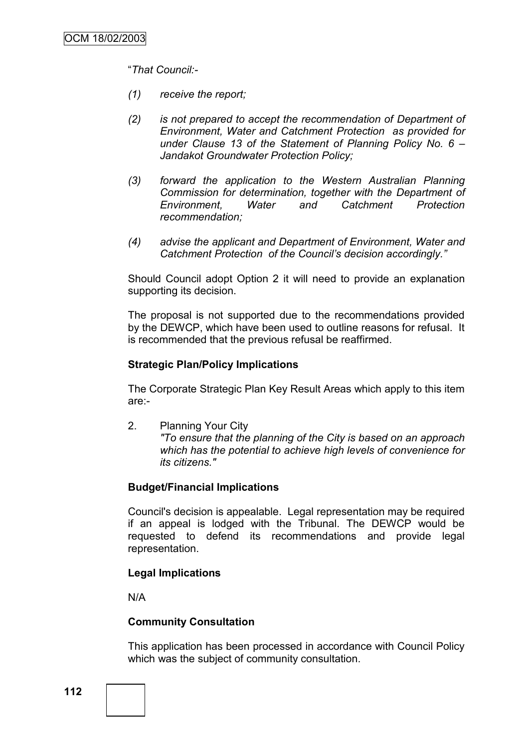"*That Council:-*

*(1) receive the report;*

*(2) is not prepared to accept the recommendation of Department of Environment, Water and Catchment Protection as provided for under Clause 13 of the Statement of Planning Policy No. 6 – Jandakot Groundwater Protection Policy;*

*(3) forward the application to the Western Australian Planning Commission for determination, together with the Department of Environment, Water and Catchment Protection recommendation;*

*(4) advise the applicant and Department of Environment, Water and Catchment Protection of the Council's decision accordingly."*

Should Council adopt Option 2 it will need to provide an explanation supporting its decision.

The proposal is not supported due to the recommendations provided by the DEWCP, which have been used to outline reasons for refusal. It is recommended that the previous refusal be reaffirmed.

**Strategic Plan/Policy Implications**

The Corporate Strategic Plan Key Result Areas which apply to this item are:-

2. Planning Your City
   *"To ensure that the planning of the City is based on an approach which has the potential to achieve high levels of convenience for its citizens."*

**Budget/Financial Implications**

Council's decision is appealable. Legal representation may be required if an appeal is lodged with the Tribunal. The DEWCP would be requested to defend its recommendations and provide legal representation.

**Legal Implications**

N/A

**Community Consultation**

This application has been processed in accordance with Council Policy which was the subject of community consultation.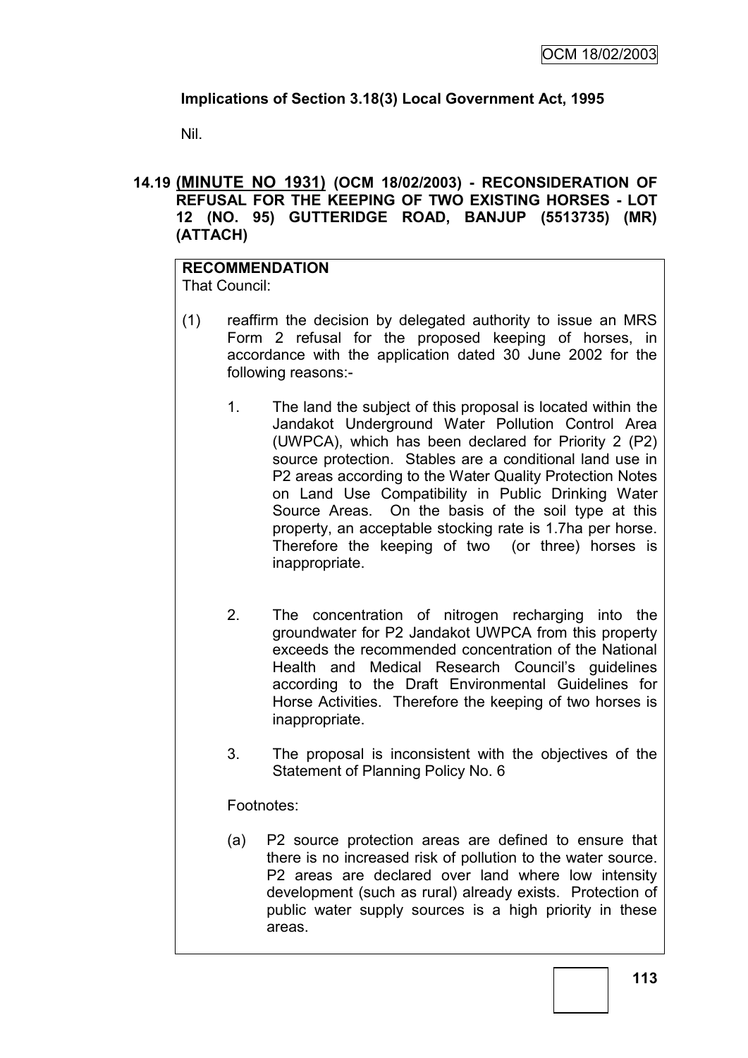**Implications of Section 3.18(3) Local Government Act, 1995**

Nil.

## 14.19 (MINUTE NO 1931) (OCM 18/02/2003) - RECONSIDERATION OF REFUSAL FOR THE KEEPING OF TWO EXISTING HORSES - LOT 12 (NO. 95) GUTTERIDGE ROAD, BANJUP (5513735) (MR) (ATTACH)

**RECOMMENDATION**

That Council:

(1) reaffirm the decision by delegated authority to issue an MRS Form 2 refusal for the proposed keeping of horses, in accordance with the application dated 30 June 2002 for the following reasons:-

1. The land the subject of this proposal is located within the Jandakot Underground Water Pollution Control Area (UWPCA), which has been declared for Priority 2 (P2) source protection. Stables are a conditional land use in P2 areas according to the Water Quality Protection Notes on Land Use Compatibility in Public Drinking Water Source Areas. On the basis of the soil type at this property, an acceptable stocking rate is 1.7ha per horse. Therefore the keeping of two (or three) horses is inappropriate.

2. The concentration of nitrogen recharging into the groundwater for P2 Jandakot UWPCA from this property exceeds the recommended concentration of the National Health and Medical Research Council's guidelines according to the Draft Environmental Guidelines for Horse Activities. Therefore the keeping of two horses is inappropriate.

3. The proposal is inconsistent with the objectives of the Statement of Planning Policy No. 6

Footnotes:

(a) P2 source protection areas are defined to ensure that there is no increased risk of pollution to the water source. P2 areas are declared over land where low intensity development (such as rural) already exists. Protection of public water supply sources is a high priority in these areas.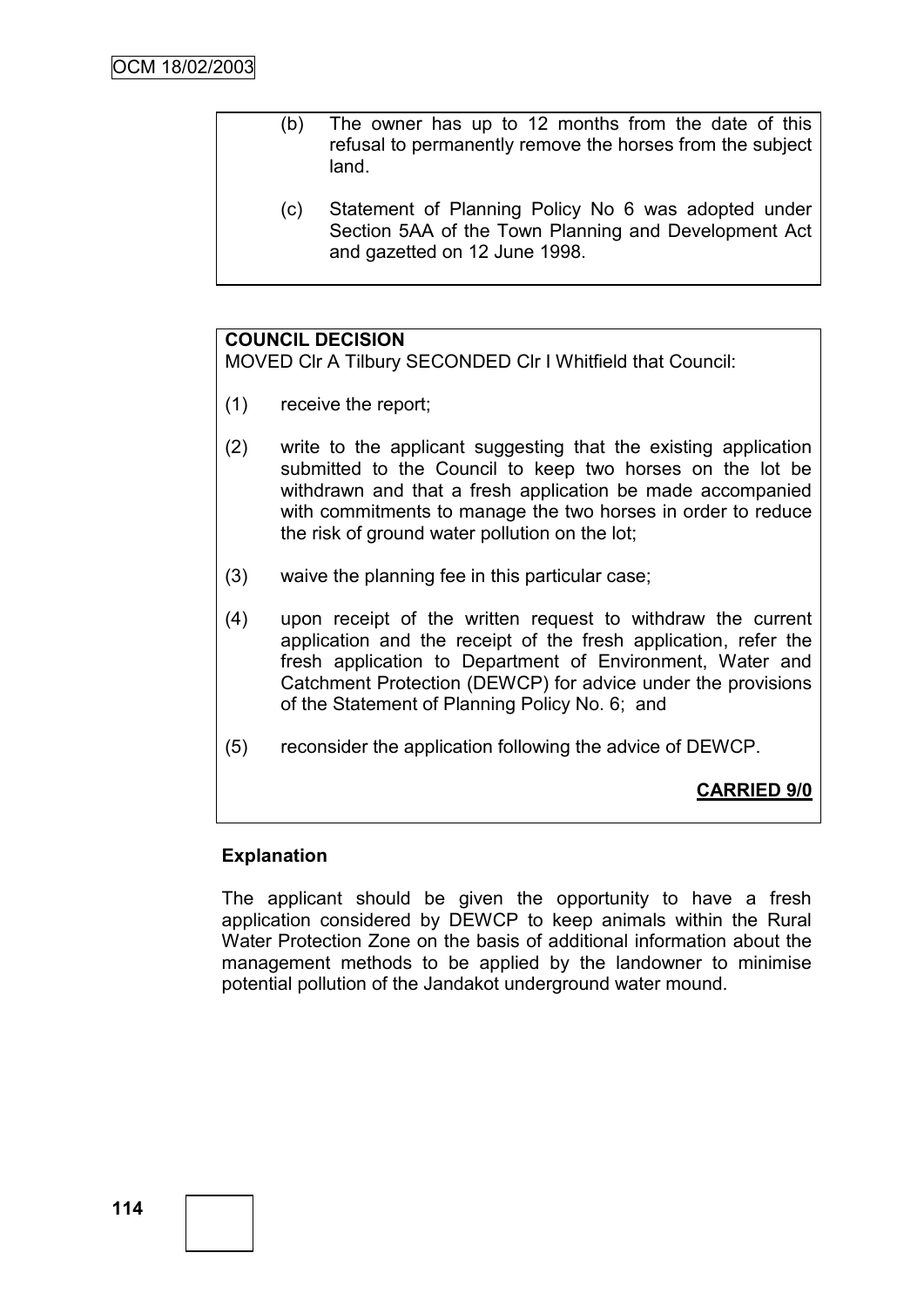(b) The owner has up to 12 months from the date of this refusal to permanently remove the horses from the subject land.

(c) Statement of Planning Policy No 6 was adopted under Section 5AA of the Town Planning and Development Act and gazetted on 12 June 1998.

**COUNCIL DECISION**

MOVED Clr A Tilbury SECONDED Clr I Whitfield that Council:

(1) receive the report;

(2) write to the applicant suggesting that the existing application submitted to the Council to keep two horses on the lot be withdrawn and that a fresh application be made accompanied with commitments to manage the two horses in order to reduce the risk of ground water pollution on the lot;

(3) waive the planning fee in this particular case;

(4) upon receipt of the written request to withdraw the current application and the receipt of the fresh application, refer the fresh application to Department of Environment, Water and Catchment Protection (DEWCP) for advice under the provisions of the Statement of Planning Policy No. 6; and

(5) reconsider the application following the advice of DEWCP.

**CARRIED 9/0**

**Explanation**

The applicant should be given the opportunity to have a fresh application considered by DEWCP to keep animals within the Rural Water Protection Zone on the basis of additional information about the management methods to be applied by the landowner to minimise potential pollution of the Jandakot underground water mound.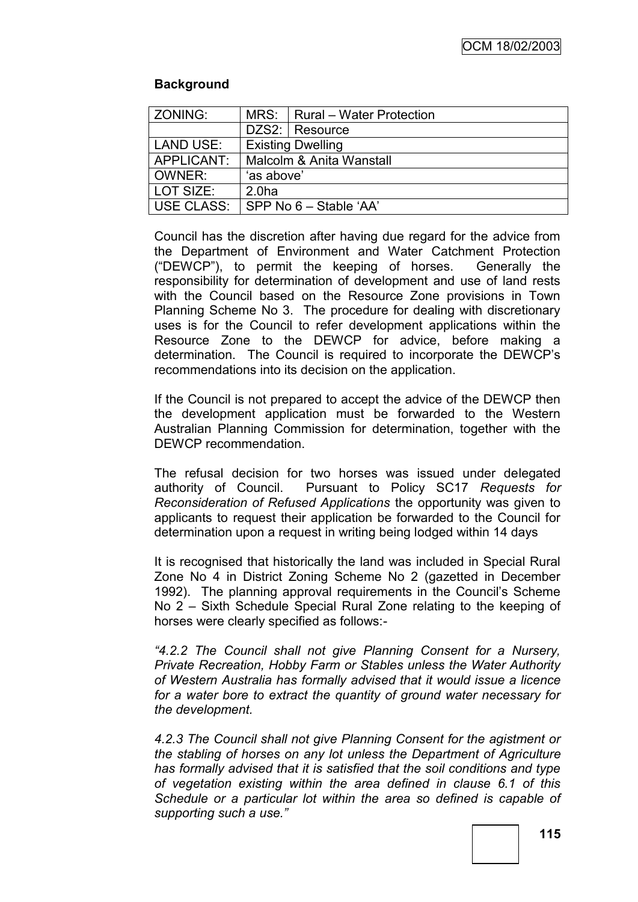**Background**

| ZONING: | MRS: | Rural – Water Protection |
|---|---|---|
| | DZS2: | Resource |
| LAND USE: | Existing Dwelling | |
| APPLICANT: | Malcolm & Anita Wanstall | |
| OWNER: | 'as above' | |
| LOT SIZE: | 2.0ha | |
| USE CLASS: | SPP No 6 – Stable 'AA' | |

Council has the discretion after having due regard for the advice from the Department of Environment and Water Catchment Protection ("DEWCP"), to permit the keeping of horses. Generally the responsibility for determination of development and use of land rests with the Council based on the Resource Zone provisions in Town Planning Scheme No 3. The procedure for dealing with discretionary uses is for the Council to refer development applications within the Resource Zone to the DEWCP for advice, before making a determination. The Council is required to incorporate the DEWCP's recommendations into its decision on the application.

If the Council is not prepared to accept the advice of the DEWCP then the development application must be forwarded to the Western Australian Planning Commission for determination, together with the DEWCP recommendation.

The refusal decision for two horses was issued under delegated authority of Council. Pursuant to Policy SC17 *Requests for Reconsideration of Refused Applications* the opportunity was given to applicants to request their application be forwarded to the Council for determination upon a request in writing being lodged within 14 days

It is recognised that historically the land was included in Special Rural Zone No 4 in District Zoning Scheme No 2 (gazetted in December 1992). The planning approval requirements in the Council's Scheme No 2 – Sixth Schedule Special Rural Zone relating to the keeping of horses were clearly specified as follows:-

*"4.2.2 The Council shall not give Planning Consent for a Nursery, Private Recreation, Hobby Farm or Stables unless the Water Authority of Western Australia has formally advised that it would issue a licence for a water bore to extract the quantity of ground water necessary for the development.*

*4.2.3 The Council shall not give Planning Consent for the agistment or the stabling of horses on any lot unless the Department of Agriculture has formally advised that it is satisfied that the soil conditions and type of vegetation existing within the area defined in clause 6.1 of this Schedule or a particular lot within the area so defined is capable of supporting such a use."*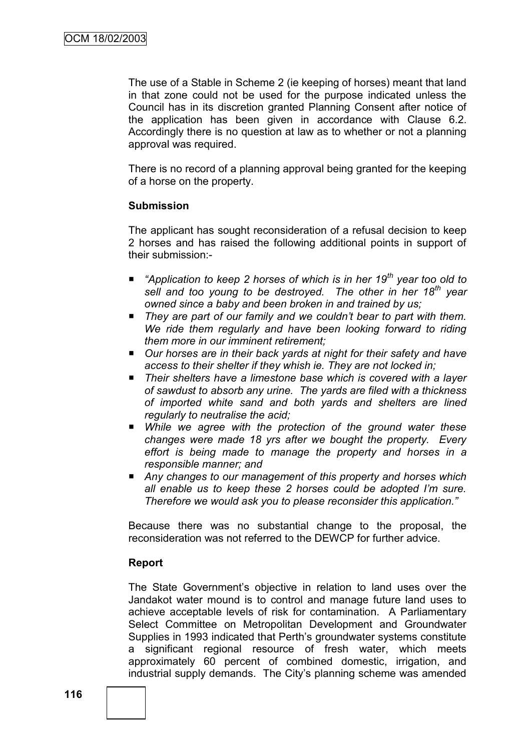The use of a Stable in Scheme 2 (ie keeping of horses) meant that land in that zone could not be used for the purpose indicated unless the Council has in its discretion granted Planning Consent after notice of the application has been given in accordance with Clause 6.2. Accordingly there is no question at law as to whether or not a planning approval was required.

There is no record of a planning approval being granted for the keeping of a horse on the property.

**Submission**

The applicant has sought reconsideration of a refusal decision to keep 2 horses and has raised the following additional points in support of their submission:-

- *"Application to keep 2 horses of which is in her 19th year too old to sell and too young to be destroyed. The other in her 18th year owned since a baby and been broken in and trained by us;*
- *They are part of our family and we couldn't bear to part with them. We ride them regularly and have been looking forward to riding them more in our imminent retirement;*
- *Our horses are in their back yards at night for their safety and have access to their shelter if they whish ie. They are not locked in;*
- *Their shelters have a limestone base which is covered with a layer of sawdust to absorb any urine. The yards are filed with a thickness of imported white sand and both yards and shelters are lined regularly to neutralise the acid;*
- *While we agree with the protection of the ground water these changes were made 18 yrs after we bought the property. Every effort is being made to manage the property and horses in a responsible manner; and*
- *Any changes to our management of this property and horses which all enable us to keep these 2 horses could be adopted I'm sure. Therefore we would ask you to please reconsider this application."*

Because there was no substantial change to the proposal, the reconsideration was not referred to the DEWCP for further advice.

**Report**

The State Government's objective in relation to land uses over the Jandakot water mound is to control and manage future land uses to achieve acceptable levels of risk for contamination. A Parliamentary Select Committee on Metropolitan Development and Groundwater Supplies in 1993 indicated that Perth's groundwater systems constitute a significant regional resource of fresh water, which meets approximately 60 percent of combined domestic, irrigation, and industrial supply demands. The City's planning scheme was amended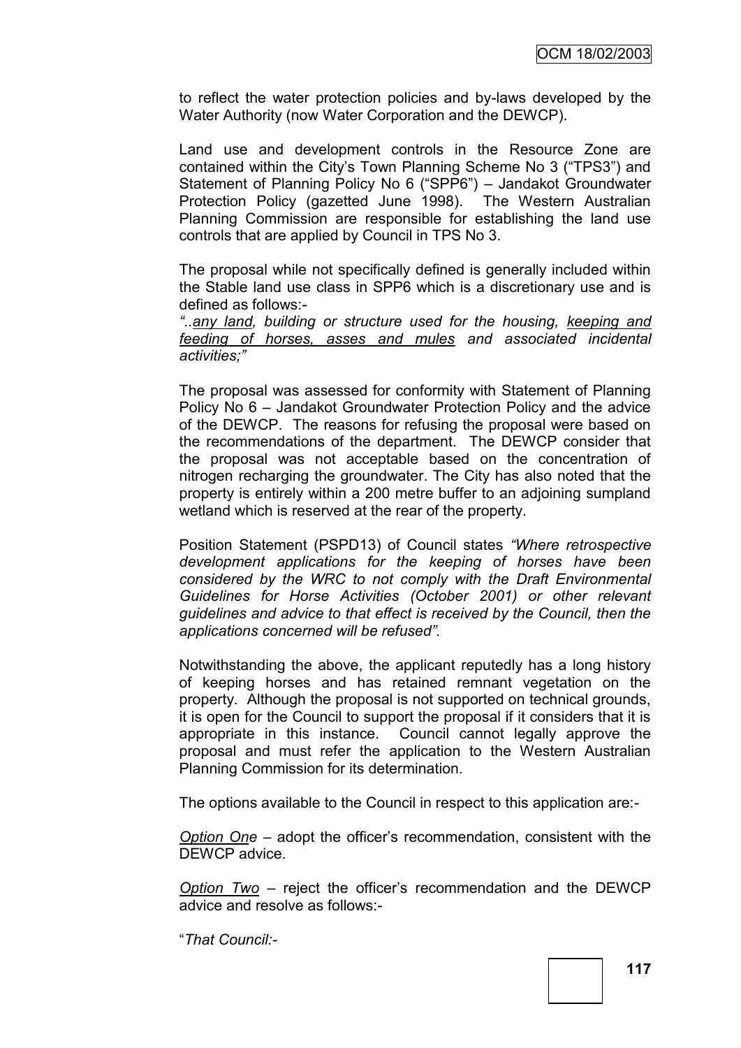to reflect the water protection policies and by-laws developed by the Water Authority (now Water Corporation and the DEWCP).

Land use and development controls in the Resource Zone are contained within the City's Town Planning Scheme No 3 ("TPS3") and Statement of Planning Policy No 6 ("SPP6") – Jandakot Groundwater Protection Policy (gazetted June 1998). The Western Australian Planning Commission are responsible for establishing the land use controls that are applied by Council in TPS No 3.

The proposal while not specifically defined is generally included within the Stable land use class in SPP6 which is a discretionary use and is defined as follows:-

*"..<u>any land</u>, building or structure used for the housing, <u>keeping and feeding of horses, asses and mules</u> and associated incidental activities;"*

The proposal was assessed for conformity with Statement of Planning Policy No 6 – Jandakot Groundwater Protection Policy and the advice of the DEWCP. The reasons for refusing the proposal were based on the recommendations of the department. The DEWCP consider that the proposal was not acceptable based on the concentration of nitrogen recharging the groundwater. The City has also noted that the property is entirely within a 200 metre buffer to an adjoining sumpland wetland which is reserved at the rear of the property.

Position Statement (PSPD13) of Council states *"Where retrospective development applications for the keeping of horses have been considered by the WRC to not comply with the Draft Environmental Guidelines for Horse Activities (October 2001) or other relevant guidelines and advice to that effect is received by the Council, then the applications concerned will be refused".*

Notwithstanding the above, the applicant reputedly has a long history of keeping horses and has retained remnant vegetation on the property. Although the proposal is not supported on technical grounds, it is open for the Council to support the proposal if it considers that it is appropriate in this instance. Council cannot legally approve the proposal and must refer the application to the Western Australian Planning Commission for its determination.

The options available to the Council in respect to this application are:-

*<u>Option One</u>* – adopt the officer's recommendation, consistent with the DEWCP advice.

*<u>Option Two</u>* – reject the officer's recommendation and the DEWCP advice and resolve as follows:-

"*That Council:-*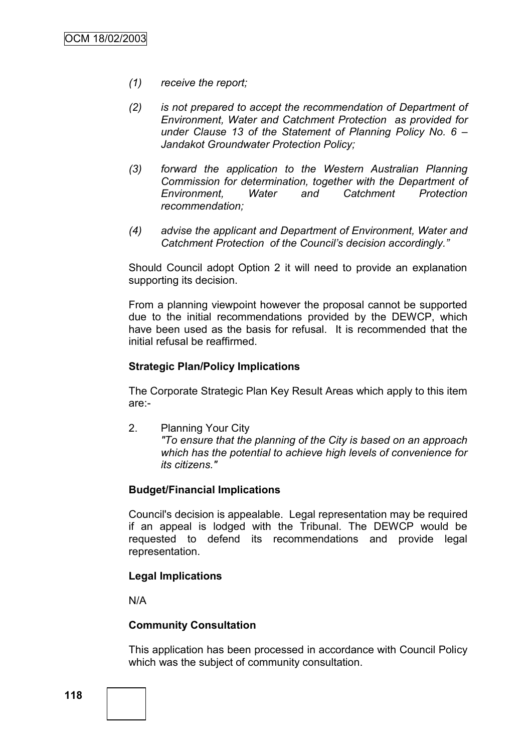*(1) receive the report;*

*(2) is not prepared to accept the recommendation of Department of Environment, Water and Catchment Protection as provided for under Clause 13 of the Statement of Planning Policy No. 6 – Jandakot Groundwater Protection Policy;*

*(3) forward the application to the Western Australian Planning Commission for determination, together with the Department of Environment, Water and Catchment Protection recommendation;*

*(4) advise the applicant and Department of Environment, Water and Catchment Protection of the Council's decision accordingly."*

Should Council adopt Option 2 it will need to provide an explanation supporting its decision.

From a planning viewpoint however the proposal cannot be supported due to the initial recommendations provided by the DEWCP, which have been used as the basis for refusal. It is recommended that the initial refusal be reaffirmed.

**Strategic Plan/Policy Implications**

The Corporate Strategic Plan Key Result Areas which apply to this item are:-

2. Planning Your City
   *"To ensure that the planning of the City is based on an approach which has the potential to achieve high levels of convenience for its citizens."*

**Budget/Financial Implications**

Council's decision is appealable. Legal representation may be required if an appeal is lodged with the Tribunal. The DEWCP would be requested to defend its recommendations and provide legal representation.

**Legal Implications**

N/A

**Community Consultation**

This application has been processed in accordance with Council Policy which was the subject of community consultation.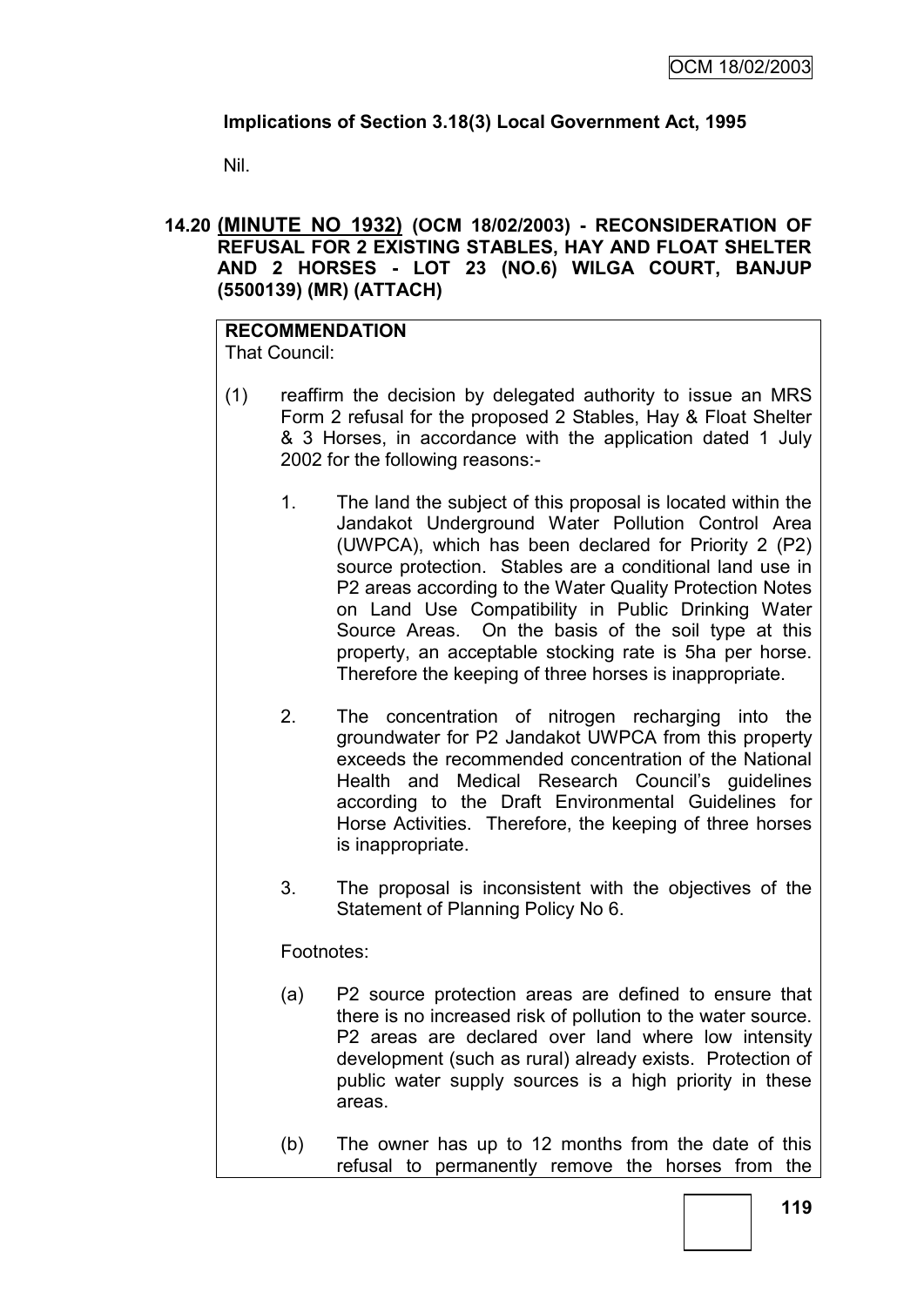**Implications of Section 3.18(3) Local Government Act, 1995**

Nil.

### 14.20 (MINUTE NO 1932) (OCM 18/02/2003) - RECONSIDERATION OF REFUSAL FOR 2 EXISTING STABLES, HAY AND FLOAT SHELTER AND 2 HORSES - LOT 23 (NO.6) WILGA COURT, BANJUP (5500139) (MR) (ATTACH)

**RECOMMENDATION**

That Council:

(1) reaffirm the decision by delegated authority to issue an MRS Form 2 refusal for the proposed 2 Stables, Hay & Float Shelter & 3 Horses, in accordance with the application dated 1 July 2002 for the following reasons:-

1. The land the subject of this proposal is located within the Jandakot Underground Water Pollution Control Area (UWPCA), which has been declared for Priority 2 (P2) source protection. Stables are a conditional land use in P2 areas according to the Water Quality Protection Notes on Land Use Compatibility in Public Drinking Water Source Areas. On the basis of the soil type at this property, an acceptable stocking rate is 5ha per horse. Therefore the keeping of three horses is inappropriate.

2. The concentration of nitrogen recharging into the groundwater for P2 Jandakot UWPCA from this property exceeds the recommended concentration of the National Health and Medical Research Council's guidelines according to the Draft Environmental Guidelines for Horse Activities. Therefore, the keeping of three horses is inappropriate.

3. The proposal is inconsistent with the objectives of the Statement of Planning Policy No 6.

Footnotes:

(a) P2 source protection areas are defined to ensure that there is no increased risk of pollution to the water source. P2 areas are declared over land where low intensity development (such as rural) already exists. Protection of public water supply sources is a high priority in these areas.

(b) The owner has up to 12 months from the date of this refusal to permanently remove the horses from the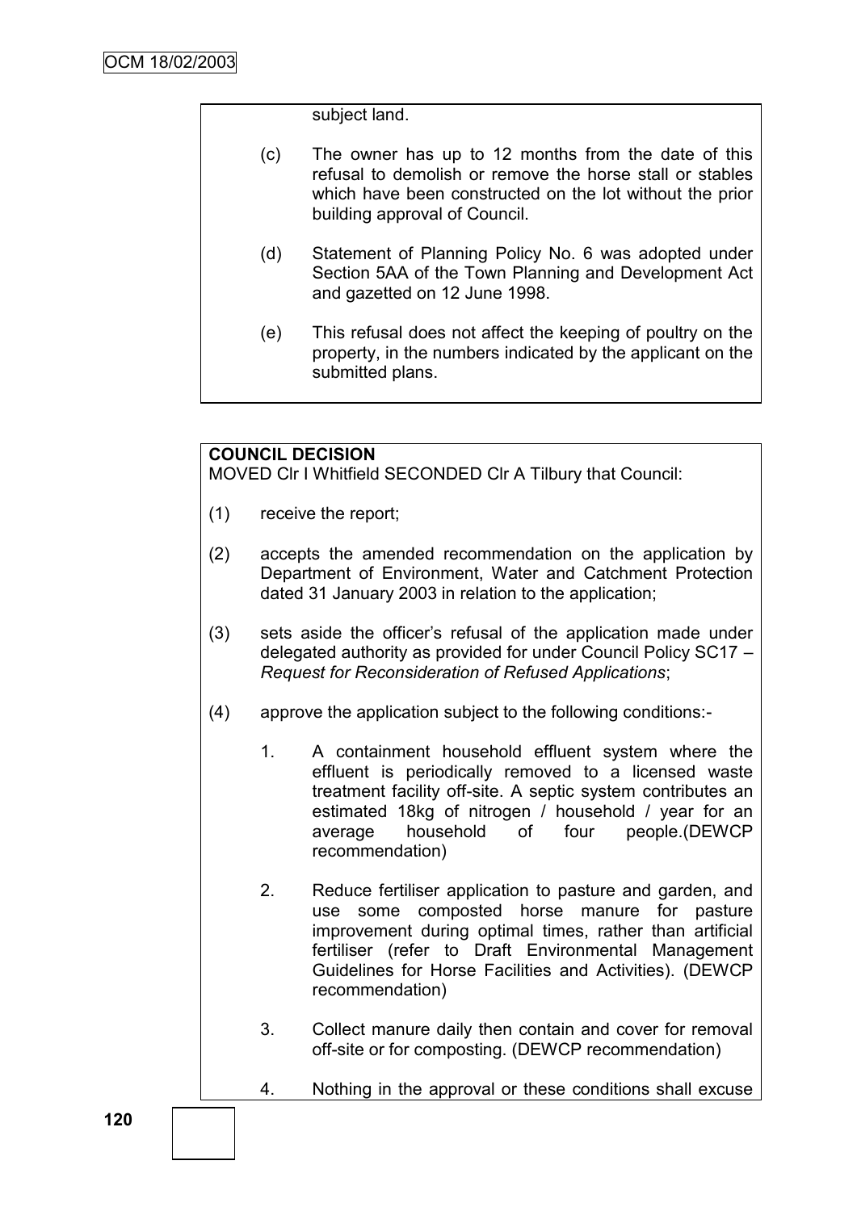subject land.

(c) The owner has up to 12 months from the date of this refusal to demolish or remove the horse stall or stables which have been constructed on the lot without the prior building approval of Council.

(d) Statement of Planning Policy No. 6 was adopted under Section 5AA of the Town Planning and Development Act and gazetted on 12 June 1998.

(e) This refusal does not affect the keeping of poultry on the property, in the numbers indicated by the applicant on the submitted plans.

**COUNCIL DECISION**

MOVED Clr I Whitfield SECONDED Clr A Tilbury that Council:

(1) receive the report;

(2) accepts the amended recommendation on the application by Department of Environment, Water and Catchment Protection dated 31 January 2003 in relation to the application;

(3) sets aside the officer's refusal of the application made under delegated authority as provided for under Council Policy SC17 – *Request for Reconsideration of Refused Applications*;

(4) approve the application subject to the following conditions:-

1. A containment household effluent system where the effluent is periodically removed to a licensed waste treatment facility off-site. A septic system contributes an estimated 18kg of nitrogen / household / year for an average household of four people.(DEWCP recommendation)

2. Reduce fertiliser application to pasture and garden, and use some composted horse manure for pasture improvement during optimal times, rather than artificial fertiliser (refer to Draft Environmental Management Guidelines for Horse Facilities and Activities). (DEWCP recommendation)

3. Collect manure daily then contain and cover for removal off-site or for composting. (DEWCP recommendation)

4. Nothing in the approval or these conditions shall excuse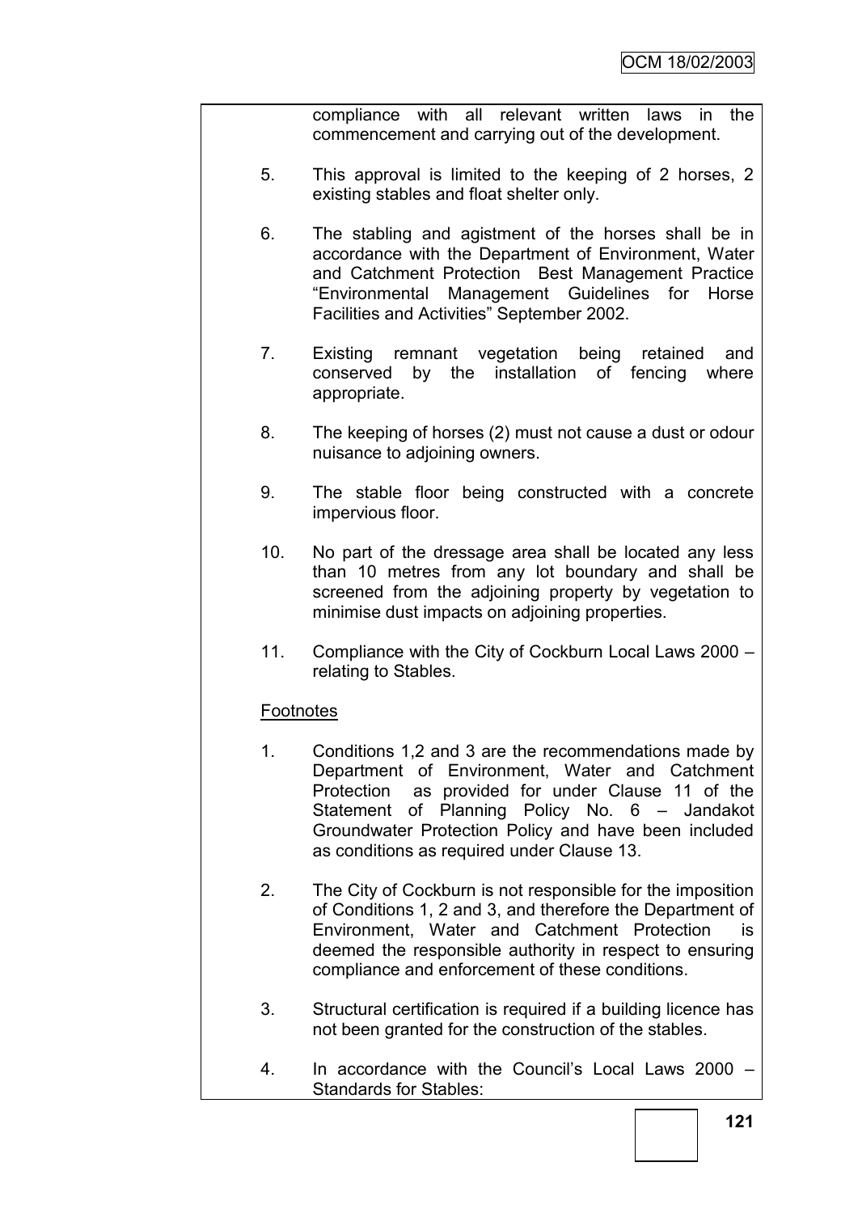compliance with all relevant written laws in the commencement and carrying out of the development.

5. This approval is limited to the keeping of 2 horses, 2 existing stables and float shelter only.

6. The stabling and agistment of the horses shall be in accordance with the Department of Environment, Water and Catchment Protection Best Management Practice "Environmental Management Guidelines for Horse Facilities and Activities" September 2002.

7. Existing remnant vegetation being retained and conserved by the installation of fencing where appropriate.

8. The keeping of horses (2) must not cause a dust or odour nuisance to adjoining owners.

9. The stable floor being constructed with a concrete impervious floor.

10. No part of the dressage area shall be located any less than 10 metres from any lot boundary and shall be screened from the adjoining property by vegetation to minimise dust impacts on adjoining properties.

11. Compliance with the City of Cockburn Local Laws 2000 – relating to Stables.

Footnotes

1. Conditions 1,2 and 3 are the recommendations made by Department of Environment, Water and Catchment Protection as provided for under Clause 11 of the Statement of Planning Policy No. 6 – Jandakot Groundwater Protection Policy and have been included as conditions as required under Clause 13.

2. The City of Cockburn is not responsible for the imposition of Conditions 1, 2 and 3, and therefore the Department of Environment, Water and Catchment Protection is deemed the responsible authority in respect to ensuring compliance and enforcement of these conditions.

3. Structural certification is required if a building licence has not been granted for the construction of the stables.

4. In accordance with the Council's Local Laws 2000 – Standards for Stables: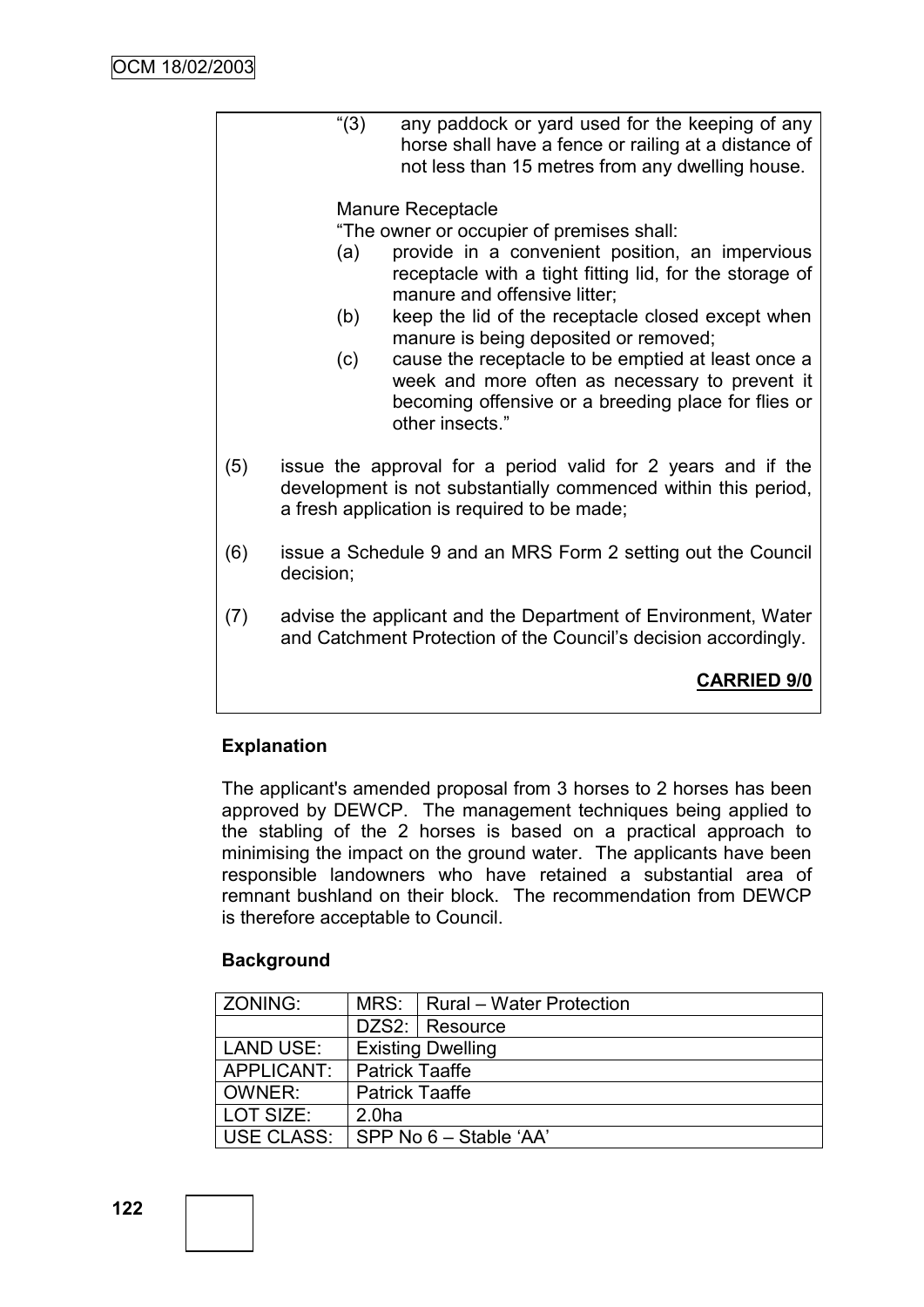"(3) any paddock or yard used for the keeping of any horse shall have a fence or railing at a distance of not less than 15 metres from any dwelling house.

Manure Receptacle

"The owner or occupier of premises shall:

(a) provide in a convenient position, an impervious receptacle with a tight fitting lid, for the storage of manure and offensive litter;

(b) keep the lid of the receptacle closed except when manure is being deposited or removed;

(c) cause the receptacle to be emptied at least once a week and more often as necessary to prevent it becoming offensive or a breeding place for flies or other insects."

(5) issue the approval for a period valid for 2 years and if the development is not substantially commenced within this period, a fresh application is required to be made;

(6) issue a Schedule 9 and an MRS Form 2 setting out the Council decision;

(7) advise the applicant and the Department of Environment, Water and Catchment Protection of the Council's decision accordingly.

**CARRIED 9/0**

**Explanation**

The applicant's amended proposal from 3 horses to 2 horses has been approved by DEWCP. The management techniques being applied to the stabling of the 2 horses is based on a practical approach to minimising the impact on the ground water. The applicants have been responsible landowners who have retained a substantial area of remnant bushland on their block. The recommendation from DEWCP is therefore acceptable to Council.

**Background**

| ZONING: | MRS: | Rural – Water Protection |
|---|---|---|
| | DZS2: | Resource |
| LAND USE: | Existing Dwelling | |
| APPLICANT: | Patrick Taaffe | |
| OWNER: | Patrick Taaffe | |
| LOT SIZE: | 2.0ha | |
| USE CLASS: | SPP No 6 – Stable 'AA' | |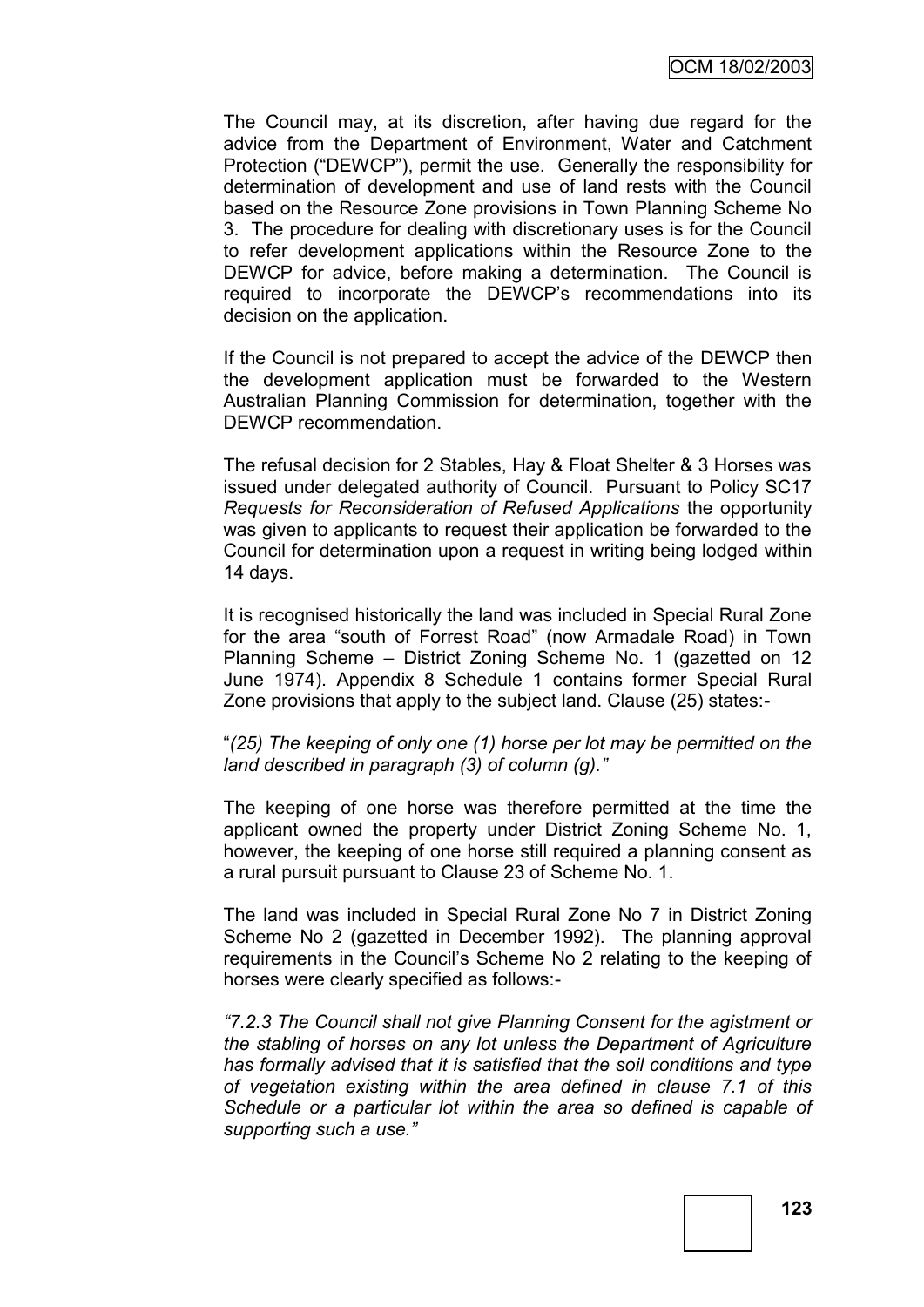The Council may, at its discretion, after having due regard for the advice from the Department of Environment, Water and Catchment Protection ("DEWCP"), permit the use. Generally the responsibility for determination of development and use of land rests with the Council based on the Resource Zone provisions in Town Planning Scheme No 3. The procedure for dealing with discretionary uses is for the Council to refer development applications within the Resource Zone to the DEWCP for advice, before making a determination. The Council is required to incorporate the DEWCP's recommendations into its decision on the application.

If the Council is not prepared to accept the advice of the DEWCP then the development application must be forwarded to the Western Australian Planning Commission for determination, together with the DEWCP recommendation.

The refusal decision for 2 Stables, Hay & Float Shelter & 3 Horses was issued under delegated authority of Council. Pursuant to Policy SC17 *Requests for Reconsideration of Refused Applications* the opportunity was given to applicants to request their application be forwarded to the Council for determination upon a request in writing being lodged within 14 days.

It is recognised historically the land was included in Special Rural Zone for the area "south of Forrest Road" (now Armadale Road) in Town Planning Scheme – District Zoning Scheme No. 1 (gazetted on 12 June 1974). Appendix 8 Schedule 1 contains former Special Rural Zone provisions that apply to the subject land. Clause (25) states:-

"*(25) The keeping of only one (1) horse per lot may be permitted on the land described in paragraph (3) of column (g).*"

The keeping of one horse was therefore permitted at the time the applicant owned the property under District Zoning Scheme No. 1, however, the keeping of one horse still required a planning consent as a rural pursuit pursuant to Clause 23 of Scheme No. 1.

The land was included in Special Rural Zone No 7 in District Zoning Scheme No 2 (gazetted in December 1992). The planning approval requirements in the Council's Scheme No 2 relating to the keeping of horses were clearly specified as follows:-

*"7.2.3 The Council shall not give Planning Consent for the agistment or the stabling of horses on any lot unless the Department of Agriculture has formally advised that it is satisfied that the soil conditions and type of vegetation existing within the area defined in clause 7.1 of this Schedule or a particular lot within the area so defined is capable of supporting such a use."*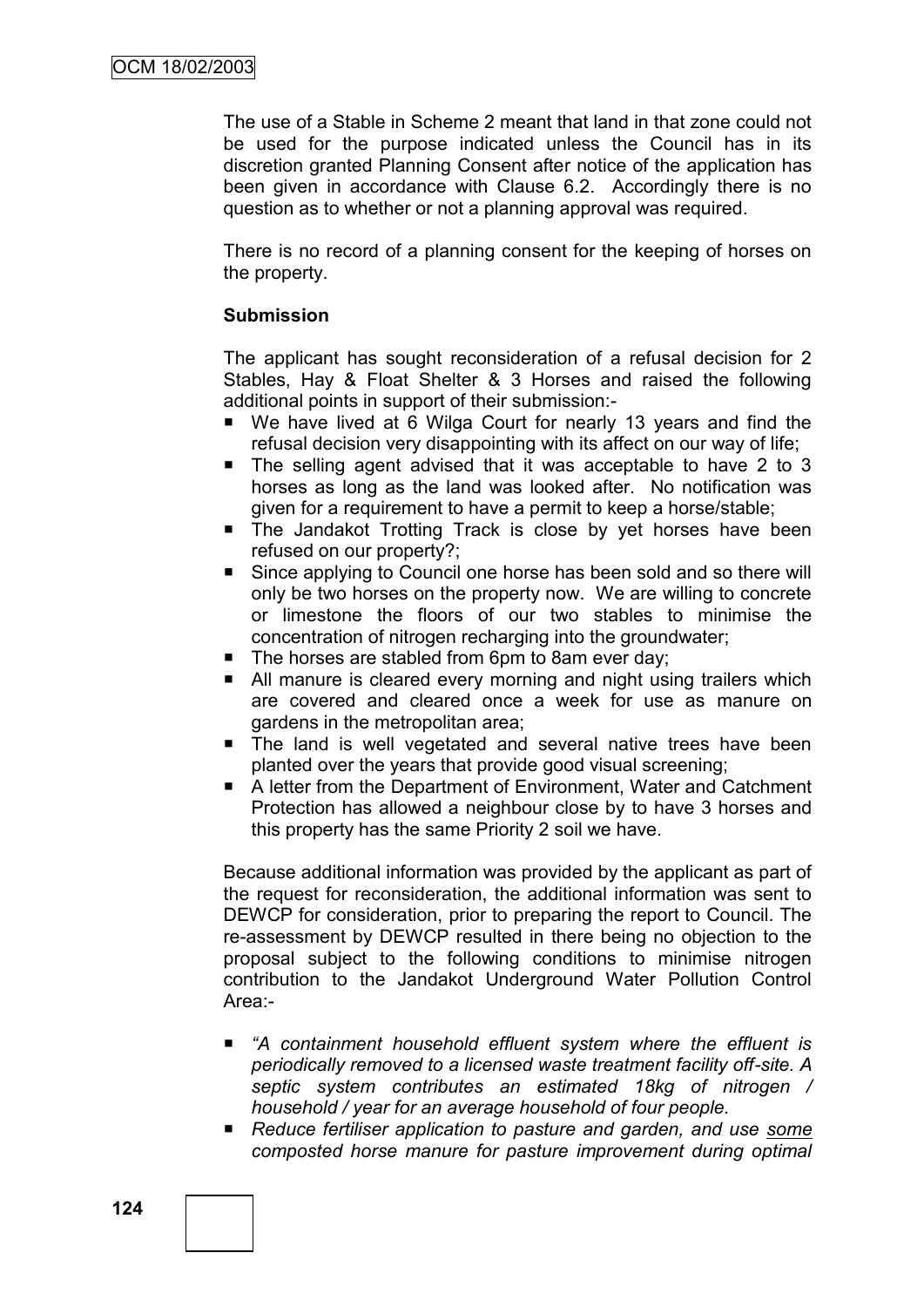The use of a Stable in Scheme 2 meant that land in that zone could not be used for the purpose indicated unless the Council has in its discretion granted Planning Consent after notice of the application has been given in accordance with Clause 6.2. Accordingly there is no question as to whether or not a planning approval was required.

There is no record of a planning consent for the keeping of horses on the property.

**Submission**

The applicant has sought reconsideration of a refusal decision for 2 Stables, Hay & Float Shelter & 3 Horses and raised the following additional points in support of their submission:-

- We have lived at 6 Wilga Court for nearly 13 years and find the refusal decision very disappointing with its affect on our way of life;
- The selling agent advised that it was acceptable to have 2 to 3 horses as long as the land was looked after. No notification was given for a requirement to have a permit to keep a horse/stable;
- The Jandakot Trotting Track is close by yet horses have been refused on our property?;
- Since applying to Council one horse has been sold and so there will only be two horses on the property now. We are willing to concrete or limestone the floors of our two stables to minimise the concentration of nitrogen recharging into the groundwater;
- The horses are stabled from 6pm to 8am ever day;
- All manure is cleared every morning and night using trailers which are covered and cleared once a week for use as manure on gardens in the metropolitan area;
- The land is well vegetated and several native trees have been planted over the years that provide good visual screening;
- A letter from the Department of Environment, Water and Catchment Protection has allowed a neighbour close by to have 3 horses and this property has the same Priority 2 soil we have.

Because additional information was provided by the applicant as part of the request for reconsideration, the additional information was sent to DEWCP for consideration, prior to preparing the report to Council. The re-assessment by DEWCP resulted in there being no objection to the proposal subject to the following conditions to minimise nitrogen contribution to the Jandakot Underground Water Pollution Control Area:-

- *"A containment household effluent system where the effluent is periodically removed to a licensed waste treatment facility off-site. A septic system contributes an estimated 18kg of nitrogen / household / year for an average household of four people.*
- *Reduce fertiliser application to pasture and garden, and use <u>some</u> composted horse manure for pasture improvement during optimal*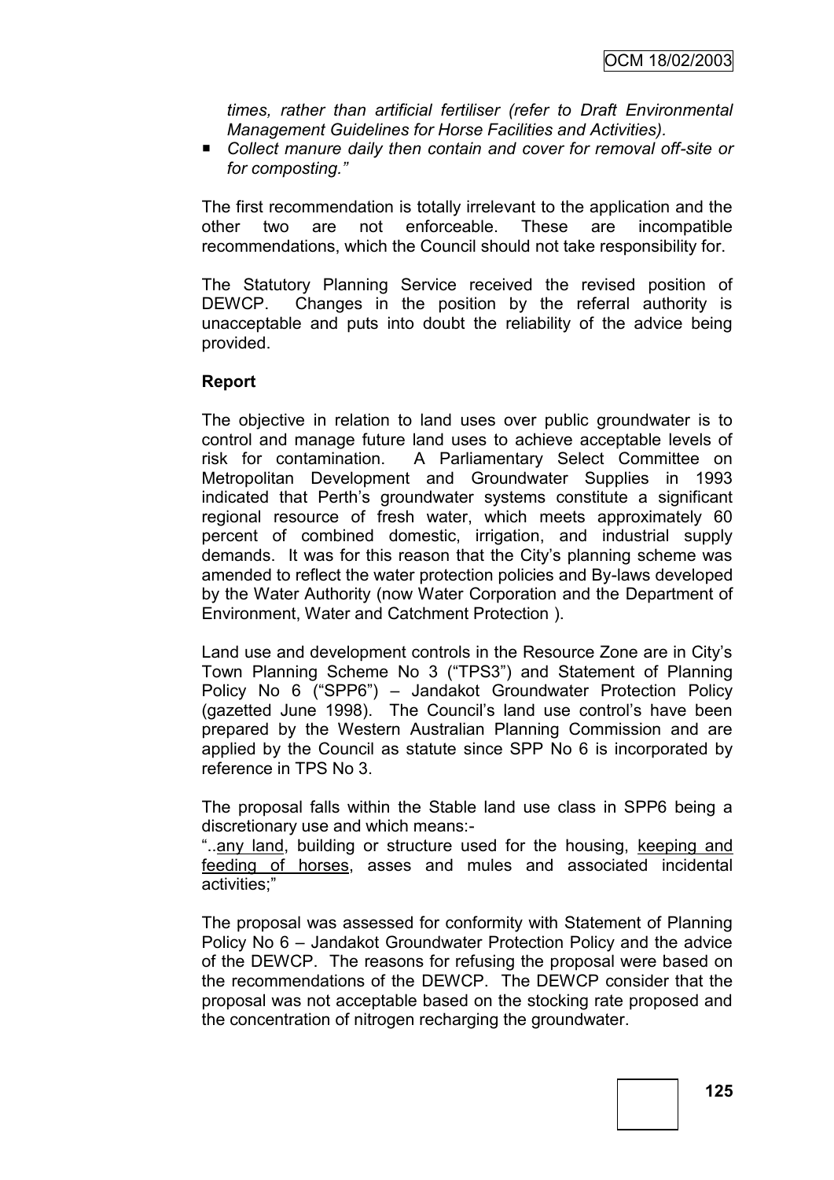*times, rather than artificial fertiliser (refer to Draft Environmental Management Guidelines for Horse Facilities and Activities).*

- *Collect manure daily then contain and cover for removal off-site or for composting."*

The first recommendation is totally irrelevant to the application and the other two are not enforceable. These are incompatible recommendations, which the Council should not take responsibility for.

The Statutory Planning Service received the revised position of DEWCP. Changes in the position by the referral authority is unacceptable and puts into doubt the reliability of the advice being provided.

**Report**

The objective in relation to land uses over public groundwater is to control and manage future land uses to achieve acceptable levels of risk for contamination. A Parliamentary Select Committee on Metropolitan Development and Groundwater Supplies in 1993 indicated that Perth's groundwater systems constitute a significant regional resource of fresh water, which meets approximately 60 percent of combined domestic, irrigation, and industrial supply demands. It was for this reason that the City's planning scheme was amended to reflect the water protection policies and By-laws developed by the Water Authority (now Water Corporation and the Department of Environment, Water and Catchment Protection ).

Land use and development controls in the Resource Zone are in City's Town Planning Scheme No 3 ("TPS3") and Statement of Planning Policy No 6 ("SPP6") – Jandakot Groundwater Protection Policy (gazetted June 1998). The Council's land use control's have been prepared by the Western Australian Planning Commission and are applied by the Council as statute since SPP No 6 is incorporated by reference in TPS No 3.

The proposal falls within the Stable land use class in SPP6 being a discretionary use and which means:-

"..<u>any land</u>, building or structure used for the housing, <u>keeping and feeding of horses</u>, asses and mules and associated incidental activities;"

The proposal was assessed for conformity with Statement of Planning Policy No 6 – Jandakot Groundwater Protection Policy and the advice of the DEWCP. The reasons for refusing the proposal were based on the recommendations of the DEWCP. The DEWCP consider that the proposal was not acceptable based on the stocking rate proposed and the concentration of nitrogen recharging the groundwater.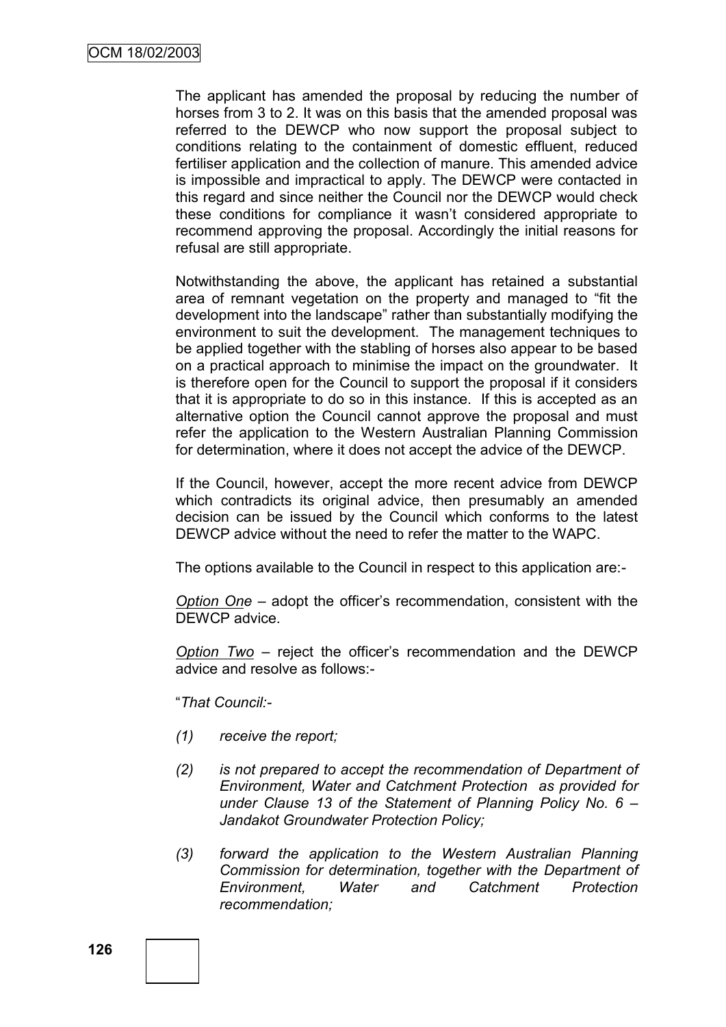The applicant has amended the proposal by reducing the number of horses from 3 to 2. It was on this basis that the amended proposal was referred to the DEWCP who now support the proposal subject to conditions relating to the containment of domestic effluent, reduced fertiliser application and the collection of manure. This amended advice is impossible and impractical to apply. The DEWCP were contacted in this regard and since neither the Council nor the DEWCP would check these conditions for compliance it wasn't considered appropriate to recommend approving the proposal. Accordingly the initial reasons for refusal are still appropriate.

Notwithstanding the above, the applicant has retained a substantial area of remnant vegetation on the property and managed to "fit the development into the landscape" rather than substantially modifying the environment to suit the development. The management techniques to be applied together with the stabling of horses also appear to be based on a practical approach to minimise the impact on the groundwater. It is therefore open for the Council to support the proposal if it considers that it is appropriate to do so in this instance. If this is accepted as an alternative option the Council cannot approve the proposal and must refer the application to the Western Australian Planning Commission for determination, where it does not accept the advice of the DEWCP.

If the Council, however, accept the more recent advice from DEWCP which contradicts its original advice, then presumably an amended decision can be issued by the Council which conforms to the latest DEWCP advice without the need to refer the matter to the WAPC.

The options available to the Council in respect to this application are:-

*Option One* – adopt the officer's recommendation, consistent with the DEWCP advice.

*Option Two* – reject the officer's recommendation and the DEWCP advice and resolve as follows:-

"*That Council:-*

*(1) receive the report;*

*(2) is not prepared to accept the recommendation of Department of Environment, Water and Catchment Protection as provided for under Clause 13 of the Statement of Planning Policy No. 6 – Jandakot Groundwater Protection Policy;*

*(3) forward the application to the Western Australian Planning Commission for determination, together with the Department of Environment, Water and Catchment Protection recommendation;*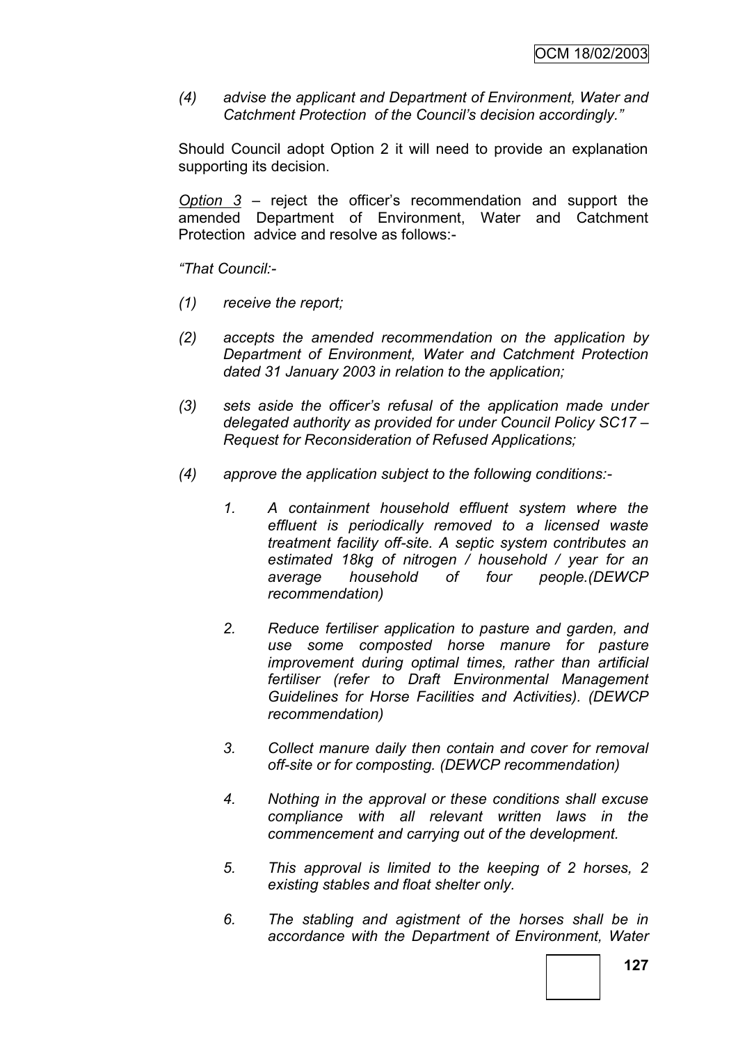*(4) advise the applicant and Department of Environment, Water and Catchment Protection of the Council's decision accordingly."*

Should Council adopt Option 2 it will need to provide an explanation supporting its decision.

Option 3 – reject the officer's recommendation and support the amended Department of Environment, Water and Catchment Protection advice and resolve as follows:-

*"That Council:-*

*(1) receive the report;*

*(2) accepts the amended recommendation on the application by Department of Environment, Water and Catchment Protection dated 31 January 2003 in relation to the application;*

*(3) sets aside the officer's refusal of the application made under delegated authority as provided for under Council Policy SC17 – Request for Reconsideration of Refused Applications;*

*(4) approve the application subject to the following conditions:-*

*1. A containment household effluent system where the effluent is periodically removed to a licensed waste treatment facility off-site. A septic system contributes an estimated 18kg of nitrogen / household / year for an average household of four people.(DEWCP recommendation)*

*2. Reduce fertiliser application to pasture and garden, and use some composted horse manure for pasture improvement during optimal times, rather than artificial fertiliser (refer to Draft Environmental Management Guidelines for Horse Facilities and Activities). (DEWCP recommendation)*

*3. Collect manure daily then contain and cover for removal off-site or for composting. (DEWCP recommendation)*

*4. Nothing in the approval or these conditions shall excuse compliance with all relevant written laws in the commencement and carrying out of the development.*

*5. This approval is limited to the keeping of 2 horses, 2 existing stables and float shelter only.*

*6. The stabling and agistment of the horses shall be in accordance with the Department of Environment, Water*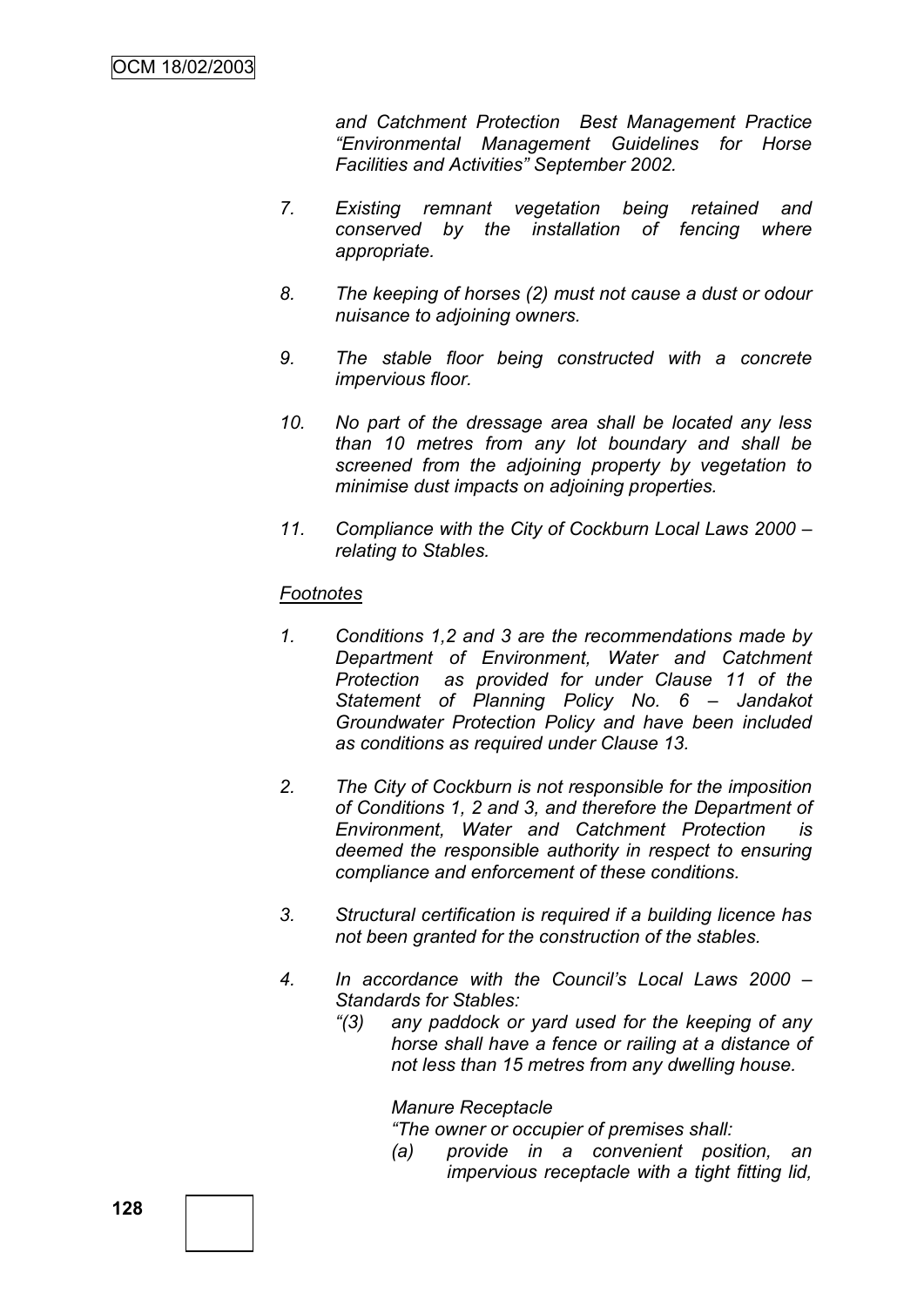*and Catchment Protection Best Management Practice "Environmental Management Guidelines for Horse Facilities and Activities" September 2002.*

7. *Existing remnant vegetation being retained and conserved by the installation of fencing where appropriate.*

8. *The keeping of horses (2) must not cause a dust or odour nuisance to adjoining owners.*

9. *The stable floor being constructed with a concrete impervious floor.*

10. *No part of the dressage area shall be located any less than 10 metres from any lot boundary and shall be screened from the adjoining property by vegetation to minimise dust impacts on adjoining properties.*

11. *Compliance with the City of Cockburn Local Laws 2000 – relating to Stables.*

*Footnotes*

1. *Conditions 1,2 and 3 are the recommendations made by Department of Environment, Water and Catchment Protection as provided for under Clause 11 of the Statement of Planning Policy No. 6 – Jandakot Groundwater Protection Policy and have been included as conditions as required under Clause 13.*

2. *The City of Cockburn is not responsible for the imposition of Conditions 1, 2 and 3, and therefore the Department of Environment, Water and Catchment Protection is deemed the responsible authority in respect to ensuring compliance and enforcement of these conditions.*

3. *Structural certification is required if a building licence has not been granted for the construction of the stables.*

4. *In accordance with the Council's Local Laws 2000 – Standards for Stables:*
   *"(3) any paddock or yard used for the keeping of any horse shall have a fence or railing at a distance of not less than 15 metres from any dwelling house.*

   *Manure Receptacle*
   *"The owner or occupier of premises shall:*
   *(a) provide in a convenient position, an impervious receptacle with a tight fitting lid,*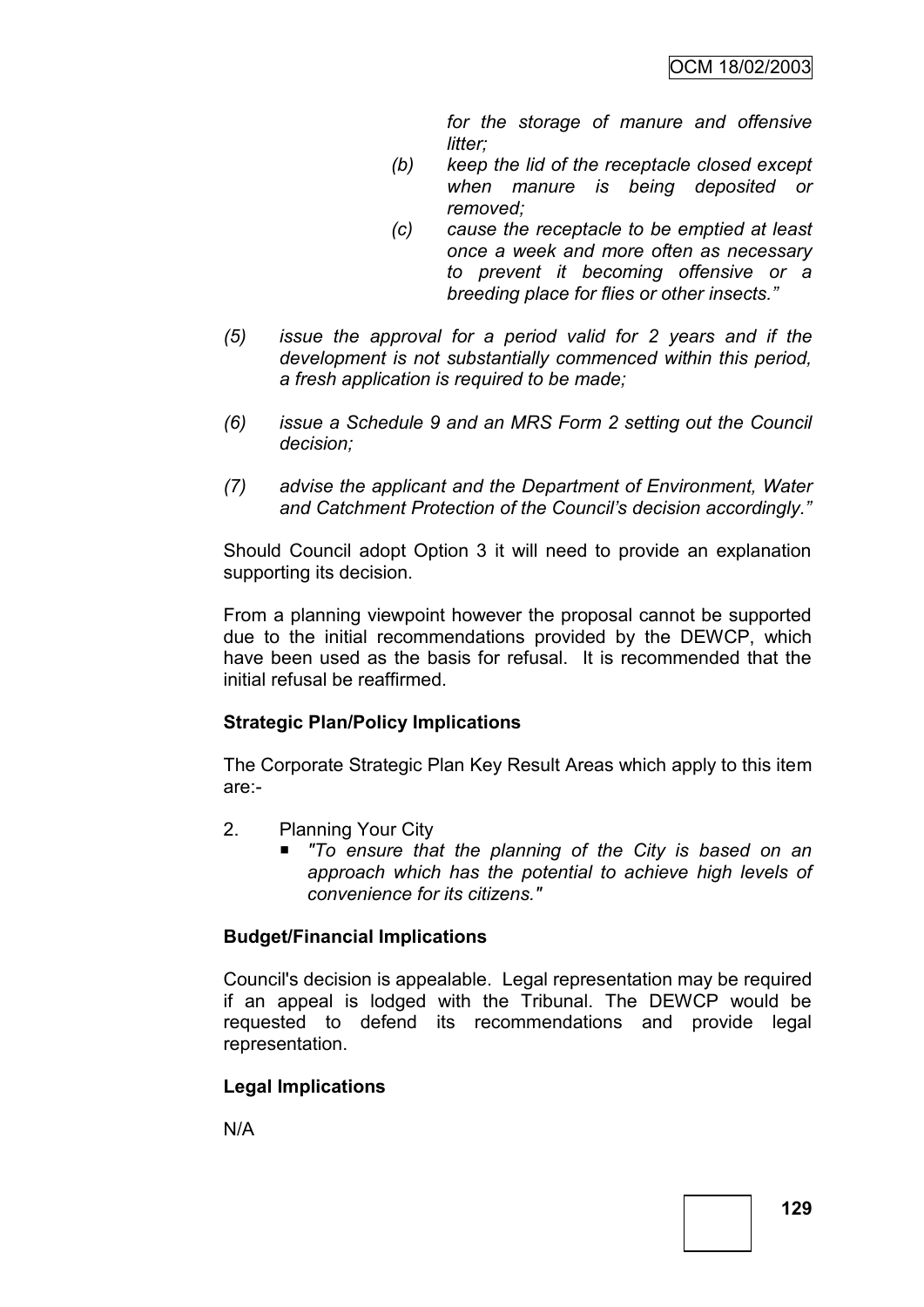*for the storage of manure and offensive litter;*

*(b) keep the lid of the receptacle closed except when manure is being deposited or removed;*

*(c) cause the receptacle to be emptied at least once a week and more often as necessary to prevent it becoming offensive or a breeding place for flies or other insects."*

*(5) issue the approval for a period valid for 2 years and if the development is not substantially commenced within this period, a fresh application is required to be made;*

*(6) issue a Schedule 9 and an MRS Form 2 setting out the Council decision;*

*(7) advise the applicant and the Department of Environment, Water and Catchment Protection of the Council's decision accordingly."*

Should Council adopt Option 3 it will need to provide an explanation supporting its decision.

From a planning viewpoint however the proposal cannot be supported due to the initial recommendations provided by the DEWCP, which have been used as the basis for refusal. It is recommended that the initial refusal be reaffirmed.

**Strategic Plan/Policy Implications**

The Corporate Strategic Plan Key Result Areas which apply to this item are:-

2. Planning Your City
   - *"To ensure that the planning of the City is based on an approach which has the potential to achieve high levels of convenience for its citizens."*

**Budget/Financial Implications**

Council's decision is appealable. Legal representation may be required if an appeal is lodged with the Tribunal. The DEWCP would be requested to defend its recommendations and provide legal representation.

**Legal Implications**

N/A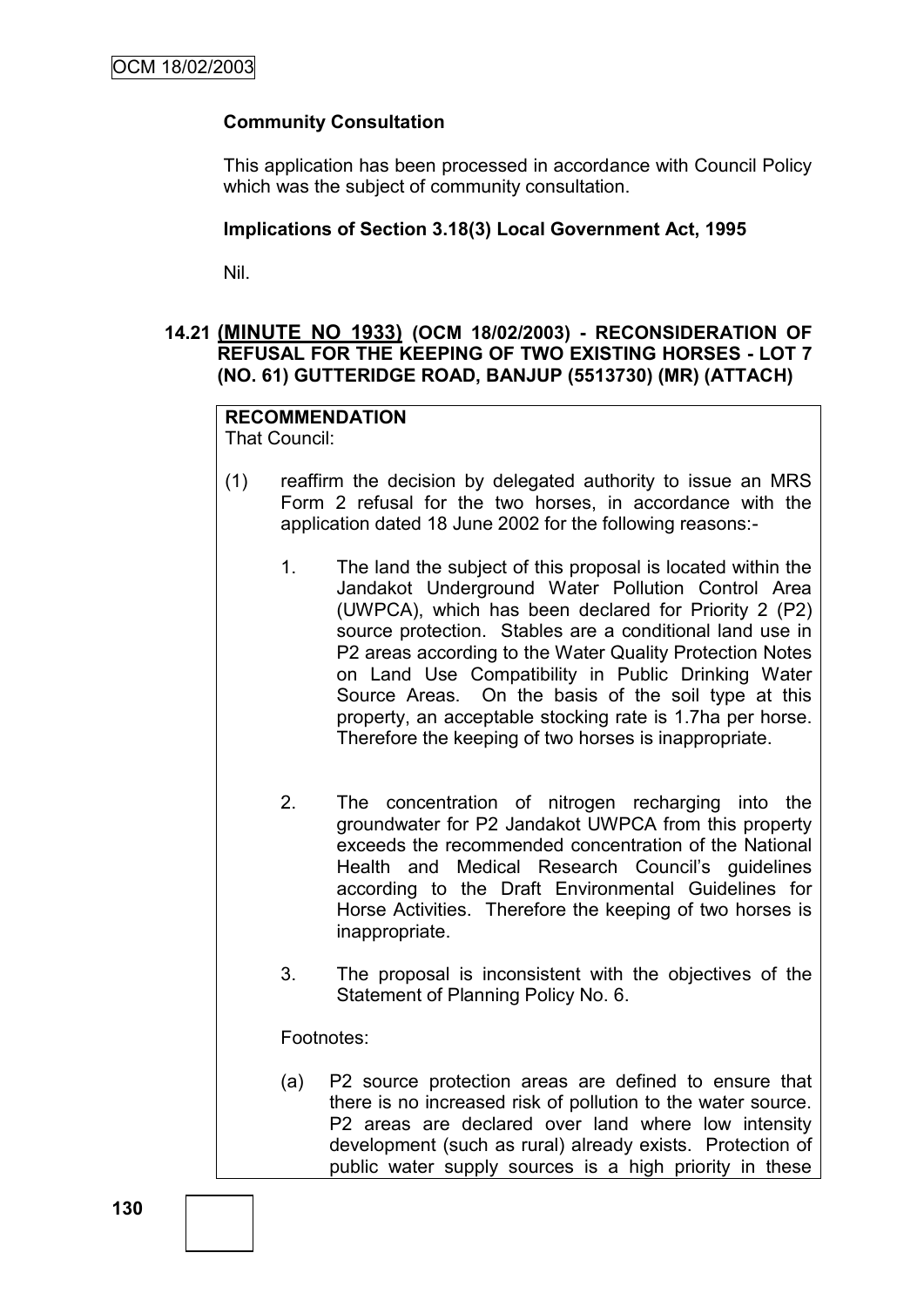**Community Consultation**

This application has been processed in accordance with Council Policy which was the subject of community consultation.

**Implications of Section 3.18(3) Local Government Act, 1995**

Nil.

### 14.21 (MINUTE NO 1933) (OCM 18/02/2003) - RECONSIDERATION OF REFUSAL FOR THE KEEPING OF TWO EXISTING HORSES - LOT 7 (NO. 61) GUTTERIDGE ROAD, BANJUP (5513730) (MR) (ATTACH)

**RECOMMENDATION**

That Council:

(1) reaffirm the decision by delegated authority to issue an MRS Form 2 refusal for the two horses, in accordance with the application dated 18 June 2002 for the following reasons:-

1. The land the subject of this proposal is located within the Jandakot Underground Water Pollution Control Area (UWPCA), which has been declared for Priority 2 (P2) source protection. Stables are a conditional land use in P2 areas according to the Water Quality Protection Notes on Land Use Compatibility in Public Drinking Water Source Areas. On the basis of the soil type at this property, an acceptable stocking rate is 1.7ha per horse. Therefore the keeping of two horses is inappropriate.

2. The concentration of nitrogen recharging into the groundwater for P2 Jandakot UWPCA from this property exceeds the recommended concentration of the National Health and Medical Research Council's guidelines according to the Draft Environmental Guidelines for Horse Activities. Therefore the keeping of two horses is inappropriate.

3. The proposal is inconsistent with the objectives of the Statement of Planning Policy No. 6.

Footnotes:

(a) P2 source protection areas are defined to ensure that there is no increased risk of pollution to the water source. P2 areas are declared over land where low intensity development (such as rural) already exists. Protection of public water supply sources is a high priority in these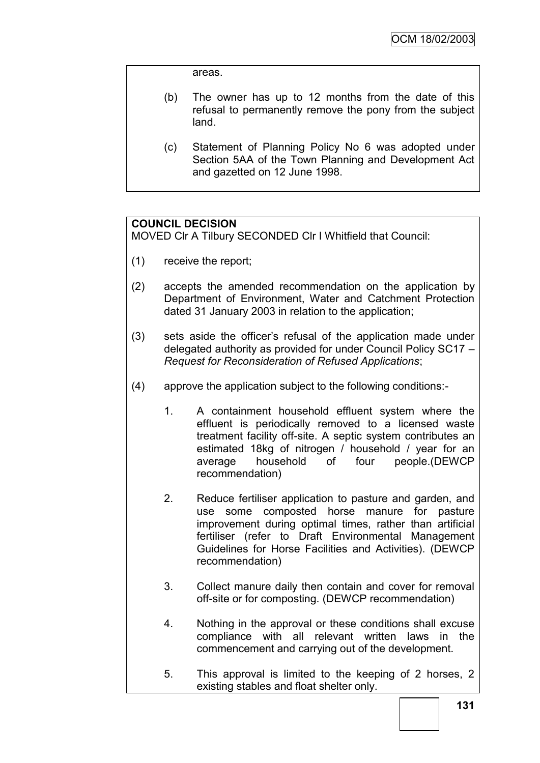areas.

(b) The owner has up to 12 months from the date of this refusal to permanently remove the pony from the subject land.

(c) Statement of Planning Policy No 6 was adopted under Section 5AA of the Town Planning and Development Act and gazetted on 12 June 1998.

**COUNCIL DECISION**
MOVED Clr A Tilbury SECONDED Clr I Whitfield that Council:

(1) receive the report;

(2) accepts the amended recommendation on the application by Department of Environment, Water and Catchment Protection dated 31 January 2003 in relation to the application;

(3) sets aside the officer's refusal of the application made under delegated authority as provided for under Council Policy SC17 – *Request for Reconsideration of Refused Applications*;

(4) approve the application subject to the following conditions:-

   1. A containment household effluent system where the effluent is periodically removed to a licensed waste treatment facility off-site. A septic system contributes an estimated 18kg of nitrogen / household / year for an average household of four people.(DEWCP recommendation)

   2. Reduce fertiliser application to pasture and garden, and use some composted horse manure for pasture improvement during optimal times, rather than artificial fertiliser (refer to Draft Environmental Management Guidelines for Horse Facilities and Activities). (DEWCP recommendation)

   3. Collect manure daily then contain and cover for removal off-site or for composting. (DEWCP recommendation)

   4. Nothing in the approval or these conditions shall excuse compliance with all relevant written laws in the commencement and carrying out of the development.

   5. This approval is limited to the keeping of 2 horses, 2 existing stables and float shelter only.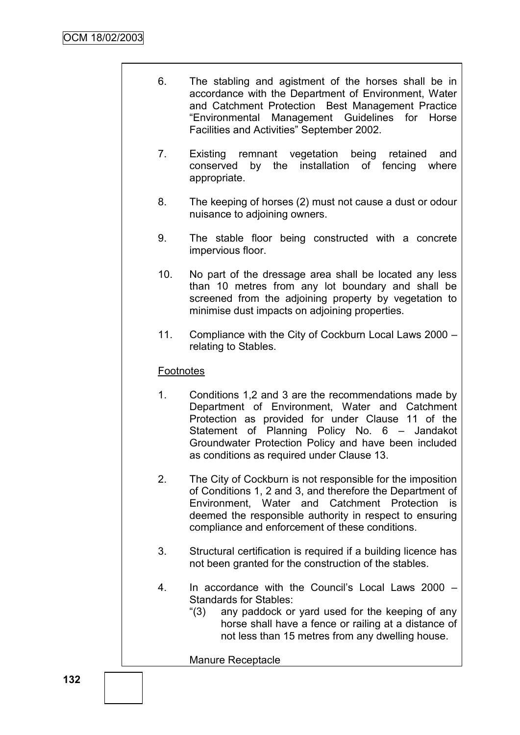6. The stabling and agistment of the horses shall be in accordance with the Department of Environment, Water and Catchment Protection Best Management Practice "Environmental Management Guidelines for Horse Facilities and Activities" September 2002.

7. Existing remnant vegetation being retained and conserved by the installation of fencing where appropriate.

8. The keeping of horses (2) must not cause a dust or odour nuisance to adjoining owners.

9. The stable floor being constructed with a concrete impervious floor.

10. No part of the dressage area shall be located any less than 10 metres from any lot boundary and shall be screened from the adjoining property by vegetation to minimise dust impacts on adjoining properties.

11. Compliance with the City of Cockburn Local Laws 2000 – relating to Stables.

<u>Footnotes</u>

1. Conditions 1,2 and 3 are the recommendations made by Department of Environment, Water and Catchment Protection as provided for under Clause 11 of the Statement of Planning Policy No. 6 – Jandakot Groundwater Protection Policy and have been included as conditions as required under Clause 13.

2. The City of Cockburn is not responsible for the imposition of Conditions 1, 2 and 3, and therefore the Department of Environment, Water and Catchment Protection is deemed the responsible authority in respect to ensuring compliance and enforcement of these conditions.

3. Structural certification is required if a building licence has not been granted for the construction of the stables.

4. In accordance with the Council's Local Laws 2000 – Standards for Stables:
   "(3) any paddock or yard used for the keeping of any horse shall have a fence or railing at a distance of not less than 15 metres from any dwelling house.

   Manure Receptacle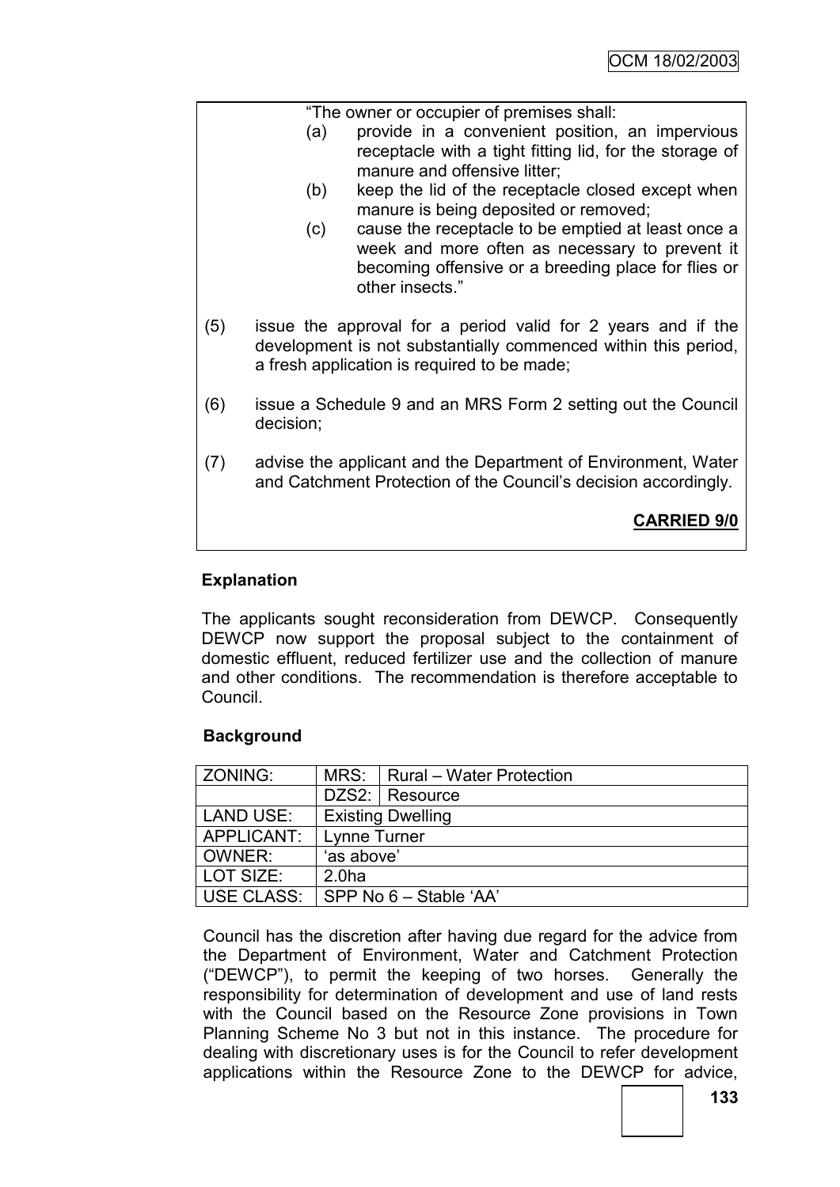"The owner or occupier of premises shall:

(a) provide in a convenient position, an impervious receptacle with a tight fitting lid, for the storage of manure and offensive litter;

(b) keep the lid of the receptacle closed except when manure is being deposited or removed;

(c) cause the receptacle to be emptied at least once a week and more often as necessary to prevent it becoming offensive or a breeding place for flies or other insects."

(5) issue the approval for a period valid for 2 years and if the development is not substantially commenced within this period, a fresh application is required to be made;

(6) issue a Schedule 9 and an MRS Form 2 setting out the Council decision;

(7) advise the applicant and the Department of Environment, Water and Catchment Protection of the Council's decision accordingly.

**CARRIED 9/0**

**Explanation**

The applicants sought reconsideration from DEWCP. Consequently DEWCP now support the proposal subject to the containment of domestic effluent, reduced fertilizer use and the collection of manure and other conditions. The recommendation is therefore acceptable to Council.

**Background**

| ZONING: | MRS: | Rural – Water Protection |
|---|---|---|
| | DZS2: | Resource |
| LAND USE: | Existing Dwelling | |
| APPLICANT: | Lynne Turner | |
| OWNER: | 'as above' | |
| LOT SIZE: | 2.0ha | |
| USE CLASS: | SPP No 6 – Stable 'AA' | |

Council has the discretion after having due regard for the advice from the Department of Environment, Water and Catchment Protection ("DEWCP"), to permit the keeping of two horses. Generally the responsibility for determination of development and use of land rests with the Council based on the Resource Zone provisions in Town Planning Scheme No 3 but not in this instance. The procedure for dealing with discretionary uses is for the Council to refer development applications within the Resource Zone to the DEWCP for advice,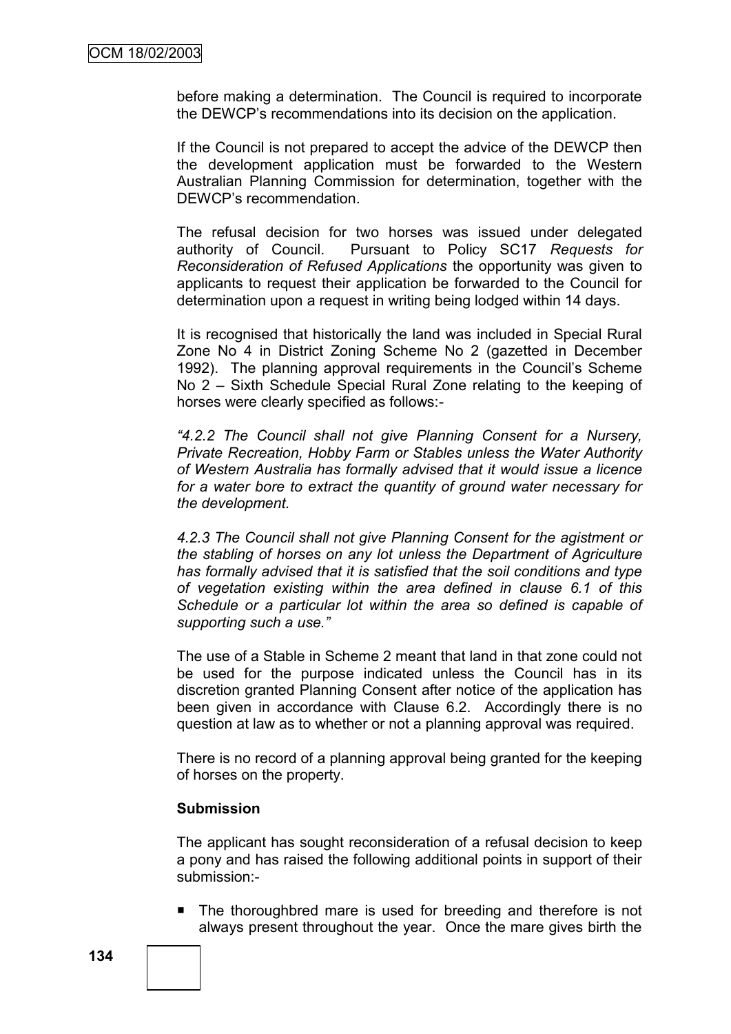before making a determination. The Council is required to incorporate the DEWCP's recommendations into its decision on the application.

If the Council is not prepared to accept the advice of the DEWCP then the development application must be forwarded to the Western Australian Planning Commission for determination, together with the DEWCP's recommendation.

The refusal decision for two horses was issued under delegated authority of Council. Pursuant to Policy SC17 *Requests for Reconsideration of Refused Applications* the opportunity was given to applicants to request their application be forwarded to the Council for determination upon a request in writing being lodged within 14 days.

It is recognised that historically the land was included in Special Rural Zone No 4 in District Zoning Scheme No 2 (gazetted in December 1992). The planning approval requirements in the Council's Scheme No 2 – Sixth Schedule Special Rural Zone relating to the keeping of horses were clearly specified as follows:-

*"4.2.2 The Council shall not give Planning Consent for a Nursery, Private Recreation, Hobby Farm or Stables unless the Water Authority of Western Australia has formally advised that it would issue a licence for a water bore to extract the quantity of ground water necessary for the development.*

*4.2.3 The Council shall not give Planning Consent for the agistment or the stabling of horses on any lot unless the Department of Agriculture has formally advised that it is satisfied that the soil conditions and type of vegetation existing within the area defined in clause 6.1 of this Schedule or a particular lot within the area so defined is capable of supporting such a use."*

The use of a Stable in Scheme 2 meant that land in that zone could not be used for the purpose indicated unless the Council has in its discretion granted Planning Consent after notice of the application has been given in accordance with Clause 6.2. Accordingly there is no question at law as to whether or not a planning approval was required.

There is no record of a planning approval being granted for the keeping of horses on the property.

**Submission**

The applicant has sought reconsideration of a refusal decision to keep a pony and has raised the following additional points in support of their submission:-

- The thoroughbred mare is used for breeding and therefore is not always present throughout the year. Once the mare gives birth the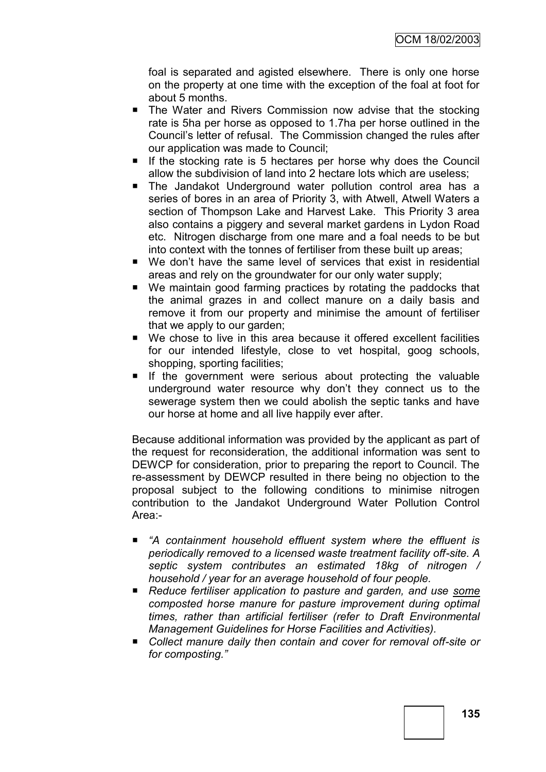foal is separated and agisted elsewhere. There is only one horse on the property at one time with the exception of the foal at foot for about 5 months.

- The Water and Rivers Commission now advise that the stocking rate is 5ha per horse as opposed to 1.7ha per horse outlined in the Council's letter of refusal. The Commission changed the rules after our application was made to Council;
- If the stocking rate is 5 hectares per horse why does the Council allow the subdivision of land into 2 hectare lots which are useless;
- The Jandakot Underground water pollution control area has a series of bores in an area of Priority 3, with Atwell, Atwell Waters a section of Thompson Lake and Harvest Lake. This Priority 3 area also contains a piggery and several market gardens in Lydon Road etc. Nitrogen discharge from one mare and a foal needs to be but into context with the tonnes of fertiliser from these built up areas;
- We don't have the same level of services that exist in residential areas and rely on the groundwater for our only water supply;
- We maintain good farming practices by rotating the paddocks that the animal grazes in and collect manure on a daily basis and remove it from our property and minimise the amount of fertiliser that we apply to our garden;
- We chose to live in this area because it offered excellent facilities for our intended lifestyle, close to vet hospital, goog schools, shopping, sporting facilities;
- If the government were serious about protecting the valuable underground water resource why don't they connect us to the sewerage system then we could abolish the septic tanks and have our horse at home and all live happily ever after.

Because additional information was provided by the applicant as part of the request for reconsideration, the additional information was sent to DEWCP for consideration, prior to preparing the report to Council. The re-assessment by DEWCP resulted in there being no objection to the proposal subject to the following conditions to minimise nitrogen contribution to the Jandakot Underground Water Pollution Control Area:-

- *"A containment household effluent system where the effluent is periodically removed to a licensed waste treatment facility off-site. A septic system contributes an estimated 18kg of nitrogen / household / year for an average household of four people.*
- *Reduce fertiliser application to pasture and garden, and use some composted horse manure for pasture improvement during optimal times, rather than artificial fertiliser (refer to Draft Environmental Management Guidelines for Horse Facilities and Activities).*
- *Collect manure daily then contain and cover for removal off-site or for composting."*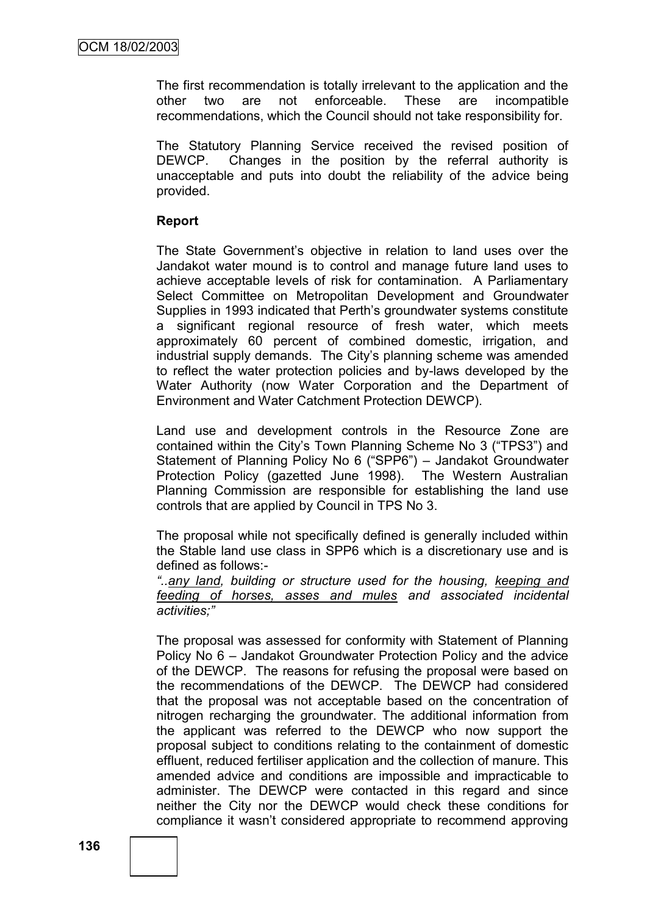The first recommendation is totally irrelevant to the application and the other two are not enforceable. These are incompatible recommendations, which the Council should not take responsibility for.

The Statutory Planning Service received the revised position of DEWCP. Changes in the position by the referral authority is unacceptable and puts into doubt the reliability of the advice being provided.

**Report**

The State Government's objective in relation to land uses over the Jandakot water mound is to control and manage future land uses to achieve acceptable levels of risk for contamination. A Parliamentary Select Committee on Metropolitan Development and Groundwater Supplies in 1993 indicated that Perth's groundwater systems constitute a significant regional resource of fresh water, which meets approximately 60 percent of combined domestic, irrigation, and industrial supply demands. The City's planning scheme was amended to reflect the water protection policies and by-laws developed by the Water Authority (now Water Corporation and the Department of Environment and Water Catchment Protection DEWCP).

Land use and development controls in the Resource Zone are contained within the City's Town Planning Scheme No 3 ("TPS3") and Statement of Planning Policy No 6 ("SPP6") – Jandakot Groundwater Protection Policy (gazetted June 1998). The Western Australian Planning Commission are responsible for establishing the land use controls that are applied by Council in TPS No 3.

The proposal while not specifically defined is generally included within the Stable land use class in SPP6 which is a discretionary use and is defined as follows:-

*"..any land, building or structure used for the housing, keeping and feeding of horses, asses and mules and associated incidental activities;"*

The proposal was assessed for conformity with Statement of Planning Policy No 6 – Jandakot Groundwater Protection Policy and the advice of the DEWCP. The reasons for refusing the proposal were based on the recommendations of the DEWCP. The DEWCP had considered that the proposal was not acceptable based on the concentration of nitrogen recharging the groundwater. The additional information from the applicant was referred to the DEWCP who now support the proposal subject to conditions relating to the containment of domestic effluent, reduced fertiliser application and the collection of manure. This amended advice and conditions are impossible and impracticable to administer. The DEWCP were contacted in this regard and since neither the City nor the DEWCP would check these conditions for compliance it wasn't considered appropriate to recommend approving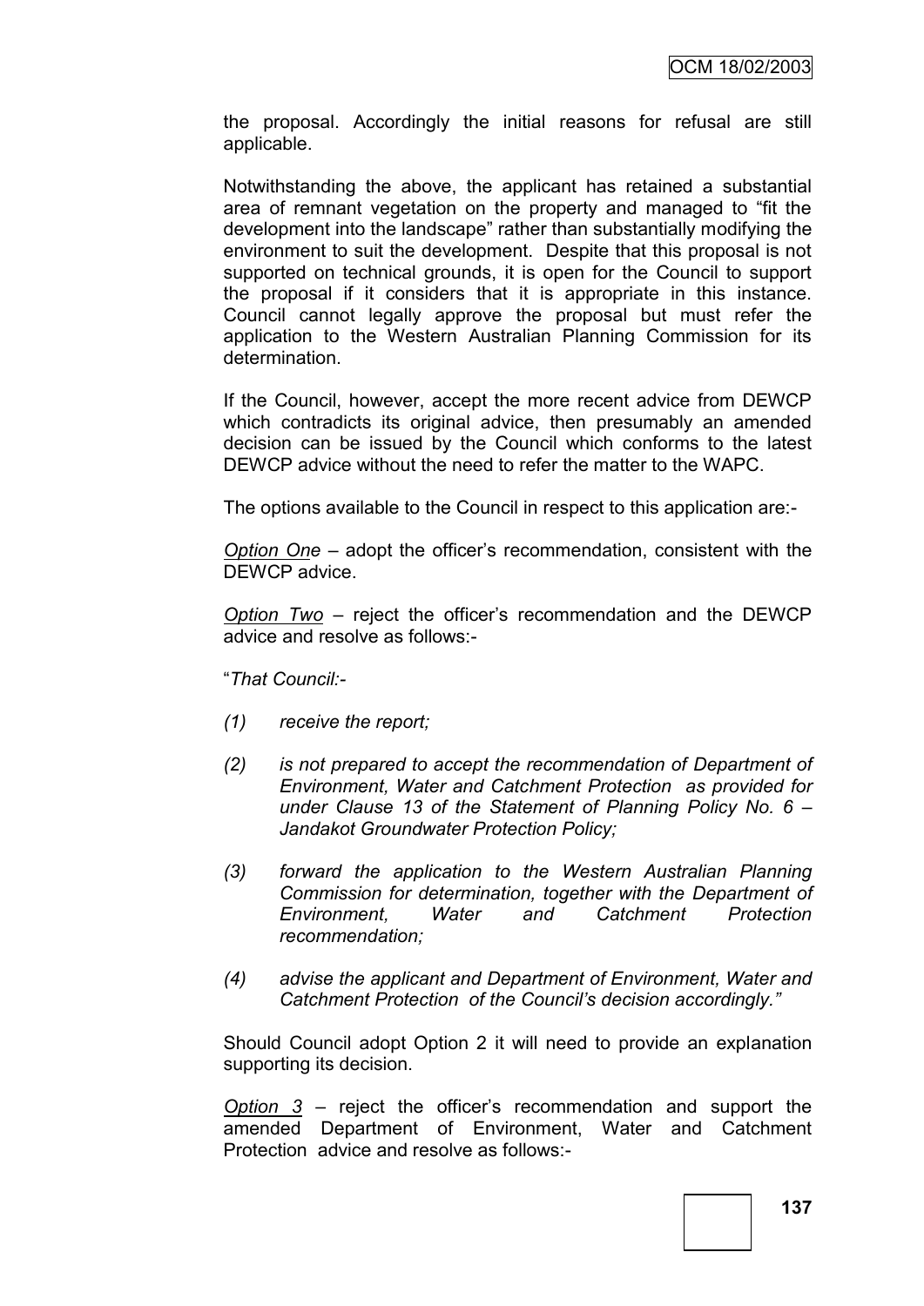the proposal. Accordingly the initial reasons for refusal are still applicable.

Notwithstanding the above, the applicant has retained a substantial area of remnant vegetation on the property and managed to "fit the development into the landscape" rather than substantially modifying the environment to suit the development. Despite that this proposal is not supported on technical grounds, it is open for the Council to support the proposal if it considers that it is appropriate in this instance. Council cannot legally approve the proposal but must refer the application to the Western Australian Planning Commission for its determination.

If the Council, however, accept the more recent advice from DEWCP which contradicts its original advice, then presumably an amended decision can be issued by the Council which conforms to the latest DEWCP advice without the need to refer the matter to the WAPC.

The options available to the Council in respect to this application are:-

_Option One_ – adopt the officer's recommendation, consistent with the DEWCP advice.

_Option Two_ – reject the officer's recommendation and the DEWCP advice and resolve as follows:-

"*That Council:-*

*(1) receive the report;*

*(2) is not prepared to accept the recommendation of Department of Environment, Water and Catchment Protection as provided for under Clause 13 of the Statement of Planning Policy No. 6 – Jandakot Groundwater Protection Policy;*

*(3) forward the application to the Western Australian Planning Commission for determination, together with the Department of Environment, Water and Catchment Protection recommendation;*

*(4) advise the applicant and Department of Environment, Water and Catchment Protection of the Council's decision accordingly."*

Should Council adopt Option 2 it will need to provide an explanation supporting its decision.

_Option 3_ – reject the officer's recommendation and support the amended Department of Environment, Water and Catchment Protection advice and resolve as follows:-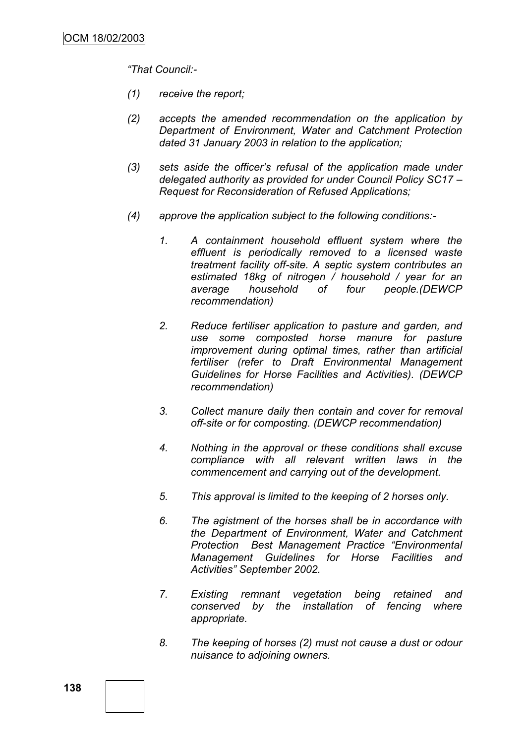*"That Council:-*

*(1) receive the report;*

*(2) accepts the amended recommendation on the application by Department of Environment, Water and Catchment Protection dated 31 January 2003 in relation to the application;*

*(3) sets aside the officer's refusal of the application made under delegated authority as provided for under Council Policy SC17 – Request for Reconsideration of Refused Applications;*

*(4) approve the application subject to the following conditions:-*

> *1. A containment household effluent system where the effluent is periodically removed to a licensed waste treatment facility off-site. A septic system contributes an estimated 18kg of nitrogen / household / year for an average household of four people.(DEWCP recommendation)*
>
> *2. Reduce fertiliser application to pasture and garden, and use some composted horse manure for pasture improvement during optimal times, rather than artificial fertiliser (refer to Draft Environmental Management Guidelines for Horse Facilities and Activities). (DEWCP recommendation)*
>
> *3. Collect manure daily then contain and cover for removal off-site or for composting. (DEWCP recommendation)*
>
> *4. Nothing in the approval or these conditions shall excuse compliance with all relevant written laws in the commencement and carrying out of the development.*
>
> *5. This approval is limited to the keeping of 2 horses only.*
>
> *6. The agistment of the horses shall be in accordance with the Department of Environment, Water and Catchment Protection Best Management Practice "Environmental Management Guidelines for Horse Facilities and Activities" September 2002.*
>
> *7. Existing remnant vegetation being retained and conserved by the installation of fencing where appropriate.*
>
> *8. The keeping of horses (2) must not cause a dust or odour nuisance to adjoining owners.*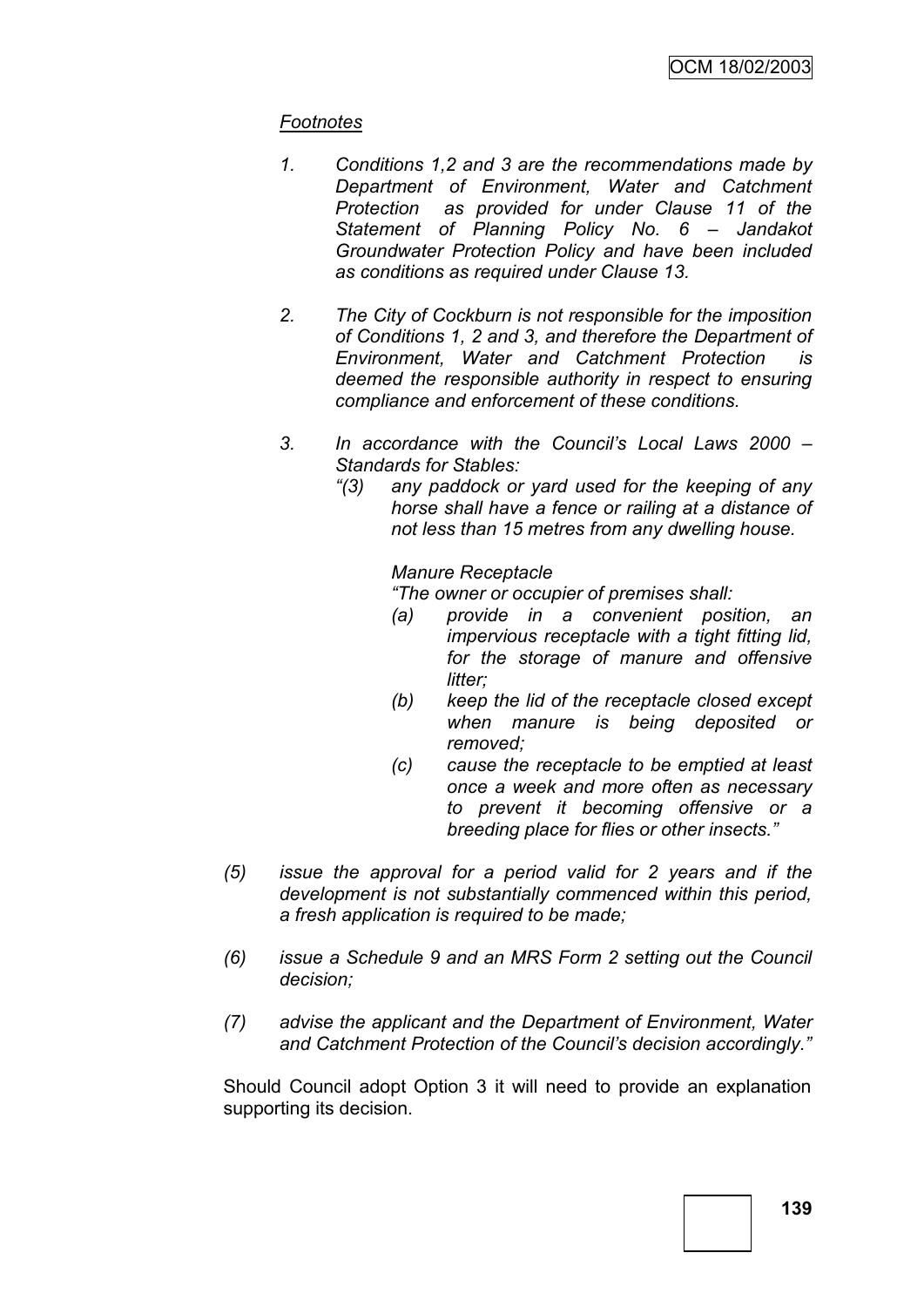*Footnotes*

1. *Conditions 1,2 and 3 are the recommendations made by Department of Environment, Water and Catchment Protection as provided for under Clause 11 of the Statement of Planning Policy No. 6 – Jandakot Groundwater Protection Policy and have been included as conditions as required under Clause 13.*

2. *The City of Cockburn is not responsible for the imposition of Conditions 1, 2 and 3, and therefore the Department of Environment, Water and Catchment Protection is deemed the responsible authority in respect to ensuring compliance and enforcement of these conditions.*

3. *In accordance with the Council's Local Laws 2000 – Standards for Stables:*
   *"(3) any paddock or yard used for the keeping of any horse shall have a fence or railing at a distance of not less than 15 metres from any dwelling house.*

   *Manure Receptacle*
   *"The owner or occupier of premises shall:*
   - *(a) provide in a convenient position, an impervious receptacle with a tight fitting lid, for the storage of manure and offensive litter;*
   - *(b) keep the lid of the receptacle closed except when manure is being deposited or removed;*
   - *(c) cause the receptacle to be emptied at least once a week and more often as necessary to prevent it becoming offensive or a breeding place for flies or other insects."*

*(5) issue the approval for a period valid for 2 years and if the development is not substantially commenced within this period, a fresh application is required to be made;*

*(6) issue a Schedule 9 and an MRS Form 2 setting out the Council decision;*

*(7) advise the applicant and the Department of Environment, Water and Catchment Protection of the Council's decision accordingly."*

Should Council adopt Option 3 it will need to provide an explanation supporting its decision.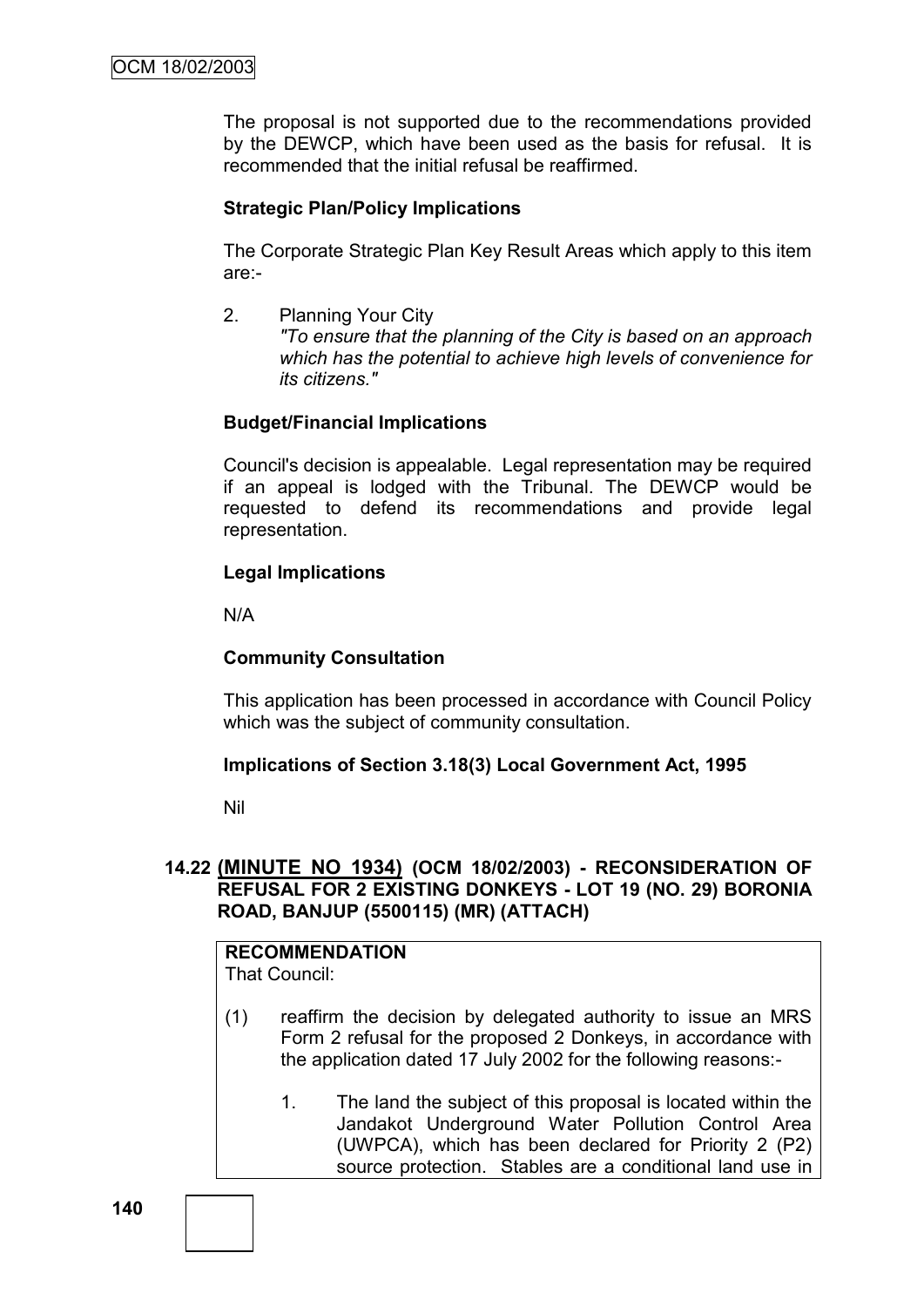The proposal is not supported due to the recommendations provided by the DEWCP, which have been used as the basis for refusal. It is recommended that the initial refusal be reaffirmed.

**Strategic Plan/Policy Implications**

The Corporate Strategic Plan Key Result Areas which apply to this item are:-

2. Planning Your City
   *"To ensure that the planning of the City is based on an approach which has the potential to achieve high levels of convenience for its citizens."*

**Budget/Financial Implications**

Council's decision is appealable. Legal representation may be required if an appeal is lodged with the Tribunal. The DEWCP would be requested to defend its recommendations and provide legal representation.

**Legal Implications**

N/A

**Community Consultation**

This application has been processed in accordance with Council Policy which was the subject of community consultation.

**Implications of Section 3.18(3) Local Government Act, 1995**

Nil

## 14.22 (MINUTE NO 1934) (OCM 18/02/2003) - RECONSIDERATION OF REFUSAL FOR 2 EXISTING DONKEYS - LOT 19 (NO. 29) BORONIA ROAD, BANJUP (5500115) (MR) (ATTACH)

**RECOMMENDATION**
That Council:

(1) reaffirm the decision by delegated authority to issue an MRS Form 2 refusal for the proposed 2 Donkeys, in accordance with the application dated 17 July 2002 for the following reasons:-

   1. The land the subject of this proposal is located within the Jandakot Underground Water Pollution Control Area (UWPCA), which has been declared for Priority 2 (P2) source protection. Stables are a conditional land use in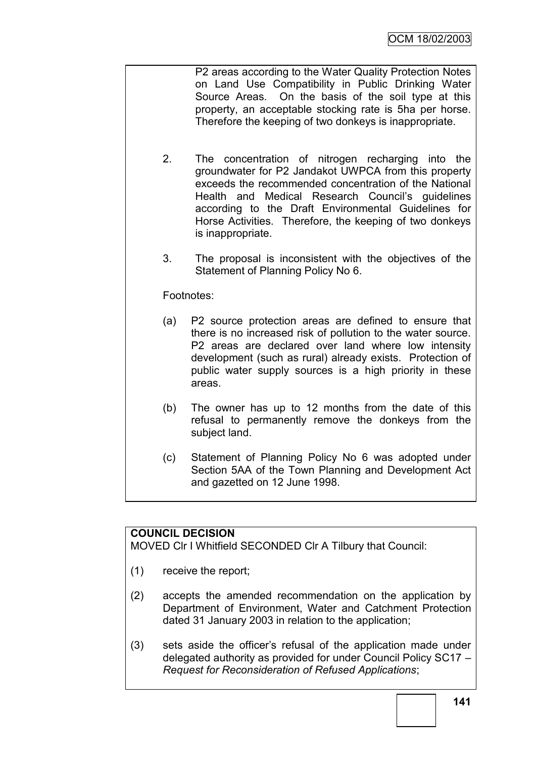P2 areas according to the Water Quality Protection Notes on Land Use Compatibility in Public Drinking Water Source Areas. On the basis of the soil type at this property, an acceptable stocking rate is 5ha per horse. Therefore the keeping of two donkeys is inappropriate.

2. The concentration of nitrogen recharging into the groundwater for P2 Jandakot UWPCA from this property exceeds the recommended concentration of the National Health and Medical Research Council's guidelines according to the Draft Environmental Guidelines for Horse Activities. Therefore, the keeping of two donkeys is inappropriate.

3. The proposal is inconsistent with the objectives of the Statement of Planning Policy No 6.

Footnotes:

(a) P2 source protection areas are defined to ensure that there is no increased risk of pollution to the water source. P2 areas are declared over land where low intensity development (such as rural) already exists. Protection of public water supply sources is a high priority in these areas.

(b) The owner has up to 12 months from the date of this refusal to permanently remove the donkeys from the subject land.

(c) Statement of Planning Policy No 6 was adopted under Section 5AA of the Town Planning and Development Act and gazetted on 12 June 1998.

**COUNCIL DECISION**

MOVED Clr I Whitfield SECONDED Clr A Tilbury that Council:

(1) receive the report;

(2) accepts the amended recommendation on the application by Department of Environment, Water and Catchment Protection dated 31 January 2003 in relation to the application;

(3) sets aside the officer's refusal of the application made under delegated authority as provided for under Council Policy SC17 – *Request for Reconsideration of Refused Applications*;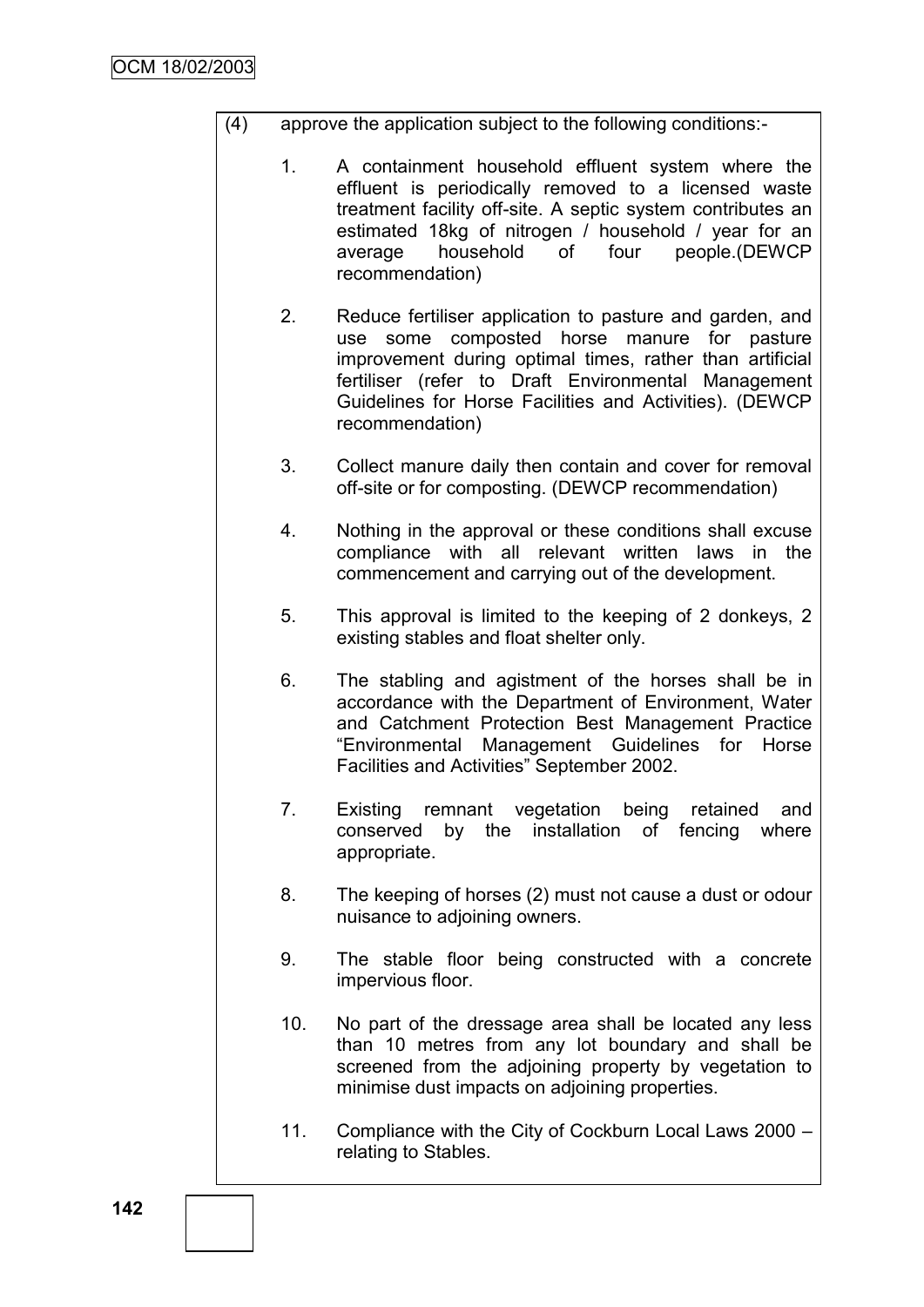(4) approve the application subject to the following conditions:-

1. A containment household effluent system where the effluent is periodically removed to a licensed waste treatment facility off-site. A septic system contributes an estimated 18kg of nitrogen / household / year for an average household of four people.(DEWCP recommendation)

2. Reduce fertiliser application to pasture and garden, and use some composted horse manure for pasture improvement during optimal times, rather than artificial fertiliser (refer to Draft Environmental Management Guidelines for Horse Facilities and Activities). (DEWCP recommendation)

3. Collect manure daily then contain and cover for removal off-site or for composting. (DEWCP recommendation)

4. Nothing in the approval or these conditions shall excuse compliance with all relevant written laws in the commencement and carrying out of the development.

5. This approval is limited to the keeping of 2 donkeys, 2 existing stables and float shelter only.

6. The stabling and agistment of the horses shall be in accordance with the Department of Environment, Water and Catchment Protection Best Management Practice "Environmental Management Guidelines for Horse Facilities and Activities" September 2002.

7. Existing remnant vegetation being retained and conserved by the installation of fencing where appropriate.

8. The keeping of horses (2) must not cause a dust or odour nuisance to adjoining owners.

9. The stable floor being constructed with a concrete impervious floor.

10. No part of the dressage area shall be located any less than 10 metres from any lot boundary and shall be screened from the adjoining property by vegetation to minimise dust impacts on adjoining properties.

11. Compliance with the City of Cockburn Local Laws 2000 – relating to Stables.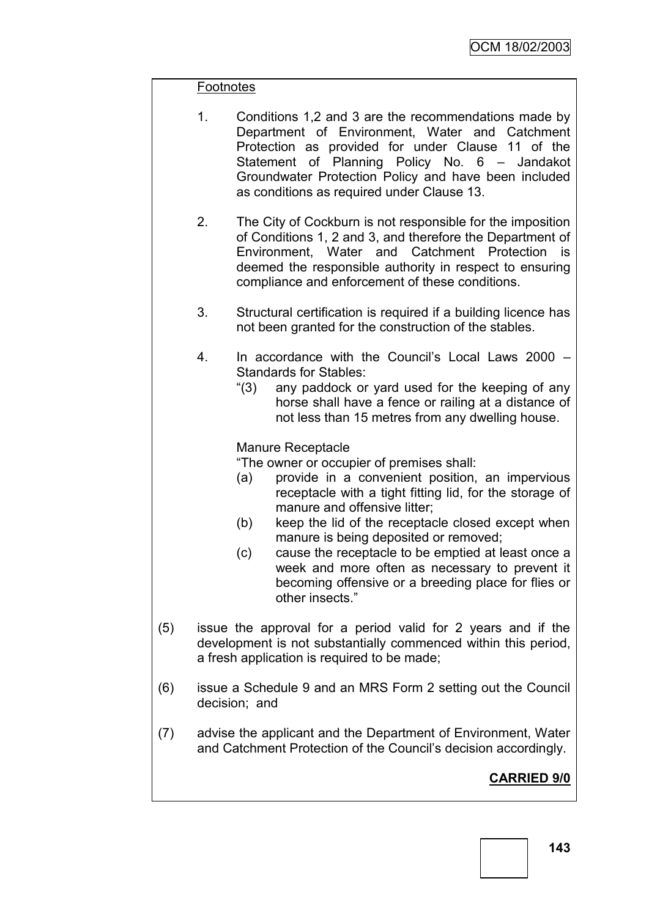Footnotes

1. Conditions 1,2 and 3 are the recommendations made by Department of Environment, Water and Catchment Protection as provided for under Clause 11 of the Statement of Planning Policy No. 6 – Jandakot Groundwater Protection Policy and have been included as conditions as required under Clause 13.

2. The City of Cockburn is not responsible for the imposition of Conditions 1, 2 and 3, and therefore the Department of Environment, Water and Catchment Protection is deemed the responsible authority in respect to ensuring compliance and enforcement of these conditions.

3. Structural certification is required if a building licence has not been granted for the construction of the stables.

4. In accordance with the Council's Local Laws 2000 – Standards for Stables:
   "(3) any paddock or yard used for the keeping of any horse shall have a fence or railing at a distance of not less than 15 metres from any dwelling house.

   Manure Receptacle
   "The owner or occupier of premises shall:
   (a) provide in a convenient position, an impervious receptacle with a tight fitting lid, for the storage of manure and offensive litter;
   (b) keep the lid of the receptacle closed except when manure is being deposited or removed;
   (c) cause the receptacle to be emptied at least once a week and more often as necessary to prevent it becoming offensive or a breeding place for flies or other insects."

(5) issue the approval for a period valid for 2 years and if the development is not substantially commenced within this period, a fresh application is required to be made;

(6) issue a Schedule 9 and an MRS Form 2 setting out the Council decision; and

(7) advise the applicant and the Department of Environment, Water and Catchment Protection of the Council's decision accordingly.

**CARRIED 9/0**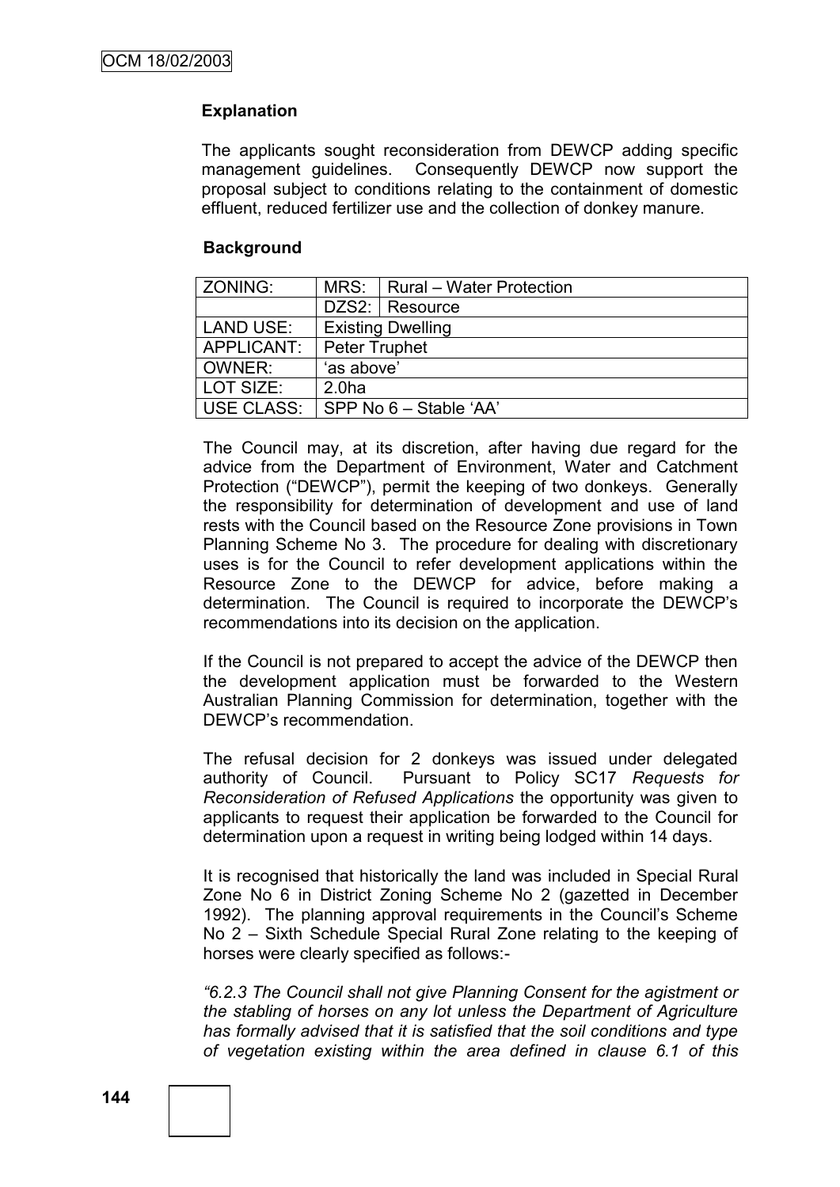## Explanation

The applicants sought reconsideration from DEWCP adding specific management guidelines. Consequently DEWCP now support the proposal subject to conditions relating to the containment of domestic effluent, reduced fertilizer use and the collection of donkey manure.

## Background

| ZONING: | MRS: | Rural – Water Protection |
|---|---|---|
| | DZS2: | Resource |
| LAND USE: | Existing Dwelling | |
| APPLICANT: | Peter Truphet | |
| OWNER: | 'as above' | |
| LOT SIZE: | 2.0ha | |
| USE CLASS: | SPP No 6 – Stable 'AA' | |

The Council may, at its discretion, after having due regard for the advice from the Department of Environment, Water and Catchment Protection ("DEWCP"), permit the keeping of two donkeys. Generally the responsibility for determination of development and use of land rests with the Council based on the Resource Zone provisions in Town Planning Scheme No 3. The procedure for dealing with discretionary uses is for the Council to refer development applications within the Resource Zone to the DEWCP for advice, before making a determination. The Council is required to incorporate the DEWCP's recommendations into its decision on the application.

If the Council is not prepared to accept the advice of the DEWCP then the development application must be forwarded to the Western Australian Planning Commission for determination, together with the DEWCP's recommendation.

The refusal decision for 2 donkeys was issued under delegated authority of Council. Pursuant to Policy SC17 *Requests for Reconsideration of Refused Applications* the opportunity was given to applicants to request their application be forwarded to the Council for determination upon a request in writing being lodged within 14 days.

It is recognised that historically the land was included in Special Rural Zone No 6 in District Zoning Scheme No 2 (gazetted in December 1992). The planning approval requirements in the Council's Scheme No 2 – Sixth Schedule Special Rural Zone relating to the keeping of horses were clearly specified as follows:-

*"6.2.3 The Council shall not give Planning Consent for the agistment or the stabling of horses on any lot unless the Department of Agriculture has formally advised that it is satisfied that the soil conditions and type of vegetation existing within the area defined in clause 6.1 of this*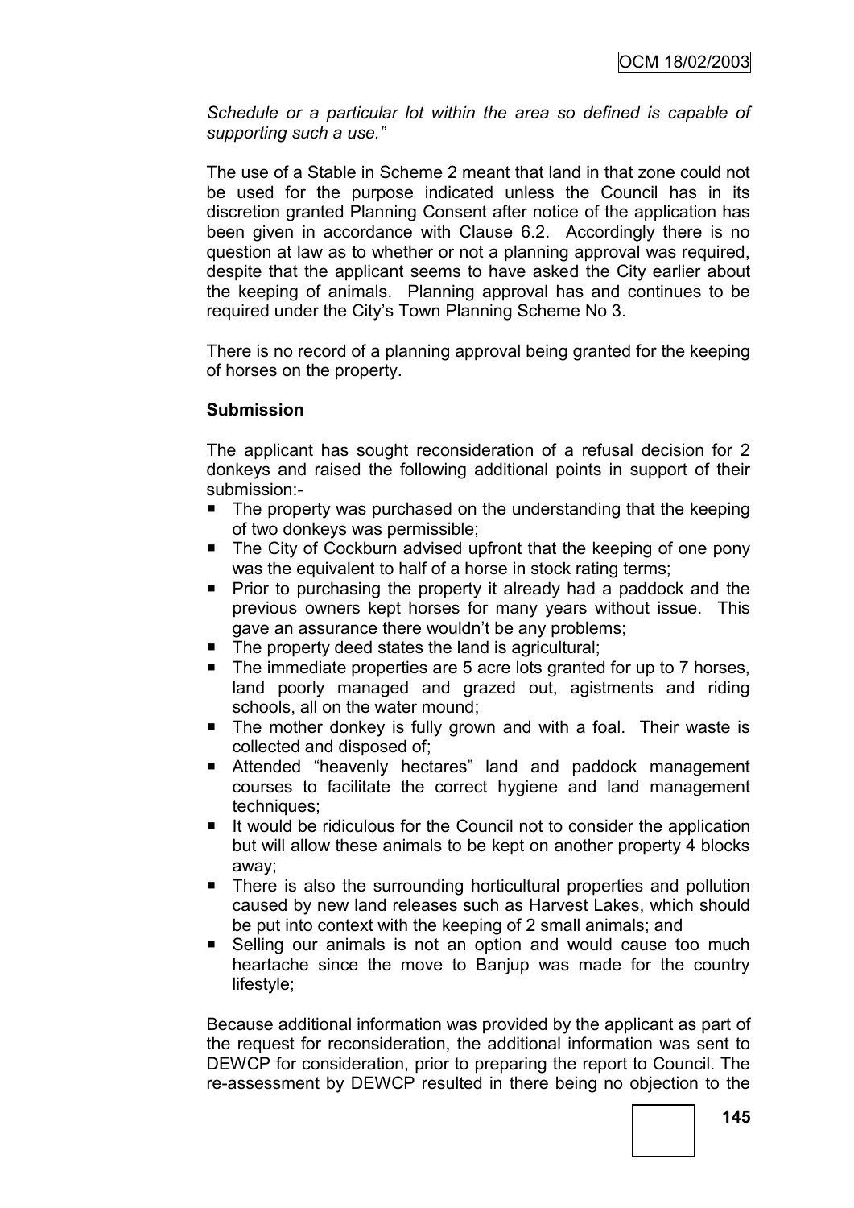*Schedule or a particular lot within the area so defined is capable of supporting such a use."*

The use of a Stable in Scheme 2 meant that land in that zone could not be used for the purpose indicated unless the Council has in its discretion granted Planning Consent after notice of the application has been given in accordance with Clause 6.2. Accordingly there is no question at law as to whether or not a planning approval was required, despite that the applicant seems to have asked the City earlier about the keeping of animals. Planning approval has and continues to be required under the City's Town Planning Scheme No 3.

There is no record of a planning approval being granted for the keeping of horses on the property.

**Submission**

The applicant has sought reconsideration of a refusal decision for 2 donkeys and raised the following additional points in support of their submission:-

- The property was purchased on the understanding that the keeping of two donkeys was permissible;
- The City of Cockburn advised upfront that the keeping of one pony was the equivalent to half of a horse in stock rating terms;
- Prior to purchasing the property it already had a paddock and the previous owners kept horses for many years without issue. This gave an assurance there wouldn't be any problems;
- The property deed states the land is agricultural;
- The immediate properties are 5 acre lots granted for up to 7 horses, land poorly managed and grazed out, agistments and riding schools, all on the water mound;
- The mother donkey is fully grown and with a foal. Their waste is collected and disposed of;
- Attended "heavenly hectares" land and paddock management courses to facilitate the correct hygiene and land management techniques;
- It would be ridiculous for the Council not to consider the application but will allow these animals to be kept on another property 4 blocks away;
- There is also the surrounding horticultural properties and pollution caused by new land releases such as Harvest Lakes, which should be put into context with the keeping of 2 small animals; and
- Selling our animals is not an option and would cause too much heartache since the move to Banjup was made for the country lifestyle;

Because additional information was provided by the applicant as part of the request for reconsideration, the additional information was sent to DEWCP for consideration, prior to preparing the report to Council. The re-assessment by DEWCP resulted in there being no objection to the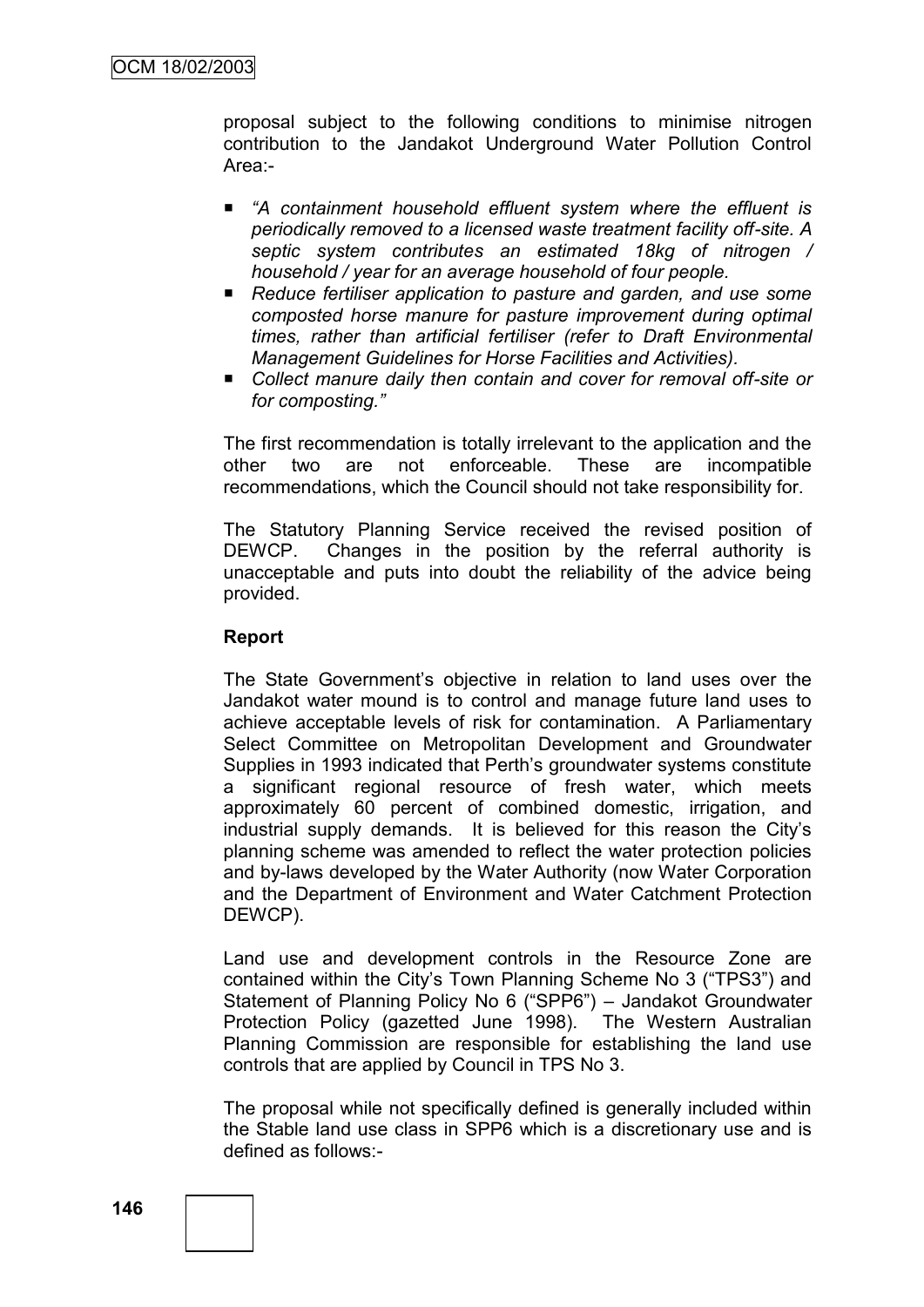proposal subject to the following conditions to minimise nitrogen contribution to the Jandakot Underground Water Pollution Control Area:-

- *"A containment household effluent system where the effluent is periodically removed to a licensed waste treatment facility off-site. A septic system contributes an estimated 18kg of nitrogen / household / year for an average household of four people.*
- *Reduce fertiliser application to pasture and garden, and use some composted horse manure for pasture improvement during optimal times, rather than artificial fertiliser (refer to Draft Environmental Management Guidelines for Horse Facilities and Activities).*
- *Collect manure daily then contain and cover for removal off-site or for composting."*

The first recommendation is totally irrelevant to the application and the other two are not enforceable. These are incompatible recommendations, which the Council should not take responsibility for.

The Statutory Planning Service received the revised position of DEWCP. Changes in the position by the referral authority is unacceptable and puts into doubt the reliability of the advice being provided.

**Report**

The State Government's objective in relation to land uses over the Jandakot water mound is to control and manage future land uses to achieve acceptable levels of risk for contamination. A Parliamentary Select Committee on Metropolitan Development and Groundwater Supplies in 1993 indicated that Perth's groundwater systems constitute a significant regional resource of fresh water, which meets approximately 60 percent of combined domestic, irrigation, and industrial supply demands. It is believed for this reason the City's planning scheme was amended to reflect the water protection policies and by-laws developed by the Water Authority (now Water Corporation and the Department of Environment and Water Catchment Protection DEWCP).

Land use and development controls in the Resource Zone are contained within the City's Town Planning Scheme No 3 ("TPS3") and Statement of Planning Policy No 6 ("SPP6") – Jandakot Groundwater Protection Policy (gazetted June 1998). The Western Australian Planning Commission are responsible for establishing the land use controls that are applied by Council in TPS No 3.

The proposal while not specifically defined is generally included within the Stable land use class in SPP6 which is a discretionary use and is defined as follows:-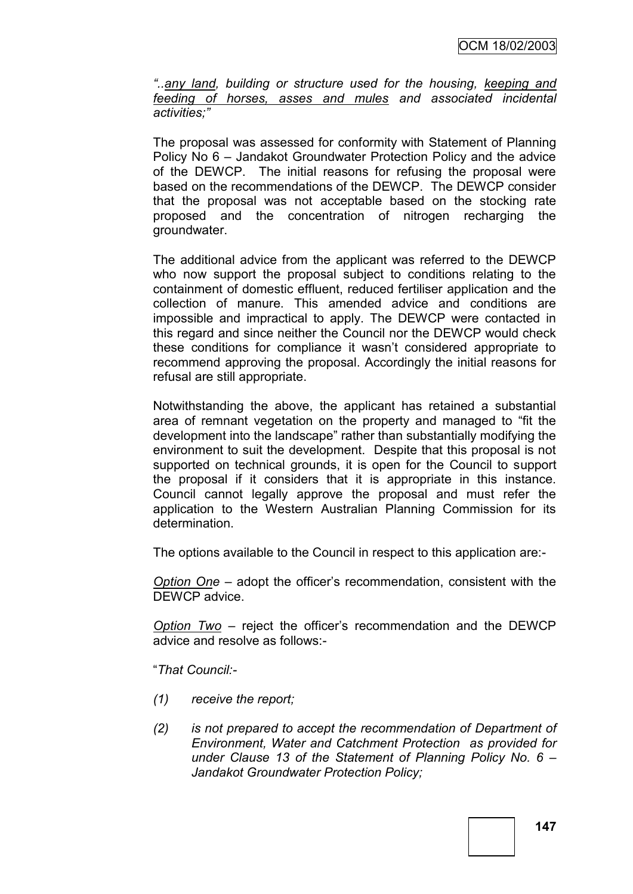*"..<u>any land</u>, building or structure used for the housing, <u>keeping and feeding of horses, asses and mules</u> and associated incidental activities;"*

The proposal was assessed for conformity with Statement of Planning Policy No 6 – Jandakot Groundwater Protection Policy and the advice of the DEWCP. The initial reasons for refusing the proposal were based on the recommendations of the DEWCP. The DEWCP consider that the proposal was not acceptable based on the stocking rate proposed and the concentration of nitrogen recharging the groundwater.

The additional advice from the applicant was referred to the DEWCP who now support the proposal subject to conditions relating to the containment of domestic effluent, reduced fertiliser application and the collection of manure. This amended advice and conditions are impossible and impractical to apply. The DEWCP were contacted in this regard and since neither the Council nor the DEWCP would check these conditions for compliance it wasn't considered appropriate to recommend approving the proposal. Accordingly the initial reasons for refusal are still appropriate.

Notwithstanding the above, the applicant has retained a substantial area of remnant vegetation on the property and managed to "fit the development into the landscape" rather than substantially modifying the environment to suit the development. Despite that this proposal is not supported on technical grounds, it is open for the Council to support the proposal if it considers that it is appropriate in this instance. Council cannot legally approve the proposal and must refer the application to the Western Australian Planning Commission for its determination.

The options available to the Council in respect to this application are:-

*<u>Option One</u>* – adopt the officer's recommendation, consistent with the DEWCP advice.

*<u>Option Two</u>* – reject the officer's recommendation and the DEWCP advice and resolve as follows:-

"*That Council:-*

*(1) receive the report;*

*(2) is not prepared to accept the recommendation of Department of Environment, Water and Catchment Protection as provided for under Clause 13 of the Statement of Planning Policy No. 6 – Jandakot Groundwater Protection Policy;*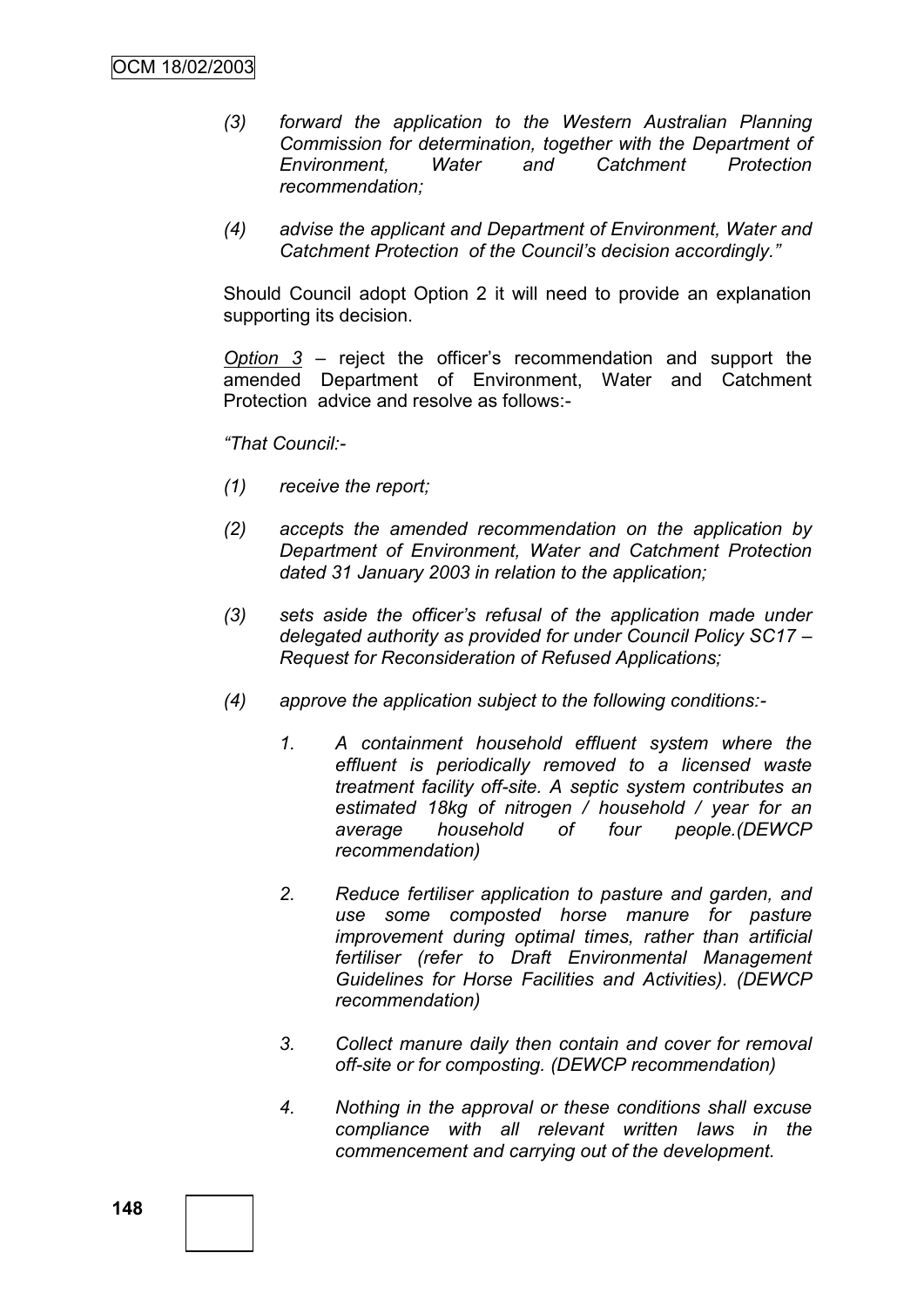*(3) forward the application to the Western Australian Planning Commission for determination, together with the Department of Environment, Water and Catchment Protection recommendation;*

*(4) advise the applicant and Department of Environment, Water and Catchment Protection of the Council's decision accordingly."*

Should Council adopt Option 2 it will need to provide an explanation supporting its decision.

*Option 3* – reject the officer's recommendation and support the amended Department of Environment, Water and Catchment Protection advice and resolve as follows:-

*"That Council:-*

*(1) receive the report;*

*(2) accepts the amended recommendation on the application by Department of Environment, Water and Catchment Protection dated 31 January 2003 in relation to the application;*

*(3) sets aside the officer's refusal of the application made under delegated authority as provided for under Council Policy SC17 – Request for Reconsideration of Refused Applications;*

*(4) approve the application subject to the following conditions:-*

*1. A containment household effluent system where the effluent is periodically removed to a licensed waste treatment facility off-site. A septic system contributes an estimated 18kg of nitrogen / household / year for an average household of four people.(DEWCP recommendation)*

*2. Reduce fertiliser application to pasture and garden, and use some composted horse manure for pasture improvement during optimal times, rather than artificial fertiliser (refer to Draft Environmental Management Guidelines for Horse Facilities and Activities). (DEWCP recommendation)*

*3. Collect manure daily then contain and cover for removal off-site or for composting. (DEWCP recommendation)*

*4. Nothing in the approval or these conditions shall excuse compliance with all relevant written laws in the commencement and carrying out of the development.*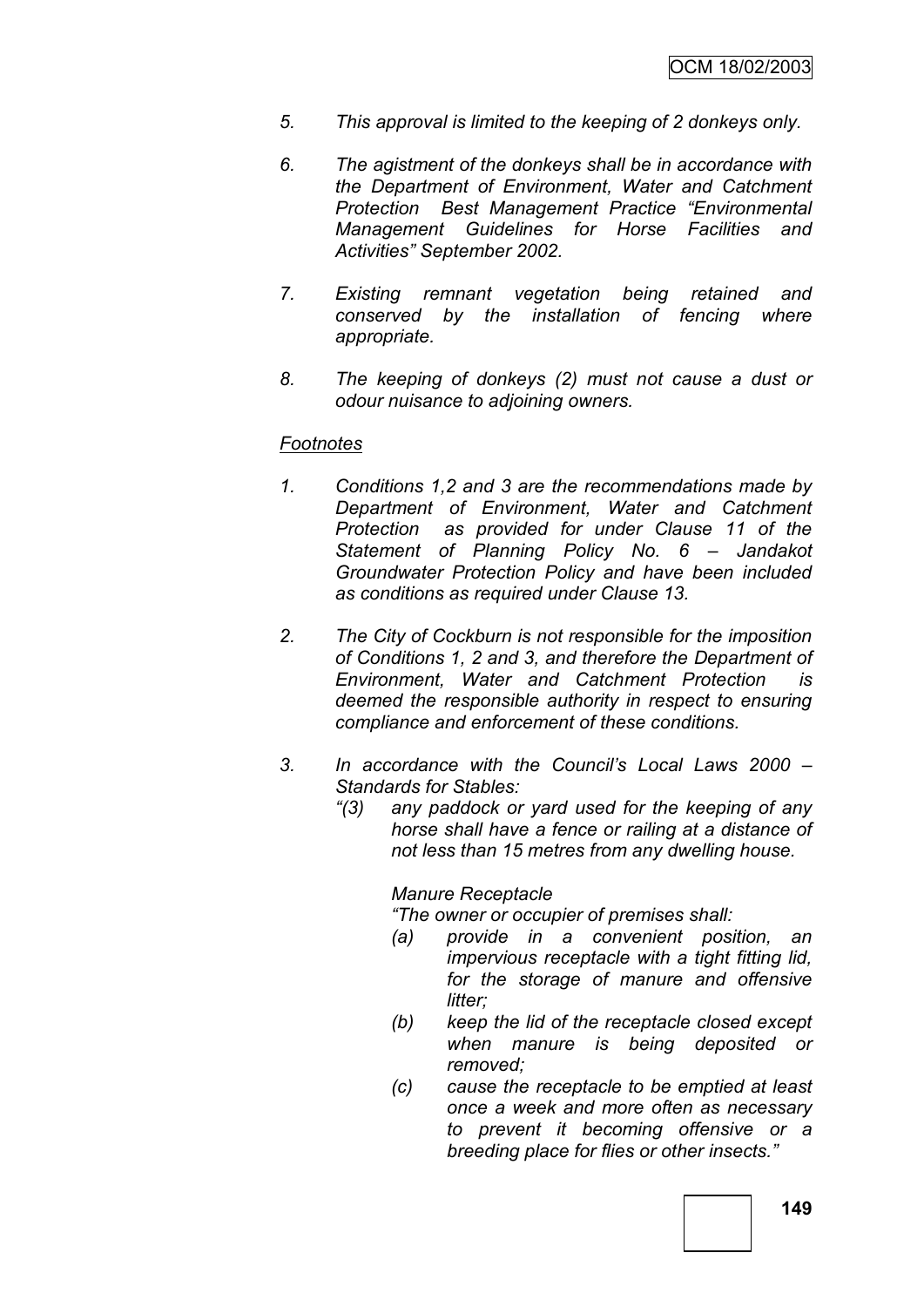*5. This approval is limited to the keeping of 2 donkeys only.*

*6. The agistment of the donkeys shall be in accordance with the Department of Environment, Water and Catchment Protection Best Management Practice "Environmental Management Guidelines for Horse Facilities and Activities" September 2002.*

*7. Existing remnant vegetation being retained and conserved by the installation of fencing where appropriate.*

*8. The keeping of donkeys (2) must not cause a dust or odour nuisance to adjoining owners.*

*Footnotes*

*1. Conditions 1,2 and 3 are the recommendations made by Department of Environment, Water and Catchment Protection as provided for under Clause 11 of the Statement of Planning Policy No. 6 – Jandakot Groundwater Protection Policy and have been included as conditions as required under Clause 13.*

*2. The City of Cockburn is not responsible for the imposition of Conditions 1, 2 and 3, and therefore the Department of Environment, Water and Catchment Protection is deemed the responsible authority in respect to ensuring compliance and enforcement of these conditions.*

*3. In accordance with the Council's Local Laws 2000 – Standards for Stables:*

*"(3) any paddock or yard used for the keeping of any horse shall have a fence or railing at a distance of not less than 15 metres from any dwelling house.*

*Manure Receptacle*

*"The owner or occupier of premises shall:*

*(a) provide in a convenient position, an impervious receptacle with a tight fitting lid, for the storage of manure and offensive litter;*

*(b) keep the lid of the receptacle closed except when manure is being deposited or removed;*

*(c) cause the receptacle to be emptied at least once a week and more often as necessary to prevent it becoming offensive or a breeding place for flies or other insects."*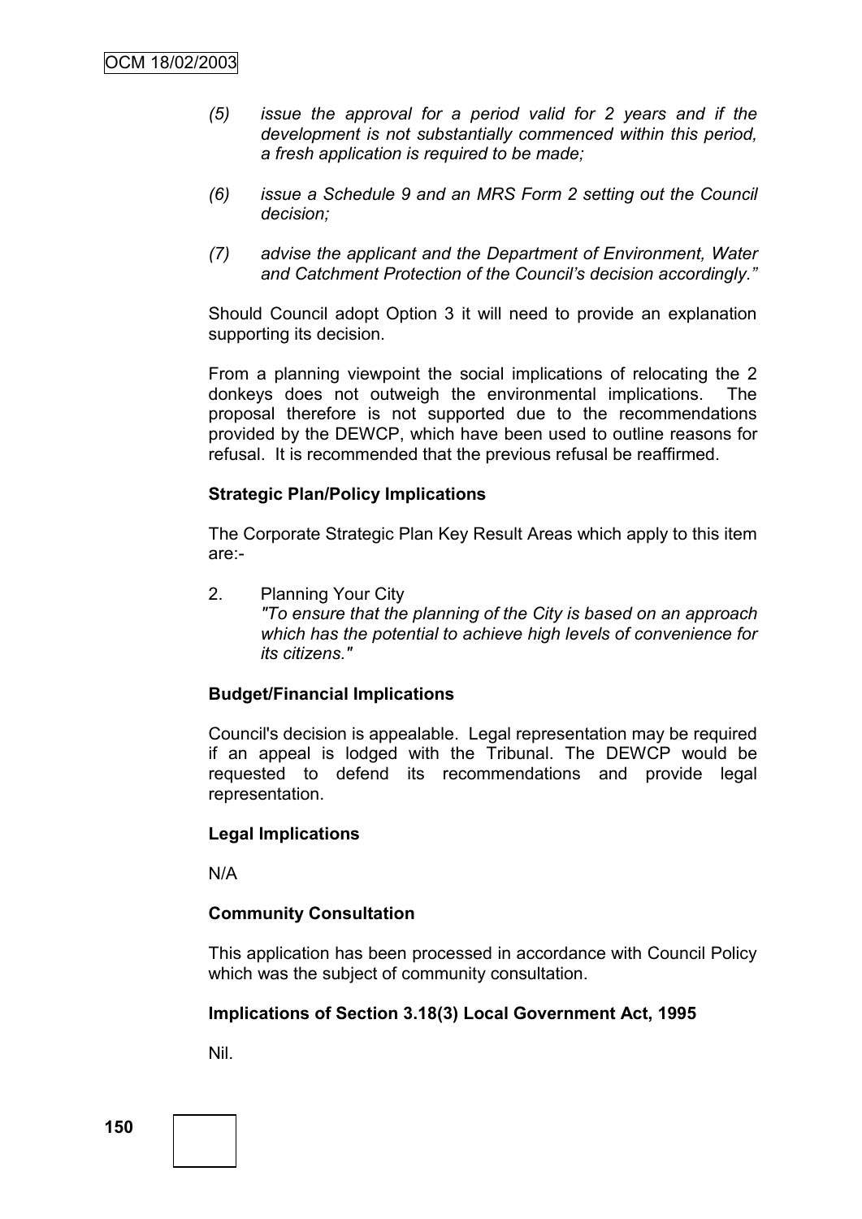*(5) issue the approval for a period valid for 2 years and if the development is not substantially commenced within this period, a fresh application is required to be made;*

*(6) issue a Schedule 9 and an MRS Form 2 setting out the Council decision;*

*(7) advise the applicant and the Department of Environment, Water and Catchment Protection of the Council's decision accordingly."*

Should Council adopt Option 3 it will need to provide an explanation supporting its decision.

From a planning viewpoint the social implications of relocating the 2 donkeys does not outweigh the environmental implications. The proposal therefore is not supported due to the recommendations provided by the DEWCP, which have been used to outline reasons for refusal. It is recommended that the previous refusal be reaffirmed.

**Strategic Plan/Policy Implications**

The Corporate Strategic Plan Key Result Areas which apply to this item are:-

2. Planning Your City
   *"To ensure that the planning of the City is based on an approach which has the potential to achieve high levels of convenience for its citizens."*

**Budget/Financial Implications**

Council's decision is appealable. Legal representation may be required if an appeal is lodged with the Tribunal. The DEWCP would be requested to defend its recommendations and provide legal representation.

**Legal Implications**

N/A

**Community Consultation**

This application has been processed in accordance with Council Policy which was the subject of community consultation.

**Implications of Section 3.18(3) Local Government Act, 1995**

Nil.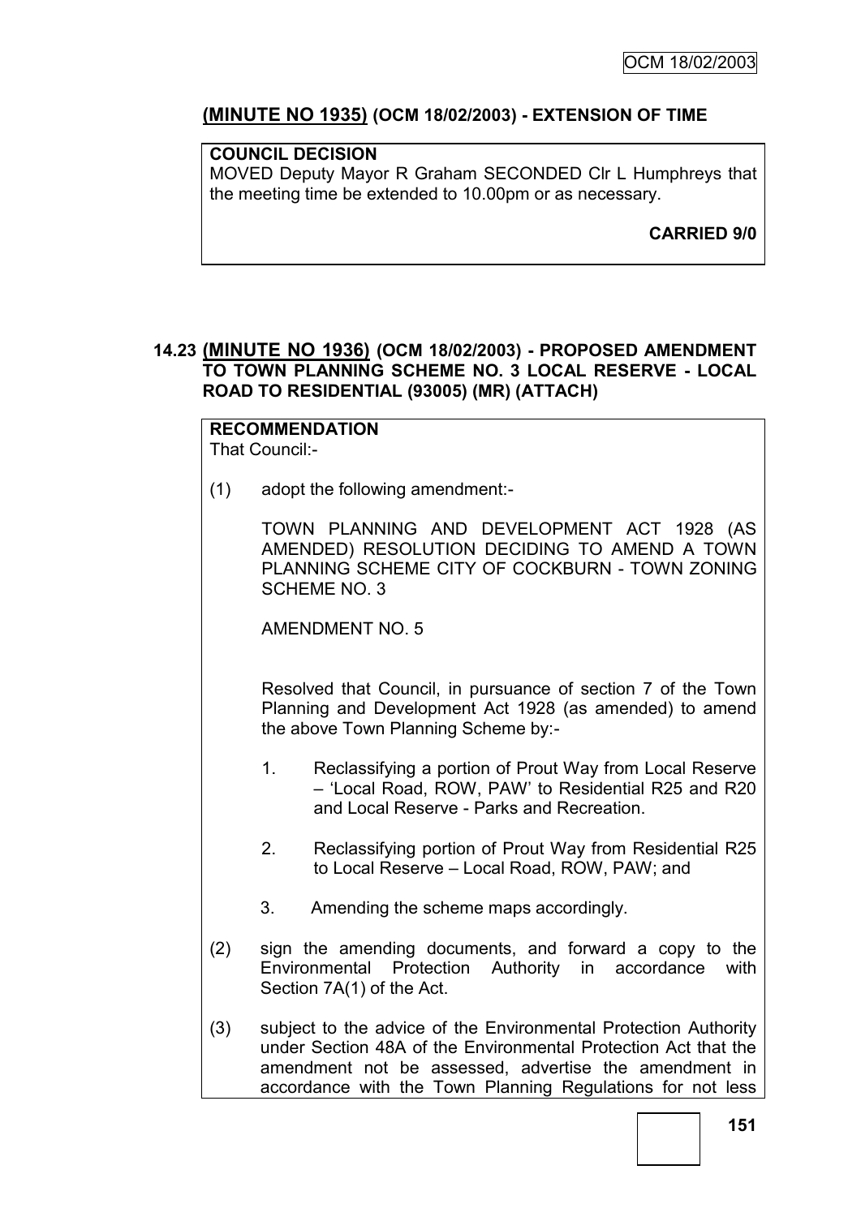## (MINUTE NO 1935) (OCM 18/02/2003) - EXTENSION OF TIME

**COUNCIL DECISION**
MOVED Deputy Mayor R Graham SECONDED Clr L Humphreys that the meeting time be extended to 10.00pm or as necessary.

**CARRIED 9/0**

## 14.23 (MINUTE NO 1936) (OCM 18/02/2003) - PROPOSED AMENDMENT TO TOWN PLANNING SCHEME NO. 3 LOCAL RESERVE - LOCAL ROAD TO RESIDENTIAL (93005) (MR) (ATTACH)

**RECOMMENDATION**
That Council:-

(1) adopt the following amendment:-

TOWN PLANNING AND DEVELOPMENT ACT 1928 (AS AMENDED) RESOLUTION DECIDING TO AMEND A TOWN PLANNING SCHEME CITY OF COCKBURN - TOWN ZONING SCHEME NO. 3

AMENDMENT NO. 5

Resolved that Council, in pursuance of section 7 of the Town Planning and Development Act 1928 (as amended) to amend the above Town Planning Scheme by:-

1. Reclassifying a portion of Prout Way from Local Reserve – 'Local Road, ROW, PAW' to Residential R25 and R20 and Local Reserve - Parks and Recreation.
2. Reclassifying portion of Prout Way from Residential R25 to Local Reserve – Local Road, ROW, PAW; and
3. Amending the scheme maps accordingly.

(2) sign the amending documents, and forward a copy to the Environmental Protection Authority in accordance with Section 7A(1) of the Act.

(3) subject to the advice of the Environmental Protection Authority under Section 48A of the Environmental Protection Act that the amendment not be assessed, advertise the amendment in accordance with the Town Planning Regulations for not less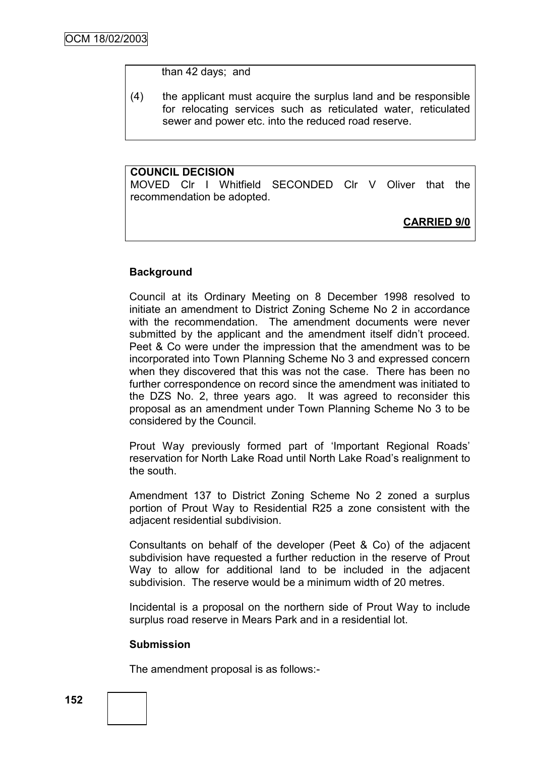than 42 days; and

(4) the applicant must acquire the surplus land and be responsible for relocating services such as reticulated water, reticulated sewer and power etc. into the reduced road reserve.

**COUNCIL DECISION**
MOVED Clr I Whitfield SECONDED Clr V Oliver that the recommendation be adopted.

**CARRIED 9/0**

**Background**

Council at its Ordinary Meeting on 8 December 1998 resolved to initiate an amendment to District Zoning Scheme No 2 in accordance with the recommendation. The amendment documents were never submitted by the applicant and the amendment itself didn't proceed. Peet & Co were under the impression that the amendment was to be incorporated into Town Planning Scheme No 3 and expressed concern when they discovered that this was not the case. There has been no further correspondence on record since the amendment was initiated to the DZS No. 2, three years ago. It was agreed to reconsider this proposal as an amendment under Town Planning Scheme No 3 to be considered by the Council.

Prout Way previously formed part of 'Important Regional Roads' reservation for North Lake Road until North Lake Road's realignment to the south.

Amendment 137 to District Zoning Scheme No 2 zoned a surplus portion of Prout Way to Residential R25 a zone consistent with the adjacent residential subdivision.

Consultants on behalf of the developer (Peet & Co) of the adjacent subdivision have requested a further reduction in the reserve of Prout Way to allow for additional land to be included in the adjacent subdivision. The reserve would be a minimum width of 20 metres.

Incidental is a proposal on the northern side of Prout Way to include surplus road reserve in Mears Park and in a residential lot.

**Submission**

The amendment proposal is as follows:-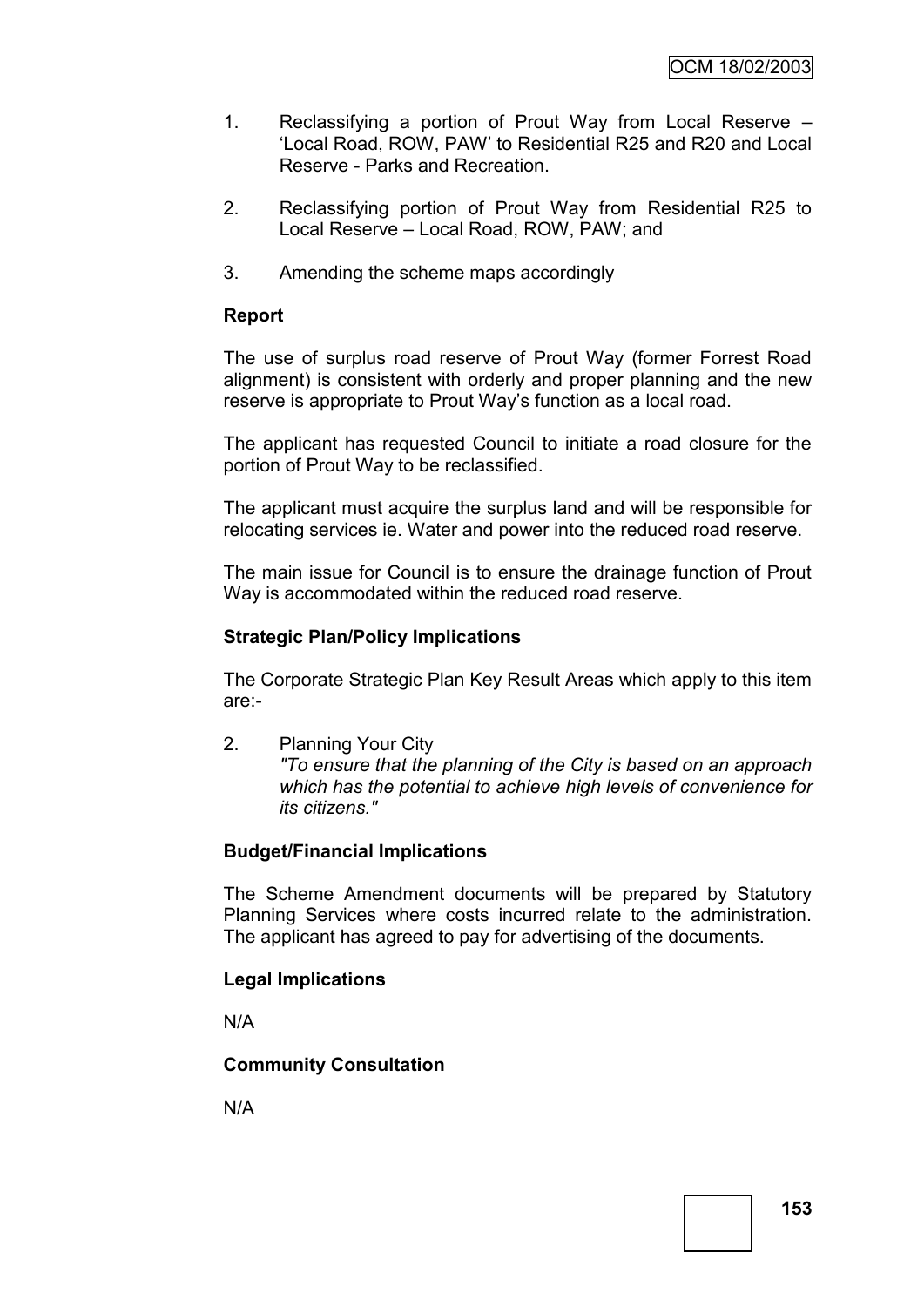1. Reclassifying a portion of Prout Way from Local Reserve – 'Local Road, ROW, PAW' to Residential R25 and R20 and Local Reserve - Parks and Recreation.

2. Reclassifying portion of Prout Way from Residential R25 to Local Reserve – Local Road, ROW, PAW; and

3. Amending the scheme maps accordingly

**Report**

The use of surplus road reserve of Prout Way (former Forrest Road alignment) is consistent with orderly and proper planning and the new reserve is appropriate to Prout Way's function as a local road.

The applicant has requested Council to initiate a road closure for the portion of Prout Way to be reclassified.

The applicant must acquire the surplus land and will be responsible for relocating services ie. Water and power into the reduced road reserve.

The main issue for Council is to ensure the drainage function of Prout Way is accommodated within the reduced road reserve.

**Strategic Plan/Policy Implications**

The Corporate Strategic Plan Key Result Areas which apply to this item are:-

2. Planning Your City
   *"To ensure that the planning of the City is based on an approach which has the potential to achieve high levels of convenience for its citizens."*

**Budget/Financial Implications**

The Scheme Amendment documents will be prepared by Statutory Planning Services where costs incurred relate to the administration. The applicant has agreed to pay for advertising of the documents.

**Legal Implications**

N/A

**Community Consultation**

N/A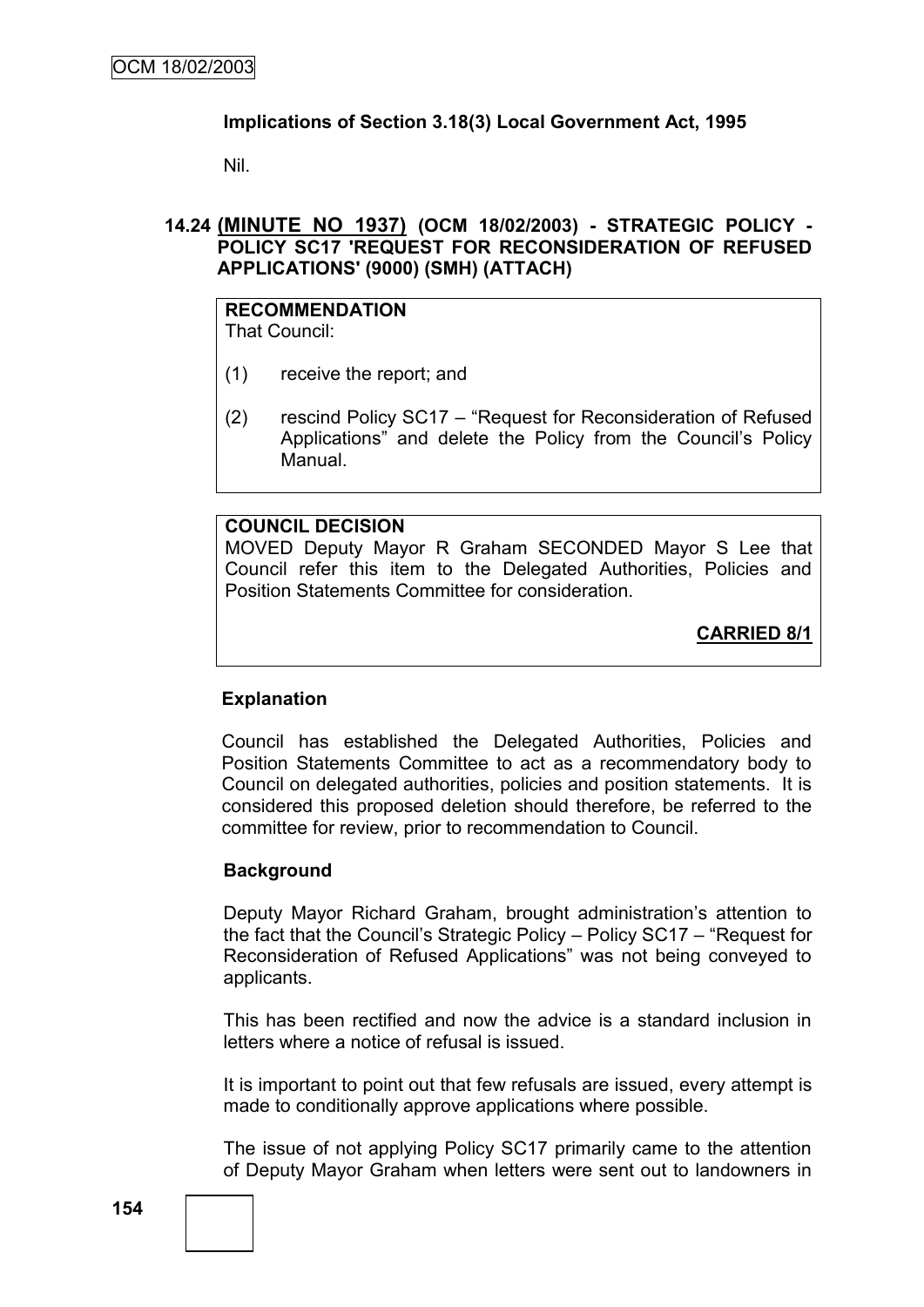**Implications of Section 3.18(3) Local Government Act, 1995**

Nil.

### 14.24 <u>(MINUTE NO 1937)</u> (OCM 18/02/2003) - STRATEGIC POLICY - POLICY SC17 'REQUEST FOR RECONSIDERATION OF REFUSED APPLICATIONS' (9000) (SMH) (ATTACH)

**RECOMMENDATION**
That Council:

(1) receive the report; and

(2) rescind Policy SC17 – "Request for Reconsideration of Refused Applications" and delete the Policy from the Council's Policy Manual.

**COUNCIL DECISION**
MOVED Deputy Mayor R Graham SECONDED Mayor S Lee that Council refer this item to the Delegated Authorities, Policies and Position Statements Committee for consideration.

**<u>CARRIED 8/1</u>**

**Explanation**

Council has established the Delegated Authorities, Policies and Position Statements Committee to act as a recommendatory body to Council on delegated authorities, policies and position statements. It is considered this proposed deletion should therefore, be referred to the committee for review, prior to recommendation to Council.

**Background**

Deputy Mayor Richard Graham, brought administration's attention to the fact that the Council's Strategic Policy – Policy SC17 – "Request for Reconsideration of Refused Applications" was not being conveyed to applicants.

This has been rectified and now the advice is a standard inclusion in letters where a notice of refusal is issued.

It is important to point out that few refusals are issued, every attempt is made to conditionally approve applications where possible.

The issue of not applying Policy SC17 primarily came to the attention of Deputy Mayor Graham when letters were sent out to landowners in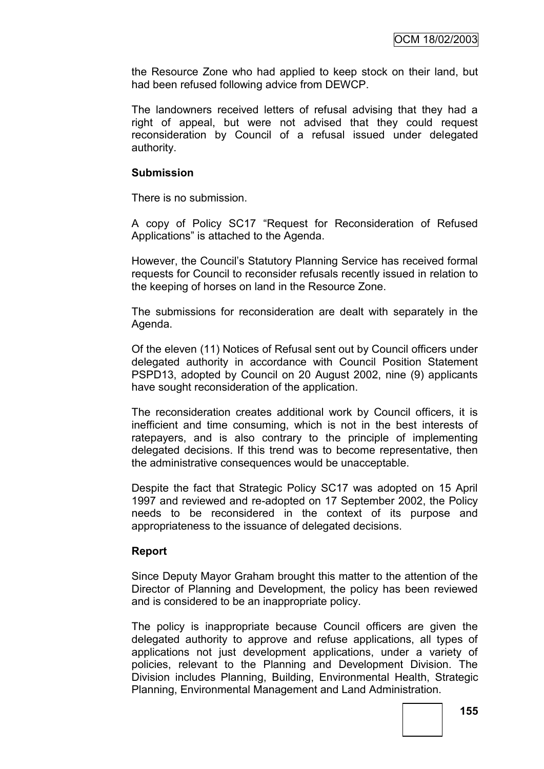the Resource Zone who had applied to keep stock on their land, but had been refused following advice from DEWCP.

The landowners received letters of refusal advising that they had a right of appeal, but were not advised that they could request reconsideration by Council of a refusal issued under delegated authority.

**Submission**

There is no submission.

A copy of Policy SC17 "Request for Reconsideration of Refused Applications" is attached to the Agenda.

However, the Council's Statutory Planning Service has received formal requests for Council to reconsider refusals recently issued in relation to the keeping of horses on land in the Resource Zone.

The submissions for reconsideration are dealt with separately in the Agenda.

Of the eleven (11) Notices of Refusal sent out by Council officers under delegated authority in accordance with Council Position Statement PSPD13, adopted by Council on 20 August 2002, nine (9) applicants have sought reconsideration of the application.

The reconsideration creates additional work by Council officers, it is inefficient and time consuming, which is not in the best interests of ratepayers, and is also contrary to the principle of implementing delegated decisions. If this trend was to become representative, then the administrative consequences would be unacceptable.

Despite the fact that Strategic Policy SC17 was adopted on 15 April 1997 and reviewed and re-adopted on 17 September 2002, the Policy needs to be reconsidered in the context of its purpose and appropriateness to the issuance of delegated decisions.

**Report**

Since Deputy Mayor Graham brought this matter to the attention of the Director of Planning and Development, the policy has been reviewed and is considered to be an inappropriate policy.

The policy is inappropriate because Council officers are given the delegated authority to approve and refuse applications, all types of applications not just development applications, under a variety of policies, relevant to the Planning and Development Division. The Division includes Planning, Building, Environmental Health, Strategic Planning, Environmental Management and Land Administration.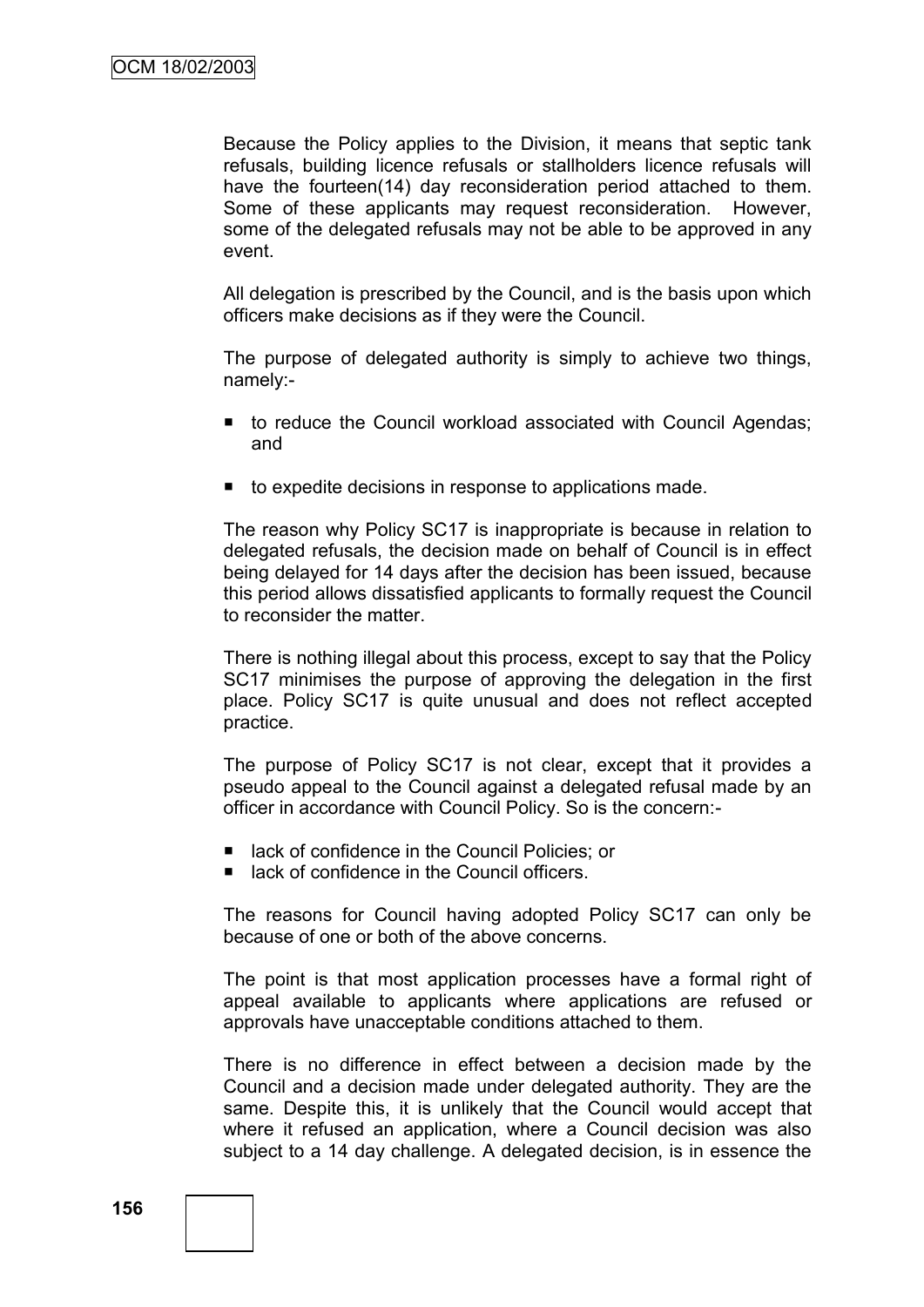Because the Policy applies to the Division, it means that septic tank refusals, building licence refusals or stallholders licence refusals will have the fourteen(14) day reconsideration period attached to them. Some of these applicants may request reconsideration. However, some of the delegated refusals may not be able to be approved in any event.

All delegation is prescribed by the Council, and is the basis upon which officers make decisions as if they were the Council.

The purpose of delegated authority is simply to achieve two things, namely:-

- to reduce the Council workload associated with Council Agendas; and
- to expedite decisions in response to applications made.

The reason why Policy SC17 is inappropriate is because in relation to delegated refusals, the decision made on behalf of Council is in effect being delayed for 14 days after the decision has been issued, because this period allows dissatisfied applicants to formally request the Council to reconsider the matter.

There is nothing illegal about this process, except to say that the Policy SC17 minimises the purpose of approving the delegation in the first place. Policy SC17 is quite unusual and does not reflect accepted practice.

The purpose of Policy SC17 is not clear, except that it provides a pseudo appeal to the Council against a delegated refusal made by an officer in accordance with Council Policy. So is the concern:-

- lack of confidence in the Council Policies; or
- lack of confidence in the Council officers.

The reasons for Council having adopted Policy SC17 can only be because of one or both of the above concerns.

The point is that most application processes have a formal right of appeal available to applicants where applications are refused or approvals have unacceptable conditions attached to them.

There is no difference in effect between a decision made by the Council and a decision made under delegated authority. They are the same. Despite this, it is unlikely that the Council would accept that where it refused an application, where a Council decision was also subject to a 14 day challenge. A delegated decision, is in essence the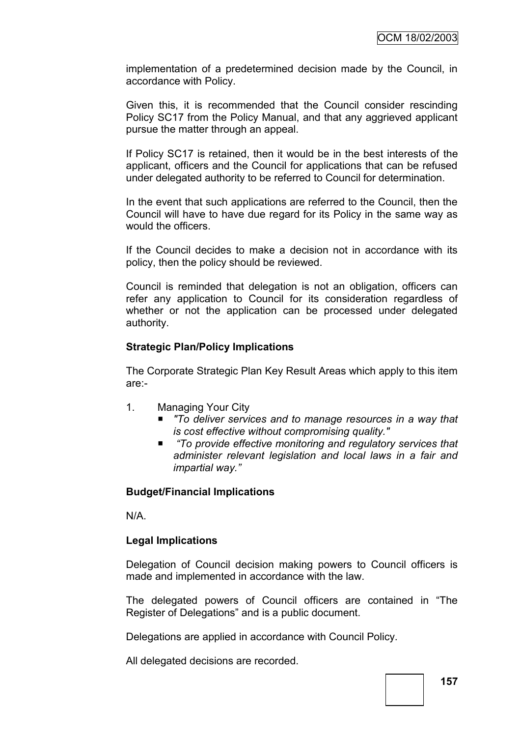implementation of a predetermined decision made by the Council, in accordance with Policy.

Given this, it is recommended that the Council consider rescinding Policy SC17 from the Policy Manual, and that any aggrieved applicant pursue the matter through an appeal.

If Policy SC17 is retained, then it would be in the best interests of the applicant, officers and the Council for applications that can be refused under delegated authority to be referred to Council for determination.

In the event that such applications are referred to the Council, then the Council will have to have due regard for its Policy in the same way as would the officers.

If the Council decides to make a decision not in accordance with its policy, then the policy should be reviewed.

Council is reminded that delegation is not an obligation, officers can refer any application to Council for its consideration regardless of whether or not the application can be processed under delegated authority.

**Strategic Plan/Policy Implications**

The Corporate Strategic Plan Key Result Areas which apply to this item are:-

1. Managing Your City
   - *"To deliver services and to manage resources in a way that is cost effective without compromising quality."*
   - *"To provide effective monitoring and regulatory services that administer relevant legislation and local laws in a fair and impartial way."*

**Budget/Financial Implications**

N/A.

**Legal Implications**

Delegation of Council decision making powers to Council officers is made and implemented in accordance with the law.

The delegated powers of Council officers are contained in "The Register of Delegations" and is a public document.

Delegations are applied in accordance with Council Policy.

All delegated decisions are recorded.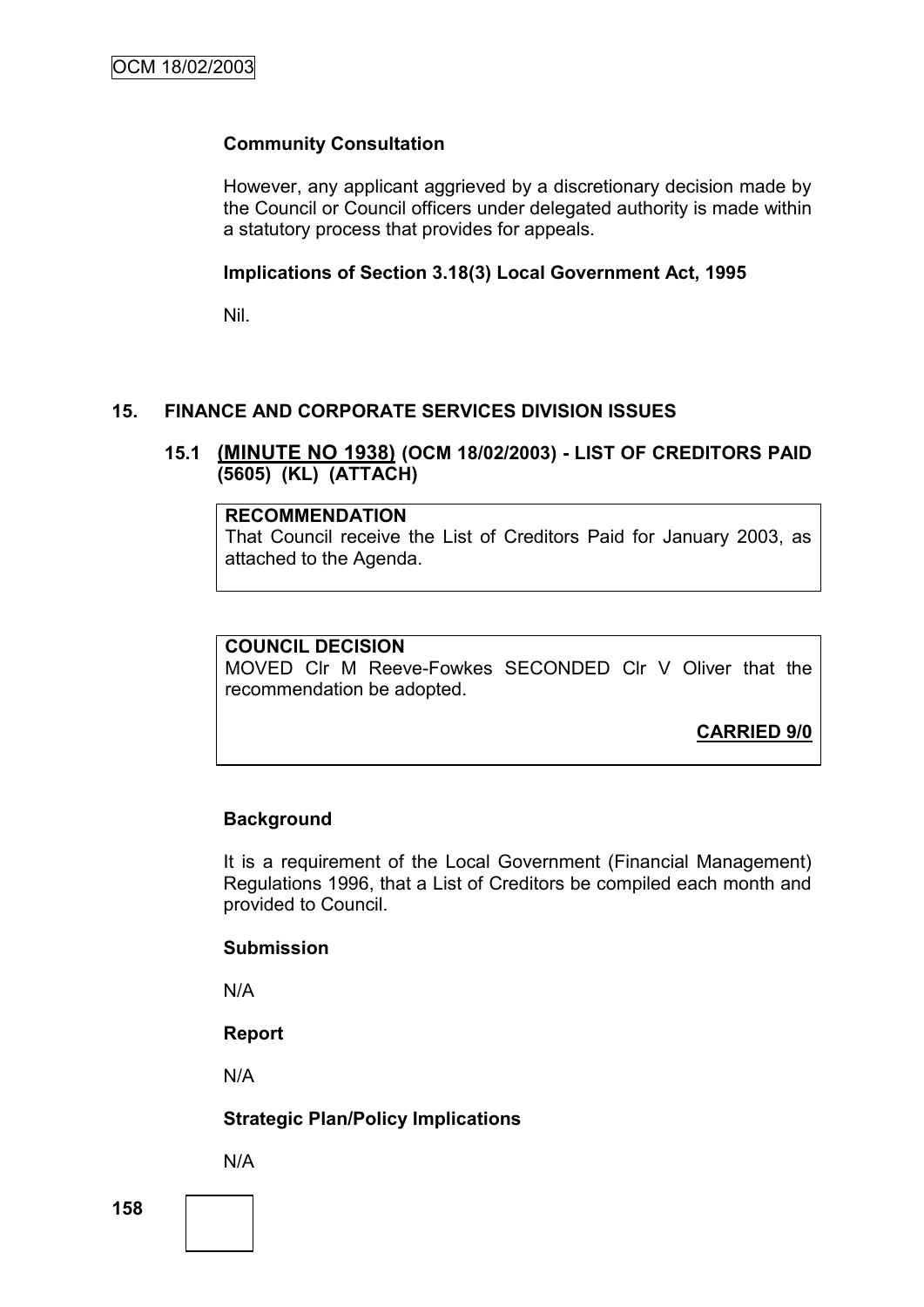**Community Consultation**

However, any applicant aggrieved by a discretionary decision made by the Council or Council officers under delegated authority is made within a statutory process that provides for appeals.

**Implications of Section 3.18(3) Local Government Act, 1995**

Nil.

## 15. FINANCE AND CORPORATE SERVICES DIVISION ISSUES

### 15.1 (MINUTE NO 1938) (OCM 18/02/2003) - LIST OF CREDITORS PAID (5605) (KL) (ATTACH)

**RECOMMENDATION**

That Council receive the List of Creditors Paid for January 2003, as attached to the Agenda.

**COUNCIL DECISION**

MOVED Clr M Reeve-Fowkes SECONDED Clr V Oliver that the recommendation be adopted.

**CARRIED 9/0**

**Background**

It is a requirement of the Local Government (Financial Management) Regulations 1996, that a List of Creditors be compiled each month and provided to Council.

**Submission**

N/A

**Report**

N/A

**Strategic Plan/Policy Implications**

N/A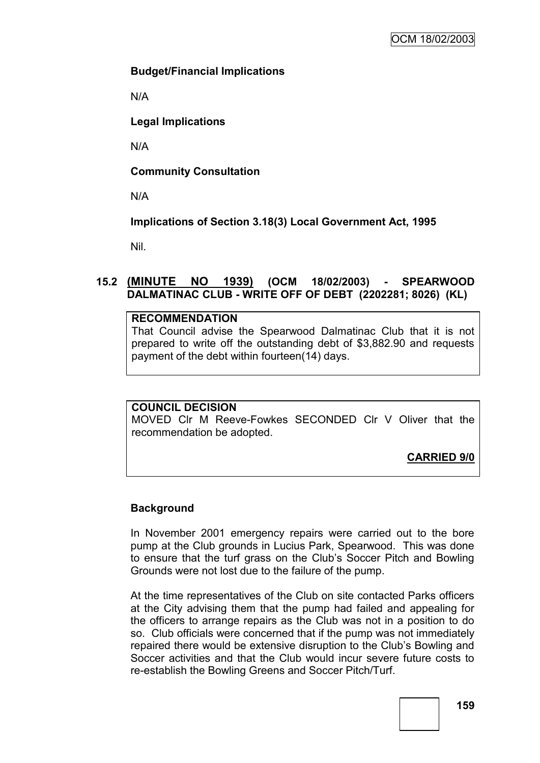**Budget/Financial Implications**

N/A

**Legal Implications**

N/A

**Community Consultation**

N/A

**Implications of Section 3.18(3) Local Government Act, 1995**

Nil.

## 15.2 (MINUTE NO 1939) (OCM 18/02/2003) - SPEARWOOD DALMATINAC CLUB - WRITE OFF OF DEBT (2202281; 8026) (KL)

**RECOMMENDATION**

That Council advise the Spearwood Dalmatinac Club that it is not prepared to write off the outstanding debt of $3,882.90 and requests payment of the debt within fourteen(14) days.

**COUNCIL DECISION**

MOVED Clr M Reeve-Fowkes SECONDED Clr V Oliver that the recommendation be adopted.

**CARRIED 9/0**

**Background**

In November 2001 emergency repairs were carried out to the bore pump at the Club grounds in Lucius Park, Spearwood. This was done to ensure that the turf grass on the Club's Soccer Pitch and Bowling Grounds were not lost due to the failure of the pump.

At the time representatives of the Club on site contacted Parks officers at the City advising them that the pump had failed and appealing for the officers to arrange repairs as the Club was not in a position to do so. Club officials were concerned that if the pump was not immediately repaired there would be extensive disruption to the Club's Bowling and Soccer activities and that the Club would incur severe future costs to re-establish the Bowling Greens and Soccer Pitch/Turf.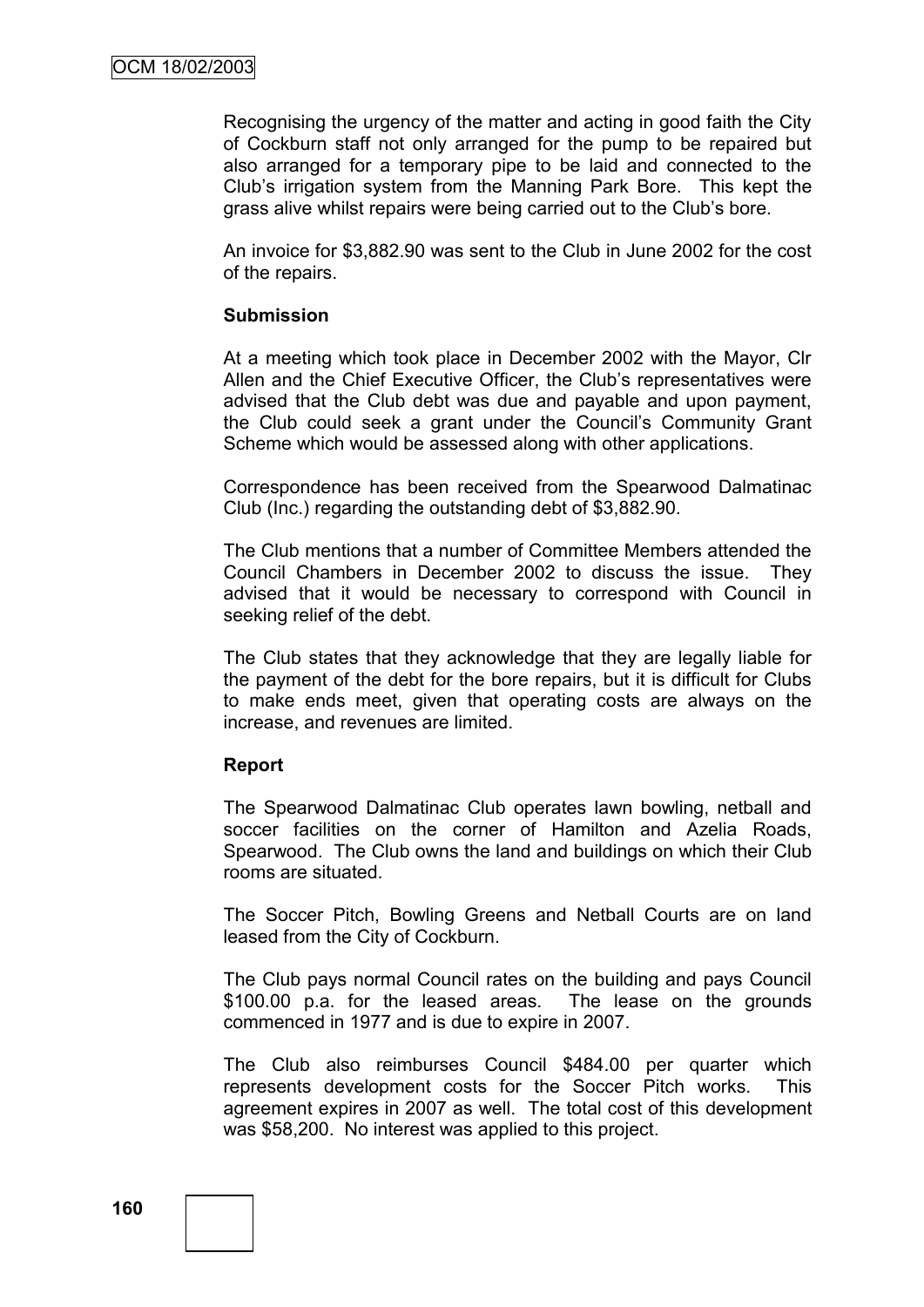Recognising the urgency of the matter and acting in good faith the City of Cockburn staff not only arranged for the pump to be repaired but also arranged for a temporary pipe to be laid and connected to the Club's irrigation system from the Manning Park Bore. This kept the grass alive whilst repairs were being carried out to the Club's bore.

An invoice for $3,882.90 was sent to the Club in June 2002 for the cost of the repairs.

**Submission**

At a meeting which took place in December 2002 with the Mayor, Clr Allen and the Chief Executive Officer, the Club's representatives were advised that the Club debt was due and payable and upon payment, the Club could seek a grant under the Council's Community Grant Scheme which would be assessed along with other applications.

Correspondence has been received from the Spearwood Dalmatinac Club (Inc.) regarding the outstanding debt of $3,882.90.

The Club mentions that a number of Committee Members attended the Council Chambers in December 2002 to discuss the issue. They advised that it would be necessary to correspond with Council in seeking relief of the debt.

The Club states that they acknowledge that they are legally liable for the payment of the debt for the bore repairs, but it is difficult for Clubs to make ends meet, given that operating costs are always on the increase, and revenues are limited.

**Report**

The Spearwood Dalmatinac Club operates lawn bowling, netball and soccer facilities on the corner of Hamilton and Azelia Roads, Spearwood. The Club owns the land and buildings on which their Club rooms are situated.

The Soccer Pitch, Bowling Greens and Netball Courts are on land leased from the City of Cockburn.

The Club pays normal Council rates on the building and pays Council $100.00 p.a. for the leased areas. The lease on the grounds commenced in 1977 and is due to expire in 2007.

The Club also reimburses Council $484.00 per quarter which represents development costs for the Soccer Pitch works. This agreement expires in 2007 as well. The total cost of this development was $58,200. No interest was applied to this project.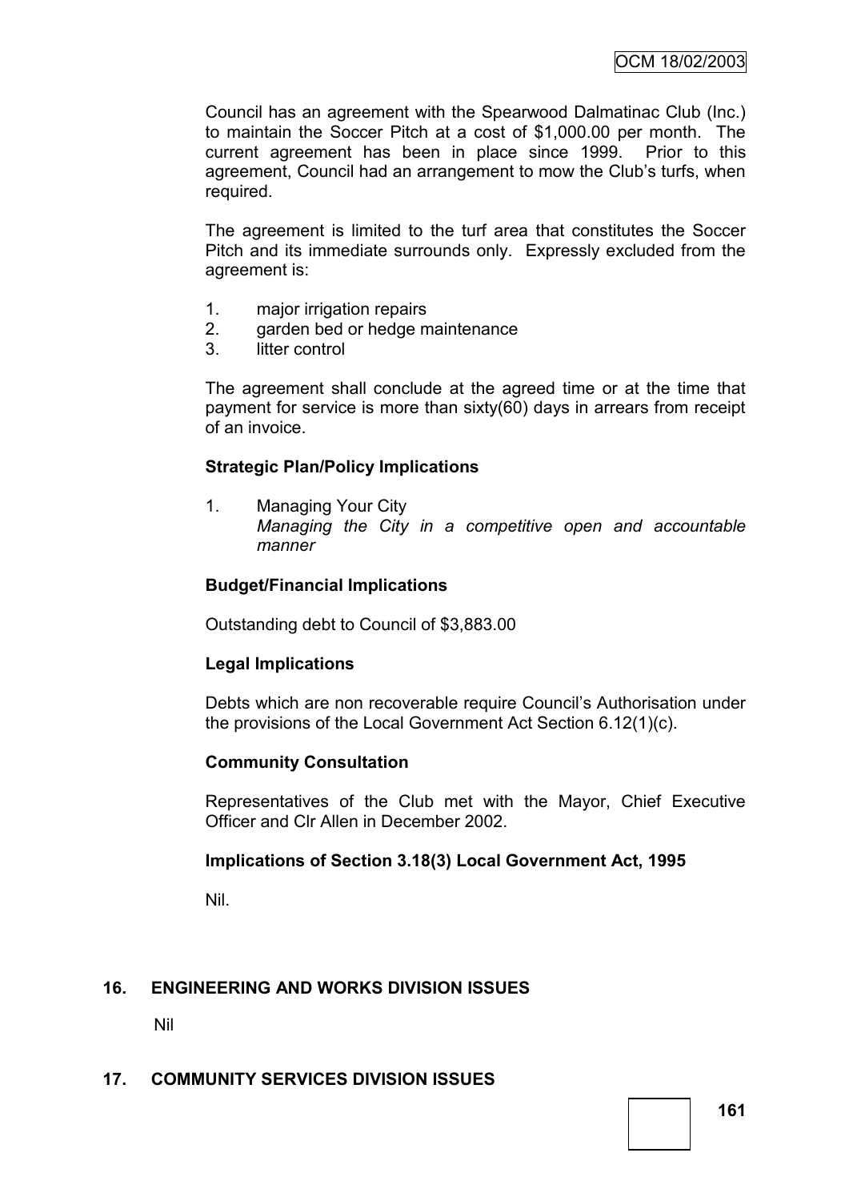Council has an agreement with the Spearwood Dalmatinac Club (Inc.) to maintain the Soccer Pitch at a cost of $1,000.00 per month. The current agreement has been in place since 1999. Prior to this agreement, Council had an arrangement to mow the Club's turfs, when required.

The agreement is limited to the turf area that constitutes the Soccer Pitch and its immediate surrounds only. Expressly excluded from the agreement is:

1. major irrigation repairs
2. garden bed or hedge maintenance
3. litter control

The agreement shall conclude at the agreed time or at the time that payment for service is more than sixty(60) days in arrears from receipt of an invoice.

**Strategic Plan/Policy Implications**

1. Managing Your City
   *Managing the City in a competitive open and accountable manner*

**Budget/Financial Implications**

Outstanding debt to Council of $3,883.00

**Legal Implications**

Debts which are non recoverable require Council's Authorisation under the provisions of the Local Government Act Section 6.12(1)(c).

**Community Consultation**

Representatives of the Club met with the Mayor, Chief Executive Officer and Clr Allen in December 2002.

**Implications of Section 3.18(3) Local Government Act, 1995**

Nil.

## 16. ENGINEERING AND WORKS DIVISION ISSUES

Nil

## 17. COMMUNITY SERVICES DIVISION ISSUES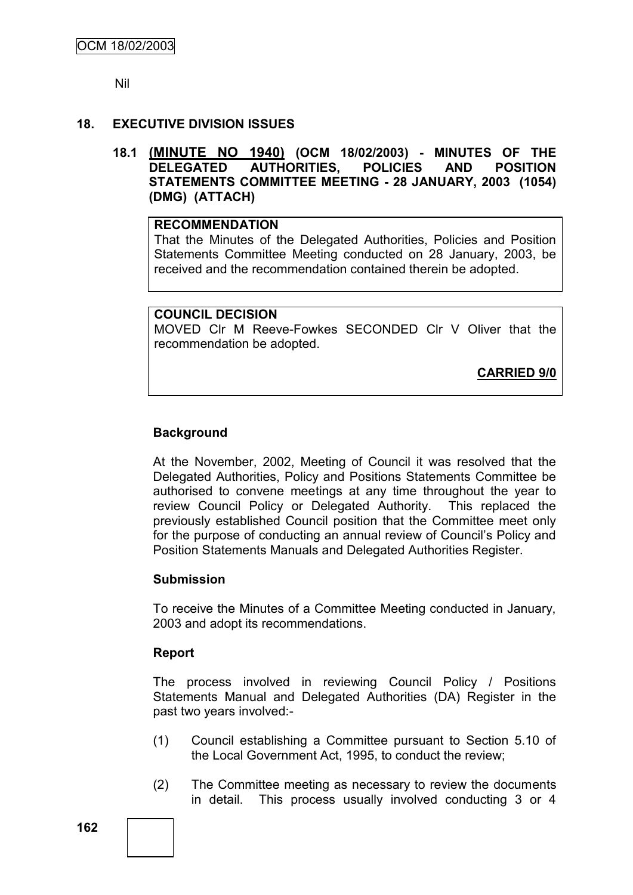Nil

## 18. EXECUTIVE DIVISION ISSUES

### 18.1 (MINUTE NO 1940) (OCM 18/02/2003) - MINUTES OF THE DELEGATED AUTHORITIES, POLICIES AND POSITION STATEMENTS COMMITTEE MEETING - 28 JANUARY, 2003 (1054) (DMG) (ATTACH)

**RECOMMENDATION**

That the Minutes of the Delegated Authorities, Policies and Position Statements Committee Meeting conducted on 28 January, 2003, be received and the recommendation contained therein be adopted.

**COUNCIL DECISION**

MOVED Clr M Reeve-Fowkes SECONDED Clr V Oliver that the recommendation be adopted.

**CARRIED 9/0**

**Background**

At the November, 2002, Meeting of Council it was resolved that the Delegated Authorities, Policy and Positions Statements Committee be authorised to convene meetings at any time throughout the year to review Council Policy or Delegated Authority. This replaced the previously established Council position that the Committee meet only for the purpose of conducting an annual review of Council's Policy and Position Statements Manuals and Delegated Authorities Register.

**Submission**

To receive the Minutes of a Committee Meeting conducted in January, 2003 and adopt its recommendations.

**Report**

The process involved in reviewing Council Policy / Positions Statements Manual and Delegated Authorities (DA) Register in the past two years involved:-

(1) Council establishing a Committee pursuant to Section 5.10 of the Local Government Act, 1995, to conduct the review;

(2) The Committee meeting as necessary to review the documents in detail. This process usually involved conducting 3 or 4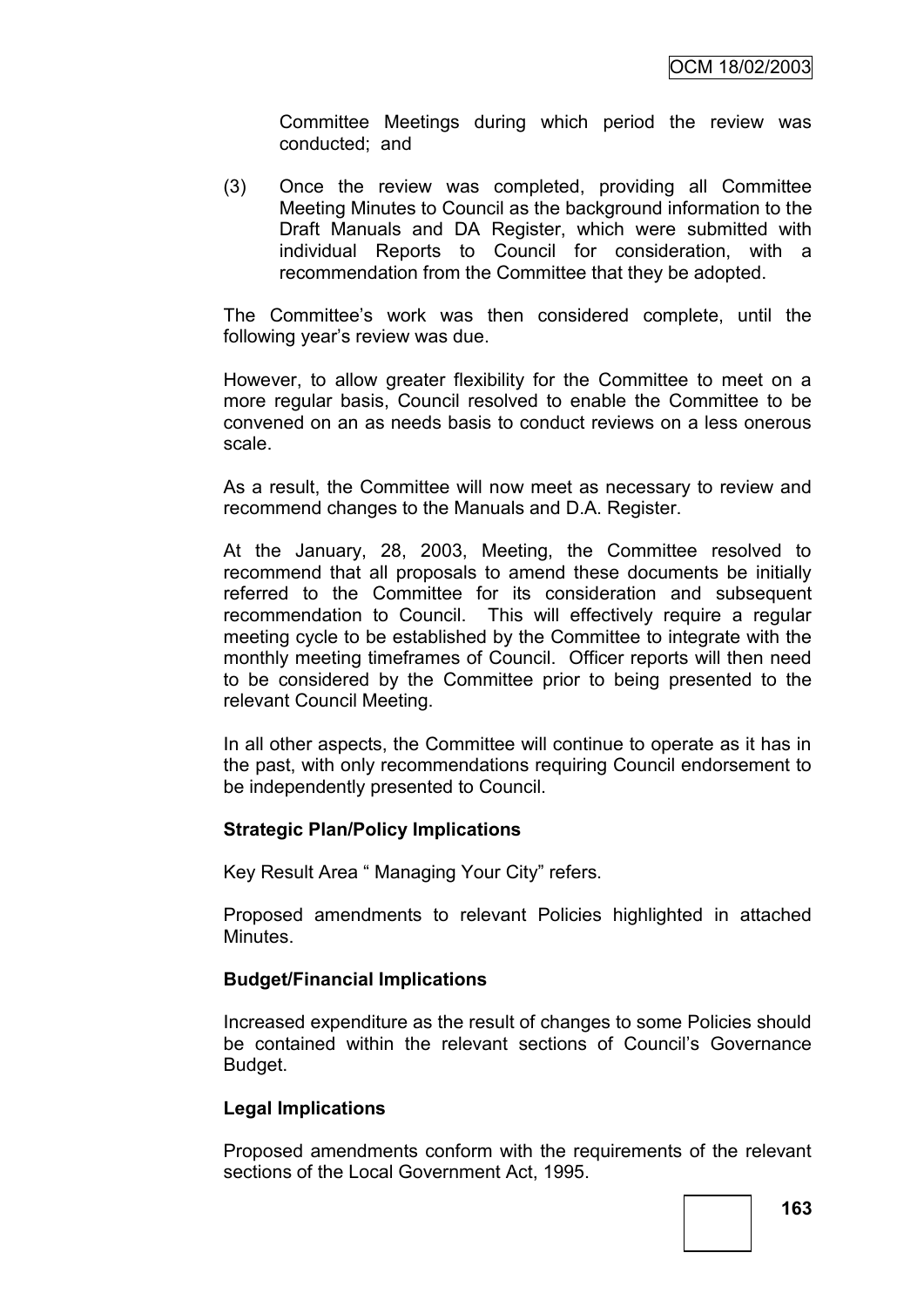Committee Meetings during which period the review was conducted; and

(3) Once the review was completed, providing all Committee Meeting Minutes to Council as the background information to the Draft Manuals and DA Register, which were submitted with individual Reports to Council for consideration, with a recommendation from the Committee that they be adopted.

The Committee's work was then considered complete, until the following year's review was due.

However, to allow greater flexibility for the Committee to meet on a more regular basis, Council resolved to enable the Committee to be convened on an as needs basis to conduct reviews on a less onerous scale.

As a result, the Committee will now meet as necessary to review and recommend changes to the Manuals and D.A. Register.

At the January, 28, 2003, Meeting, the Committee resolved to recommend that all proposals to amend these documents be initially referred to the Committee for its consideration and subsequent recommendation to Council. This will effectively require a regular meeting cycle to be established by the Committee to integrate with the monthly meeting timeframes of Council. Officer reports will then need to be considered by the Committee prior to being presented to the relevant Council Meeting.

In all other aspects, the Committee will continue to operate as it has in the past, with only recommendations requiring Council endorsement to be independently presented to Council.

**Strategic Plan/Policy Implications**

Key Result Area " Managing Your City" refers.

Proposed amendments to relevant Policies highlighted in attached Minutes.

**Budget/Financial Implications**

Increased expenditure as the result of changes to some Policies should be contained within the relevant sections of Council's Governance Budget.

**Legal Implications**

Proposed amendments conform with the requirements of the relevant sections of the Local Government Act, 1995.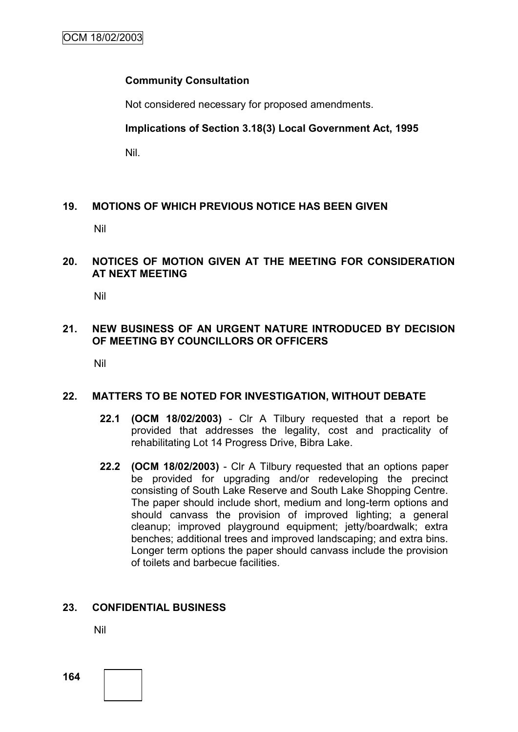**Community Consultation**

Not considered necessary for proposed amendments.

**Implications of Section 3.18(3) Local Government Act, 1995**

Nil.

## 19. MOTIONS OF WHICH PREVIOUS NOTICE HAS BEEN GIVEN

Nil

## 20. NOTICES OF MOTION GIVEN AT THE MEETING FOR CONSIDERATION AT NEXT MEETING

Nil

## 21. NEW BUSINESS OF AN URGENT NATURE INTRODUCED BY DECISION OF MEETING BY COUNCILLORS OR OFFICERS

Nil

## 22. MATTERS TO BE NOTED FOR INVESTIGATION, WITHOUT DEBATE

**22.1 (OCM 18/02/2003)** - Clr A Tilbury requested that a report be provided that addresses the legality, cost and practicality of rehabilitating Lot 14 Progress Drive, Bibra Lake.

**22.2 (OCM 18/02/2003)** - Clr A Tilbury requested that an options paper be provided for upgrading and/or redeveloping the precinct consisting of South Lake Reserve and South Lake Shopping Centre. The paper should include short, medium and long-term options and should canvass the provision of improved lighting; a general cleanup; improved playground equipment; jetty/boardwalk; extra benches; additional trees and improved landscaping; and extra bins. Longer term options the paper should canvass include the provision of toilets and barbecue facilities.

## 23. CONFIDENTIAL BUSINESS

Nil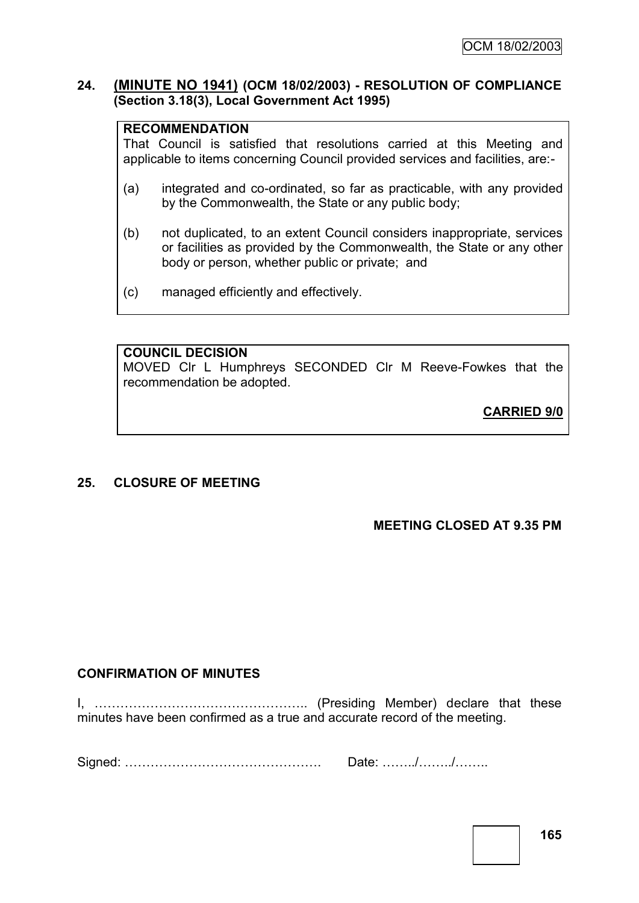## 24. (MINUTE NO 1941) (OCM 18/02/2003) - RESOLUTION OF COMPLIANCE (Section 3.18(3), Local Government Act 1995)

**RECOMMENDATION**

That Council is satisfied that resolutions carried at this Meeting and applicable to items concerning Council provided services and facilities, are:-

(a) integrated and co-ordinated, so far as practicable, with any provided by the Commonwealth, the State or any public body;

(b) not duplicated, to an extent Council considers inappropriate, services or facilities as provided by the Commonwealth, the State or any other body or person, whether public or private; and

(c) managed efficiently and effectively.

**COUNCIL DECISION**

MOVED Clr L Humphreys SECONDED Clr M Reeve-Fowkes that the recommendation be adopted.

**CARRIED 9/0**

## 25. CLOSURE OF MEETING

**MEETING CLOSED AT 9.35 PM**

**CONFIRMATION OF MINUTES**

I, ………………………………………….. (Presiding Member) declare that these minutes have been confirmed as a true and accurate record of the meeting.

Signed: ………………………………………. Date: ……../……../……..